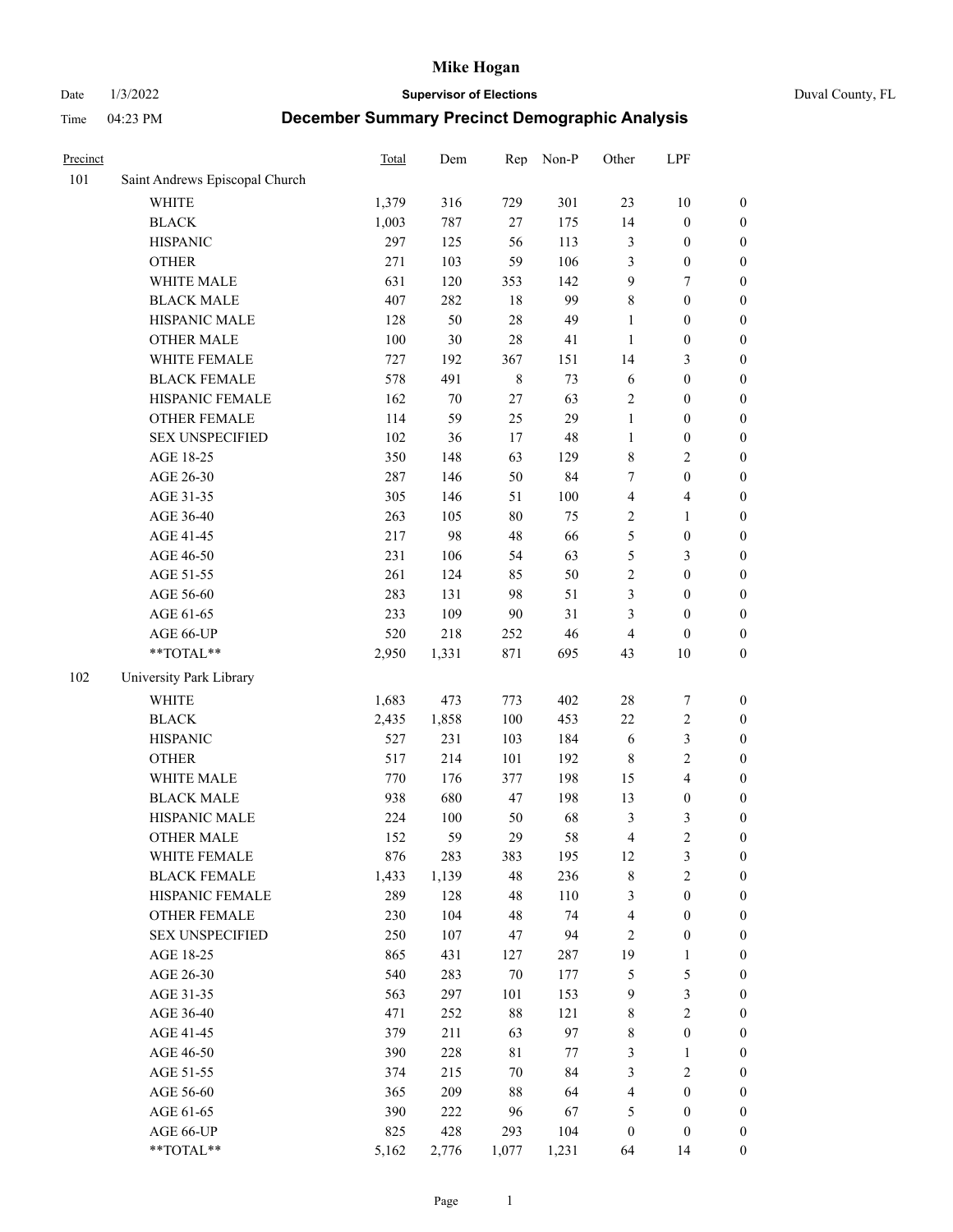# Mike Hogan

Date 1/3/2022 **Supervisor of Elections** Duval County, FL

Time 04:23 PM **December Summary Precinct Demographic Analysis**

| Precinct | | Total | Dem | Rep | Non-P | Other | LPF | |
|---|---|---|---|---|---|---|---|---|
| 101 | Saint Andrews Episcopal Church | | | | | | | |
| | WHITE | 1,379 | 316 | 729 | 301 | 23 | 10 | 0 |
| | BLACK | 1,003 | 787 | 27 | 175 | 14 | 0 | 0 |
| | HISPANIC | 297 | 125 | 56 | 113 | 3 | 0 | 0 |
| | OTHER | 271 | 103 | 59 | 106 | 3 | 0 | 0 |
| | WHITE MALE | 631 | 120 | 353 | 142 | 9 | 7 | 0 |
| | BLACK MALE | 407 | 282 | 18 | 99 | 8 | 0 | 0 |
| | HISPANIC MALE | 128 | 50 | 28 | 49 | 1 | 0 | 0 |
| | OTHER MALE | 100 | 30 | 28 | 41 | 1 | 0 | 0 |
| | WHITE FEMALE | 727 | 192 | 367 | 151 | 14 | 3 | 0 |
| | BLACK FEMALE | 578 | 491 | 8 | 73 | 6 | 0 | 0 |
| | HISPANIC FEMALE | 162 | 70 | 27 | 63 | 2 | 0 | 0 |
| | OTHER FEMALE | 114 | 59 | 25 | 29 | 1 | 0 | 0 |
| | SEX UNSPECIFIED | 102 | 36 | 17 | 48 | 1 | 0 | 0 |
| | AGE 18-25 | 350 | 148 | 63 | 129 | 8 | 2 | 0 |
| | AGE 26-30 | 287 | 146 | 50 | 84 | 7 | 0 | 0 |
| | AGE 31-35 | 305 | 146 | 51 | 100 | 4 | 4 | 0 |
| | AGE 36-40 | 263 | 105 | 80 | 75 | 2 | 1 | 0 |
| | AGE 41-45 | 217 | 98 | 48 | 66 | 5 | 0 | 0 |
| | AGE 46-50 | 231 | 106 | 54 | 63 | 5 | 3 | 0 |
| | AGE 51-55 | 261 | 124 | 85 | 50 | 2 | 0 | 0 |
| | AGE 56-60 | 283 | 131 | 98 | 51 | 3 | 0 | 0 |
| | AGE 61-65 | 233 | 109 | 90 | 31 | 3 | 0 | 0 |
| | AGE 66-UP | 520 | 218 | 252 | 46 | 4 | 0 | 0 |
| | **TOTAL** | 2,950 | 1,331 | 871 | 695 | 43 | 10 | 0 |
| 102 | University Park Library | | | | | | | |
| | WHITE | 1,683 | 473 | 773 | 402 | 28 | 7 | 0 |
| | BLACK | 2,435 | 1,858 | 100 | 453 | 22 | 2 | 0 |
| | HISPANIC | 527 | 231 | 103 | 184 | 6 | 3 | 0 |
| | OTHER | 517 | 214 | 101 | 192 | 8 | 2 | 0 |
| | WHITE MALE | 770 | 176 | 377 | 198 | 15 | 4 | 0 |
| | BLACK MALE | 938 | 680 | 47 | 198 | 13 | 0 | 0 |
| | HISPANIC MALE | 224 | 100 | 50 | 68 | 3 | 3 | 0 |
| | OTHER MALE | 152 | 59 | 29 | 58 | 4 | 2 | 0 |
| | WHITE FEMALE | 876 | 283 | 383 | 195 | 12 | 3 | 0 |
| | BLACK FEMALE | 1,433 | 1,139 | 48 | 236 | 8 | 2 | 0 |
| | HISPANIC FEMALE | 289 | 128 | 48 | 110 | 3 | 0 | 0 |
| | OTHER FEMALE | 230 | 104 | 48 | 74 | 4 | 0 | 0 |
| | SEX UNSPECIFIED | 250 | 107 | 47 | 94 | 2 | 0 | 0 |
| | AGE 18-25 | 865 | 431 | 127 | 287 | 19 | 1 | 0 |
| | AGE 26-30 | 540 | 283 | 70 | 177 | 5 | 5 | 0 |
| | AGE 31-35 | 563 | 297 | 101 | 153 | 9 | 3 | 0 |
| | AGE 36-40 | 471 | 252 | 88 | 121 | 8 | 2 | 0 |
| | AGE 41-45 | 379 | 211 | 63 | 97 | 8 | 0 | 0 |
| | AGE 46-50 | 390 | 228 | 81 | 77 | 3 | 1 | 0 |
| | AGE 51-55 | 374 | 215 | 70 | 84 | 3 | 2 | 0 |
| | AGE 56-60 | 365 | 209 | 88 | 64 | 4 | 0 | 0 |
| | AGE 61-65 | 390 | 222 | 96 | 67 | 5 | 0 | 0 |
| | AGE 66-UP | 825 | 428 | 293 | 104 | 0 | 0 | 0 |
| | **TOTAL** | 5,162 | 2,776 | 1,077 | 1,231 | 64 | 14 | 0 |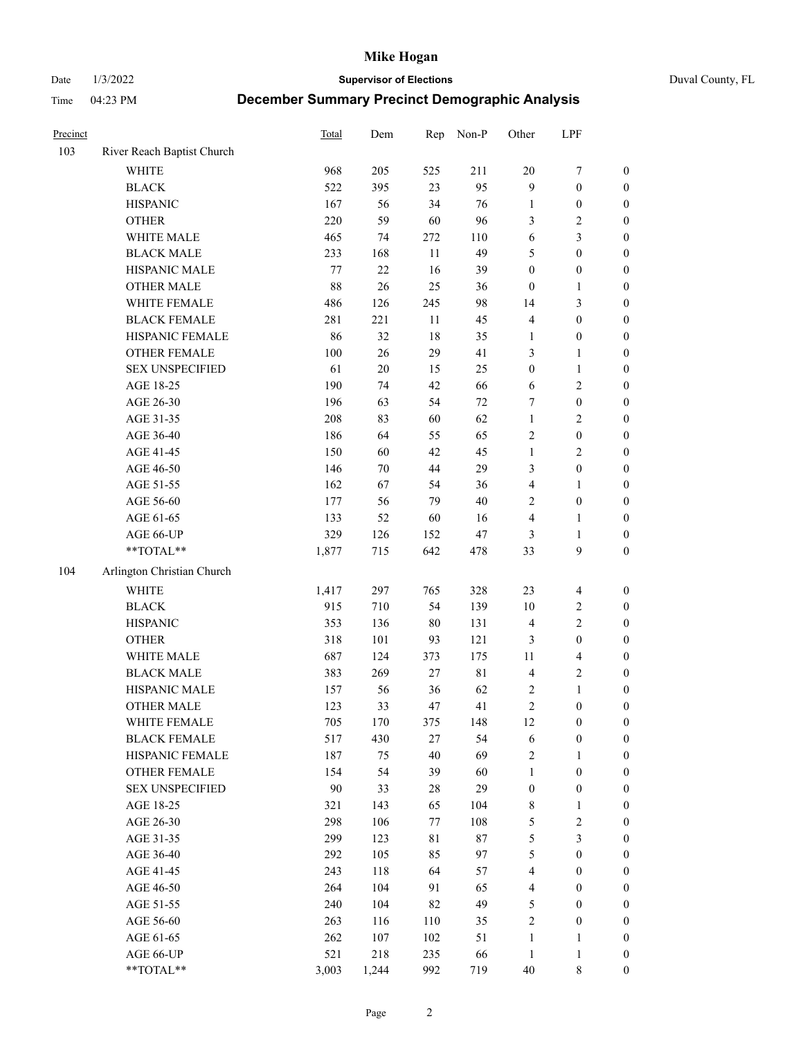# Mike Hogan

Date 1/3/2022 — **Supervisor of Elections** — Duval County, FL

Time 04:23 PM — **December Summary Precinct Demographic Analysis**

| Precinct | | Total | Dem | Rep | Non-P | Other | LPF | |
|---|---|---|---|---|---|---|---|---|
| 103 | River Reach Baptist Church | | | | | | | |
| | WHITE | 968 | 205 | 525 | 211 | 20 | 7 | 0 |
| | BLACK | 522 | 395 | 23 | 95 | 9 | 0 | 0 |
| | HISPANIC | 167 | 56 | 34 | 76 | 1 | 0 | 0 |
| | OTHER | 220 | 59 | 60 | 96 | 3 | 2 | 0 |
| | WHITE MALE | 465 | 74 | 272 | 110 | 6 | 3 | 0 |
| | BLACK MALE | 233 | 168 | 11 | 49 | 5 | 0 | 0 |
| | HISPANIC MALE | 77 | 22 | 16 | 39 | 0 | 0 | 0 |
| | OTHER MALE | 88 | 26 | 25 | 36 | 0 | 1 | 0 |
| | WHITE FEMALE | 486 | 126 | 245 | 98 | 14 | 3 | 0 |
| | BLACK FEMALE | 281 | 221 | 11 | 45 | 4 | 0 | 0 |
| | HISPANIC FEMALE | 86 | 32 | 18 | 35 | 1 | 0 | 0 |
| | OTHER FEMALE | 100 | 26 | 29 | 41 | 3 | 1 | 0 |
| | SEX UNSPECIFIED | 61 | 20 | 15 | 25 | 0 | 1 | 0 |
| | AGE 18-25 | 190 | 74 | 42 | 66 | 6 | 2 | 0 |
| | AGE 26-30 | 196 | 63 | 54 | 72 | 7 | 0 | 0 |
| | AGE 31-35 | 208 | 83 | 60 | 62 | 1 | 2 | 0 |
| | AGE 36-40 | 186 | 64 | 55 | 65 | 2 | 0 | 0 |
| | AGE 41-45 | 150 | 60 | 42 | 45 | 1 | 2 | 0 |
| | AGE 46-50 | 146 | 70 | 44 | 29 | 3 | 0 | 0 |
| | AGE 51-55 | 162 | 67 | 54 | 36 | 4 | 1 | 0 |
| | AGE 56-60 | 177 | 56 | 79 | 40 | 2 | 0 | 0 |
| | AGE 61-65 | 133 | 52 | 60 | 16 | 4 | 1 | 0 |
| | AGE 66-UP | 329 | 126 | 152 | 47 | 3 | 1 | 0 |
| | **TOTAL** | 1,877 | 715 | 642 | 478 | 33 | 9 | 0 |
| 104 | Arlington Christian Church | | | | | | | |
| | WHITE | 1,417 | 297 | 765 | 328 | 23 | 4 | 0 |
| | BLACK | 915 | 710 | 54 | 139 | 10 | 2 | 0 |
| | HISPANIC | 353 | 136 | 80 | 131 | 4 | 2 | 0 |
| | OTHER | 318 | 101 | 93 | 121 | 3 | 0 | 0 |
| | WHITE MALE | 687 | 124 | 373 | 175 | 11 | 4 | 0 |
| | BLACK MALE | 383 | 269 | 27 | 81 | 4 | 2 | 0 |
| | HISPANIC MALE | 157 | 56 | 36 | 62 | 2 | 1 | 0 |
| | OTHER MALE | 123 | 33 | 47 | 41 | 2 | 0 | 0 |
| | WHITE FEMALE | 705 | 170 | 375 | 148 | 12 | 0 | 0 |
| | BLACK FEMALE | 517 | 430 | 27 | 54 | 6 | 0 | 0 |
| | HISPANIC FEMALE | 187 | 75 | 40 | 69 | 2 | 1 | 0 |
| | OTHER FEMALE | 154 | 54 | 39 | 60 | 1 | 0 | 0 |
| | SEX UNSPECIFIED | 90 | 33 | 28 | 29 | 0 | 0 | 0 |
| | AGE 18-25 | 321 | 143 | 65 | 104 | 8 | 1 | 0 |
| | AGE 26-30 | 298 | 106 | 77 | 108 | 5 | 2 | 0 |
| | AGE 31-35 | 299 | 123 | 81 | 87 | 5 | 3 | 0 |
| | AGE 36-40 | 292 | 105 | 85 | 97 | 5 | 0 | 0 |
| | AGE 41-45 | 243 | 118 | 64 | 57 | 4 | 0 | 0 |
| | AGE 46-50 | 264 | 104 | 91 | 65 | 4 | 0 | 0 |
| | AGE 51-55 | 240 | 104 | 82 | 49 | 5 | 0 | 0 |
| | AGE 56-60 | 263 | 116 | 110 | 35 | 2 | 0 | 0 |
| | AGE 61-65 | 262 | 107 | 102 | 51 | 1 | 1 | 0 |
| | AGE 66-UP | 521 | 218 | 235 | 66 | 1 | 1 | 0 |
| | **TOTAL** | 3,003 | 1,244 | 992 | 719 | 40 | 8 | 0 |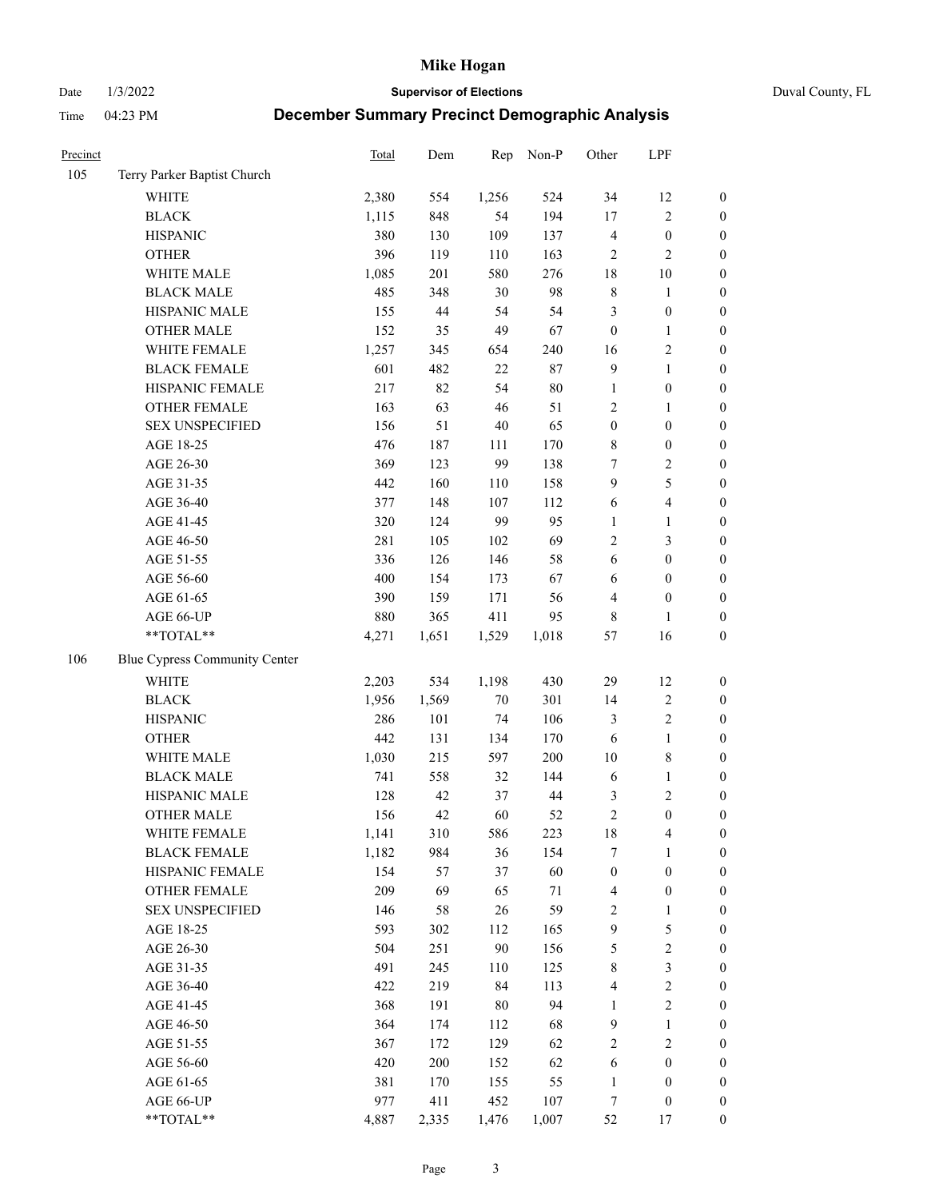# Mike Hogan

Date 1/3/2022 **Supervisor of Elections** Duval County, FL

Time 04:23 PM **December Summary Precinct Demographic Analysis**

| Precinct | | Total | Dem | Rep | Non-P | Other | LPF | |
|---|---|---|---|---|---|---|---|---|
| 105 | Terry Parker Baptist Church | | | | | | | |
| | WHITE | 2,380 | 554 | 1,256 | 524 | 34 | 12 | 0 |
| | BLACK | 1,115 | 848 | 54 | 194 | 17 | 2 | 0 |
| | HISPANIC | 380 | 130 | 109 | 137 | 4 | 0 | 0 |
| | OTHER | 396 | 119 | 110 | 163 | 2 | 2 | 0 |
| | WHITE MALE | 1,085 | 201 | 580 | 276 | 18 | 10 | 0 |
| | BLACK MALE | 485 | 348 | 30 | 98 | 8 | 1 | 0 |
| | HISPANIC MALE | 155 | 44 | 54 | 54 | 3 | 0 | 0 |
| | OTHER MALE | 152 | 35 | 49 | 67 | 0 | 1 | 0 |
| | WHITE FEMALE | 1,257 | 345 | 654 | 240 | 16 | 2 | 0 |
| | BLACK FEMALE | 601 | 482 | 22 | 87 | 9 | 1 | 0 |
| | HISPANIC FEMALE | 217 | 82 | 54 | 80 | 1 | 0 | 0 |
| | OTHER FEMALE | 163 | 63 | 46 | 51 | 2 | 1 | 0 |
| | SEX UNSPECIFIED | 156 | 51 | 40 | 65 | 0 | 0 | 0 |
| | AGE 18-25 | 476 | 187 | 111 | 170 | 8 | 0 | 0 |
| | AGE 26-30 | 369 | 123 | 99 | 138 | 7 | 2 | 0 |
| | AGE 31-35 | 442 | 160 | 110 | 158 | 9 | 5 | 0 |
| | AGE 36-40 | 377 | 148 | 107 | 112 | 6 | 4 | 0 |
| | AGE 41-45 | 320 | 124 | 99 | 95 | 1 | 1 | 0 |
| | AGE 46-50 | 281 | 105 | 102 | 69 | 2 | 3 | 0 |
| | AGE 51-55 | 336 | 126 | 146 | 58 | 6 | 0 | 0 |
| | AGE 56-60 | 400 | 154 | 173 | 67 | 6 | 0 | 0 |
| | AGE 61-65 | 390 | 159 | 171 | 56 | 4 | 0 | 0 |
| | AGE 66-UP | 880 | 365 | 411 | 95 | 8 | 1 | 0 |
| | **TOTAL** | 4,271 | 1,651 | 1,529 | 1,018 | 57 | 16 | 0 |
| 106 | Blue Cypress Community Center | | | | | | | |
| | WHITE | 2,203 | 534 | 1,198 | 430 | 29 | 12 | 0 |
| | BLACK | 1,956 | 1,569 | 70 | 301 | 14 | 2 | 0 |
| | HISPANIC | 286 | 101 | 74 | 106 | 3 | 2 | 0 |
| | OTHER | 442 | 131 | 134 | 170 | 6 | 1 | 0 |
| | WHITE MALE | 1,030 | 215 | 597 | 200 | 10 | 8 | 0 |
| | BLACK MALE | 741 | 558 | 32 | 144 | 6 | 1 | 0 |
| | HISPANIC MALE | 128 | 42 | 37 | 44 | 3 | 2 | 0 |
| | OTHER MALE | 156 | 42 | 60 | 52 | 2 | 0 | 0 |
| | WHITE FEMALE | 1,141 | 310 | 586 | 223 | 18 | 4 | 0 |
| | BLACK FEMALE | 1,182 | 984 | 36 | 154 | 7 | 1 | 0 |
| | HISPANIC FEMALE | 154 | 57 | 37 | 60 | 0 | 0 | 0 |
| | OTHER FEMALE | 209 | 69 | 65 | 71 | 4 | 0 | 0 |
| | SEX UNSPECIFIED | 146 | 58 | 26 | 59 | 2 | 1 | 0 |
| | AGE 18-25 | 593 | 302 | 112 | 165 | 9 | 5 | 0 |
| | AGE 26-30 | 504 | 251 | 90 | 156 | 5 | 2 | 0 |
| | AGE 31-35 | 491 | 245 | 110 | 125 | 8 | 3 | 0 |
| | AGE 36-40 | 422 | 219 | 84 | 113 | 4 | 2 | 0 |
| | AGE 41-45 | 368 | 191 | 80 | 94 | 1 | 2 | 0 |
| | AGE 46-50 | 364 | 174 | 112 | 68 | 9 | 1 | 0 |
| | AGE 51-55 | 367 | 172 | 129 | 62 | 2 | 2 | 0 |
| | AGE 56-60 | 420 | 200 | 152 | 62 | 6 | 0 | 0 |
| | AGE 61-65 | 381 | 170 | 155 | 55 | 1 | 0 | 0 |
| | AGE 66-UP | 977 | 411 | 452 | 107 | 7 | 0 | 0 |
| | **TOTAL** | 4,887 | 2,335 | 1,476 | 1,007 | 52 | 17 | 0 |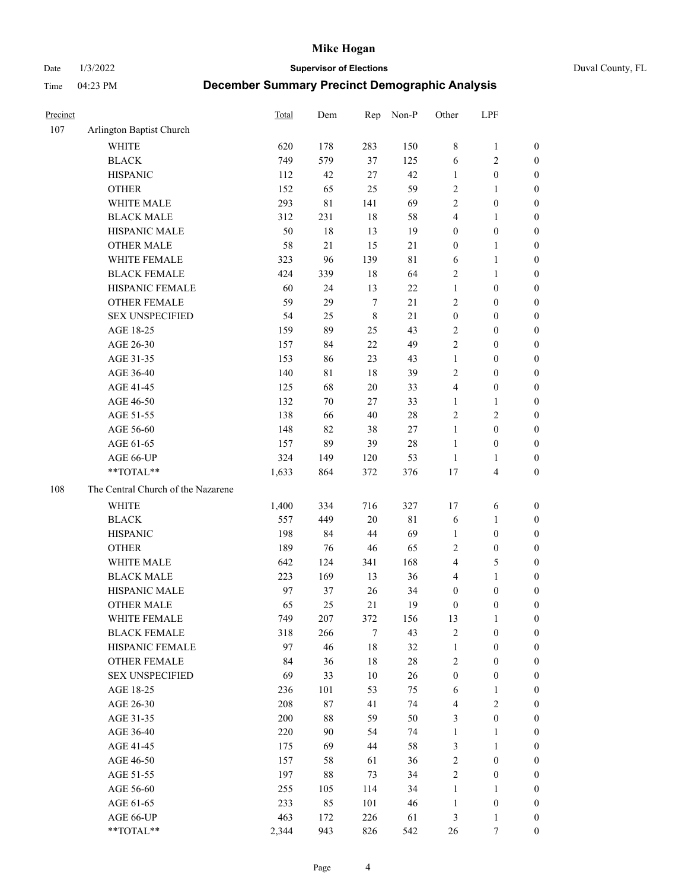# Mike Hogan

Date 1/3/2022 **Supervisor of Elections** Duval County, FL

Time 04:23 PM **December Summary Precinct Demographic Analysis**

| Precinct | | Total | Dem | Rep | Non-P | Other | LPF | |
|---|---|---|---|---|---|---|---|---|
| 107 | Arlington Baptist Church | | | | | | | |
| | WHITE | 620 | 178 | 283 | 150 | 8 | 1 | 0 |
| | BLACK | 749 | 579 | 37 | 125 | 6 | 2 | 0 |
| | HISPANIC | 112 | 42 | 27 | 42 | 1 | 0 | 0 |
| | OTHER | 152 | 65 | 25 | 59 | 2 | 1 | 0 |
| | WHITE MALE | 293 | 81 | 141 | 69 | 2 | 0 | 0 |
| | BLACK MALE | 312 | 231 | 18 | 58 | 4 | 1 | 0 |
| | HISPANIC MALE | 50 | 18 | 13 | 19 | 0 | 0 | 0 |
| | OTHER MALE | 58 | 21 | 15 | 21 | 0 | 1 | 0 |
| | WHITE FEMALE | 323 | 96 | 139 | 81 | 6 | 1 | 0 |
| | BLACK FEMALE | 424 | 339 | 18 | 64 | 2 | 1 | 0 |
| | HISPANIC FEMALE | 60 | 24 | 13 | 22 | 1 | 0 | 0 |
| | OTHER FEMALE | 59 | 29 | 7 | 21 | 2 | 0 | 0 |
| | SEX UNSPECIFIED | 54 | 25 | 8 | 21 | 0 | 0 | 0 |
| | AGE 18-25 | 159 | 89 | 25 | 43 | 2 | 0 | 0 |
| | AGE 26-30 | 157 | 84 | 22 | 49 | 2 | 0 | 0 |
| | AGE 31-35 | 153 | 86 | 23 | 43 | 1 | 0 | 0 |
| | AGE 36-40 | 140 | 81 | 18 | 39 | 2 | 0 | 0 |
| | AGE 41-45 | 125 | 68 | 20 | 33 | 4 | 0 | 0 |
| | AGE 46-50 | 132 | 70 | 27 | 33 | 1 | 1 | 0 |
| | AGE 51-55 | 138 | 66 | 40 | 28 | 2 | 2 | 0 |
| | AGE 56-60 | 148 | 82 | 38 | 27 | 1 | 0 | 0 |
| | AGE 61-65 | 157 | 89 | 39 | 28 | 1 | 0 | 0 |
| | AGE 66-UP | 324 | 149 | 120 | 53 | 1 | 1 | 0 |
| | **TOTAL** | 1,633 | 864 | 372 | 376 | 17 | 4 | 0 |
| 108 | The Central Church of the Nazarene | | | | | | | |
| | WHITE | 1,400 | 334 | 716 | 327 | 17 | 6 | 0 |
| | BLACK | 557 | 449 | 20 | 81 | 6 | 1 | 0 |
| | HISPANIC | 198 | 84 | 44 | 69 | 1 | 0 | 0 |
| | OTHER | 189 | 76 | 46 | 65 | 2 | 0 | 0 |
| | WHITE MALE | 642 | 124 | 341 | 168 | 4 | 5 | 0 |
| | BLACK MALE | 223 | 169 | 13 | 36 | 4 | 1 | 0 |
| | HISPANIC MALE | 97 | 37 | 26 | 34 | 0 | 0 | 0 |
| | OTHER MALE | 65 | 25 | 21 | 19 | 0 | 0 | 0 |
| | WHITE FEMALE | 749 | 207 | 372 | 156 | 13 | 1 | 0 |
| | BLACK FEMALE | 318 | 266 | 7 | 43 | 2 | 0 | 0 |
| | HISPANIC FEMALE | 97 | 46 | 18 | 32 | 1 | 0 | 0 |
| | OTHER FEMALE | 84 | 36 | 18 | 28 | 2 | 0 | 0 |
| | SEX UNSPECIFIED | 69 | 33 | 10 | 26 | 0 | 0 | 0 |
| | AGE 18-25 | 236 | 101 | 53 | 75 | 6 | 1 | 0 |
| | AGE 26-30 | 208 | 87 | 41 | 74 | 4 | 2 | 0 |
| | AGE 31-35 | 200 | 88 | 59 | 50 | 3 | 0 | 0 |
| | AGE 36-40 | 220 | 90 | 54 | 74 | 1 | 1 | 0 |
| | AGE 41-45 | 175 | 69 | 44 | 58 | 3 | 1 | 0 |
| | AGE 46-50 | 157 | 58 | 61 | 36 | 2 | 0 | 0 |
| | AGE 51-55 | 197 | 88 | 73 | 34 | 2 | 0 | 0 |
| | AGE 56-60 | 255 | 105 | 114 | 34 | 1 | 1 | 0 |
| | AGE 61-65 | 233 | 85 | 101 | 46 | 1 | 0 | 0 |
| | AGE 66-UP | 463 | 172 | 226 | 61 | 3 | 1 | 0 |
| | **TOTAL** | 2,344 | 943 | 826 | 542 | 26 | 7 | 0 |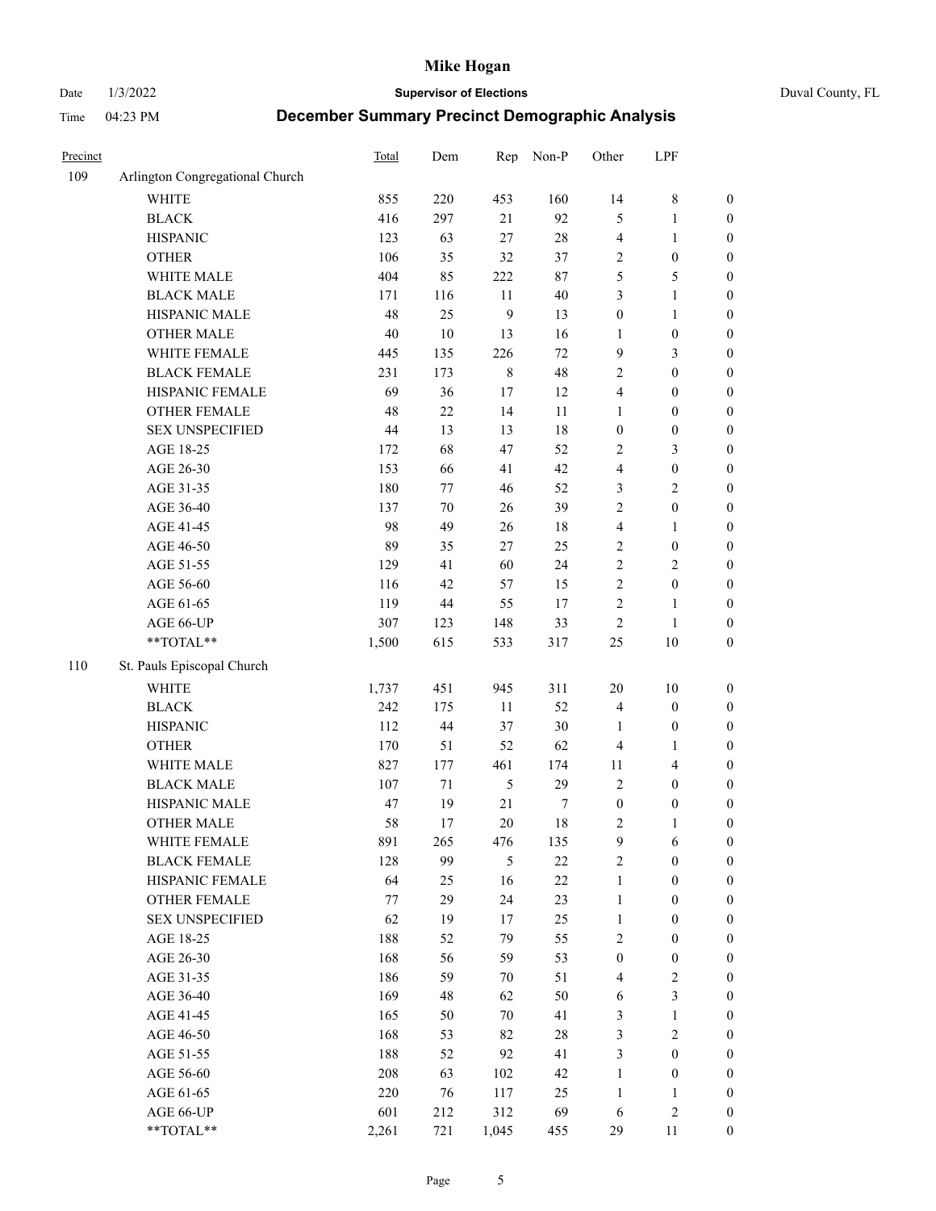# Mike Hogan

Date 1/3/2022 **Supervisor of Elections** Duval County, FL

Time 04:23 PM **December Summary Precinct Demographic Analysis**

| Precinct | | Total | Dem | Rep | Non-P | Other | LPF | |
|---|---|---|---|---|---|---|---|---|
| 109 | Arlington Congregational Church | | | | | | | |
| | WHITE | 855 | 220 | 453 | 160 | 14 | 8 | 0 |
| | BLACK | 416 | 297 | 21 | 92 | 5 | 1 | 0 |
| | HISPANIC | 123 | 63 | 27 | 28 | 4 | 1 | 0 |
| | OTHER | 106 | 35 | 32 | 37 | 2 | 0 | 0 |
| | WHITE MALE | 404 | 85 | 222 | 87 | 5 | 5 | 0 |
| | BLACK MALE | 171 | 116 | 11 | 40 | 3 | 1 | 0 |
| | HISPANIC MALE | 48 | 25 | 9 | 13 | 0 | 1 | 0 |
| | OTHER MALE | 40 | 10 | 13 | 16 | 1 | 0 | 0 |
| | WHITE FEMALE | 445 | 135 | 226 | 72 | 9 | 3 | 0 |
| | BLACK FEMALE | 231 | 173 | 8 | 48 | 2 | 0 | 0 |
| | HISPANIC FEMALE | 69 | 36 | 17 | 12 | 4 | 0 | 0 |
| | OTHER FEMALE | 48 | 22 | 14 | 11 | 1 | 0 | 0 |
| | SEX UNSPECIFIED | 44 | 13 | 13 | 18 | 0 | 0 | 0 |
| | AGE 18-25 | 172 | 68 | 47 | 52 | 2 | 3 | 0 |
| | AGE 26-30 | 153 | 66 | 41 | 42 | 4 | 0 | 0 |
| | AGE 31-35 | 180 | 77 | 46 | 52 | 3 | 2 | 0 |
| | AGE 36-40 | 137 | 70 | 26 | 39 | 2 | 0 | 0 |
| | AGE 41-45 | 98 | 49 | 26 | 18 | 4 | 1 | 0 |
| | AGE 46-50 | 89 | 35 | 27 | 25 | 2 | 0 | 0 |
| | AGE 51-55 | 129 | 41 | 60 | 24 | 2 | 2 | 0 |
| | AGE 56-60 | 116 | 42 | 57 | 15 | 2 | 0 | 0 |
| | AGE 61-65 | 119 | 44 | 55 | 17 | 2 | 1 | 0 |
| | AGE 66-UP | 307 | 123 | 148 | 33 | 2 | 1 | 0 |
| | **TOTAL** | 1,500 | 615 | 533 | 317 | 25 | 10 | 0 |
| 110 | St. Pauls Episcopal Church | | | | | | | |
| | WHITE | 1,737 | 451 | 945 | 311 | 20 | 10 | 0 |
| | BLACK | 242 | 175 | 11 | 52 | 4 | 0 | 0 |
| | HISPANIC | 112 | 44 | 37 | 30 | 1 | 0 | 0 |
| | OTHER | 170 | 51 | 52 | 62 | 4 | 1 | 0 |
| | WHITE MALE | 827 | 177 | 461 | 174 | 11 | 4 | 0 |
| | BLACK MALE | 107 | 71 | 5 | 29 | 2 | 0 | 0 |
| | HISPANIC MALE | 47 | 19 | 21 | 7 | 0 | 0 | 0 |
| | OTHER MALE | 58 | 17 | 20 | 18 | 2 | 1 | 0 |
| | WHITE FEMALE | 891 | 265 | 476 | 135 | 9 | 6 | 0 |
| | BLACK FEMALE | 128 | 99 | 5 | 22 | 2 | 0 | 0 |
| | HISPANIC FEMALE | 64 | 25 | 16 | 22 | 1 | 0 | 0 |
| | OTHER FEMALE | 77 | 29 | 24 | 23 | 1 | 0 | 0 |
| | SEX UNSPECIFIED | 62 | 19 | 17 | 25 | 1 | 0 | 0 |
| | AGE 18-25 | 188 | 52 | 79 | 55 | 2 | 0 | 0 |
| | AGE 26-30 | 168 | 56 | 59 | 53 | 0 | 0 | 0 |
| | AGE 31-35 | 186 | 59 | 70 | 51 | 4 | 2 | 0 |
| | AGE 36-40 | 169 | 48 | 62 | 50 | 6 | 3 | 0 |
| | AGE 41-45 | 165 | 50 | 70 | 41 | 3 | 1 | 0 |
| | AGE 46-50 | 168 | 53 | 82 | 28 | 3 | 2 | 0 |
| | AGE 51-55 | 188 | 52 | 92 | 41 | 3 | 0 | 0 |
| | AGE 56-60 | 208 | 63 | 102 | 42 | 1 | 0 | 0 |
| | AGE 61-65 | 220 | 76 | 117 | 25 | 1 | 1 | 0 |
| | AGE 66-UP | 601 | 212 | 312 | 69 | 6 | 2 | 0 |
| | **TOTAL** | 2,261 | 721 | 1,045 | 455 | 29 | 11 | 0 |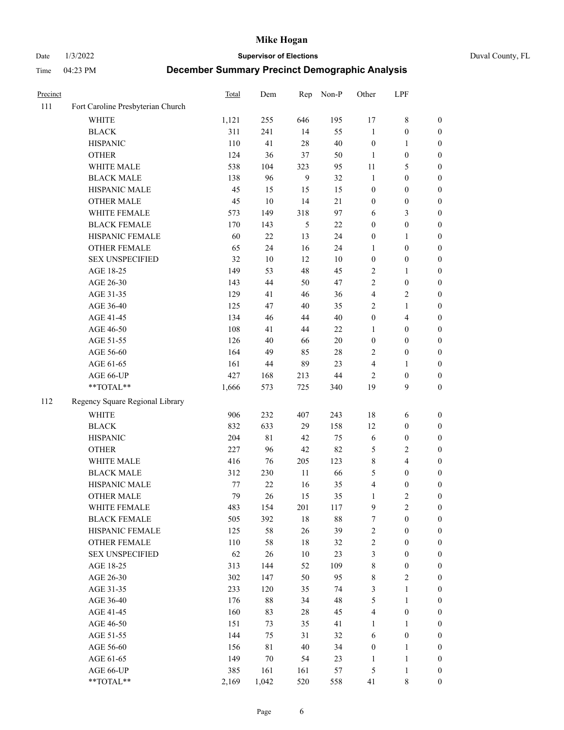| Precinct | | Total | Dem | Rep | Non-P | Other | LPF | |
|---|---|---|---|---|---|---|---|---|
| 111 | Fort Caroline Presbyterian Church | | | | | | | |
| | WHITE | 1,121 | 255 | 646 | 195 | 17 | 8 | 0 |
| | BLACK | 311 | 241 | 14 | 55 | 1 | 0 | 0 |
| | HISPANIC | 110 | 41 | 28 | 40 | 0 | 1 | 0 |
| | OTHER | 124 | 36 | 37 | 50 | 1 | 0 | 0 |
| | WHITE MALE | 538 | 104 | 323 | 95 | 11 | 5 | 0 |
| | BLACK MALE | 138 | 96 | 9 | 32 | 1 | 0 | 0 |
| | HISPANIC MALE | 45 | 15 | 15 | 15 | 0 | 0 | 0 |
| | OTHER MALE | 45 | 10 | 14 | 21 | 0 | 0 | 0 |
| | WHITE FEMALE | 573 | 149 | 318 | 97 | 6 | 3 | 0 |
| | BLACK FEMALE | 170 | 143 | 5 | 22 | 0 | 0 | 0 |
| | HISPANIC FEMALE | 60 | 22 | 13 | 24 | 0 | 1 | 0 |
| | OTHER FEMALE | 65 | 24 | 16 | 24 | 1 | 0 | 0 |
| | SEX UNSPECIFIED | 32 | 10 | 12 | 10 | 0 | 0 | 0 |
| | AGE 18-25 | 149 | 53 | 48 | 45 | 2 | 1 | 0 |
| | AGE 26-30 | 143 | 44 | 50 | 47 | 2 | 0 | 0 |
| | AGE 31-35 | 129 | 41 | 46 | 36 | 4 | 2 | 0 |
| | AGE 36-40 | 125 | 47 | 40 | 35 | 2 | 1 | 0 |
| | AGE 41-45 | 134 | 46 | 44 | 40 | 0 | 4 | 0 |
| | AGE 46-50 | 108 | 41 | 44 | 22 | 1 | 0 | 0 |
| | AGE 51-55 | 126 | 40 | 66 | 20 | 0 | 0 | 0 |
| | AGE 56-60 | 164 | 49 | 85 | 28 | 2 | 0 | 0 |
| | AGE 61-65 | 161 | 44 | 89 | 23 | 4 | 1 | 0 |
| | AGE 66-UP | 427 | 168 | 213 | 44 | 2 | 0 | 0 |
| | **TOTAL** | 1,666 | 573 | 725 | 340 | 19 | 9 | 0 |
| 112 | Regency Square Regional Library | | | | | | | |
| | WHITE | 906 | 232 | 407 | 243 | 18 | 6 | 0 |
| | BLACK | 832 | 633 | 29 | 158 | 12 | 0 | 0 |
| | HISPANIC | 204 | 81 | 42 | 75 | 6 | 0 | 0 |
| | OTHER | 227 | 96 | 42 | 82 | 5 | 2 | 0 |
| | WHITE MALE | 416 | 76 | 205 | 123 | 8 | 4 | 0 |
| | BLACK MALE | 312 | 230 | 11 | 66 | 5 | 0 | 0 |
| | HISPANIC MALE | 77 | 22 | 16 | 35 | 4 | 0 | 0 |
| | OTHER MALE | 79 | 26 | 15 | 35 | 1 | 2 | 0 |
| | WHITE FEMALE | 483 | 154 | 201 | 117 | 9 | 2 | 0 |
| | BLACK FEMALE | 505 | 392 | 18 | 88 | 7 | 0 | 0 |
| | HISPANIC FEMALE | 125 | 58 | 26 | 39 | 2 | 0 | 0 |
| | OTHER FEMALE | 110 | 58 | 18 | 32 | 2 | 0 | 0 |
| | SEX UNSPECIFIED | 62 | 26 | 10 | 23 | 3 | 0 | 0 |
| | AGE 18-25 | 313 | 144 | 52 | 109 | 8 | 0 | 0 |
| | AGE 26-30 | 302 | 147 | 50 | 95 | 8 | 2 | 0 |
| | AGE 31-35 | 233 | 120 | 35 | 74 | 3 | 1 | 0 |
| | AGE 36-40 | 176 | 88 | 34 | 48 | 5 | 1 | 0 |
| | AGE 41-45 | 160 | 83 | 28 | 45 | 4 | 0 | 0 |
| | AGE 46-50 | 151 | 73 | 35 | 41 | 1 | 1 | 0 |
| | AGE 51-55 | 144 | 75 | 31 | 32 | 6 | 0 | 0 |
| | AGE 56-60 | 156 | 81 | 40 | 34 | 0 | 1 | 0 |
| | AGE 61-65 | 149 | 70 | 54 | 23 | 1 | 1 | 0 |
| | AGE 66-UP | 385 | 161 | 161 | 57 | 5 | 1 | 0 |
| | **TOTAL** | 2,169 | 1,042 | 520 | 558 | 41 | 8 | 0 |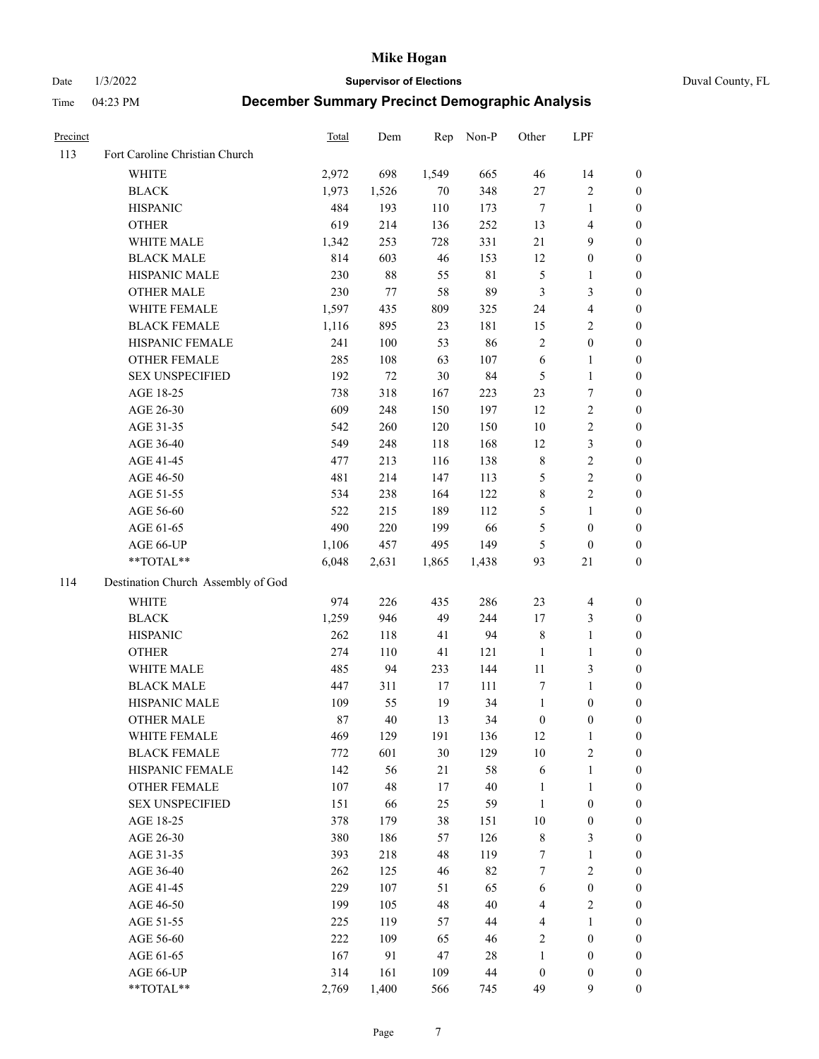# Mike Hogan

Date 1/3/2022 **Supervisor of Elections** Duval County, FL

Time 04:23 PM **December Summary Precinct Demographic Analysis**

| Precinct | | Total | Dem | Rep | Non-P | Other | LPF | |
|---|---|---|---|---|---|---|---|---|
| 113 | Fort Caroline Christian Church | | | | | | | |
| | WHITE | 2,972 | 698 | 1,549 | 665 | 46 | 14 | 0 |
| | BLACK | 1,973 | 1,526 | 70 | 348 | 27 | 2 | 0 |
| | HISPANIC | 484 | 193 | 110 | 173 | 7 | 1 | 0 |
| | OTHER | 619 | 214 | 136 | 252 | 13 | 4 | 0 |
| | WHITE MALE | 1,342 | 253 | 728 | 331 | 21 | 9 | 0 |
| | BLACK MALE | 814 | 603 | 46 | 153 | 12 | 0 | 0 |
| | HISPANIC MALE | 230 | 88 | 55 | 81 | 5 | 1 | 0 |
| | OTHER MALE | 230 | 77 | 58 | 89 | 3 | 3 | 0 |
| | WHITE FEMALE | 1,597 | 435 | 809 | 325 | 24 | 4 | 0 |
| | BLACK FEMALE | 1,116 | 895 | 23 | 181 | 15 | 2 | 0 |
| | HISPANIC FEMALE | 241 | 100 | 53 | 86 | 2 | 0 | 0 |
| | OTHER FEMALE | 285 | 108 | 63 | 107 | 6 | 1 | 0 |
| | SEX UNSPECIFIED | 192 | 72 | 30 | 84 | 5 | 1 | 0 |
| | AGE 18-25 | 738 | 318 | 167 | 223 | 23 | 7 | 0 |
| | AGE 26-30 | 609 | 248 | 150 | 197 | 12 | 2 | 0 |
| | AGE 31-35 | 542 | 260 | 120 | 150 | 10 | 2 | 0 |
| | AGE 36-40 | 549 | 248 | 118 | 168 | 12 | 3 | 0 |
| | AGE 41-45 | 477 | 213 | 116 | 138 | 8 | 2 | 0 |
| | AGE 46-50 | 481 | 214 | 147 | 113 | 5 | 2 | 0 |
| | AGE 51-55 | 534 | 238 | 164 | 122 | 8 | 2 | 0 |
| | AGE 56-60 | 522 | 215 | 189 | 112 | 5 | 1 | 0 |
| | AGE 61-65 | 490 | 220 | 199 | 66 | 5 | 0 | 0 |
| | AGE 66-UP | 1,106 | 457 | 495 | 149 | 5 | 0 | 0 |
| | **TOTAL** | 6,048 | 2,631 | 1,865 | 1,438 | 93 | 21 | 0 |
| 114 | Destination Church Assembly of God | | | | | | | |
| | WHITE | 974 | 226 | 435 | 286 | 23 | 4 | 0 |
| | BLACK | 1,259 | 946 | 49 | 244 | 17 | 3 | 0 |
| | HISPANIC | 262 | 118 | 41 | 94 | 8 | 1 | 0 |
| | OTHER | 274 | 110 | 41 | 121 | 1 | 1 | 0 |
| | WHITE MALE | 485 | 94 | 233 | 144 | 11 | 3 | 0 |
| | BLACK MALE | 447 | 311 | 17 | 111 | 7 | 1 | 0 |
| | HISPANIC MALE | 109 | 55 | 19 | 34 | 1 | 0 | 0 |
| | OTHER MALE | 87 | 40 | 13 | 34 | 0 | 0 | 0 |
| | WHITE FEMALE | 469 | 129 | 191 | 136 | 12 | 1 | 0 |
| | BLACK FEMALE | 772 | 601 | 30 | 129 | 10 | 2 | 0 |
| | HISPANIC FEMALE | 142 | 56 | 21 | 58 | 6 | 1 | 0 |
| | OTHER FEMALE | 107 | 48 | 17 | 40 | 1 | 1 | 0 |
| | SEX UNSPECIFIED | 151 | 66 | 25 | 59 | 1 | 0 | 0 |
| | AGE 18-25 | 378 | 179 | 38 | 151 | 10 | 0 | 0 |
| | AGE 26-30 | 380 | 186 | 57 | 126 | 8 | 3 | 0 |
| | AGE 31-35 | 393 | 218 | 48 | 119 | 7 | 1 | 0 |
| | AGE 36-40 | 262 | 125 | 46 | 82 | 7 | 2 | 0 |
| | AGE 41-45 | 229 | 107 | 51 | 65 | 6 | 0 | 0 |
| | AGE 46-50 | 199 | 105 | 48 | 40 | 4 | 2 | 0 |
| | AGE 51-55 | 225 | 119 | 57 | 44 | 4 | 1 | 0 |
| | AGE 56-60 | 222 | 109 | 65 | 46 | 2 | 0 | 0 |
| | AGE 61-65 | 167 | 91 | 47 | 28 | 1 | 0 | 0 |
| | AGE 66-UP | 314 | 161 | 109 | 44 | 0 | 0 | 0 |
| | **TOTAL** | 2,769 | 1,400 | 566 | 745 | 49 | 9 | 0 |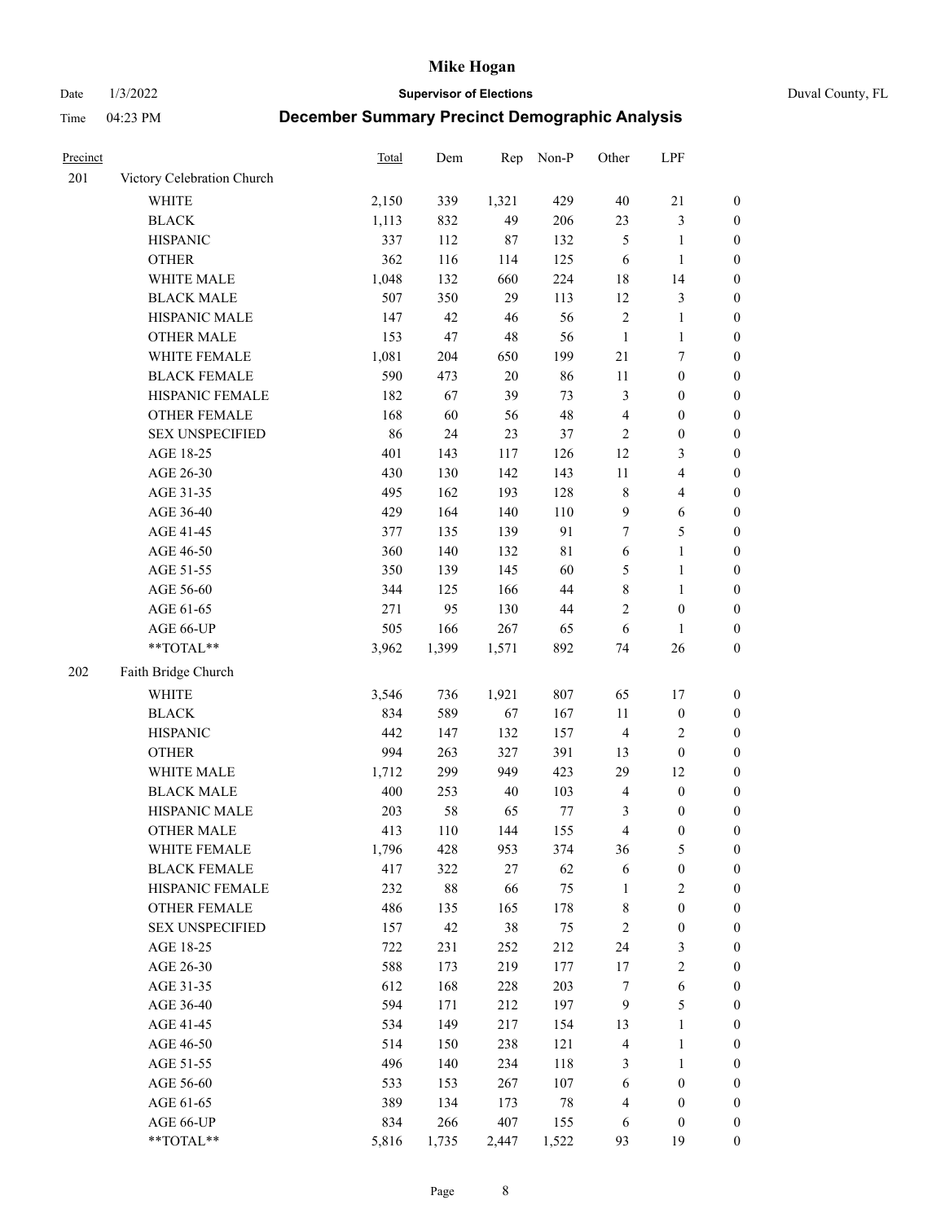# Mike Hogan

Date 1/3/2022 | **Supervisor of Elections** | Duval County, FL

Time 04:23 PM | **December Summary Precinct Demographic Analysis**

| Precinct | | Total | Dem | Rep | Non-P | Other | LPF | |
|---|---|---|---|---|---|---|---|---|
| 201 | Victory Celebration Church | | | | | | | |
| | WHITE | 2,150 | 339 | 1,321 | 429 | 40 | 21 | 0 |
| | BLACK | 1,113 | 832 | 49 | 206 | 23 | 3 | 0 |
| | HISPANIC | 337 | 112 | 87 | 132 | 5 | 1 | 0 |
| | OTHER | 362 | 116 | 114 | 125 | 6 | 1 | 0 |
| | WHITE MALE | 1,048 | 132 | 660 | 224 | 18 | 14 | 0 |
| | BLACK MALE | 507 | 350 | 29 | 113 | 12 | 3 | 0 |
| | HISPANIC MALE | 147 | 42 | 46 | 56 | 2 | 1 | 0 |
| | OTHER MALE | 153 | 47 | 48 | 56 | 1 | 1 | 0 |
| | WHITE FEMALE | 1,081 | 204 | 650 | 199 | 21 | 7 | 0 |
| | BLACK FEMALE | 590 | 473 | 20 | 86 | 11 | 0 | 0 |
| | HISPANIC FEMALE | 182 | 67 | 39 | 73 | 3 | 0 | 0 |
| | OTHER FEMALE | 168 | 60 | 56 | 48 | 4 | 0 | 0 |
| | SEX UNSPECIFIED | 86 | 24 | 23 | 37 | 2 | 0 | 0 |
| | AGE 18-25 | 401 | 143 | 117 | 126 | 12 | 3 | 0 |
| | AGE 26-30 | 430 | 130 | 142 | 143 | 11 | 4 | 0 |
| | AGE 31-35 | 495 | 162 | 193 | 128 | 8 | 4 | 0 |
| | AGE 36-40 | 429 | 164 | 140 | 110 | 9 | 6 | 0 |
| | AGE 41-45 | 377 | 135 | 139 | 91 | 7 | 5 | 0 |
| | AGE 46-50 | 360 | 140 | 132 | 81 | 6 | 1 | 0 |
| | AGE 51-55 | 350 | 139 | 145 | 60 | 5 | 1 | 0 |
| | AGE 56-60 | 344 | 125 | 166 | 44 | 8 | 1 | 0 |
| | AGE 61-65 | 271 | 95 | 130 | 44 | 2 | 0 | 0 |
| | AGE 66-UP | 505 | 166 | 267 | 65 | 6 | 1 | 0 |
| | **TOTAL** | 3,962 | 1,399 | 1,571 | 892 | 74 | 26 | 0 |
| 202 | Faith Bridge Church | | | | | | | |
| | WHITE | 3,546 | 736 | 1,921 | 807 | 65 | 17 | 0 |
| | BLACK | 834 | 589 | 67 | 167 | 11 | 0 | 0 |
| | HISPANIC | 442 | 147 | 132 | 157 | 4 | 2 | 0 |
| | OTHER | 994 | 263 | 327 | 391 | 13 | 0 | 0 |
| | WHITE MALE | 1,712 | 299 | 949 | 423 | 29 | 12 | 0 |
| | BLACK MALE | 400 | 253 | 40 | 103 | 4 | 0 | 0 |
| | HISPANIC MALE | 203 | 58 | 65 | 77 | 3 | 0 | 0 |
| | OTHER MALE | 413 | 110 | 144 | 155 | 4 | 0 | 0 |
| | WHITE FEMALE | 1,796 | 428 | 953 | 374 | 36 | 5 | 0 |
| | BLACK FEMALE | 417 | 322 | 27 | 62 | 6 | 0 | 0 |
| | HISPANIC FEMALE | 232 | 88 | 66 | 75 | 1 | 2 | 0 |
| | OTHER FEMALE | 486 | 135 | 165 | 178 | 8 | 0 | 0 |
| | SEX UNSPECIFIED | 157 | 42 | 38 | 75 | 2 | 0 | 0 |
| | AGE 18-25 | 722 | 231 | 252 | 212 | 24 | 3 | 0 |
| | AGE 26-30 | 588 | 173 | 219 | 177 | 17 | 2 | 0 |
| | AGE 31-35 | 612 | 168 | 228 | 203 | 7 | 6 | 0 |
| | AGE 36-40 | 594 | 171 | 212 | 197 | 9 | 5 | 0 |
| | AGE 41-45 | 534 | 149 | 217 | 154 | 13 | 1 | 0 |
| | AGE 46-50 | 514 | 150 | 238 | 121 | 4 | 1 | 0 |
| | AGE 51-55 | 496 | 140 | 234 | 118 | 3 | 1 | 0 |
| | AGE 56-60 | 533 | 153 | 267 | 107 | 6 | 0 | 0 |
| | AGE 61-65 | 389 | 134 | 173 | 78 | 4 | 0 | 0 |
| | AGE 66-UP | 834 | 266 | 407 | 155 | 6 | 0 | 0 |
| | **TOTAL** | 5,816 | 1,735 | 2,447 | 1,522 | 93 | 19 | 0 |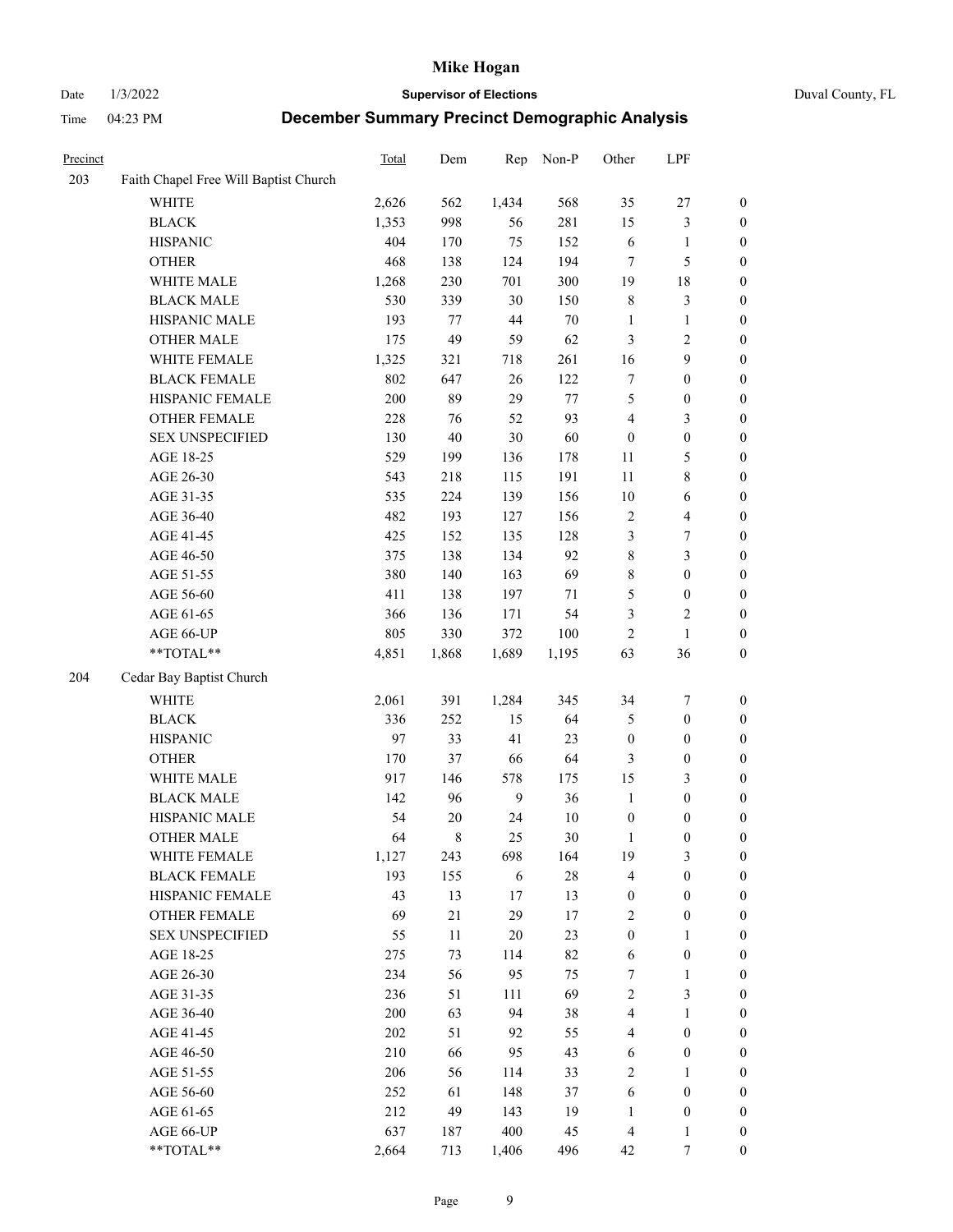# Mike Hogan

Date 1/3/2022 **Supervisor of Elections** Duval County, FL

Time 04:23 PM **December Summary Precinct Demographic Analysis**

| Precinct | | Total | Dem | Rep | Non-P | Other | LPF | |
|---|---|---|---|---|---|---|---|---|
| 203 | Faith Chapel Free Will Baptist Church | | | | | | | |
| | WHITE | 2,626 | 562 | 1,434 | 568 | 35 | 27 | 0 |
| | BLACK | 1,353 | 998 | 56 | 281 | 15 | 3 | 0 |
| | HISPANIC | 404 | 170 | 75 | 152 | 6 | 1 | 0 |
| | OTHER | 468 | 138 | 124 | 194 | 7 | 5 | 0 |
| | WHITE MALE | 1,268 | 230 | 701 | 300 | 19 | 18 | 0 |
| | BLACK MALE | 530 | 339 | 30 | 150 | 8 | 3 | 0 |
| | HISPANIC MALE | 193 | 77 | 44 | 70 | 1 | 1 | 0 |
| | OTHER MALE | 175 | 49 | 59 | 62 | 3 | 2 | 0 |
| | WHITE FEMALE | 1,325 | 321 | 718 | 261 | 16 | 9 | 0 |
| | BLACK FEMALE | 802 | 647 | 26 | 122 | 7 | 0 | 0 |
| | HISPANIC FEMALE | 200 | 89 | 29 | 77 | 5 | 0 | 0 |
| | OTHER FEMALE | 228 | 76 | 52 | 93 | 4 | 3 | 0 |
| | SEX UNSPECIFIED | 130 | 40 | 30 | 60 | 0 | 0 | 0 |
| | AGE 18-25 | 529 | 199 | 136 | 178 | 11 | 5 | 0 |
| | AGE 26-30 | 543 | 218 | 115 | 191 | 11 | 8 | 0 |
| | AGE 31-35 | 535 | 224 | 139 | 156 | 10 | 6 | 0 |
| | AGE 36-40 | 482 | 193 | 127 | 156 | 2 | 4 | 0 |
| | AGE 41-45 | 425 | 152 | 135 | 128 | 3 | 7 | 0 |
| | AGE 46-50 | 375 | 138 | 134 | 92 | 8 | 3 | 0 |
| | AGE 51-55 | 380 | 140 | 163 | 69 | 8 | 0 | 0 |
| | AGE 56-60 | 411 | 138 | 197 | 71 | 5 | 0 | 0 |
| | AGE 61-65 | 366 | 136 | 171 | 54 | 3 | 2 | 0 |
| | AGE 66-UP | 805 | 330 | 372 | 100 | 2 | 1 | 0 |
| | **TOTAL** | 4,851 | 1,868 | 1,689 | 1,195 | 63 | 36 | 0 |
| 204 | Cedar Bay Baptist Church | | | | | | | |
| | WHITE | 2,061 | 391 | 1,284 | 345 | 34 | 7 | 0 |
| | BLACK | 336 | 252 | 15 | 64 | 5 | 0 | 0 |
| | HISPANIC | 97 | 33 | 41 | 23 | 0 | 0 | 0 |
| | OTHER | 170 | 37 | 66 | 64 | 3 | 0 | 0 |
| | WHITE MALE | 917 | 146 | 578 | 175 | 15 | 3 | 0 |
| | BLACK MALE | 142 | 96 | 9 | 36 | 1 | 0 | 0 |
| | HISPANIC MALE | 54 | 20 | 24 | 10 | 0 | 0 | 0 |
| | OTHER MALE | 64 | 8 | 25 | 30 | 1 | 0 | 0 |
| | WHITE FEMALE | 1,127 | 243 | 698 | 164 | 19 | 3 | 0 |
| | BLACK FEMALE | 193 | 155 | 6 | 28 | 4 | 0 | 0 |
| | HISPANIC FEMALE | 43 | 13 | 17 | 13 | 0 | 0 | 0 |
| | OTHER FEMALE | 69 | 21 | 29 | 17 | 2 | 0 | 0 |
| | SEX UNSPECIFIED | 55 | 11 | 20 | 23 | 0 | 1 | 0 |
| | AGE 18-25 | 275 | 73 | 114 | 82 | 6 | 0 | 0 |
| | AGE 26-30 | 234 | 56 | 95 | 75 | 7 | 1 | 0 |
| | AGE 31-35 | 236 | 51 | 111 | 69 | 2 | 3 | 0 |
| | AGE 36-40 | 200 | 63 | 94 | 38 | 4 | 1 | 0 |
| | AGE 41-45 | 202 | 51 | 92 | 55 | 4 | 0 | 0 |
| | AGE 46-50 | 210 | 66 | 95 | 43 | 6 | 0 | 0 |
| | AGE 51-55 | 206 | 56 | 114 | 33 | 2 | 1 | 0 |
| | AGE 56-60 | 252 | 61 | 148 | 37 | 6 | 0 | 0 |
| | AGE 61-65 | 212 | 49 | 143 | 19 | 1 | 0 | 0 |
| | AGE 66-UP | 637 | 187 | 400 | 45 | 4 | 1 | 0 |
| | **TOTAL** | 2,664 | 713 | 1,406 | 496 | 42 | 7 | 0 |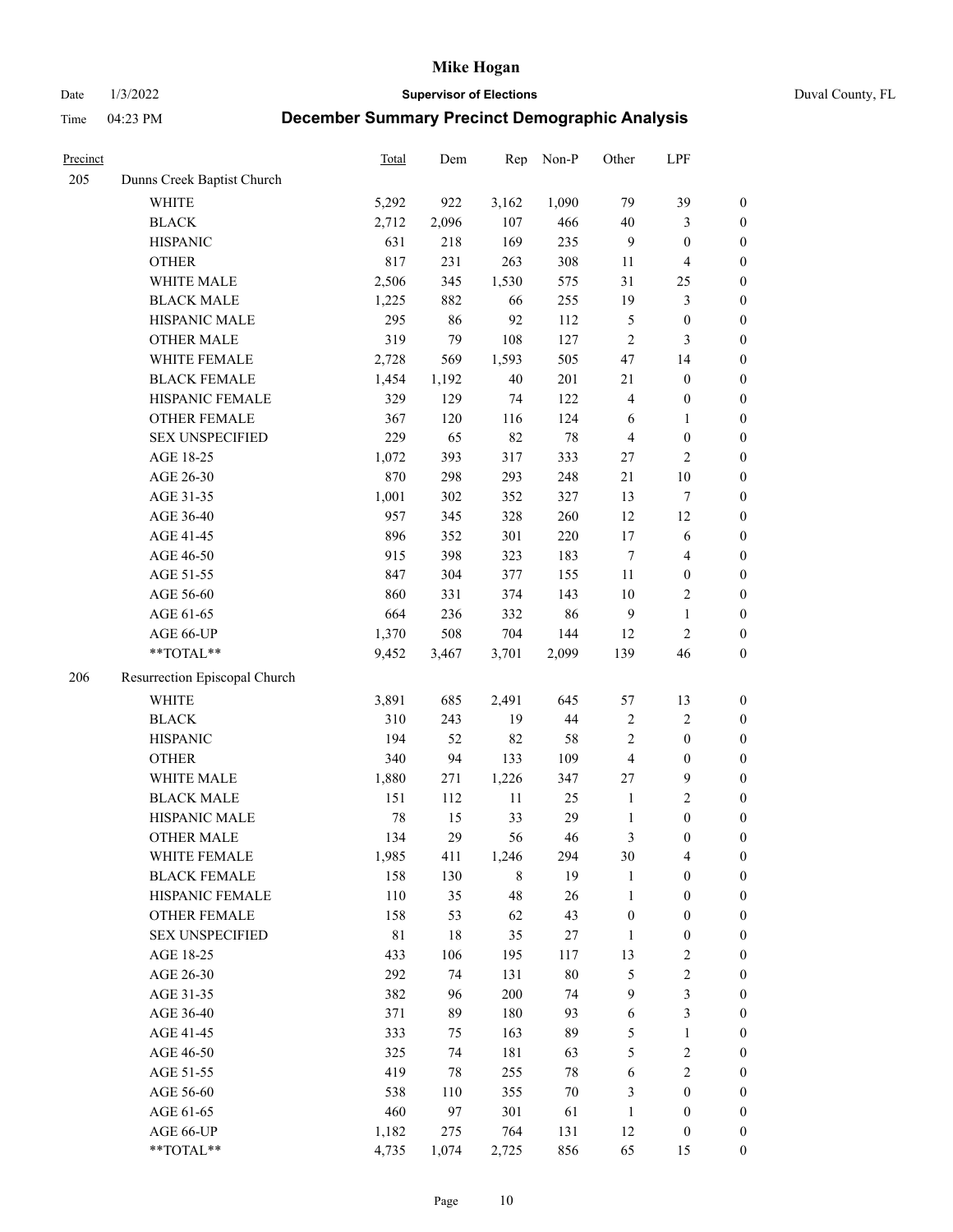# Mike Hogan

Date 1/3/2022 | **Supervisor of Elections** | Duval County, FL

Time 04:23 PM | **December Summary Precinct Demographic Analysis**

| Precinct | | Total | Dem | Rep | Non-P | Other | LPF | |
|---|---|---|---|---|---|---|---|---|
| 205 | Dunns Creek Baptist Church | | | | | | | |
| | WHITE | 5,292 | 922 | 3,162 | 1,090 | 79 | 39 | 0 |
| | BLACK | 2,712 | 2,096 | 107 | 466 | 40 | 3 | 0 |
| | HISPANIC | 631 | 218 | 169 | 235 | 9 | 0 | 0 |
| | OTHER | 817 | 231 | 263 | 308 | 11 | 4 | 0 |
| | WHITE MALE | 2,506 | 345 | 1,530 | 575 | 31 | 25 | 0 |
| | BLACK MALE | 1,225 | 882 | 66 | 255 | 19 | 3 | 0 |
| | HISPANIC MALE | 295 | 86 | 92 | 112 | 5 | 0 | 0 |
| | OTHER MALE | 319 | 79 | 108 | 127 | 2 | 3 | 0 |
| | WHITE FEMALE | 2,728 | 569 | 1,593 | 505 | 47 | 14 | 0 |
| | BLACK FEMALE | 1,454 | 1,192 | 40 | 201 | 21 | 0 | 0 |
| | HISPANIC FEMALE | 329 | 129 | 74 | 122 | 4 | 0 | 0 |
| | OTHER FEMALE | 367 | 120 | 116 | 124 | 6 | 1 | 0 |
| | SEX UNSPECIFIED | 229 | 65 | 82 | 78 | 4 | 0 | 0 |
| | AGE 18-25 | 1,072 | 393 | 317 | 333 | 27 | 2 | 0 |
| | AGE 26-30 | 870 | 298 | 293 | 248 | 21 | 10 | 0 |
| | AGE 31-35 | 1,001 | 302 | 352 | 327 | 13 | 7 | 0 |
| | AGE 36-40 | 957 | 345 | 328 | 260 | 12 | 12 | 0 |
| | AGE 41-45 | 896 | 352 | 301 | 220 | 17 | 6 | 0 |
| | AGE 46-50 | 915 | 398 | 323 | 183 | 7 | 4 | 0 |
| | AGE 51-55 | 847 | 304 | 377 | 155 | 11 | 0 | 0 |
| | AGE 56-60 | 860 | 331 | 374 | 143 | 10 | 2 | 0 |
| | AGE 61-65 | 664 | 236 | 332 | 86 | 9 | 1 | 0 |
| | AGE 66-UP | 1,370 | 508 | 704 | 144 | 12 | 2 | 0 |
| | **TOTAL** | 9,452 | 3,467 | 3,701 | 2,099 | 139 | 46 | 0 |
| 206 | Resurrection Episcopal Church | | | | | | | |
| | WHITE | 3,891 | 685 | 2,491 | 645 | 57 | 13 | 0 |
| | BLACK | 310 | 243 | 19 | 44 | 2 | 2 | 0 |
| | HISPANIC | 194 | 52 | 82 | 58 | 2 | 0 | 0 |
| | OTHER | 340 | 94 | 133 | 109 | 4 | 0 | 0 |
| | WHITE MALE | 1,880 | 271 | 1,226 | 347 | 27 | 9 | 0 |
| | BLACK MALE | 151 | 112 | 11 | 25 | 1 | 2 | 0 |
| | HISPANIC MALE | 78 | 15 | 33 | 29 | 1 | 0 | 0 |
| | OTHER MALE | 134 | 29 | 56 | 46 | 3 | 0 | 0 |
| | WHITE FEMALE | 1,985 | 411 | 1,246 | 294 | 30 | 4 | 0 |
| | BLACK FEMALE | 158 | 130 | 8 | 19 | 1 | 0 | 0 |
| | HISPANIC FEMALE | 110 | 35 | 48 | 26 | 1 | 0 | 0 |
| | OTHER FEMALE | 158 | 53 | 62 | 43 | 0 | 0 | 0 |
| | SEX UNSPECIFIED | 81 | 18 | 35 | 27 | 1 | 0 | 0 |
| | AGE 18-25 | 433 | 106 | 195 | 117 | 13 | 2 | 0 |
| | AGE 26-30 | 292 | 74 | 131 | 80 | 5 | 2 | 0 |
| | AGE 31-35 | 382 | 96 | 200 | 74 | 9 | 3 | 0 |
| | AGE 36-40 | 371 | 89 | 180 | 93 | 6 | 3 | 0 |
| | AGE 41-45 | 333 | 75 | 163 | 89 | 5 | 1 | 0 |
| | AGE 46-50 | 325 | 74 | 181 | 63 | 5 | 2 | 0 |
| | AGE 51-55 | 419 | 78 | 255 | 78 | 6 | 2 | 0 |
| | AGE 56-60 | 538 | 110 | 355 | 70 | 3 | 0 | 0 |
| | AGE 61-65 | 460 | 97 | 301 | 61 | 1 | 0 | 0 |
| | AGE 66-UP | 1,182 | 275 | 764 | 131 | 12 | 0 | 0 |
| | **TOTAL** | 4,735 | 1,074 | 2,725 | 856 | 65 | 15 | 0 |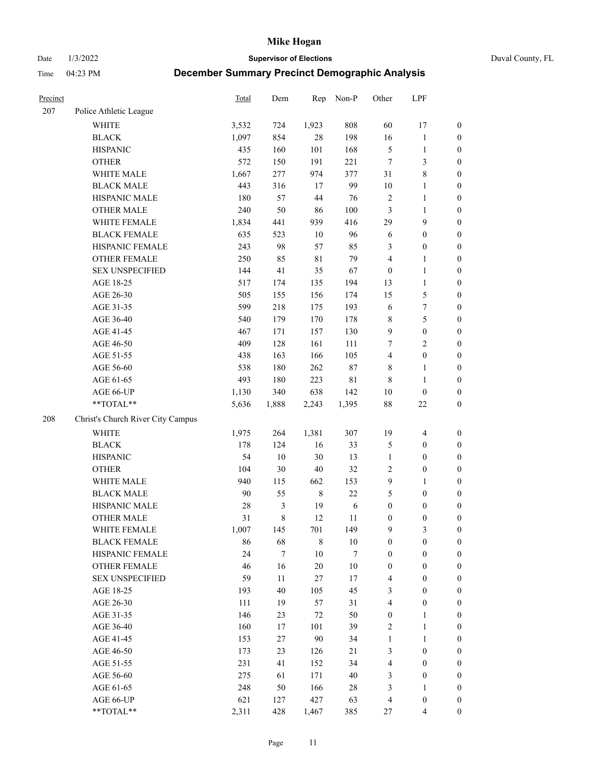| Precinct | | Total | Dem | Rep | Non-P | Other | LPF | |
|---|---|---|---|---|---|---|---|---|
| 207 | Police Athletic League | | | | | | | |
| | WHITE | 3,532 | 724 | 1,923 | 808 | 60 | 17 | 0 |
| | BLACK | 1,097 | 854 | 28 | 198 | 16 | 1 | 0 |
| | HISPANIC | 435 | 160 | 101 | 168 | 5 | 1 | 0 |
| | OTHER | 572 | 150 | 191 | 221 | 7 | 3 | 0 |
| | WHITE MALE | 1,667 | 277 | 974 | 377 | 31 | 8 | 0 |
| | BLACK MALE | 443 | 316 | 17 | 99 | 10 | 1 | 0 |
| | HISPANIC MALE | 180 | 57 | 44 | 76 | 2 | 1 | 0 |
| | OTHER MALE | 240 | 50 | 86 | 100 | 3 | 1 | 0 |
| | WHITE FEMALE | 1,834 | 441 | 939 | 416 | 29 | 9 | 0 |
| | BLACK FEMALE | 635 | 523 | 10 | 96 | 6 | 0 | 0 |
| | HISPANIC FEMALE | 243 | 98 | 57 | 85 | 3 | 0 | 0 |
| | OTHER FEMALE | 250 | 85 | 81 | 79 | 4 | 1 | 0 |
| | SEX UNSPECIFIED | 144 | 41 | 35 | 67 | 0 | 1 | 0 |
| | AGE 18-25 | 517 | 174 | 135 | 194 | 13 | 1 | 0 |
| | AGE 26-30 | 505 | 155 | 156 | 174 | 15 | 5 | 0 |
| | AGE 31-35 | 599 | 218 | 175 | 193 | 6 | 7 | 0 |
| | AGE 36-40 | 540 | 179 | 170 | 178 | 8 | 5 | 0 |
| | AGE 41-45 | 467 | 171 | 157 | 130 | 9 | 0 | 0 |
| | AGE 46-50 | 409 | 128 | 161 | 111 | 7 | 2 | 0 |
| | AGE 51-55 | 438 | 163 | 166 | 105 | 4 | 0 | 0 |
| | AGE 56-60 | 538 | 180 | 262 | 87 | 8 | 1 | 0 |
| | AGE 61-65 | 493 | 180 | 223 | 81 | 8 | 1 | 0 |
| | AGE 66-UP | 1,130 | 340 | 638 | 142 | 10 | 0 | 0 |
| | **TOTAL** | 5,636 | 1,888 | 2,243 | 1,395 | 88 | 22 | 0 |
| 208 | Christ's Church River City Campus | | | | | | | |
| | WHITE | 1,975 | 264 | 1,381 | 307 | 19 | 4 | 0 |
| | BLACK | 178 | 124 | 16 | 33 | 5 | 0 | 0 |
| | HISPANIC | 54 | 10 | 30 | 13 | 1 | 0 | 0 |
| | OTHER | 104 | 30 | 40 | 32 | 2 | 0 | 0 |
| | WHITE MALE | 940 | 115 | 662 | 153 | 9 | 1 | 0 |
| | BLACK MALE | 90 | 55 | 8 | 22 | 5 | 0 | 0 |
| | HISPANIC MALE | 28 | 3 | 19 | 6 | 0 | 0 | 0 |
| | OTHER MALE | 31 | 8 | 12 | 11 | 0 | 0 | 0 |
| | WHITE FEMALE | 1,007 | 145 | 701 | 149 | 9 | 3 | 0 |
| | BLACK FEMALE | 86 | 68 | 8 | 10 | 0 | 0 | 0 |
| | HISPANIC FEMALE | 24 | 7 | 10 | 7 | 0 | 0 | 0 |
| | OTHER FEMALE | 46 | 16 | 20 | 10 | 0 | 0 | 0 |
| | SEX UNSPECIFIED | 59 | 11 | 27 | 17 | 4 | 0 | 0 |
| | AGE 18-25 | 193 | 40 | 105 | 45 | 3 | 0 | 0 |
| | AGE 26-30 | 111 | 19 | 57 | 31 | 4 | 0 | 0 |
| | AGE 31-35 | 146 | 23 | 72 | 50 | 0 | 1 | 0 |
| | AGE 36-40 | 160 | 17 | 101 | 39 | 2 | 1 | 0 |
| | AGE 41-45 | 153 | 27 | 90 | 34 | 1 | 1 | 0 |
| | AGE 46-50 | 173 | 23 | 126 | 21 | 3 | 0 | 0 |
| | AGE 51-55 | 231 | 41 | 152 | 34 | 4 | 0 | 0 |
| | AGE 56-60 | 275 | 61 | 171 | 40 | 3 | 0 | 0 |
| | AGE 61-65 | 248 | 50 | 166 | 28 | 3 | 1 | 0 |
| | AGE 66-UP | 621 | 127 | 427 | 63 | 4 | 0 | 0 |
| | **TOTAL** | 2,311 | 428 | 1,467 | 385 | 27 | 4 | 0 |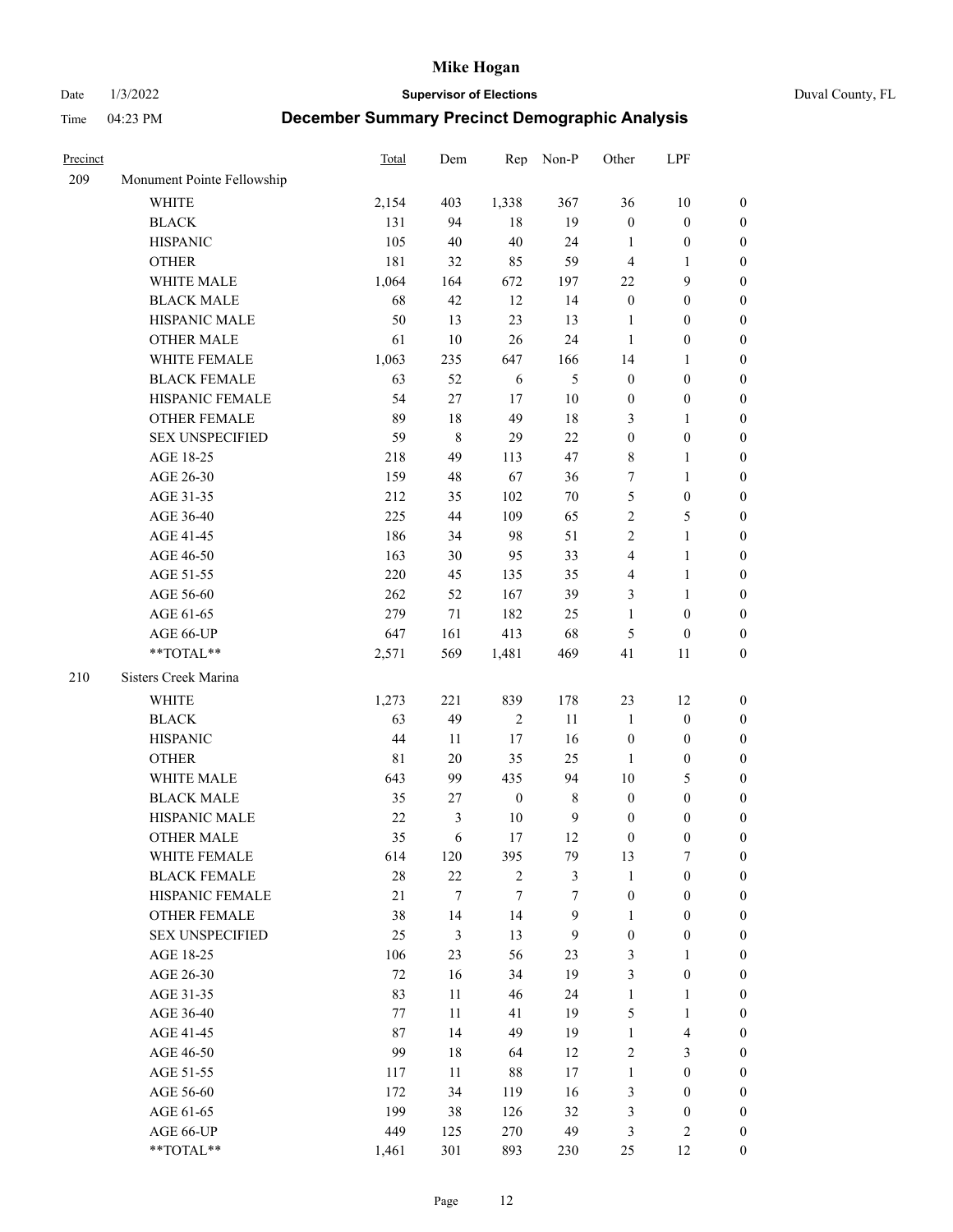# December Summary Precinct Demographic Analysis

| Precinct | | Total | Dem | Rep | Non-P | Other | LPF | |
|---|---|---|---|---|---|---|---|---|
| 209 | Monument Pointe Fellowship | | | | | | | |
| | WHITE | 2,154 | 403 | 1,338 | 367 | 36 | 10 | 0 |
| | BLACK | 131 | 94 | 18 | 19 | 0 | 0 | 0 |
| | HISPANIC | 105 | 40 | 40 | 24 | 1 | 0 | 0 |
| | OTHER | 181 | 32 | 85 | 59 | 4 | 1 | 0 |
| | WHITE MALE | 1,064 | 164 | 672 | 197 | 22 | 9 | 0 |
| | BLACK MALE | 68 | 42 | 12 | 14 | 0 | 0 | 0 |
| | HISPANIC MALE | 50 | 13 | 23 | 13 | 1 | 0 | 0 |
| | OTHER MALE | 61 | 10 | 26 | 24 | 1 | 0 | 0 |
| | WHITE FEMALE | 1,063 | 235 | 647 | 166 | 14 | 1 | 0 |
| | BLACK FEMALE | 63 | 52 | 6 | 5 | 0 | 0 | 0 |
| | HISPANIC FEMALE | 54 | 27 | 17 | 10 | 0 | 0 | 0 |
| | OTHER FEMALE | 89 | 18 | 49 | 18 | 3 | 1 | 0 |
| | SEX UNSPECIFIED | 59 | 8 | 29 | 22 | 0 | 0 | 0 |
| | AGE 18-25 | 218 | 49 | 113 | 47 | 8 | 1 | 0 |
| | AGE 26-30 | 159 | 48 | 67 | 36 | 7 | 1 | 0 |
| | AGE 31-35 | 212 | 35 | 102 | 70 | 5 | 0 | 0 |
| | AGE 36-40 | 225 | 44 | 109 | 65 | 2 | 5 | 0 |
| | AGE 41-45 | 186 | 34 | 98 | 51 | 2 | 1 | 0 |
| | AGE 46-50 | 163 | 30 | 95 | 33 | 4 | 1 | 0 |
| | AGE 51-55 | 220 | 45 | 135 | 35 | 4 | 1 | 0 |
| | AGE 56-60 | 262 | 52 | 167 | 39 | 3 | 1 | 0 |
| | AGE 61-65 | 279 | 71 | 182 | 25 | 1 | 0 | 0 |
| | AGE 66-UP | 647 | 161 | 413 | 68 | 5 | 0 | 0 |
| | **TOTAL** | 2,571 | 569 | 1,481 | 469 | 41 | 11 | 0 |
| 210 | Sisters Creek Marina | | | | | | | |
| | WHITE | 1,273 | 221 | 839 | 178 | 23 | 12 | 0 |
| | BLACK | 63 | 49 | 2 | 11 | 1 | 0 | 0 |
| | HISPANIC | 44 | 11 | 17 | 16 | 0 | 0 | 0 |
| | OTHER | 81 | 20 | 35 | 25 | 1 | 0 | 0 |
| | WHITE MALE | 643 | 99 | 435 | 94 | 10 | 5 | 0 |
| | BLACK MALE | 35 | 27 | 0 | 8 | 0 | 0 | 0 |
| | HISPANIC MALE | 22 | 3 | 10 | 9 | 0 | 0 | 0 |
| | OTHER MALE | 35 | 6 | 17 | 12 | 0 | 0 | 0 |
| | WHITE FEMALE | 614 | 120 | 395 | 79 | 13 | 7 | 0 |
| | BLACK FEMALE | 28 | 22 | 2 | 3 | 1 | 0 | 0 |
| | HISPANIC FEMALE | 21 | 7 | 7 | 7 | 0 | 0 | 0 |
| | OTHER FEMALE | 38 | 14 | 14 | 9 | 1 | 0 | 0 |
| | SEX UNSPECIFIED | 25 | 3 | 13 | 9 | 0 | 0 | 0 |
| | AGE 18-25 | 106 | 23 | 56 | 23 | 3 | 1 | 0 |
| | AGE 26-30 | 72 | 16 | 34 | 19 | 3 | 0 | 0 |
| | AGE 31-35 | 83 | 11 | 46 | 24 | 1 | 1 | 0 |
| | AGE 36-40 | 77 | 11 | 41 | 19 | 5 | 1 | 0 |
| | AGE 41-45 | 87 | 14 | 49 | 19 | 1 | 4 | 0 |
| | AGE 46-50 | 99 | 18 | 64 | 12 | 2 | 3 | 0 |
| | AGE 51-55 | 117 | 11 | 88 | 17 | 1 | 0 | 0 |
| | AGE 56-60 | 172 | 34 | 119 | 16 | 3 | 0 | 0 |
| | AGE 61-65 | 199 | 38 | 126 | 32 | 3 | 0 | 0 |
| | AGE 66-UP | 449 | 125 | 270 | 49 | 3 | 2 | 0 |
| | **TOTAL** | 1,461 | 301 | 893 | 230 | 25 | 12 | 0 |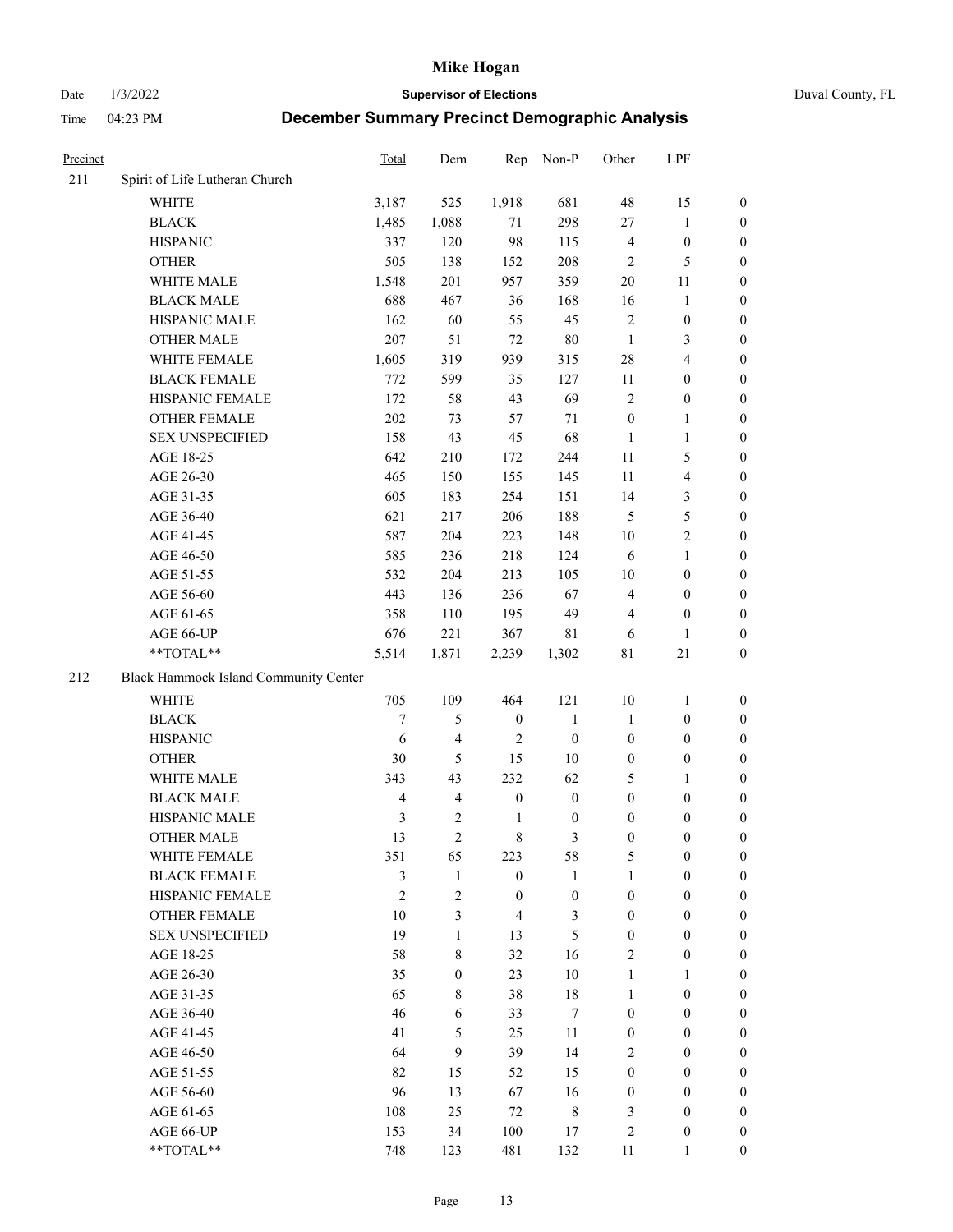# Mike Hogan

Date 1/3/2022 **Supervisor of Elections** Duval County, FL

Time 04:23 PM **December Summary Precinct Demographic Analysis**

| Precinct | | Total | Dem | Rep | Non-P | Other | LPF | |
|---|---|---|---|---|---|---|---|---|
| 211 | Spirit of Life Lutheran Church | | | | | | | |
| | WHITE | 3,187 | 525 | 1,918 | 681 | 48 | 15 | 0 |
| | BLACK | 1,485 | 1,088 | 71 | 298 | 27 | 1 | 0 |
| | HISPANIC | 337 | 120 | 98 | 115 | 4 | 0 | 0 |
| | OTHER | 505 | 138 | 152 | 208 | 2 | 5 | 0 |
| | WHITE MALE | 1,548 | 201 | 957 | 359 | 20 | 11 | 0 |
| | BLACK MALE | 688 | 467 | 36 | 168 | 16 | 1 | 0 |
| | HISPANIC MALE | 162 | 60 | 55 | 45 | 2 | 0 | 0 |
| | OTHER MALE | 207 | 51 | 72 | 80 | 1 | 3 | 0 |
| | WHITE FEMALE | 1,605 | 319 | 939 | 315 | 28 | 4 | 0 |
| | BLACK FEMALE | 772 | 599 | 35 | 127 | 11 | 0 | 0 |
| | HISPANIC FEMALE | 172 | 58 | 43 | 69 | 2 | 0 | 0 |
| | OTHER FEMALE | 202 | 73 | 57 | 71 | 0 | 1 | 0 |
| | SEX UNSPECIFIED | 158 | 43 | 45 | 68 | 1 | 1 | 0 |
| | AGE 18-25 | 642 | 210 | 172 | 244 | 11 | 5 | 0 |
| | AGE 26-30 | 465 | 150 | 155 | 145 | 11 | 4 | 0 |
| | AGE 31-35 | 605 | 183 | 254 | 151 | 14 | 3 | 0 |
| | AGE 36-40 | 621 | 217 | 206 | 188 | 5 | 5 | 0 |
| | AGE 41-45 | 587 | 204 | 223 | 148 | 10 | 2 | 0 |
| | AGE 46-50 | 585 | 236 | 218 | 124 | 6 | 1 | 0 |
| | AGE 51-55 | 532 | 204 | 213 | 105 | 10 | 0 | 0 |
| | AGE 56-60 | 443 | 136 | 236 | 67 | 4 | 0 | 0 |
| | AGE 61-65 | 358 | 110 | 195 | 49 | 4 | 0 | 0 |
| | AGE 66-UP | 676 | 221 | 367 | 81 | 6 | 1 | 0 |
| | **TOTAL** | 5,514 | 1,871 | 2,239 | 1,302 | 81 | 21 | 0 |
| 212 | Black Hammock Island Community Center | | | | | | | |
| | WHITE | 705 | 109 | 464 | 121 | 10 | 1 | 0 |
| | BLACK | 7 | 5 | 0 | 1 | 1 | 0 | 0 |
| | HISPANIC | 6 | 4 | 2 | 0 | 0 | 0 | 0 |
| | OTHER | 30 | 5 | 15 | 10 | 0 | 0 | 0 |
| | WHITE MALE | 343 | 43 | 232 | 62 | 5 | 1 | 0 |
| | BLACK MALE | 4 | 4 | 0 | 0 | 0 | 0 | 0 |
| | HISPANIC MALE | 3 | 2 | 1 | 0 | 0 | 0 | 0 |
| | OTHER MALE | 13 | 2 | 8 | 3 | 0 | 0 | 0 |
| | WHITE FEMALE | 351 | 65 | 223 | 58 | 5 | 0 | 0 |
| | BLACK FEMALE | 3 | 1 | 0 | 1 | 1 | 0 | 0 |
| | HISPANIC FEMALE | 2 | 2 | 0 | 0 | 0 | 0 | 0 |
| | OTHER FEMALE | 10 | 3 | 4 | 3 | 0 | 0 | 0 |
| | SEX UNSPECIFIED | 19 | 1 | 13 | 5 | 0 | 0 | 0 |
| | AGE 18-25 | 58 | 8 | 32 | 16 | 2 | 0 | 0 |
| | AGE 26-30 | 35 | 0 | 23 | 10 | 1 | 1 | 0 |
| | AGE 31-35 | 65 | 8 | 38 | 18 | 1 | 0 | 0 |
| | AGE 36-40 | 46 | 6 | 33 | 7 | 0 | 0 | 0 |
| | AGE 41-45 | 41 | 5 | 25 | 11 | 0 | 0 | 0 |
| | AGE 46-50 | 64 | 9 | 39 | 14 | 2 | 0 | 0 |
| | AGE 51-55 | 82 | 15 | 52 | 15 | 0 | 0 | 0 |
| | AGE 56-60 | 96 | 13 | 67 | 16 | 0 | 0 | 0 |
| | AGE 61-65 | 108 | 25 | 72 | 8 | 3 | 0 | 0 |
| | AGE 66-UP | 153 | 34 | 100 | 17 | 2 | 0 | 0 |
| | **TOTAL** | 748 | 123 | 481 | 132 | 11 | 1 | 0 |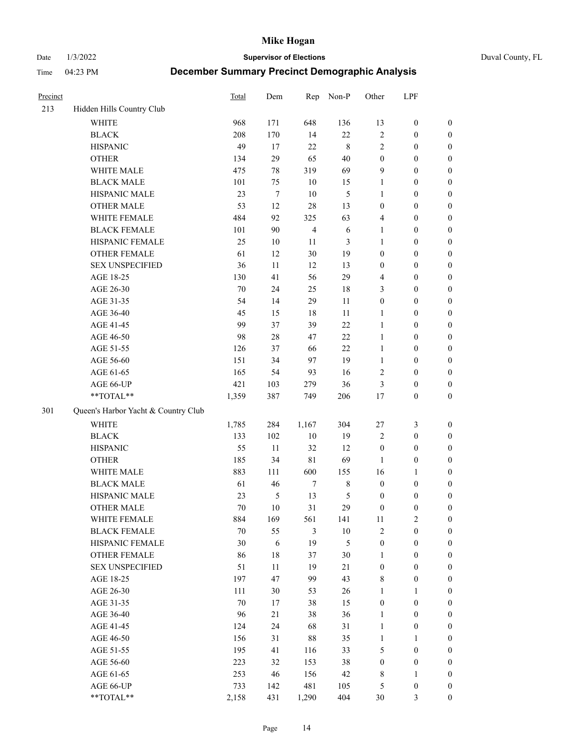# Mike Hogan

Date 1/3/2022 **Supervisor of Elections** Duval County, FL

Time 04:23 PM **December Summary Precinct Demographic Analysis**

| Precinct | | Total | Dem | Rep | Non-P | Other | LPF | |
|---|---|---|---|---|---|---|---|---|
| 213 | Hidden Hills Country Club | | | | | | | |
| | WHITE | 968 | 171 | 648 | 136 | 13 | 0 | 0 |
| | BLACK | 208 | 170 | 14 | 22 | 2 | 0 | 0 |
| | HISPANIC | 49 | 17 | 22 | 8 | 2 | 0 | 0 |
| | OTHER | 134 | 29 | 65 | 40 | 0 | 0 | 0 |
| | WHITE MALE | 475 | 78 | 319 | 69 | 9 | 0 | 0 |
| | BLACK MALE | 101 | 75 | 10 | 15 | 1 | 0 | 0 |
| | HISPANIC MALE | 23 | 7 | 10 | 5 | 1 | 0 | 0 |
| | OTHER MALE | 53 | 12 | 28 | 13 | 0 | 0 | 0 |
| | WHITE FEMALE | 484 | 92 | 325 | 63 | 4 | 0 | 0 |
| | BLACK FEMALE | 101 | 90 | 4 | 6 | 1 | 0 | 0 |
| | HISPANIC FEMALE | 25 | 10 | 11 | 3 | 1 | 0 | 0 |
| | OTHER FEMALE | 61 | 12 | 30 | 19 | 0 | 0 | 0 |
| | SEX UNSPECIFIED | 36 | 11 | 12 | 13 | 0 | 0 | 0 |
| | AGE 18-25 | 130 | 41 | 56 | 29 | 4 | 0 | 0 |
| | AGE 26-30 | 70 | 24 | 25 | 18 | 3 | 0 | 0 |
| | AGE 31-35 | 54 | 14 | 29 | 11 | 0 | 0 | 0 |
| | AGE 36-40 | 45 | 15 | 18 | 11 | 1 | 0 | 0 |
| | AGE 41-45 | 99 | 37 | 39 | 22 | 1 | 0 | 0 |
| | AGE 46-50 | 98 | 28 | 47 | 22 | 1 | 0 | 0 |
| | AGE 51-55 | 126 | 37 | 66 | 22 | 1 | 0 | 0 |
| | AGE 56-60 | 151 | 34 | 97 | 19 | 1 | 0 | 0 |
| | AGE 61-65 | 165 | 54 | 93 | 16 | 2 | 0 | 0 |
| | AGE 66-UP | 421 | 103 | 279 | 36 | 3 | 0 | 0 |
| | **TOTAL** | 1,359 | 387 | 749 | 206 | 17 | 0 | 0 |
| 301 | Queen's Harbor Yacht & Country Club | | | | | | | |
| | WHITE | 1,785 | 284 | 1,167 | 304 | 27 | 3 | 0 |
| | BLACK | 133 | 102 | 10 | 19 | 2 | 0 | 0 |
| | HISPANIC | 55 | 11 | 32 | 12 | 0 | 0 | 0 |
| | OTHER | 185 | 34 | 81 | 69 | 1 | 0 | 0 |
| | WHITE MALE | 883 | 111 | 600 | 155 | 16 | 1 | 0 |
| | BLACK MALE | 61 | 46 | 7 | 8 | 0 | 0 | 0 |
| | HISPANIC MALE | 23 | 5 | 13 | 5 | 0 | 0 | 0 |
| | OTHER MALE | 70 | 10 | 31 | 29 | 0 | 0 | 0 |
| | WHITE FEMALE | 884 | 169 | 561 | 141 | 11 | 2 | 0 |
| | BLACK FEMALE | 70 | 55 | 3 | 10 | 2 | 0 | 0 |
| | HISPANIC FEMALE | 30 | 6 | 19 | 5 | 0 | 0 | 0 |
| | OTHER FEMALE | 86 | 18 | 37 | 30 | 1 | 0 | 0 |
| | SEX UNSPECIFIED | 51 | 11 | 19 | 21 | 0 | 0 | 0 |
| | AGE 18-25 | 197 | 47 | 99 | 43 | 8 | 0 | 0 |
| | AGE 26-30 | 111 | 30 | 53 | 26 | 1 | 1 | 0 |
| | AGE 31-35 | 70 | 17 | 38 | 15 | 0 | 0 | 0 |
| | AGE 36-40 | 96 | 21 | 38 | 36 | 1 | 0 | 0 |
| | AGE 41-45 | 124 | 24 | 68 | 31 | 1 | 0 | 0 |
| | AGE 46-50 | 156 | 31 | 88 | 35 | 1 | 1 | 0 |
| | AGE 51-55 | 195 | 41 | 116 | 33 | 5 | 0 | 0 |
| | AGE 56-60 | 223 | 32 | 153 | 38 | 0 | 0 | 0 |
| | AGE 61-65 | 253 | 46 | 156 | 42 | 8 | 1 | 0 |
| | AGE 66-UP | 733 | 142 | 481 | 105 | 5 | 0 | 0 |
| | **TOTAL** | 2,158 | 431 | 1,290 | 404 | 30 | 3 | 0 |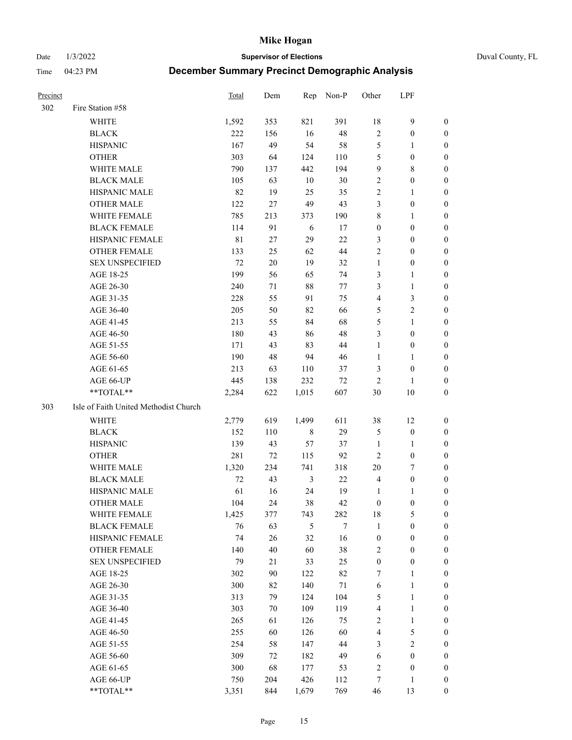# Mike Hogan

Date 1/3/2022 **Supervisor of Elections** Duval County, FL

Time 04:23 PM **December Summary Precinct Demographic Analysis**

| Precinct | | Total | Dem | Rep | Non-P | Other | LPF | |
|---|---|---|---|---|---|---|---|---|
| 302 | Fire Station #58 | | | | | | | |
| | WHITE | 1,592 | 353 | 821 | 391 | 18 | 9 | 0 |
| | BLACK | 222 | 156 | 16 | 48 | 2 | 0 | 0 |
| | HISPANIC | 167 | 49 | 54 | 58 | 5 | 1 | 0 |
| | OTHER | 303 | 64 | 124 | 110 | 5 | 0 | 0 |
| | WHITE MALE | 790 | 137 | 442 | 194 | 9 | 8 | 0 |
| | BLACK MALE | 105 | 63 | 10 | 30 | 2 | 0 | 0 |
| | HISPANIC MALE | 82 | 19 | 25 | 35 | 2 | 1 | 0 |
| | OTHER MALE | 122 | 27 | 49 | 43 | 3 | 0 | 0 |
| | WHITE FEMALE | 785 | 213 | 373 | 190 | 8 | 1 | 0 |
| | BLACK FEMALE | 114 | 91 | 6 | 17 | 0 | 0 | 0 |
| | HISPANIC FEMALE | 81 | 27 | 29 | 22 | 3 | 0 | 0 |
| | OTHER FEMALE | 133 | 25 | 62 | 44 | 2 | 0 | 0 |
| | SEX UNSPECIFIED | 72 | 20 | 19 | 32 | 1 | 0 | 0 |
| | AGE 18-25 | 199 | 56 | 65 | 74 | 3 | 1 | 0 |
| | AGE 26-30 | 240 | 71 | 88 | 77 | 3 | 1 | 0 |
| | AGE 31-35 | 228 | 55 | 91 | 75 | 4 | 3 | 0 |
| | AGE 36-40 | 205 | 50 | 82 | 66 | 5 | 2 | 0 |
| | AGE 41-45 | 213 | 55 | 84 | 68 | 5 | 1 | 0 |
| | AGE 46-50 | 180 | 43 | 86 | 48 | 3 | 0 | 0 |
| | AGE 51-55 | 171 | 43 | 83 | 44 | 1 | 0 | 0 |
| | AGE 56-60 | 190 | 48 | 94 | 46 | 1 | 1 | 0 |
| | AGE 61-65 | 213 | 63 | 110 | 37 | 3 | 0 | 0 |
| | AGE 66-UP | 445 | 138 | 232 | 72 | 2 | 1 | 0 |
| | **TOTAL** | 2,284 | 622 | 1,015 | 607 | 30 | 10 | 0 |
| 303 | Isle of Faith United Methodist Church | | | | | | | |
| | WHITE | 2,779 | 619 | 1,499 | 611 | 38 | 12 | 0 |
| | BLACK | 152 | 110 | 8 | 29 | 5 | 0 | 0 |
| | HISPANIC | 139 | 43 | 57 | 37 | 1 | 1 | 0 |
| | OTHER | 281 | 72 | 115 | 92 | 2 | 0 | 0 |
| | WHITE MALE | 1,320 | 234 | 741 | 318 | 20 | 7 | 0 |
| | BLACK MALE | 72 | 43 | 3 | 22 | 4 | 0 | 0 |
| | HISPANIC MALE | 61 | 16 | 24 | 19 | 1 | 1 | 0 |
| | OTHER MALE | 104 | 24 | 38 | 42 | 0 | 0 | 0 |
| | WHITE FEMALE | 1,425 | 377 | 743 | 282 | 18 | 5 | 0 |
| | BLACK FEMALE | 76 | 63 | 5 | 7 | 1 | 0 | 0 |
| | HISPANIC FEMALE | 74 | 26 | 32 | 16 | 0 | 0 | 0 |
| | OTHER FEMALE | 140 | 40 | 60 | 38 | 2 | 0 | 0 |
| | SEX UNSPECIFIED | 79 | 21 | 33 | 25 | 0 | 0 | 0 |
| | AGE 18-25 | 302 | 90 | 122 | 82 | 7 | 1 | 0 |
| | AGE 26-30 | 300 | 82 | 140 | 71 | 6 | 1 | 0 |
| | AGE 31-35 | 313 | 79 | 124 | 104 | 5 | 1 | 0 |
| | AGE 36-40 | 303 | 70 | 109 | 119 | 4 | 1 | 0 |
| | AGE 41-45 | 265 | 61 | 126 | 75 | 2 | 1 | 0 |
| | AGE 46-50 | 255 | 60 | 126 | 60 | 4 | 5 | 0 |
| | AGE 51-55 | 254 | 58 | 147 | 44 | 3 | 2 | 0 |
| | AGE 56-60 | 309 | 72 | 182 | 49 | 6 | 0 | 0 |
| | AGE 61-65 | 300 | 68 | 177 | 53 | 2 | 0 | 0 |
| | AGE 66-UP | 750 | 204 | 426 | 112 | 7 | 1 | 0 |
| | **TOTAL** | 3,351 | 844 | 1,679 | 769 | 46 | 13 | 0 |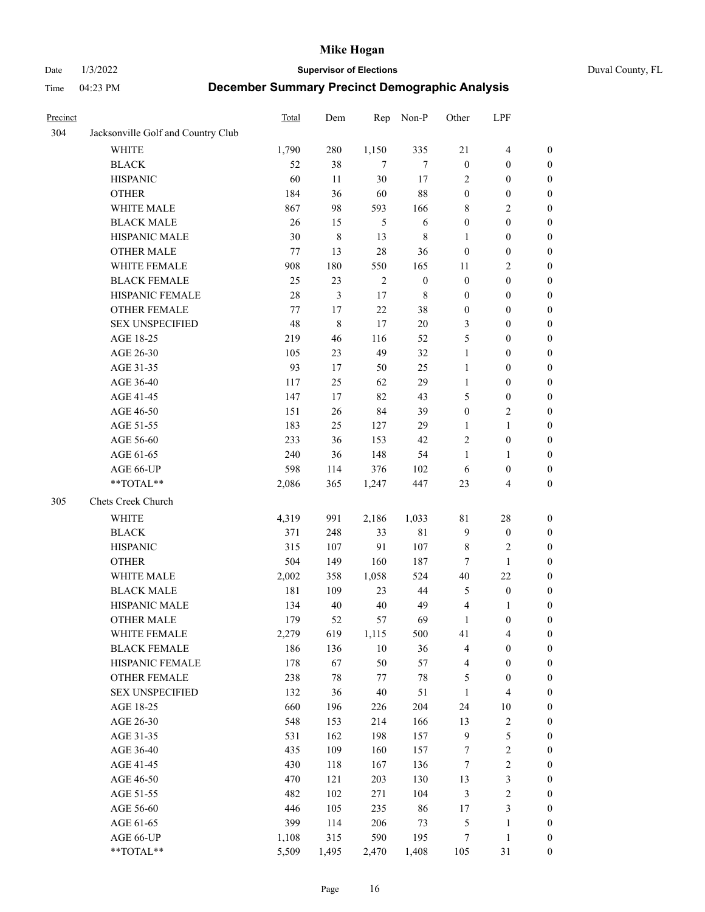# Mike Hogan

Date 1/3/2022 **Supervisor of Elections** Duval County, FL

Time 04:23 PM **December Summary Precinct Demographic Analysis**

| Precinct | | Total | Dem | Rep | Non-P | Other | LPF | |
|---|---|---|---|---|---|---|---|---|
| 304 | Jacksonville Golf and Country Club | | | | | | | |
| | WHITE | 1,790 | 280 | 1,150 | 335 | 21 | 4 | 0 |
| | BLACK | 52 | 38 | 7 | 7 | 0 | 0 | 0 |
| | HISPANIC | 60 | 11 | 30 | 17 | 2 | 0 | 0 |
| | OTHER | 184 | 36 | 60 | 88 | 0 | 0 | 0 |
| | WHITE MALE | 867 | 98 | 593 | 166 | 8 | 2 | 0 |
| | BLACK MALE | 26 | 15 | 5 | 6 | 0 | 0 | 0 |
| | HISPANIC MALE | 30 | 8 | 13 | 8 | 1 | 0 | 0 |
| | OTHER MALE | 77 | 13 | 28 | 36 | 0 | 0 | 0 |
| | WHITE FEMALE | 908 | 180 | 550 | 165 | 11 | 2 | 0 |
| | BLACK FEMALE | 25 | 23 | 2 | 0 | 0 | 0 | 0 |
| | HISPANIC FEMALE | 28 | 3 | 17 | 8 | 0 | 0 | 0 |
| | OTHER FEMALE | 77 | 17 | 22 | 38 | 0 | 0 | 0 |
| | SEX UNSPECIFIED | 48 | 8 | 17 | 20 | 3 | 0 | 0 |
| | AGE 18-25 | 219 | 46 | 116 | 52 | 5 | 0 | 0 |
| | AGE 26-30 | 105 | 23 | 49 | 32 | 1 | 0 | 0 |
| | AGE 31-35 | 93 | 17 | 50 | 25 | 1 | 0 | 0 |
| | AGE 36-40 | 117 | 25 | 62 | 29 | 1 | 0 | 0 |
| | AGE 41-45 | 147 | 17 | 82 | 43 | 5 | 0 | 0 |
| | AGE 46-50 | 151 | 26 | 84 | 39 | 0 | 2 | 0 |
| | AGE 51-55 | 183 | 25 | 127 | 29 | 1 | 1 | 0 |
| | AGE 56-60 | 233 | 36 | 153 | 42 | 2 | 0 | 0 |
| | AGE 61-65 | 240 | 36 | 148 | 54 | 1 | 1 | 0 |
| | AGE 66-UP | 598 | 114 | 376 | 102 | 6 | 0 | 0 |
| | **TOTAL** | 2,086 | 365 | 1,247 | 447 | 23 | 4 | 0 |
| 305 | Chets Creek Church | | | | | | | |
| | WHITE | 4,319 | 991 | 2,186 | 1,033 | 81 | 28 | 0 |
| | BLACK | 371 | 248 | 33 | 81 | 9 | 0 | 0 |
| | HISPANIC | 315 | 107 | 91 | 107 | 8 | 2 | 0 |
| | OTHER | 504 | 149 | 160 | 187 | 7 | 1 | 0 |
| | WHITE MALE | 2,002 | 358 | 1,058 | 524 | 40 | 22 | 0 |
| | BLACK MALE | 181 | 109 | 23 | 44 | 5 | 0 | 0 |
| | HISPANIC MALE | 134 | 40 | 40 | 49 | 4 | 1 | 0 |
| | OTHER MALE | 179 | 52 | 57 | 69 | 1 | 0 | 0 |
| | WHITE FEMALE | 2,279 | 619 | 1,115 | 500 | 41 | 4 | 0 |
| | BLACK FEMALE | 186 | 136 | 10 | 36 | 4 | 0 | 0 |
| | HISPANIC FEMALE | 178 | 67 | 50 | 57 | 4 | 0 | 0 |
| | OTHER FEMALE | 238 | 78 | 77 | 78 | 5 | 0 | 0 |
| | SEX UNSPECIFIED | 132 | 36 | 40 | 51 | 1 | 4 | 0 |
| | AGE 18-25 | 660 | 196 | 226 | 204 | 24 | 10 | 0 |
| | AGE 26-30 | 548 | 153 | 214 | 166 | 13 | 2 | 0 |
| | AGE 31-35 | 531 | 162 | 198 | 157 | 9 | 5 | 0 |
| | AGE 36-40 | 435 | 109 | 160 | 157 | 7 | 2 | 0 |
| | AGE 41-45 | 430 | 118 | 167 | 136 | 7 | 2 | 0 |
| | AGE 46-50 | 470 | 121 | 203 | 130 | 13 | 3 | 0 |
| | AGE 51-55 | 482 | 102 | 271 | 104 | 3 | 2 | 0 |
| | AGE 56-60 | 446 | 105 | 235 | 86 | 17 | 3 | 0 |
| | AGE 61-65 | 399 | 114 | 206 | 73 | 5 | 1 | 0 |
| | AGE 66-UP | 1,108 | 315 | 590 | 195 | 7 | 1 | 0 |
| | **TOTAL** | 5,509 | 1,495 | 2,470 | 1,408 | 105 | 31 | 0 |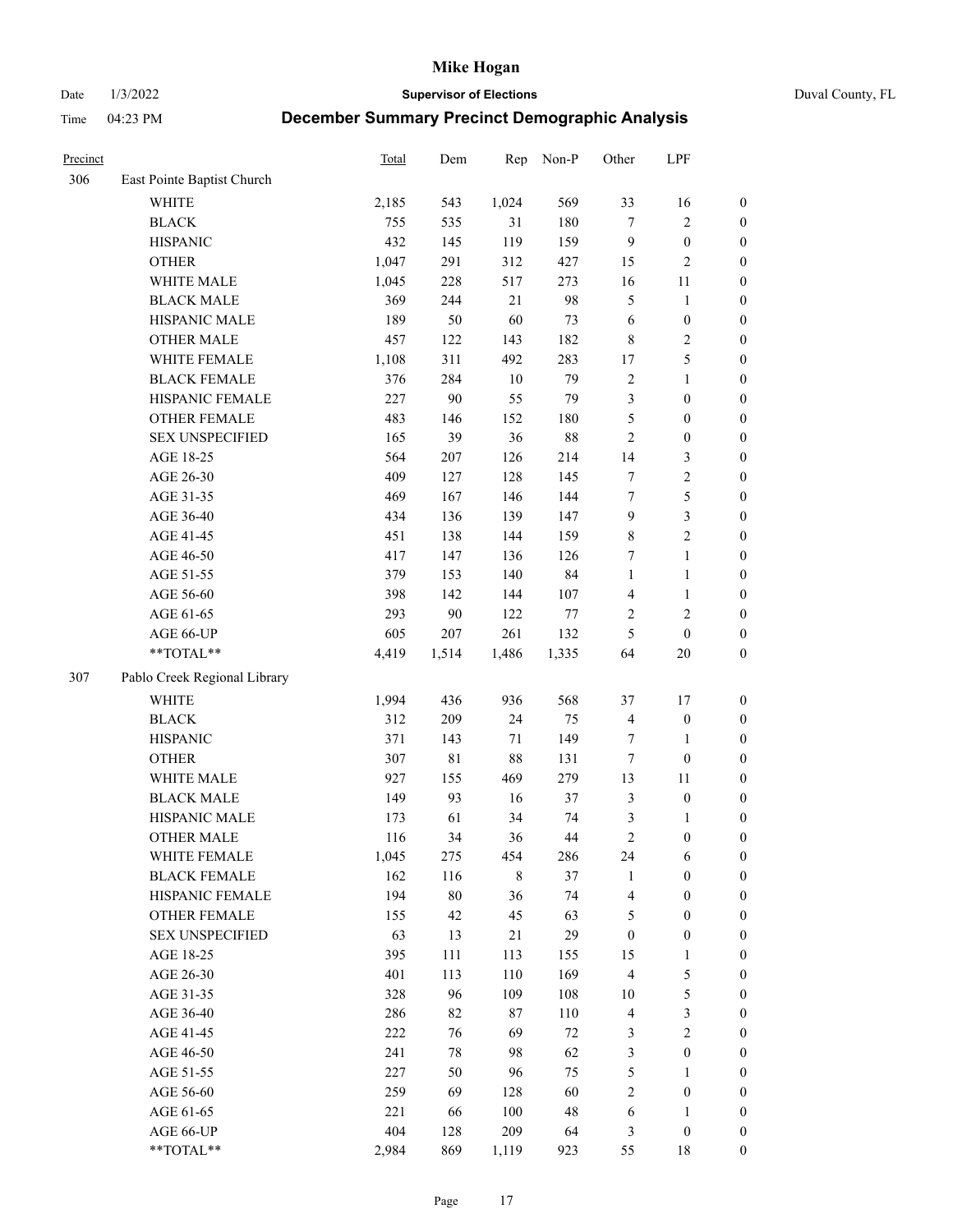# Mike Hogan

Date 1/3/2022 **Supervisor of Elections** Duval County, FL

Time 04:23 PM **December Summary Precinct Demographic Analysis**

| Precinct | | Total | Dem | Rep | Non-P | Other | LPF | |
|---|---|---|---|---|---|---|---|---|
| 306 | East Pointe Baptist Church | | | | | | | |
| | WHITE | 2,185 | 543 | 1,024 | 569 | 33 | 16 | 0 |
| | BLACK | 755 | 535 | 31 | 180 | 7 | 2 | 0 |
| | HISPANIC | 432 | 145 | 119 | 159 | 9 | 0 | 0 |
| | OTHER | 1,047 | 291 | 312 | 427 | 15 | 2 | 0 |
| | WHITE MALE | 1,045 | 228 | 517 | 273 | 16 | 11 | 0 |
| | BLACK MALE | 369 | 244 | 21 | 98 | 5 | 1 | 0 |
| | HISPANIC MALE | 189 | 50 | 60 | 73 | 6 | 0 | 0 |
| | OTHER MALE | 457 | 122 | 143 | 182 | 8 | 2 | 0 |
| | WHITE FEMALE | 1,108 | 311 | 492 | 283 | 17 | 5 | 0 |
| | BLACK FEMALE | 376 | 284 | 10 | 79 | 2 | 1 | 0 |
| | HISPANIC FEMALE | 227 | 90 | 55 | 79 | 3 | 0 | 0 |
| | OTHER FEMALE | 483 | 146 | 152 | 180 | 5 | 0 | 0 |
| | SEX UNSPECIFIED | 165 | 39 | 36 | 88 | 2 | 0 | 0 |
| | AGE 18-25 | 564 | 207 | 126 | 214 | 14 | 3 | 0 |
| | AGE 26-30 | 409 | 127 | 128 | 145 | 7 | 2 | 0 |
| | AGE 31-35 | 469 | 167 | 146 | 144 | 7 | 5 | 0 |
| | AGE 36-40 | 434 | 136 | 139 | 147 | 9 | 3 | 0 |
| | AGE 41-45 | 451 | 138 | 144 | 159 | 8 | 2 | 0 |
| | AGE 46-50 | 417 | 147 | 136 | 126 | 7 | 1 | 0 |
| | AGE 51-55 | 379 | 153 | 140 | 84 | 1 | 1 | 0 |
| | AGE 56-60 | 398 | 142 | 144 | 107 | 4 | 1 | 0 |
| | AGE 61-65 | 293 | 90 | 122 | 77 | 2 | 2 | 0 |
| | AGE 66-UP | 605 | 207 | 261 | 132 | 5 | 0 | 0 |
| | **TOTAL** | 4,419 | 1,514 | 1,486 | 1,335 | 64 | 20 | 0 |
| 307 | Pablo Creek Regional Library | | | | | | | |
| | WHITE | 1,994 | 436 | 936 | 568 | 37 | 17 | 0 |
| | BLACK | 312 | 209 | 24 | 75 | 4 | 0 | 0 |
| | HISPANIC | 371 | 143 | 71 | 149 | 7 | 1 | 0 |
| | OTHER | 307 | 81 | 88 | 131 | 7 | 0 | 0 |
| | WHITE MALE | 927 | 155 | 469 | 279 | 13 | 11 | 0 |
| | BLACK MALE | 149 | 93 | 16 | 37 | 3 | 0 | 0 |
| | HISPANIC MALE | 173 | 61 | 34 | 74 | 3 | 1 | 0 |
| | OTHER MALE | 116 | 34 | 36 | 44 | 2 | 0 | 0 |
| | WHITE FEMALE | 1,045 | 275 | 454 | 286 | 24 | 6 | 0 |
| | BLACK FEMALE | 162 | 116 | 8 | 37 | 1 | 0 | 0 |
| | HISPANIC FEMALE | 194 | 80 | 36 | 74 | 4 | 0 | 0 |
| | OTHER FEMALE | 155 | 42 | 45 | 63 | 5 | 0 | 0 |
| | SEX UNSPECIFIED | 63 | 13 | 21 | 29 | 0 | 0 | 0 |
| | AGE 18-25 | 395 | 111 | 113 | 155 | 15 | 1 | 0 |
| | AGE 26-30 | 401 | 113 | 110 | 169 | 4 | 5 | 0 |
| | AGE 31-35 | 328 | 96 | 109 | 108 | 10 | 5 | 0 |
| | AGE 36-40 | 286 | 82 | 87 | 110 | 4 | 3 | 0 |
| | AGE 41-45 | 222 | 76 | 69 | 72 | 3 | 2 | 0 |
| | AGE 46-50 | 241 | 78 | 98 | 62 | 3 | 0 | 0 |
| | AGE 51-55 | 227 | 50 | 96 | 75 | 5 | 1 | 0 |
| | AGE 56-60 | 259 | 69 | 128 | 60 | 2 | 0 | 0 |
| | AGE 61-65 | 221 | 66 | 100 | 48 | 6 | 1 | 0 |
| | AGE 66-UP | 404 | 128 | 209 | 64 | 3 | 0 | 0 |
| | **TOTAL** | 2,984 | 869 | 1,119 | 923 | 55 | 18 | 0 |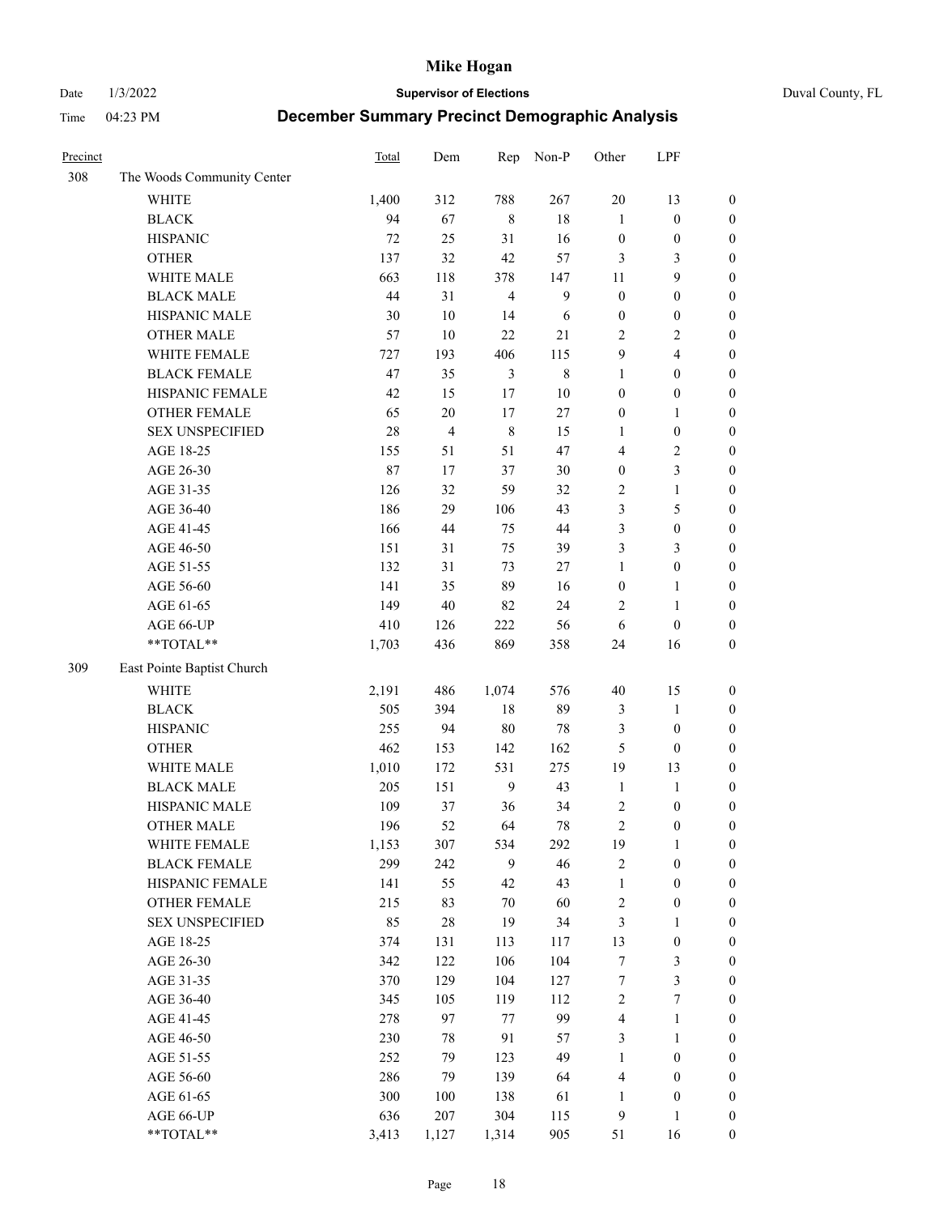# Mike Hogan

Date 1/3/2022 **Supervisor of Elections** Duval County, FL

Time 04:23 PM **December Summary Precinct Demographic Analysis**

| Precinct | | Total | Dem | Rep | Non-P | Other | LPF | |
|---|---|---|---|---|---|---|---|---|
| 308 | The Woods Community Center | | | | | | | |
| | WHITE | 1,400 | 312 | 788 | 267 | 20 | 13 | 0 |
| | BLACK | 94 | 67 | 8 | 18 | 1 | 0 | 0 |
| | HISPANIC | 72 | 25 | 31 | 16 | 0 | 0 | 0 |
| | OTHER | 137 | 32 | 42 | 57 | 3 | 3 | 0 |
| | WHITE MALE | 663 | 118 | 378 | 147 | 11 | 9 | 0 |
| | BLACK MALE | 44 | 31 | 4 | 9 | 0 | 0 | 0 |
| | HISPANIC MALE | 30 | 10 | 14 | 6 | 0 | 0 | 0 |
| | OTHER MALE | 57 | 10 | 22 | 21 | 2 | 2 | 0 |
| | WHITE FEMALE | 727 | 193 | 406 | 115 | 9 | 4 | 0 |
| | BLACK FEMALE | 47 | 35 | 3 | 8 | 1 | 0 | 0 |
| | HISPANIC FEMALE | 42 | 15 | 17 | 10 | 0 | 0 | 0 |
| | OTHER FEMALE | 65 | 20 | 17 | 27 | 0 | 1 | 0 |
| | SEX UNSPECIFIED | 28 | 4 | 8 | 15 | 1 | 0 | 0 |
| | AGE 18-25 | 155 | 51 | 51 | 47 | 4 | 2 | 0 |
| | AGE 26-30 | 87 | 17 | 37 | 30 | 0 | 3 | 0 |
| | AGE 31-35 | 126 | 32 | 59 | 32 | 2 | 1 | 0 |
| | AGE 36-40 | 186 | 29 | 106 | 43 | 3 | 5 | 0 |
| | AGE 41-45 | 166 | 44 | 75 | 44 | 3 | 0 | 0 |
| | AGE 46-50 | 151 | 31 | 75 | 39 | 3 | 3 | 0 |
| | AGE 51-55 | 132 | 31 | 73 | 27 | 1 | 0 | 0 |
| | AGE 56-60 | 141 | 35 | 89 | 16 | 0 | 1 | 0 |
| | AGE 61-65 | 149 | 40 | 82 | 24 | 2 | 1 | 0 |
| | AGE 66-UP | 410 | 126 | 222 | 56 | 6 | 0 | 0 |
| | **TOTAL** | 1,703 | 436 | 869 | 358 | 24 | 16 | 0 |
| 309 | East Pointe Baptist Church | | | | | | | |
| | WHITE | 2,191 | 486 | 1,074 | 576 | 40 | 15 | 0 |
| | BLACK | 505 | 394 | 18 | 89 | 3 | 1 | 0 |
| | HISPANIC | 255 | 94 | 80 | 78 | 3 | 0 | 0 |
| | OTHER | 462 | 153 | 142 | 162 | 5 | 0 | 0 |
| | WHITE MALE | 1,010 | 172 | 531 | 275 | 19 | 13 | 0 |
| | BLACK MALE | 205 | 151 | 9 | 43 | 1 | 1 | 0 |
| | HISPANIC MALE | 109 | 37 | 36 | 34 | 2 | 0 | 0 |
| | OTHER MALE | 196 | 52 | 64 | 78 | 2 | 0 | 0 |
| | WHITE FEMALE | 1,153 | 307 | 534 | 292 | 19 | 1 | 0 |
| | BLACK FEMALE | 299 | 242 | 9 | 46 | 2 | 0 | 0 |
| | HISPANIC FEMALE | 141 | 55 | 42 | 43 | 1 | 0 | 0 |
| | OTHER FEMALE | 215 | 83 | 70 | 60 | 2 | 0 | 0 |
| | SEX UNSPECIFIED | 85 | 28 | 19 | 34 | 3 | 1 | 0 |
| | AGE 18-25 | 374 | 131 | 113 | 117 | 13 | 0 | 0 |
| | AGE 26-30 | 342 | 122 | 106 | 104 | 7 | 3 | 0 |
| | AGE 31-35 | 370 | 129 | 104 | 127 | 7 | 3 | 0 |
| | AGE 36-40 | 345 | 105 | 119 | 112 | 2 | 7 | 0 |
| | AGE 41-45 | 278 | 97 | 77 | 99 | 4 | 1 | 0 |
| | AGE 46-50 | 230 | 78 | 91 | 57 | 3 | 1 | 0 |
| | AGE 51-55 | 252 | 79 | 123 | 49 | 1 | 0 | 0 |
| | AGE 56-60 | 286 | 79 | 139 | 64 | 4 | 0 | 0 |
| | AGE 61-65 | 300 | 100 | 138 | 61 | 1 | 0 | 0 |
| | AGE 66-UP | 636 | 207 | 304 | 115 | 9 | 1 | 0 |
| | **TOTAL** | 3,413 | 1,127 | 1,314 | 905 | 51 | 16 | 0 |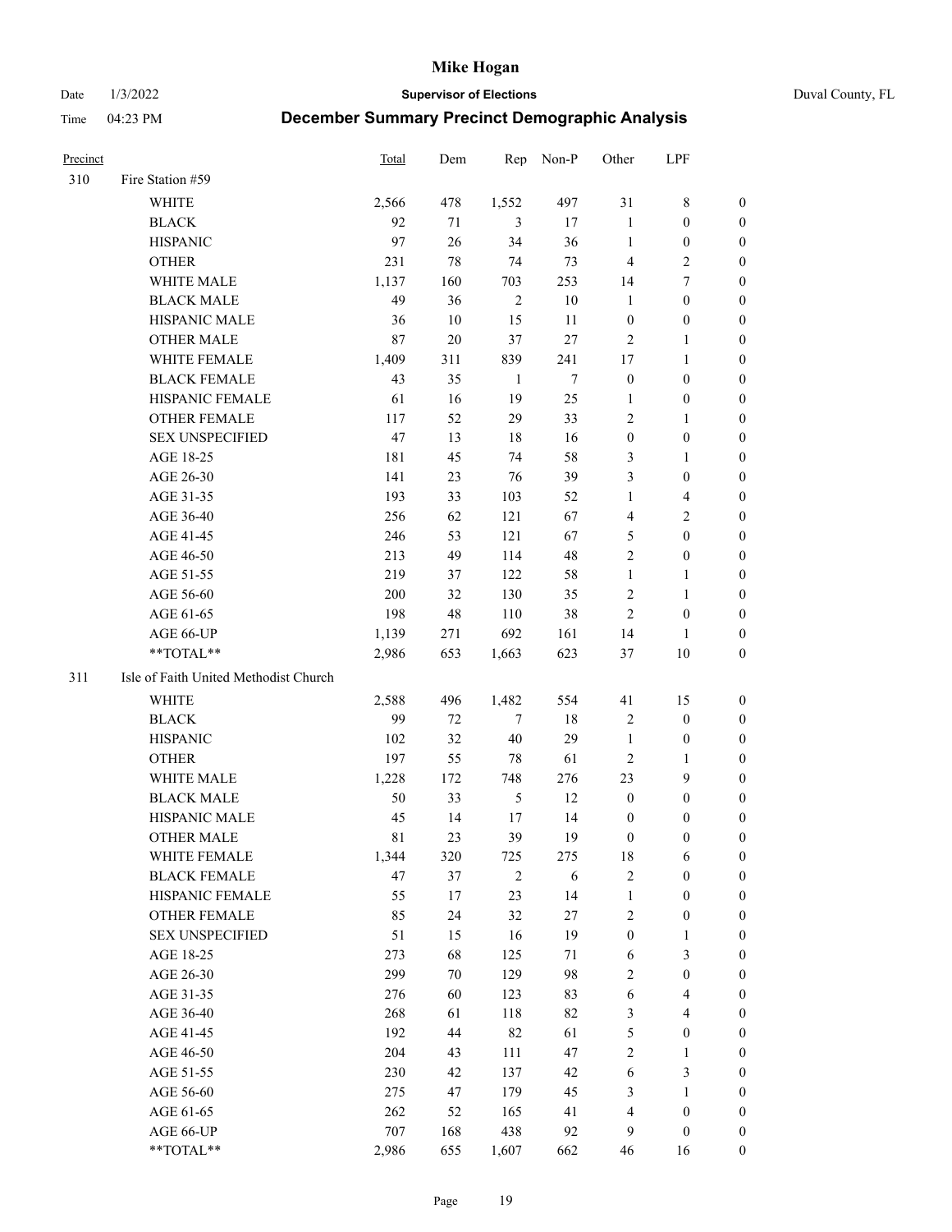# Mike Hogan

Date 1/3/2022 **Supervisor of Elections** Duval County, FL

Time 04:23 PM **December Summary Precinct Demographic Analysis**

| Precinct | | Total | Dem | Rep | Non-P | Other | LPF | |
|---|---|---|---|---|---|---|---|---|
| 310 | Fire Station #59 | | | | | | | |
| | WHITE | 2,566 | 478 | 1,552 | 497 | 31 | 8 | 0 |
| | BLACK | 92 | 71 | 3 | 17 | 1 | 0 | 0 |
| | HISPANIC | 97 | 26 | 34 | 36 | 1 | 0 | 0 |
| | OTHER | 231 | 78 | 74 | 73 | 4 | 2 | 0 |
| | WHITE MALE | 1,137 | 160 | 703 | 253 | 14 | 7 | 0 |
| | BLACK MALE | 49 | 36 | 2 | 10 | 1 | 0 | 0 |
| | HISPANIC MALE | 36 | 10 | 15 | 11 | 0 | 0 | 0 |
| | OTHER MALE | 87 | 20 | 37 | 27 | 2 | 1 | 0 |
| | WHITE FEMALE | 1,409 | 311 | 839 | 241 | 17 | 1 | 0 |
| | BLACK FEMALE | 43 | 35 | 1 | 7 | 0 | 0 | 0 |
| | HISPANIC FEMALE | 61 | 16 | 19 | 25 | 1 | 0 | 0 |
| | OTHER FEMALE | 117 | 52 | 29 | 33 | 2 | 1 | 0 |
| | SEX UNSPECIFIED | 47 | 13 | 18 | 16 | 0 | 0 | 0 |
| | AGE 18-25 | 181 | 45 | 74 | 58 | 3 | 1 | 0 |
| | AGE 26-30 | 141 | 23 | 76 | 39 | 3 | 0 | 0 |
| | AGE 31-35 | 193 | 33 | 103 | 52 | 1 | 4 | 0 |
| | AGE 36-40 | 256 | 62 | 121 | 67 | 4 | 2 | 0 |
| | AGE 41-45 | 246 | 53 | 121 | 67 | 5 | 0 | 0 |
| | AGE 46-50 | 213 | 49 | 114 | 48 | 2 | 0 | 0 |
| | AGE 51-55 | 219 | 37 | 122 | 58 | 1 | 1 | 0 |
| | AGE 56-60 | 200 | 32 | 130 | 35 | 2 | 1 | 0 |
| | AGE 61-65 | 198 | 48 | 110 | 38 | 2 | 0 | 0 |
| | AGE 66-UP | 1,139 | 271 | 692 | 161 | 14 | 1 | 0 |
| | **TOTAL** | 2,986 | 653 | 1,663 | 623 | 37 | 10 | 0 |
| 311 | Isle of Faith United Methodist Church | | | | | | | |
| | WHITE | 2,588 | 496 | 1,482 | 554 | 41 | 15 | 0 |
| | BLACK | 99 | 72 | 7 | 18 | 2 | 0 | 0 |
| | HISPANIC | 102 | 32 | 40 | 29 | 1 | 0 | 0 |
| | OTHER | 197 | 55 | 78 | 61 | 2 | 1 | 0 |
| | WHITE MALE | 1,228 | 172 | 748 | 276 | 23 | 9 | 0 |
| | BLACK MALE | 50 | 33 | 5 | 12 | 0 | 0 | 0 |
| | HISPANIC MALE | 45 | 14 | 17 | 14 | 0 | 0 | 0 |
| | OTHER MALE | 81 | 23 | 39 | 19 | 0 | 0 | 0 |
| | WHITE FEMALE | 1,344 | 320 | 725 | 275 | 18 | 6 | 0 |
| | BLACK FEMALE | 47 | 37 | 2 | 6 | 2 | 0 | 0 |
| | HISPANIC FEMALE | 55 | 17 | 23 | 14 | 1 | 0 | 0 |
| | OTHER FEMALE | 85 | 24 | 32 | 27 | 2 | 0 | 0 |
| | SEX UNSPECIFIED | 51 | 15 | 16 | 19 | 0 | 1 | 0 |
| | AGE 18-25 | 273 | 68 | 125 | 71 | 6 | 3 | 0 |
| | AGE 26-30 | 299 | 70 | 129 | 98 | 2 | 0 | 0 |
| | AGE 31-35 | 276 | 60 | 123 | 83 | 6 | 4 | 0 |
| | AGE 36-40 | 268 | 61 | 118 | 82 | 3 | 4 | 0 |
| | AGE 41-45 | 192 | 44 | 82 | 61 | 5 | 0 | 0 |
| | AGE 46-50 | 204 | 43 | 111 | 47 | 2 | 1 | 0 |
| | AGE 51-55 | 230 | 42 | 137 | 42 | 6 | 3 | 0 |
| | AGE 56-60 | 275 | 47 | 179 | 45 | 3 | 1 | 0 |
| | AGE 61-65 | 262 | 52 | 165 | 41 | 4 | 0 | 0 |
| | AGE 66-UP | 707 | 168 | 438 | 92 | 9 | 0 | 0 |
| | **TOTAL** | 2,986 | 655 | 1,607 | 662 | 46 | 16 | 0 |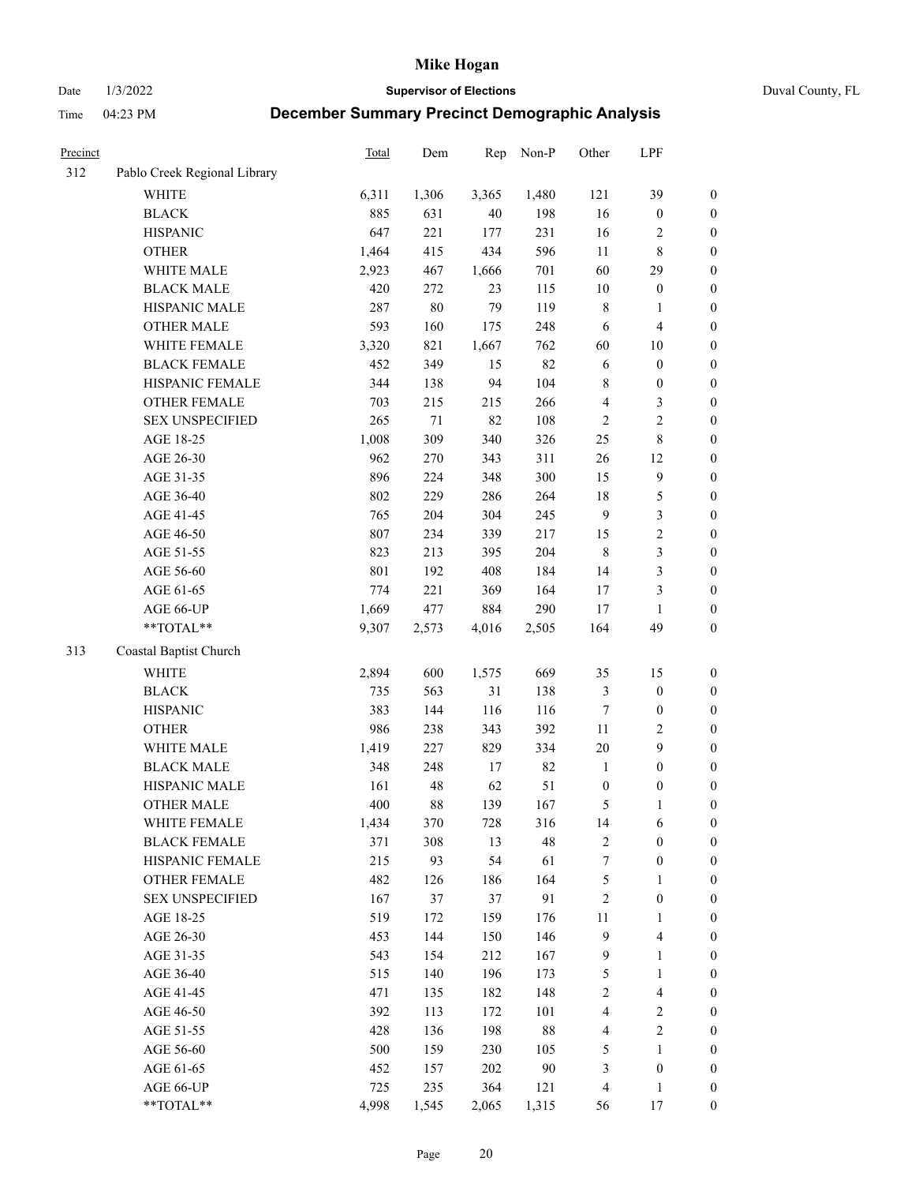# Mike Hogan

Date 1/3/2022 **Supervisor of Elections** Duval County, FL

Time 04:23 PM **December Summary Precinct Demographic Analysis**

| Precinct | | Total | Dem | Rep | Non-P | Other | LPF | |
|---|---|---|---|---|---|---|---|---|
| 312 | Pablo Creek Regional Library | | | | | | | |
| | WHITE | 6,311 | 1,306 | 3,365 | 1,480 | 121 | 39 | 0 |
| | BLACK | 885 | 631 | 40 | 198 | 16 | 0 | 0 |
| | HISPANIC | 647 | 221 | 177 | 231 | 16 | 2 | 0 |
| | OTHER | 1,464 | 415 | 434 | 596 | 11 | 8 | 0 |
| | WHITE MALE | 2,923 | 467 | 1,666 | 701 | 60 | 29 | 0 |
| | BLACK MALE | 420 | 272 | 23 | 115 | 10 | 0 | 0 |
| | HISPANIC MALE | 287 | 80 | 79 | 119 | 8 | 1 | 0 |
| | OTHER MALE | 593 | 160 | 175 | 248 | 6 | 4 | 0 |
| | WHITE FEMALE | 3,320 | 821 | 1,667 | 762 | 60 | 10 | 0 |
| | BLACK FEMALE | 452 | 349 | 15 | 82 | 6 | 0 | 0 |
| | HISPANIC FEMALE | 344 | 138 | 94 | 104 | 8 | 0 | 0 |
| | OTHER FEMALE | 703 | 215 | 215 | 266 | 4 | 3 | 0 |
| | SEX UNSPECIFIED | 265 | 71 | 82 | 108 | 2 | 2 | 0 |
| | AGE 18-25 | 1,008 | 309 | 340 | 326 | 25 | 8 | 0 |
| | AGE 26-30 | 962 | 270 | 343 | 311 | 26 | 12 | 0 |
| | AGE 31-35 | 896 | 224 | 348 | 300 | 15 | 9 | 0 |
| | AGE 36-40 | 802 | 229 | 286 | 264 | 18 | 5 | 0 |
| | AGE 41-45 | 765 | 204 | 304 | 245 | 9 | 3 | 0 |
| | AGE 46-50 | 807 | 234 | 339 | 217 | 15 | 2 | 0 |
| | AGE 51-55 | 823 | 213 | 395 | 204 | 8 | 3 | 0 |
| | AGE 56-60 | 801 | 192 | 408 | 184 | 14 | 3 | 0 |
| | AGE 61-65 | 774 | 221 | 369 | 164 | 17 | 3 | 0 |
| | AGE 66-UP | 1,669 | 477 | 884 | 290 | 17 | 1 | 0 |
| | **TOTAL** | 9,307 | 2,573 | 4,016 | 2,505 | 164 | 49 | 0 |
| 313 | Coastal Baptist Church | | | | | | | |
| | WHITE | 2,894 | 600 | 1,575 | 669 | 35 | 15 | 0 |
| | BLACK | 735 | 563 | 31 | 138 | 3 | 0 | 0 |
| | HISPANIC | 383 | 144 | 116 | 116 | 7 | 0 | 0 |
| | OTHER | 986 | 238 | 343 | 392 | 11 | 2 | 0 |
| | WHITE MALE | 1,419 | 227 | 829 | 334 | 20 | 9 | 0 |
| | BLACK MALE | 348 | 248 | 17 | 82 | 1 | 0 | 0 |
| | HISPANIC MALE | 161 | 48 | 62 | 51 | 0 | 0 | 0 |
| | OTHER MALE | 400 | 88 | 139 | 167 | 5 | 1 | 0 |
| | WHITE FEMALE | 1,434 | 370 | 728 | 316 | 14 | 6 | 0 |
| | BLACK FEMALE | 371 | 308 | 13 | 48 | 2 | 0 | 0 |
| | HISPANIC FEMALE | 215 | 93 | 54 | 61 | 7 | 0 | 0 |
| | OTHER FEMALE | 482 | 126 | 186 | 164 | 5 | 1 | 0 |
| | SEX UNSPECIFIED | 167 | 37 | 37 | 91 | 2 | 0 | 0 |
| | AGE 18-25 | 519 | 172 | 159 | 176 | 11 | 1 | 0 |
| | AGE 26-30 | 453 | 144 | 150 | 146 | 9 | 4 | 0 |
| | AGE 31-35 | 543 | 154 | 212 | 167 | 9 | 1 | 0 |
| | AGE 36-40 | 515 | 140 | 196 | 173 | 5 | 1 | 0 |
| | AGE 41-45 | 471 | 135 | 182 | 148 | 2 | 4 | 0 |
| | AGE 46-50 | 392 | 113 | 172 | 101 | 4 | 2 | 0 |
| | AGE 51-55 | 428 | 136 | 198 | 88 | 4 | 2 | 0 |
| | AGE 56-60 | 500 | 159 | 230 | 105 | 5 | 1 | 0 |
| | AGE 61-65 | 452 | 157 | 202 | 90 | 3 | 0 | 0 |
| | AGE 66-UP | 725 | 235 | 364 | 121 | 4 | 1 | 0 |
| | **TOTAL** | 4,998 | 1,545 | 2,065 | 1,315 | 56 | 17 | 0 |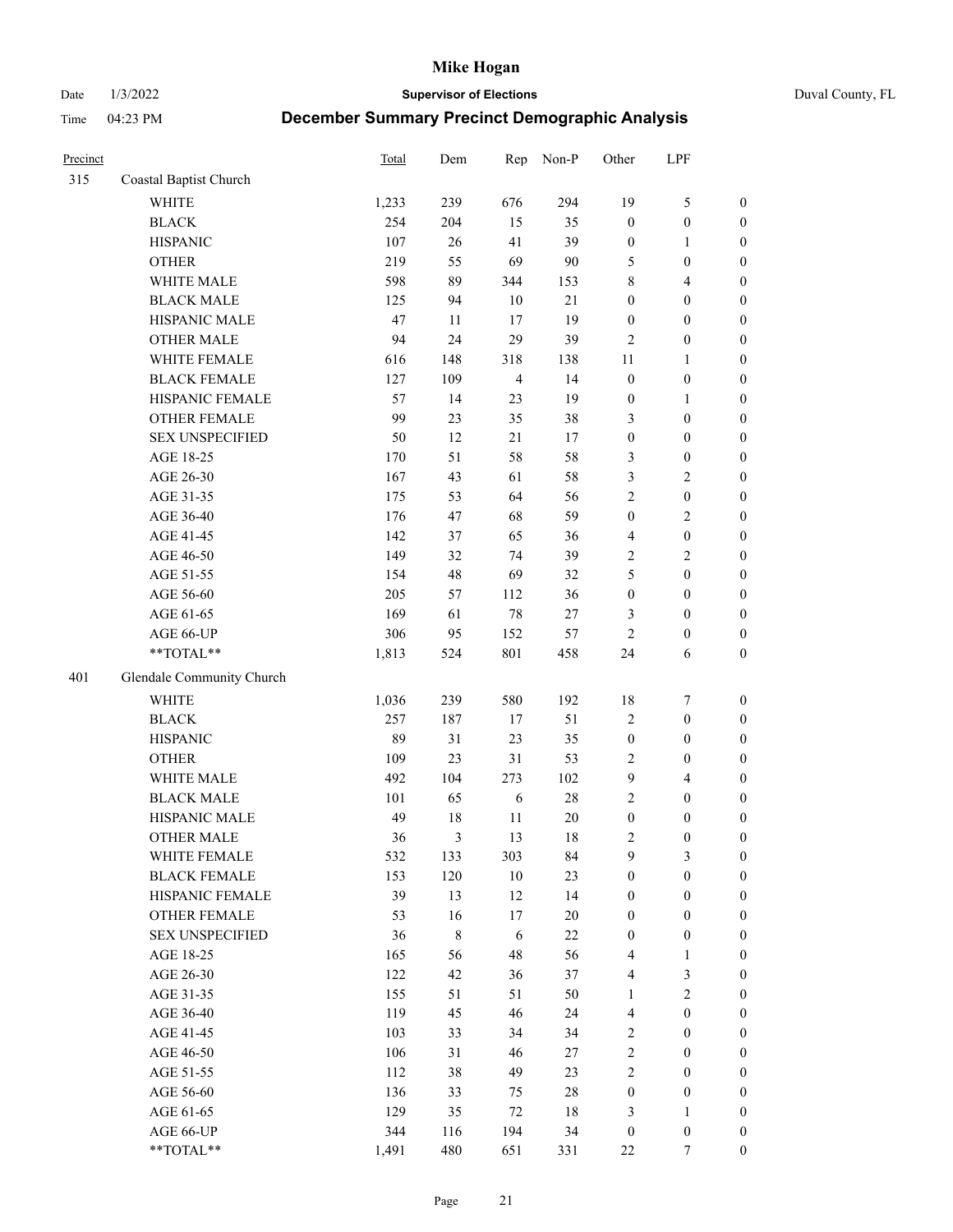# Mike Hogan

Date 1/3/2022 **Supervisor of Elections** Duval County, FL

Time 04:23 PM **December Summary Precinct Demographic Analysis**

| Precinct | | Total | Dem | Rep | Non-P | Other | LPF | |
|---|---|---|---|---|---|---|---|---|
| 315 | Coastal Baptist Church | | | | | | | |
| | WHITE | 1,233 | 239 | 676 | 294 | 19 | 5 | 0 |
| | BLACK | 254 | 204 | 15 | 35 | 0 | 0 | 0 |
| | HISPANIC | 107 | 26 | 41 | 39 | 0 | 1 | 0 |
| | OTHER | 219 | 55 | 69 | 90 | 5 | 0 | 0 |
| | WHITE MALE | 598 | 89 | 344 | 153 | 8 | 4 | 0 |
| | BLACK MALE | 125 | 94 | 10 | 21 | 0 | 0 | 0 |
| | HISPANIC MALE | 47 | 11 | 17 | 19 | 0 | 0 | 0 |
| | OTHER MALE | 94 | 24 | 29 | 39 | 2 | 0 | 0 |
| | WHITE FEMALE | 616 | 148 | 318 | 138 | 11 | 1 | 0 |
| | BLACK FEMALE | 127 | 109 | 4 | 14 | 0 | 0 | 0 |
| | HISPANIC FEMALE | 57 | 14 | 23 | 19 | 0 | 1 | 0 |
| | OTHER FEMALE | 99 | 23 | 35 | 38 | 3 | 0 | 0 |
| | SEX UNSPECIFIED | 50 | 12 | 21 | 17 | 0 | 0 | 0 |
| | AGE 18-25 | 170 | 51 | 58 | 58 | 3 | 0 | 0 |
| | AGE 26-30 | 167 | 43 | 61 | 58 | 3 | 2 | 0 |
| | AGE 31-35 | 175 | 53 | 64 | 56 | 2 | 0 | 0 |
| | AGE 36-40 | 176 | 47 | 68 | 59 | 0 | 2 | 0 |
| | AGE 41-45 | 142 | 37 | 65 | 36 | 4 | 0 | 0 |
| | AGE 46-50 | 149 | 32 | 74 | 39 | 2 | 2 | 0 |
| | AGE 51-55 | 154 | 48 | 69 | 32 | 5 | 0 | 0 |
| | AGE 56-60 | 205 | 57 | 112 | 36 | 0 | 0 | 0 |
| | AGE 61-65 | 169 | 61 | 78 | 27 | 3 | 0 | 0 |
| | AGE 66-UP | 306 | 95 | 152 | 57 | 2 | 0 | 0 |
| | **TOTAL** | 1,813 | 524 | 801 | 458 | 24 | 6 | 0 |
| 401 | Glendale Community Church | | | | | | | |
| | WHITE | 1,036 | 239 | 580 | 192 | 18 | 7 | 0 |
| | BLACK | 257 | 187 | 17 | 51 | 2 | 0 | 0 |
| | HISPANIC | 89 | 31 | 23 | 35 | 0 | 0 | 0 |
| | OTHER | 109 | 23 | 31 | 53 | 2 | 0 | 0 |
| | WHITE MALE | 492 | 104 | 273 | 102 | 9 | 4 | 0 |
| | BLACK MALE | 101 | 65 | 6 | 28 | 2 | 0 | 0 |
| | HISPANIC MALE | 49 | 18 | 11 | 20 | 0 | 0 | 0 |
| | OTHER MALE | 36 | 3 | 13 | 18 | 2 | 0 | 0 |
| | WHITE FEMALE | 532 | 133 | 303 | 84 | 9 | 3 | 0 |
| | BLACK FEMALE | 153 | 120 | 10 | 23 | 0 | 0 | 0 |
| | HISPANIC FEMALE | 39 | 13 | 12 | 14 | 0 | 0 | 0 |
| | OTHER FEMALE | 53 | 16 | 17 | 20 | 0 | 0 | 0 |
| | SEX UNSPECIFIED | 36 | 8 | 6 | 22 | 0 | 0 | 0 |
| | AGE 18-25 | 165 | 56 | 48 | 56 | 4 | 1 | 0 |
| | AGE 26-30 | 122 | 42 | 36 | 37 | 4 | 3 | 0 |
| | AGE 31-35 | 155 | 51 | 51 | 50 | 1 | 2 | 0 |
| | AGE 36-40 | 119 | 45 | 46 | 24 | 4 | 0 | 0 |
| | AGE 41-45 | 103 | 33 | 34 | 34 | 2 | 0 | 0 |
| | AGE 46-50 | 106 | 31 | 46 | 27 | 2 | 0 | 0 |
| | AGE 51-55 | 112 | 38 | 49 | 23 | 2 | 0 | 0 |
| | AGE 56-60 | 136 | 33 | 75 | 28 | 0 | 0 | 0 |
| | AGE 61-65 | 129 | 35 | 72 | 18 | 3 | 1 | 0 |
| | AGE 66-UP | 344 | 116 | 194 | 34 | 0 | 0 | 0 |
| | **TOTAL** | 1,491 | 480 | 651 | 331 | 22 | 7 | 0 |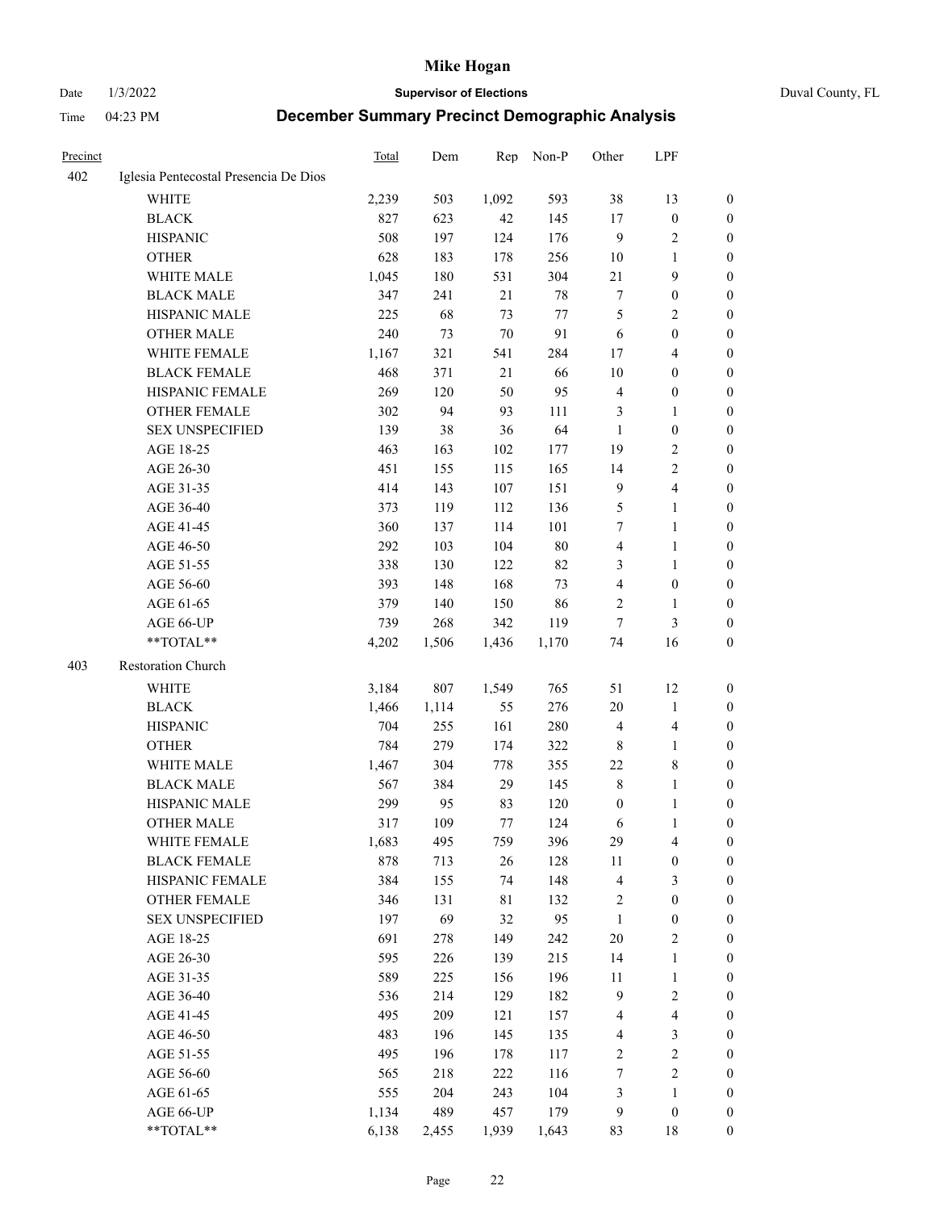| Precinct | | Total | Dem | Rep | Non-P | Other | LPF | |
|---|---|---|---|---|---|---|---|---|
| 402 | Iglesia Pentecostal Presencia De Dios | | | | | | | |
| | WHITE | 2,239 | 503 | 1,092 | 593 | 38 | 13 | 0 |
| | BLACK | 827 | 623 | 42 | 145 | 17 | 0 | 0 |
| | HISPANIC | 508 | 197 | 124 | 176 | 9 | 2 | 0 |
| | OTHER | 628 | 183 | 178 | 256 | 10 | 1 | 0 |
| | WHITE MALE | 1,045 | 180 | 531 | 304 | 21 | 9 | 0 |
| | BLACK MALE | 347 | 241 | 21 | 78 | 7 | 0 | 0 |
| | HISPANIC MALE | 225 | 68 | 73 | 77 | 5 | 2 | 0 |
| | OTHER MALE | 240 | 73 | 70 | 91 | 6 | 0 | 0 |
| | WHITE FEMALE | 1,167 | 321 | 541 | 284 | 17 | 4 | 0 |
| | BLACK FEMALE | 468 | 371 | 21 | 66 | 10 | 0 | 0 |
| | HISPANIC FEMALE | 269 | 120 | 50 | 95 | 4 | 0 | 0 |
| | OTHER FEMALE | 302 | 94 | 93 | 111 | 3 | 1 | 0 |
| | SEX UNSPECIFIED | 139 | 38 | 36 | 64 | 1 | 0 | 0 |
| | AGE 18-25 | 463 | 163 | 102 | 177 | 19 | 2 | 0 |
| | AGE 26-30 | 451 | 155 | 115 | 165 | 14 | 2 | 0 |
| | AGE 31-35 | 414 | 143 | 107 | 151 | 9 | 4 | 0 |
| | AGE 36-40 | 373 | 119 | 112 | 136 | 5 | 1 | 0 |
| | AGE 41-45 | 360 | 137 | 114 | 101 | 7 | 1 | 0 |
| | AGE 46-50 | 292 | 103 | 104 | 80 | 4 | 1 | 0 |
| | AGE 51-55 | 338 | 130 | 122 | 82 | 3 | 1 | 0 |
| | AGE 56-60 | 393 | 148 | 168 | 73 | 4 | 0 | 0 |
| | AGE 61-65 | 379 | 140 | 150 | 86 | 2 | 1 | 0 |
| | AGE 66-UP | 739 | 268 | 342 | 119 | 7 | 3 | 0 |
| | **TOTAL** | 4,202 | 1,506 | 1,436 | 1,170 | 74 | 16 | 0 |
| 403 | Restoration Church | | | | | | | |
| | WHITE | 3,184 | 807 | 1,549 | 765 | 51 | 12 | 0 |
| | BLACK | 1,466 | 1,114 | 55 | 276 | 20 | 1 | 0 |
| | HISPANIC | 704 | 255 | 161 | 280 | 4 | 4 | 0 |
| | OTHER | 784 | 279 | 174 | 322 | 8 | 1 | 0 |
| | WHITE MALE | 1,467 | 304 | 778 | 355 | 22 | 8 | 0 |
| | BLACK MALE | 567 | 384 | 29 | 145 | 8 | 1 | 0 |
| | HISPANIC MALE | 299 | 95 | 83 | 120 | 0 | 1 | 0 |
| | OTHER MALE | 317 | 109 | 77 | 124 | 6 | 1 | 0 |
| | WHITE FEMALE | 1,683 | 495 | 759 | 396 | 29 | 4 | 0 |
| | BLACK FEMALE | 878 | 713 | 26 | 128 | 11 | 0 | 0 |
| | HISPANIC FEMALE | 384 | 155 | 74 | 148 | 4 | 3 | 0 |
| | OTHER FEMALE | 346 | 131 | 81 | 132 | 2 | 0 | 0 |
| | SEX UNSPECIFIED | 197 | 69 | 32 | 95 | 1 | 0 | 0 |
| | AGE 18-25 | 691 | 278 | 149 | 242 | 20 | 2 | 0 |
| | AGE 26-30 | 595 | 226 | 139 | 215 | 14 | 1 | 0 |
| | AGE 31-35 | 589 | 225 | 156 | 196 | 11 | 1 | 0 |
| | AGE 36-40 | 536 | 214 | 129 | 182 | 9 | 2 | 0 |
| | AGE 41-45 | 495 | 209 | 121 | 157 | 4 | 4 | 0 |
| | AGE 46-50 | 483 | 196 | 145 | 135 | 4 | 3 | 0 |
| | AGE 51-55 | 495 | 196 | 178 | 117 | 2 | 2 | 0 |
| | AGE 56-60 | 565 | 218 | 222 | 116 | 7 | 2 | 0 |
| | AGE 61-65 | 555 | 204 | 243 | 104 | 3 | 1 | 0 |
| | AGE 66-UP | 1,134 | 489 | 457 | 179 | 9 | 0 | 0 |
| | **TOTAL** | 6,138 | 2,455 | 1,939 | 1,643 | 83 | 18 | 0 |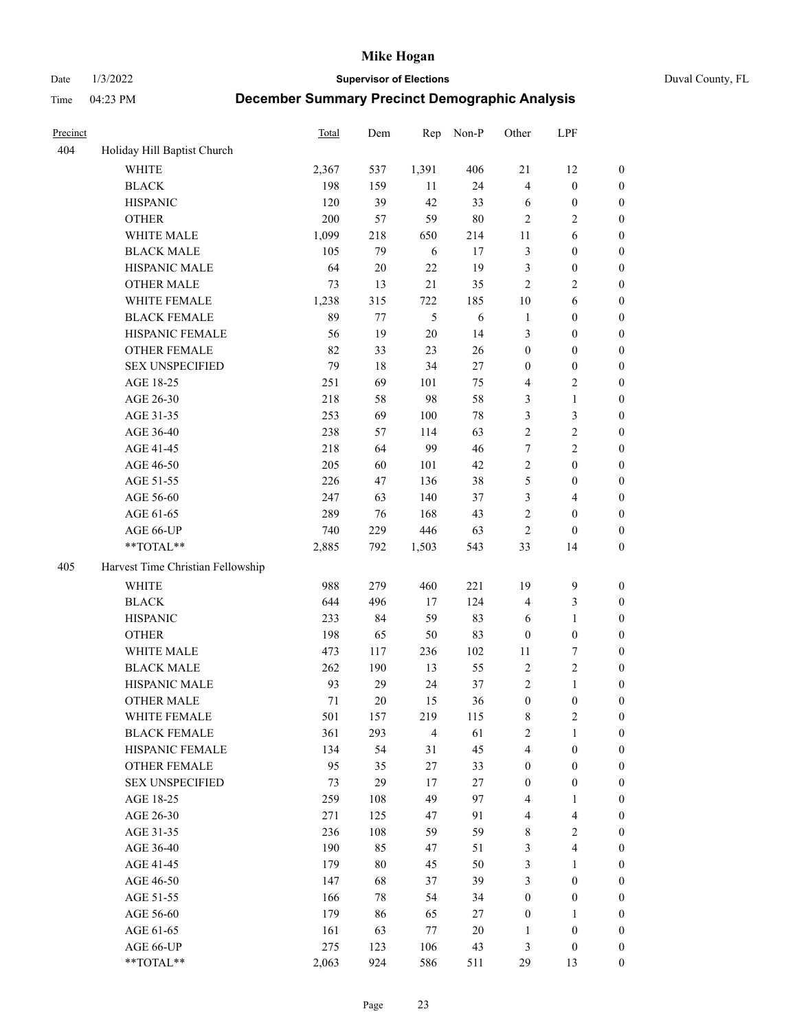| Precinct | | Total | Dem | Rep | Non-P | Other | LPF | |
|---|---|---|---|---|---|---|---|---|
| 404 | Holiday Hill Baptist Church | | | | | | | |
| | WHITE | 2,367 | 537 | 1,391 | 406 | 21 | 12 | 0 |
| | BLACK | 198 | 159 | 11 | 24 | 4 | 0 | 0 |
| | HISPANIC | 120 | 39 | 42 | 33 | 6 | 0 | 0 |
| | OTHER | 200 | 57 | 59 | 80 | 2 | 2 | 0 |
| | WHITE MALE | 1,099 | 218 | 650 | 214 | 11 | 6 | 0 |
| | BLACK MALE | 105 | 79 | 6 | 17 | 3 | 0 | 0 |
| | HISPANIC MALE | 64 | 20 | 22 | 19 | 3 | 0 | 0 |
| | OTHER MALE | 73 | 13 | 21 | 35 | 2 | 2 | 0 |
| | WHITE FEMALE | 1,238 | 315 | 722 | 185 | 10 | 6 | 0 |
| | BLACK FEMALE | 89 | 77 | 5 | 6 | 1 | 0 | 0 |
| | HISPANIC FEMALE | 56 | 19 | 20 | 14 | 3 | 0 | 0 |
| | OTHER FEMALE | 82 | 33 | 23 | 26 | 0 | 0 | 0 |
| | SEX UNSPECIFIED | 79 | 18 | 34 | 27 | 0 | 0 | 0 |
| | AGE 18-25 | 251 | 69 | 101 | 75 | 4 | 2 | 0 |
| | AGE 26-30 | 218 | 58 | 98 | 58 | 3 | 1 | 0 |
| | AGE 31-35 | 253 | 69 | 100 | 78 | 3 | 3 | 0 |
| | AGE 36-40 | 238 | 57 | 114 | 63 | 2 | 2 | 0 |
| | AGE 41-45 | 218 | 64 | 99 | 46 | 7 | 2 | 0 |
| | AGE 46-50 | 205 | 60 | 101 | 42 | 2 | 0 | 0 |
| | AGE 51-55 | 226 | 47 | 136 | 38 | 5 | 0 | 0 |
| | AGE 56-60 | 247 | 63 | 140 | 37 | 3 | 4 | 0 |
| | AGE 61-65 | 289 | 76 | 168 | 43 | 2 | 0 | 0 |
| | AGE 66-UP | 740 | 229 | 446 | 63 | 2 | 0 | 0 |
| | **TOTAL** | 2,885 | 792 | 1,503 | 543 | 33 | 14 | 0 |
| 405 | Harvest Time Christian Fellowship | | | | | | | |
| | WHITE | 988 | 279 | 460 | 221 | 19 | 9 | 0 |
| | BLACK | 644 | 496 | 17 | 124 | 4 | 3 | 0 |
| | HISPANIC | 233 | 84 | 59 | 83 | 6 | 1 | 0 |
| | OTHER | 198 | 65 | 50 | 83 | 0 | 0 | 0 |
| | WHITE MALE | 473 | 117 | 236 | 102 | 11 | 7 | 0 |
| | BLACK MALE | 262 | 190 | 13 | 55 | 2 | 2 | 0 |
| | HISPANIC MALE | 93 | 29 | 24 | 37 | 2 | 1 | 0 |
| | OTHER MALE | 71 | 20 | 15 | 36 | 0 | 0 | 0 |
| | WHITE FEMALE | 501 | 157 | 219 | 115 | 8 | 2 | 0 |
| | BLACK FEMALE | 361 | 293 | 4 | 61 | 2 | 1 | 0 |
| | HISPANIC FEMALE | 134 | 54 | 31 | 45 | 4 | 0 | 0 |
| | OTHER FEMALE | 95 | 35 | 27 | 33 | 0 | 0 | 0 |
| | SEX UNSPECIFIED | 73 | 29 | 17 | 27 | 0 | 0 | 0 |
| | AGE 18-25 | 259 | 108 | 49 | 97 | 4 | 1 | 0 |
| | AGE 26-30 | 271 | 125 | 47 | 91 | 4 | 4 | 0 |
| | AGE 31-35 | 236 | 108 | 59 | 59 | 8 | 2 | 0 |
| | AGE 36-40 | 190 | 85 | 47 | 51 | 3 | 4 | 0 |
| | AGE 41-45 | 179 | 80 | 45 | 50 | 3 | 1 | 0 |
| | AGE 46-50 | 147 | 68 | 37 | 39 | 3 | 0 | 0 |
| | AGE 51-55 | 166 | 78 | 54 | 34 | 0 | 0 | 0 |
| | AGE 56-60 | 179 | 86 | 65 | 27 | 0 | 1 | 0 |
| | AGE 61-65 | 161 | 63 | 77 | 20 | 1 | 0 | 0 |
| | AGE 66-UP | 275 | 123 | 106 | 43 | 3 | 0 | 0 |
| | **TOTAL** | 2,063 | 924 | 586 | 511 | 29 | 13 | 0 |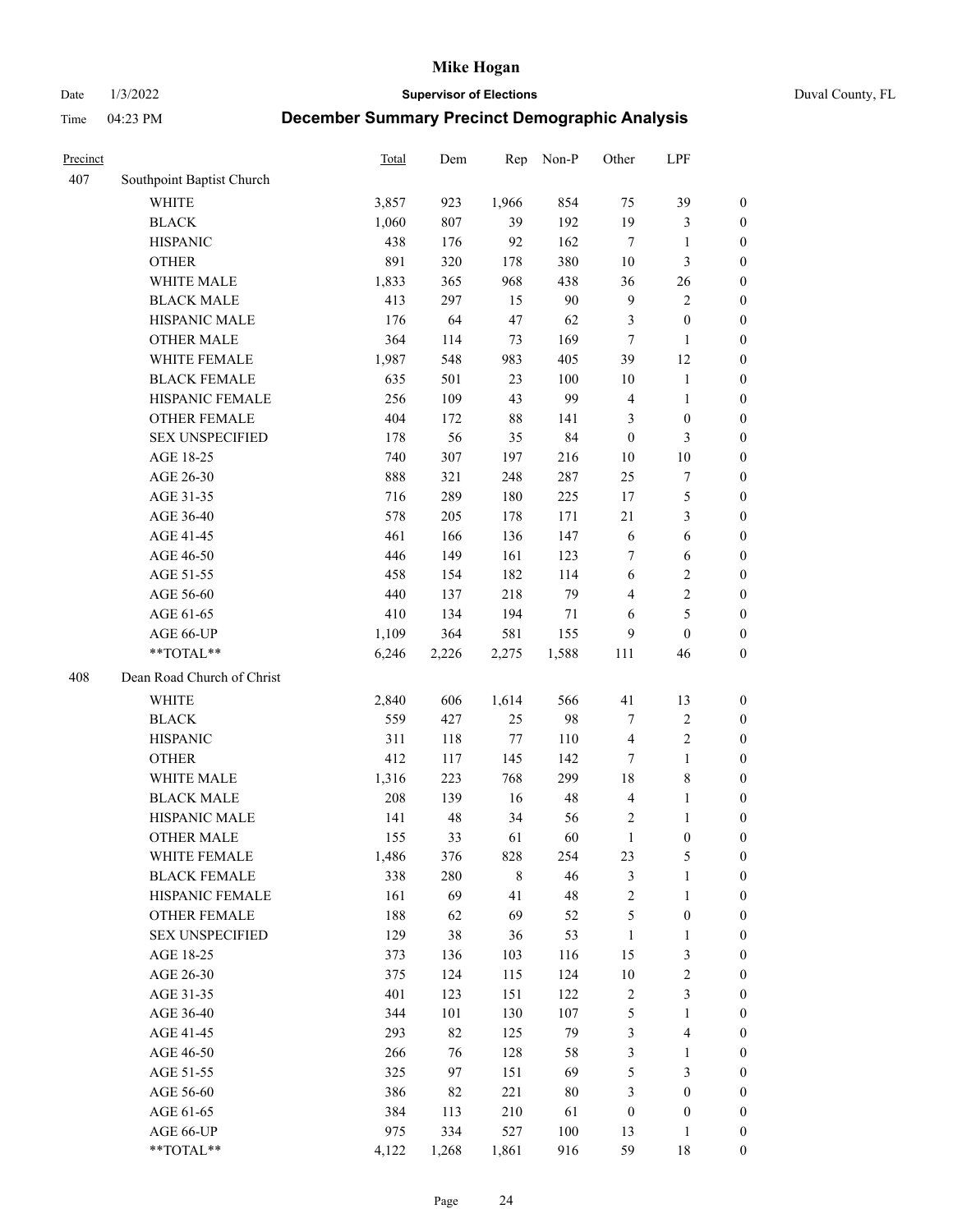| Precinct | | Total | Dem | Rep | Non-P | Other | LPF | |
|---|---|---|---|---|---|---|---|---|
| 407 | Southpoint Baptist Church | | | | | | | |
| | WHITE | 3,857 | 923 | 1,966 | 854 | 75 | 39 | 0 |
| | BLACK | 1,060 | 807 | 39 | 192 | 19 | 3 | 0 |
| | HISPANIC | 438 | 176 | 92 | 162 | 7 | 1 | 0 |
| | OTHER | 891 | 320 | 178 | 380 | 10 | 3 | 0 |
| | WHITE MALE | 1,833 | 365 | 968 | 438 | 36 | 26 | 0 |
| | BLACK MALE | 413 | 297 | 15 | 90 | 9 | 2 | 0 |
| | HISPANIC MALE | 176 | 64 | 47 | 62 | 3 | 0 | 0 |
| | OTHER MALE | 364 | 114 | 73 | 169 | 7 | 1 | 0 |
| | WHITE FEMALE | 1,987 | 548 | 983 | 405 | 39 | 12 | 0 |
| | BLACK FEMALE | 635 | 501 | 23 | 100 | 10 | 1 | 0 |
| | HISPANIC FEMALE | 256 | 109 | 43 | 99 | 4 | 1 | 0 |
| | OTHER FEMALE | 404 | 172 | 88 | 141 | 3 | 0 | 0 |
| | SEX UNSPECIFIED | 178 | 56 | 35 | 84 | 0 | 3 | 0 |
| | AGE 18-25 | 740 | 307 | 197 | 216 | 10 | 10 | 0 |
| | AGE 26-30 | 888 | 321 | 248 | 287 | 25 | 7 | 0 |
| | AGE 31-35 | 716 | 289 | 180 | 225 | 17 | 5 | 0 |
| | AGE 36-40 | 578 | 205 | 178 | 171 | 21 | 3 | 0 |
| | AGE 41-45 | 461 | 166 | 136 | 147 | 6 | 6 | 0 |
| | AGE 46-50 | 446 | 149 | 161 | 123 | 7 | 6 | 0 |
| | AGE 51-55 | 458 | 154 | 182 | 114 | 6 | 2 | 0 |
| | AGE 56-60 | 440 | 137 | 218 | 79 | 4 | 2 | 0 |
| | AGE 61-65 | 410 | 134 | 194 | 71 | 6 | 5 | 0 |
| | AGE 66-UP | 1,109 | 364 | 581 | 155 | 9 | 0 | 0 |
| | **TOTAL** | 6,246 | 2,226 | 2,275 | 1,588 | 111 | 46 | 0 |
| 408 | Dean Road Church of Christ | | | | | | | |
| | WHITE | 2,840 | 606 | 1,614 | 566 | 41 | 13 | 0 |
| | BLACK | 559 | 427 | 25 | 98 | 7 | 2 | 0 |
| | HISPANIC | 311 | 118 | 77 | 110 | 4 | 2 | 0 |
| | OTHER | 412 | 117 | 145 | 142 | 7 | 1 | 0 |
| | WHITE MALE | 1,316 | 223 | 768 | 299 | 18 | 8 | 0 |
| | BLACK MALE | 208 | 139 | 16 | 48 | 4 | 1 | 0 |
| | HISPANIC MALE | 141 | 48 | 34 | 56 | 2 | 1 | 0 |
| | OTHER MALE | 155 | 33 | 61 | 60 | 1 | 0 | 0 |
| | WHITE FEMALE | 1,486 | 376 | 828 | 254 | 23 | 5 | 0 |
| | BLACK FEMALE | 338 | 280 | 8 | 46 | 3 | 1 | 0 |
| | HISPANIC FEMALE | 161 | 69 | 41 | 48 | 2 | 1 | 0 |
| | OTHER FEMALE | 188 | 62 | 69 | 52 | 5 | 0 | 0 |
| | SEX UNSPECIFIED | 129 | 38 | 36 | 53 | 1 | 1 | 0 |
| | AGE 18-25 | 373 | 136 | 103 | 116 | 15 | 3 | 0 |
| | AGE 26-30 | 375 | 124 | 115 | 124 | 10 | 2 | 0 |
| | AGE 31-35 | 401 | 123 | 151 | 122 | 2 | 3 | 0 |
| | AGE 36-40 | 344 | 101 | 130 | 107 | 5 | 1 | 0 |
| | AGE 41-45 | 293 | 82 | 125 | 79 | 3 | 4 | 0 |
| | AGE 46-50 | 266 | 76 | 128 | 58 | 3 | 1 | 0 |
| | AGE 51-55 | 325 | 97 | 151 | 69 | 5 | 3 | 0 |
| | AGE 56-60 | 386 | 82 | 221 | 80 | 3 | 0 | 0 |
| | AGE 61-65 | 384 | 113 | 210 | 61 | 0 | 0 | 0 |
| | AGE 66-UP | 975 | 334 | 527 | 100 | 13 | 1 | 0 |
| | **TOTAL** | 4,122 | 1,268 | 1,861 | 916 | 59 | 18 | 0 |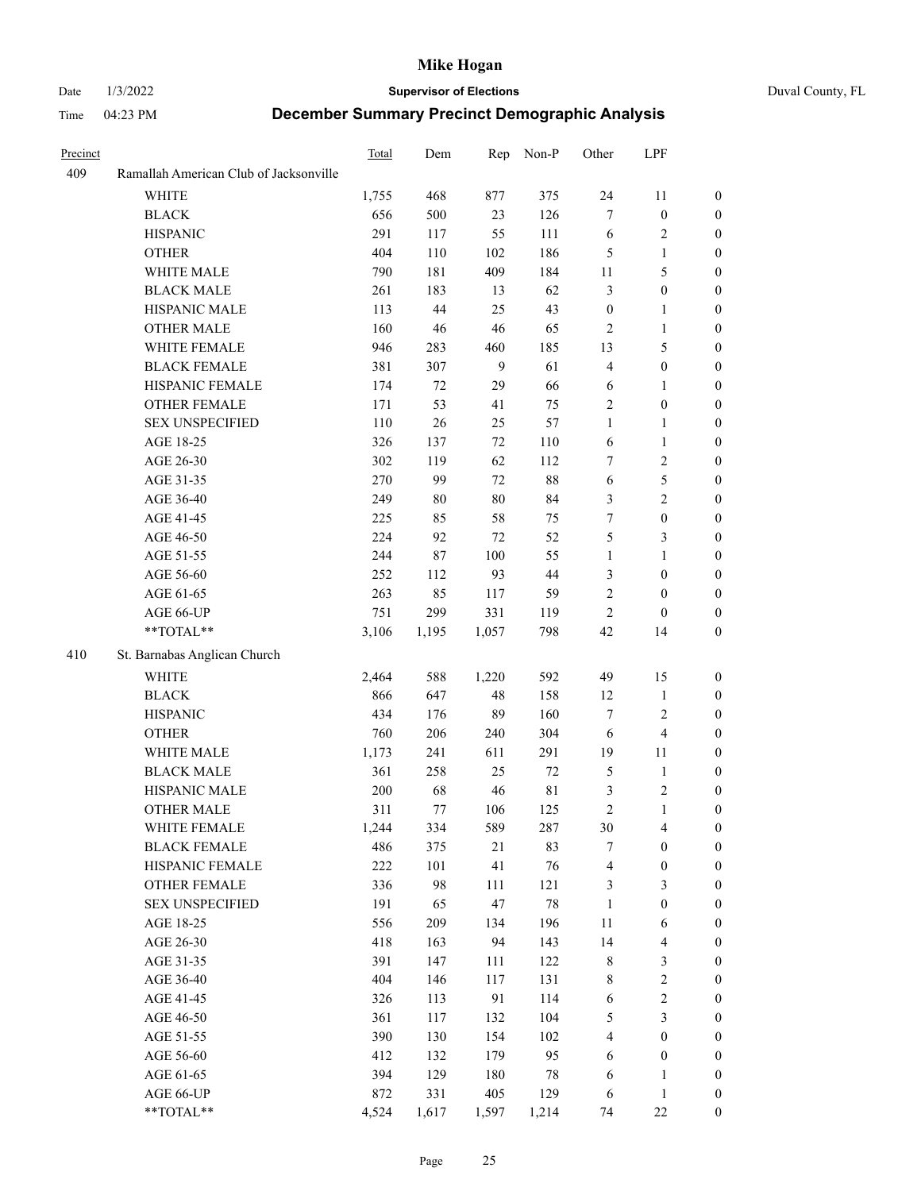# Mike Hogan

Date 1/3/2022 **Supervisor of Elections** Duval County, FL

Time 04:23 PM **December Summary Precinct Demographic Analysis**

| Precinct | | Total | Dem | Rep | Non-P | Other | LPF | |
|---|---|---|---|---|---|---|---|---|
| 409 | Ramallah American Club of Jacksonville | | | | | | | |
| | WHITE | 1,755 | 468 | 877 | 375 | 24 | 11 | 0 |
| | BLACK | 656 | 500 | 23 | 126 | 7 | 0 | 0 |
| | HISPANIC | 291 | 117 | 55 | 111 | 6 | 2 | 0 |
| | OTHER | 404 | 110 | 102 | 186 | 5 | 1 | 0 |
| | WHITE MALE | 790 | 181 | 409 | 184 | 11 | 5 | 0 |
| | BLACK MALE | 261 | 183 | 13 | 62 | 3 | 0 | 0 |
| | HISPANIC MALE | 113 | 44 | 25 | 43 | 0 | 1 | 0 |
| | OTHER MALE | 160 | 46 | 46 | 65 | 2 | 1 | 0 |
| | WHITE FEMALE | 946 | 283 | 460 | 185 | 13 | 5 | 0 |
| | BLACK FEMALE | 381 | 307 | 9 | 61 | 4 | 0 | 0 |
| | HISPANIC FEMALE | 174 | 72 | 29 | 66 | 6 | 1 | 0 |
| | OTHER FEMALE | 171 | 53 | 41 | 75 | 2 | 0 | 0 |
| | SEX UNSPECIFIED | 110 | 26 | 25 | 57 | 1 | 1 | 0 |
| | AGE 18-25 | 326 | 137 | 72 | 110 | 6 | 1 | 0 |
| | AGE 26-30 | 302 | 119 | 62 | 112 | 7 | 2 | 0 |
| | AGE 31-35 | 270 | 99 | 72 | 88 | 6 | 5 | 0 |
| | AGE 36-40 | 249 | 80 | 80 | 84 | 3 | 2 | 0 |
| | AGE 41-45 | 225 | 85 | 58 | 75 | 7 | 0 | 0 |
| | AGE 46-50 | 224 | 92 | 72 | 52 | 5 | 3 | 0 |
| | AGE 51-55 | 244 | 87 | 100 | 55 | 1 | 1 | 0 |
| | AGE 56-60 | 252 | 112 | 93 | 44 | 3 | 0 | 0 |
| | AGE 61-65 | 263 | 85 | 117 | 59 | 2 | 0 | 0 |
| | AGE 66-UP | 751 | 299 | 331 | 119 | 2 | 0 | 0 |
| | **TOTAL** | 3,106 | 1,195 | 1,057 | 798 | 42 | 14 | 0 |
| 410 | St. Barnabas Anglican Church | | | | | | | |
| | WHITE | 2,464 | 588 | 1,220 | 592 | 49 | 15 | 0 |
| | BLACK | 866 | 647 | 48 | 158 | 12 | 1 | 0 |
| | HISPANIC | 434 | 176 | 89 | 160 | 7 | 2 | 0 |
| | OTHER | 760 | 206 | 240 | 304 | 6 | 4 | 0 |
| | WHITE MALE | 1,173 | 241 | 611 | 291 | 19 | 11 | 0 |
| | BLACK MALE | 361 | 258 | 25 | 72 | 5 | 1 | 0 |
| | HISPANIC MALE | 200 | 68 | 46 | 81 | 3 | 2 | 0 |
| | OTHER MALE | 311 | 77 | 106 | 125 | 2 | 1 | 0 |
| | WHITE FEMALE | 1,244 | 334 | 589 | 287 | 30 | 4 | 0 |
| | BLACK FEMALE | 486 | 375 | 21 | 83 | 7 | 0 | 0 |
| | HISPANIC FEMALE | 222 | 101 | 41 | 76 | 4 | 0 | 0 |
| | OTHER FEMALE | 336 | 98 | 111 | 121 | 3 | 3 | 0 |
| | SEX UNSPECIFIED | 191 | 65 | 47 | 78 | 1 | 0 | 0 |
| | AGE 18-25 | 556 | 209 | 134 | 196 | 11 | 6 | 0 |
| | AGE 26-30 | 418 | 163 | 94 | 143 | 14 | 4 | 0 |
| | AGE 31-35 | 391 | 147 | 111 | 122 | 8 | 3 | 0 |
| | AGE 36-40 | 404 | 146 | 117 | 131 | 8 | 2 | 0 |
| | AGE 41-45 | 326 | 113 | 91 | 114 | 6 | 2 | 0 |
| | AGE 46-50 | 361 | 117 | 132 | 104 | 5 | 3 | 0 |
| | AGE 51-55 | 390 | 130 | 154 | 102 | 4 | 0 | 0 |
| | AGE 56-60 | 412 | 132 | 179 | 95 | 6 | 0 | 0 |
| | AGE 61-65 | 394 | 129 | 180 | 78 | 6 | 1 | 0 |
| | AGE 66-UP | 872 | 331 | 405 | 129 | 6 | 1 | 0 |
| | **TOTAL** | 4,524 | 1,617 | 1,597 | 1,214 | 74 | 22 | 0 |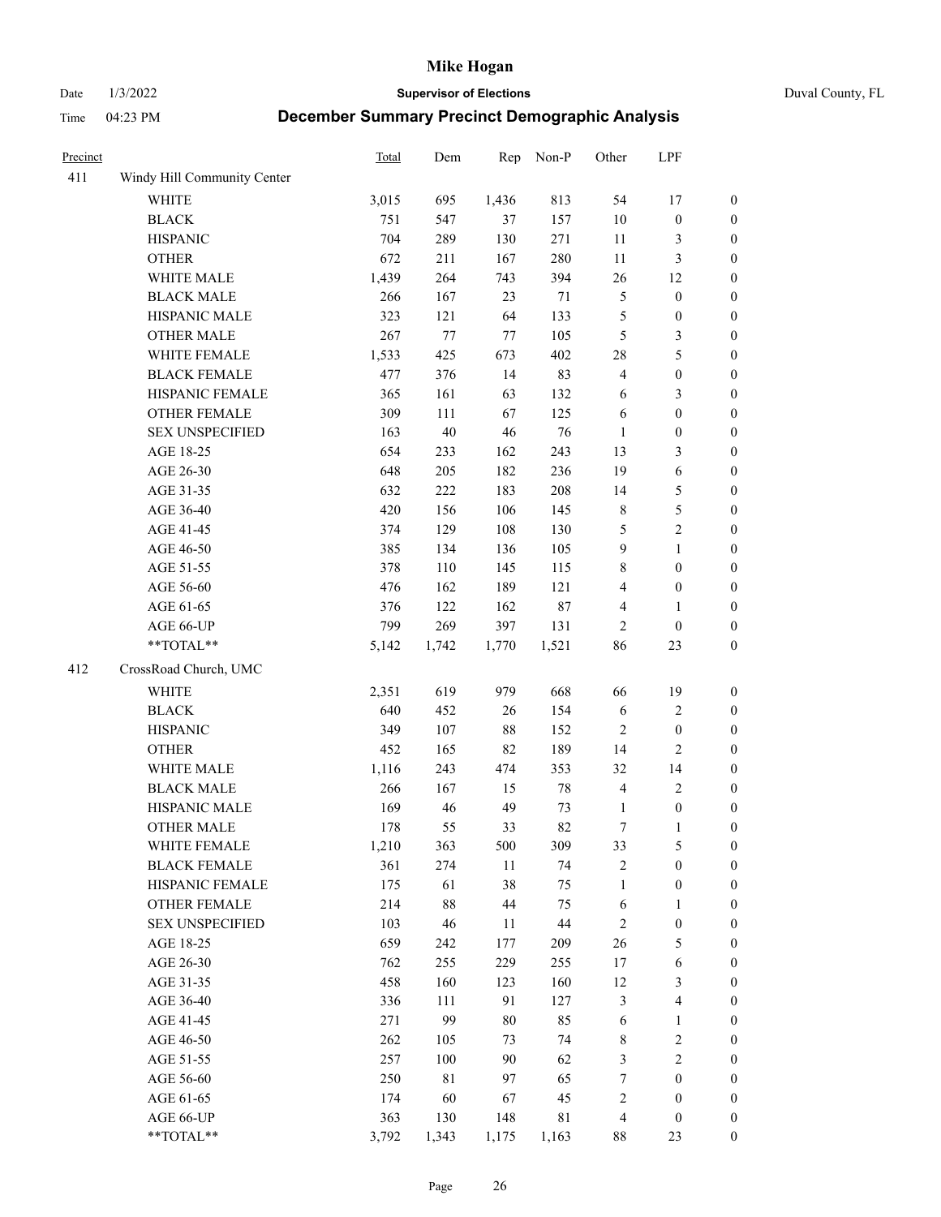# Mike Hogan

Date 1/3/2022 **Supervisor of Elections** Duval County, FL

Time 04:23 PM **December Summary Precinct Demographic Analysis**

| Precinct | | Total | Dem | Rep | Non-P | Other | LPF | |
|---|---|---|---|---|---|---|---|---|
| 411 | Windy Hill Community Center | | | | | | | |
| | WHITE | 3,015 | 695 | 1,436 | 813 | 54 | 17 | 0 |
| | BLACK | 751 | 547 | 37 | 157 | 10 | 0 | 0 |
| | HISPANIC | 704 | 289 | 130 | 271 | 11 | 3 | 0 |
| | OTHER | 672 | 211 | 167 | 280 | 11 | 3 | 0 |
| | WHITE MALE | 1,439 | 264 | 743 | 394 | 26 | 12 | 0 |
| | BLACK MALE | 266 | 167 | 23 | 71 | 5 | 0 | 0 |
| | HISPANIC MALE | 323 | 121 | 64 | 133 | 5 | 0 | 0 |
| | OTHER MALE | 267 | 77 | 77 | 105 | 5 | 3 | 0 |
| | WHITE FEMALE | 1,533 | 425 | 673 | 402 | 28 | 5 | 0 |
| | BLACK FEMALE | 477 | 376 | 14 | 83 | 4 | 0 | 0 |
| | HISPANIC FEMALE | 365 | 161 | 63 | 132 | 6 | 3 | 0 |
| | OTHER FEMALE | 309 | 111 | 67 | 125 | 6 | 0 | 0 |
| | SEX UNSPECIFIED | 163 | 40 | 46 | 76 | 1 | 0 | 0 |
| | AGE 18-25 | 654 | 233 | 162 | 243 | 13 | 3 | 0 |
| | AGE 26-30 | 648 | 205 | 182 | 236 | 19 | 6 | 0 |
| | AGE 31-35 | 632 | 222 | 183 | 208 | 14 | 5 | 0 |
| | AGE 36-40 | 420 | 156 | 106 | 145 | 8 | 5 | 0 |
| | AGE 41-45 | 374 | 129 | 108 | 130 | 5 | 2 | 0 |
| | AGE 46-50 | 385 | 134 | 136 | 105 | 9 | 1 | 0 |
| | AGE 51-55 | 378 | 110 | 145 | 115 | 8 | 0 | 0 |
| | AGE 56-60 | 476 | 162 | 189 | 121 | 4 | 0 | 0 |
| | AGE 61-65 | 376 | 122 | 162 | 87 | 4 | 1 | 0 |
| | AGE 66-UP | 799 | 269 | 397 | 131 | 2 | 0 | 0 |
| | **TOTAL** | 5,142 | 1,742 | 1,770 | 1,521 | 86 | 23 | 0 |
| 412 | CrossRoad Church, UMC | | | | | | | |
| | WHITE | 2,351 | 619 | 979 | 668 | 66 | 19 | 0 |
| | BLACK | 640 | 452 | 26 | 154 | 6 | 2 | 0 |
| | HISPANIC | 349 | 107 | 88 | 152 | 2 | 0 | 0 |
| | OTHER | 452 | 165 | 82 | 189 | 14 | 2 | 0 |
| | WHITE MALE | 1,116 | 243 | 474 | 353 | 32 | 14 | 0 |
| | BLACK MALE | 266 | 167 | 15 | 78 | 4 | 2 | 0 |
| | HISPANIC MALE | 169 | 46 | 49 | 73 | 1 | 0 | 0 |
| | OTHER MALE | 178 | 55 | 33 | 82 | 7 | 1 | 0 |
| | WHITE FEMALE | 1,210 | 363 | 500 | 309 | 33 | 5 | 0 |
| | BLACK FEMALE | 361 | 274 | 11 | 74 | 2 | 0 | 0 |
| | HISPANIC FEMALE | 175 | 61 | 38 | 75 | 1 | 0 | 0 |
| | OTHER FEMALE | 214 | 88 | 44 | 75 | 6 | 1 | 0 |
| | SEX UNSPECIFIED | 103 | 46 | 11 | 44 | 2 | 0 | 0 |
| | AGE 18-25 | 659 | 242 | 177 | 209 | 26 | 5 | 0 |
| | AGE 26-30 | 762 | 255 | 229 | 255 | 17 | 6 | 0 |
| | AGE 31-35 | 458 | 160 | 123 | 160 | 12 | 3 | 0 |
| | AGE 36-40 | 336 | 111 | 91 | 127 | 3 | 4 | 0 |
| | AGE 41-45 | 271 | 99 | 80 | 85 | 6 | 1 | 0 |
| | AGE 46-50 | 262 | 105 | 73 | 74 | 8 | 2 | 0 |
| | AGE 51-55 | 257 | 100 | 90 | 62 | 3 | 2 | 0 |
| | AGE 56-60 | 250 | 81 | 97 | 65 | 7 | 0 | 0 |
| | AGE 61-65 | 174 | 60 | 67 | 45 | 2 | 0 | 0 |
| | AGE 66-UP | 363 | 130 | 148 | 81 | 4 | 0 | 0 |
| | **TOTAL** | 3,792 | 1,343 | 1,175 | 1,163 | 88 | 23 | 0 |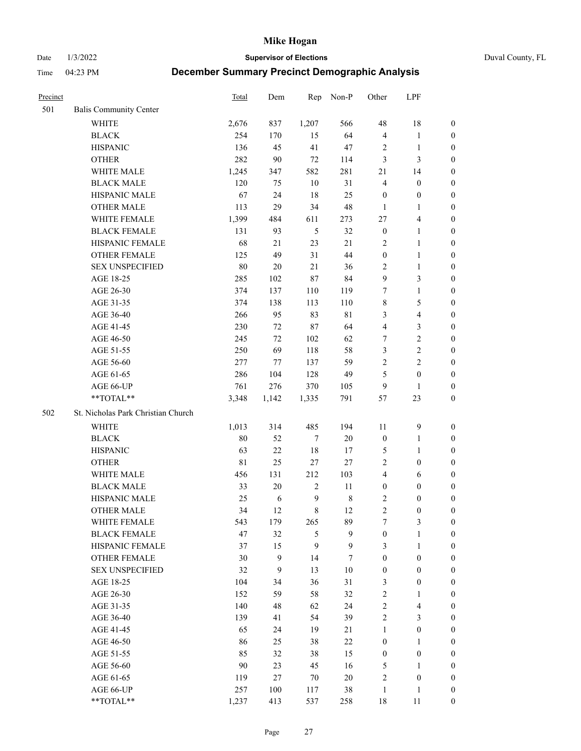# December Summary Precinct Demographic Analysis

| Precinct | | Total | Dem | Rep | Non-P | Other | LPF | |
|---|---|---|---|---|---|---|---|---|
| 501 | Balis Community Center | | | | | | | |
| | WHITE | 2,676 | 837 | 1,207 | 566 | 48 | 18 | 0 |
| | BLACK | 254 | 170 | 15 | 64 | 4 | 1 | 0 |
| | HISPANIC | 136 | 45 | 41 | 47 | 2 | 1 | 0 |
| | OTHER | 282 | 90 | 72 | 114 | 3 | 3 | 0 |
| | WHITE MALE | 1,245 | 347 | 582 | 281 | 21 | 14 | 0 |
| | BLACK MALE | 120 | 75 | 10 | 31 | 4 | 0 | 0 |
| | HISPANIC MALE | 67 | 24 | 18 | 25 | 0 | 0 | 0 |
| | OTHER MALE | 113 | 29 | 34 | 48 | 1 | 1 | 0 |
| | WHITE FEMALE | 1,399 | 484 | 611 | 273 | 27 | 4 | 0 |
| | BLACK FEMALE | 131 | 93 | 5 | 32 | 0 | 1 | 0 |
| | HISPANIC FEMALE | 68 | 21 | 23 | 21 | 2 | 1 | 0 |
| | OTHER FEMALE | 125 | 49 | 31 | 44 | 0 | 1 | 0 |
| | SEX UNSPECIFIED | 80 | 20 | 21 | 36 | 2 | 1 | 0 |
| | AGE 18-25 | 285 | 102 | 87 | 84 | 9 | 3 | 0 |
| | AGE 26-30 | 374 | 137 | 110 | 119 | 7 | 1 | 0 |
| | AGE 31-35 | 374 | 138 | 113 | 110 | 8 | 5 | 0 |
| | AGE 36-40 | 266 | 95 | 83 | 81 | 3 | 4 | 0 |
| | AGE 41-45 | 230 | 72 | 87 | 64 | 4 | 3 | 0 |
| | AGE 46-50 | 245 | 72 | 102 | 62 | 7 | 2 | 0 |
| | AGE 51-55 | 250 | 69 | 118 | 58 | 3 | 2 | 0 |
| | AGE 56-60 | 277 | 77 | 137 | 59 | 2 | 2 | 0 |
| | AGE 61-65 | 286 | 104 | 128 | 49 | 5 | 0 | 0 |
| | AGE 66-UP | 761 | 276 | 370 | 105 | 9 | 1 | 0 |
| | **TOTAL** | 3,348 | 1,142 | 1,335 | 791 | 57 | 23 | 0 |
| 502 | St. Nicholas Park Christian Church | | | | | | | |
| | WHITE | 1,013 | 314 | 485 | 194 | 11 | 9 | 0 |
| | BLACK | 80 | 52 | 7 | 20 | 0 | 1 | 0 |
| | HISPANIC | 63 | 22 | 18 | 17 | 5 | 1 | 0 |
| | OTHER | 81 | 25 | 27 | 27 | 2 | 0 | 0 |
| | WHITE MALE | 456 | 131 | 212 | 103 | 4 | 6 | 0 |
| | BLACK MALE | 33 | 20 | 2 | 11 | 0 | 0 | 0 |
| | HISPANIC MALE | 25 | 6 | 9 | 8 | 2 | 0 | 0 |
| | OTHER MALE | 34 | 12 | 8 | 12 | 2 | 0 | 0 |
| | WHITE FEMALE | 543 | 179 | 265 | 89 | 7 | 3 | 0 |
| | BLACK FEMALE | 47 | 32 | 5 | 9 | 0 | 1 | 0 |
| | HISPANIC FEMALE | 37 | 15 | 9 | 9 | 3 | 1 | 0 |
| | OTHER FEMALE | 30 | 9 | 14 | 7 | 0 | 0 | 0 |
| | SEX UNSPECIFIED | 32 | 9 | 13 | 10 | 0 | 0 | 0 |
| | AGE 18-25 | 104 | 34 | 36 | 31 | 3 | 0 | 0 |
| | AGE 26-30 | 152 | 59 | 58 | 32 | 2 | 1 | 0 |
| | AGE 31-35 | 140 | 48 | 62 | 24 | 2 | 4 | 0 |
| | AGE 36-40 | 139 | 41 | 54 | 39 | 2 | 3 | 0 |
| | AGE 41-45 | 65 | 24 | 19 | 21 | 1 | 0 | 0 |
| | AGE 46-50 | 86 | 25 | 38 | 22 | 0 | 1 | 0 |
| | AGE 51-55 | 85 | 32 | 38 | 15 | 0 | 0 | 0 |
| | AGE 56-60 | 90 | 23 | 45 | 16 | 5 | 1 | 0 |
| | AGE 61-65 | 119 | 27 | 70 | 20 | 2 | 0 | 0 |
| | AGE 66-UP | 257 | 100 | 117 | 38 | 1 | 1 | 0 |
| | **TOTAL** | 1,237 | 413 | 537 | 258 | 18 | 11 | 0 |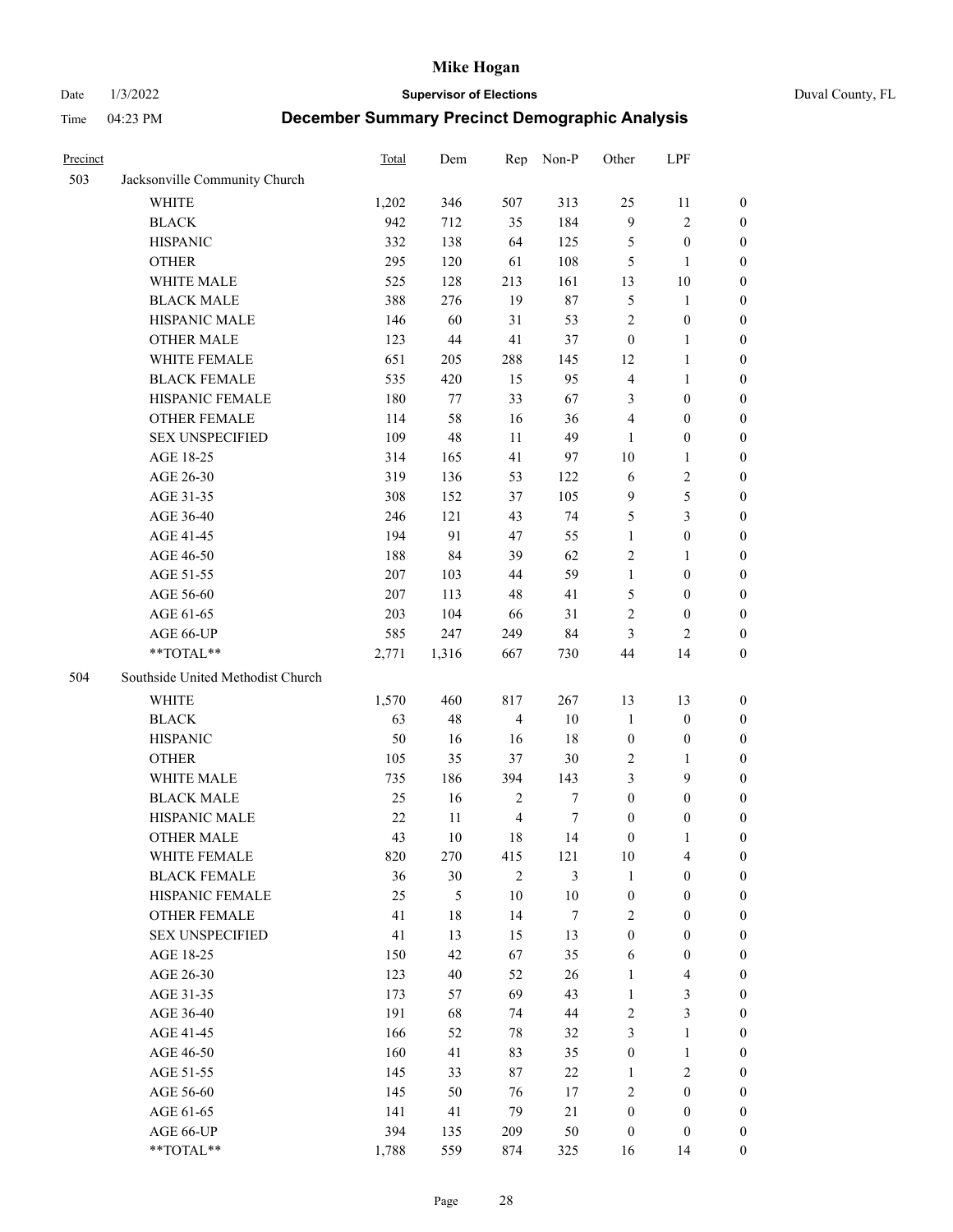# Mike Hogan

Date 1/3/2022 **Supervisor of Elections** Duval County, FL

Time 04:23 PM **December Summary Precinct Demographic Analysis**

| Precinct | | Total | Dem | Rep | Non-P | Other | LPF | |
|---|---|---|---|---|---|---|---|---|
| 503 | Jacksonville Community Church | | | | | | | |
| | WHITE | 1,202 | 346 | 507 | 313 | 25 | 11 | 0 |
| | BLACK | 942 | 712 | 35 | 184 | 9 | 2 | 0 |
| | HISPANIC | 332 | 138 | 64 | 125 | 5 | 0 | 0 |
| | OTHER | 295 | 120 | 61 | 108 | 5 | 1 | 0 |
| | WHITE MALE | 525 | 128 | 213 | 161 | 13 | 10 | 0 |
| | BLACK MALE | 388 | 276 | 19 | 87 | 5 | 1 | 0 |
| | HISPANIC MALE | 146 | 60 | 31 | 53 | 2 | 0 | 0 |
| | OTHER MALE | 123 | 44 | 41 | 37 | 0 | 1 | 0 |
| | WHITE FEMALE | 651 | 205 | 288 | 145 | 12 | 1 | 0 |
| | BLACK FEMALE | 535 | 420 | 15 | 95 | 4 | 1 | 0 |
| | HISPANIC FEMALE | 180 | 77 | 33 | 67 | 3 | 0 | 0 |
| | OTHER FEMALE | 114 | 58 | 16 | 36 | 4 | 0 | 0 |
| | SEX UNSPECIFIED | 109 | 48 | 11 | 49 | 1 | 0 | 0 |
| | AGE 18-25 | 314 | 165 | 41 | 97 | 10 | 1 | 0 |
| | AGE 26-30 | 319 | 136 | 53 | 122 | 6 | 2 | 0 |
| | AGE 31-35 | 308 | 152 | 37 | 105 | 9 | 5 | 0 |
| | AGE 36-40 | 246 | 121 | 43 | 74 | 5 | 3 | 0 |
| | AGE 41-45 | 194 | 91 | 47 | 55 | 1 | 0 | 0 |
| | AGE 46-50 | 188 | 84 | 39 | 62 | 2 | 1 | 0 |
| | AGE 51-55 | 207 | 103 | 44 | 59 | 1 | 0 | 0 |
| | AGE 56-60 | 207 | 113 | 48 | 41 | 5 | 0 | 0 |
| | AGE 61-65 | 203 | 104 | 66 | 31 | 2 | 0 | 0 |
| | AGE 66-UP | 585 | 247 | 249 | 84 | 3 | 2 | 0 |
| | **TOTAL** | 2,771 | 1,316 | 667 | 730 | 44 | 14 | 0 |
| 504 | Southside United Methodist Church | | | | | | | |
| | WHITE | 1,570 | 460 | 817 | 267 | 13 | 13 | 0 |
| | BLACK | 63 | 48 | 4 | 10 | 1 | 0 | 0 |
| | HISPANIC | 50 | 16 | 16 | 18 | 0 | 0 | 0 |
| | OTHER | 105 | 35 | 37 | 30 | 2 | 1 | 0 |
| | WHITE MALE | 735 | 186 | 394 | 143 | 3 | 9 | 0 |
| | BLACK MALE | 25 | 16 | 2 | 7 | 0 | 0 | 0 |
| | HISPANIC MALE | 22 | 11 | 4 | 7 | 0 | 0 | 0 |
| | OTHER MALE | 43 | 10 | 18 | 14 | 0 | 1 | 0 |
| | WHITE FEMALE | 820 | 270 | 415 | 121 | 10 | 4 | 0 |
| | BLACK FEMALE | 36 | 30 | 2 | 3 | 1 | 0 | 0 |
| | HISPANIC FEMALE | 25 | 5 | 10 | 10 | 0 | 0 | 0 |
| | OTHER FEMALE | 41 | 18 | 14 | 7 | 2 | 0 | 0 |
| | SEX UNSPECIFIED | 41 | 13 | 15 | 13 | 0 | 0 | 0 |
| | AGE 18-25 | 150 | 42 | 67 | 35 | 6 | 0 | 0 |
| | AGE 26-30 | 123 | 40 | 52 | 26 | 1 | 4 | 0 |
| | AGE 31-35 | 173 | 57 | 69 | 43 | 1 | 3 | 0 |
| | AGE 36-40 | 191 | 68 | 74 | 44 | 2 | 3 | 0 |
| | AGE 41-45 | 166 | 52 | 78 | 32 | 3 | 1 | 0 |
| | AGE 46-50 | 160 | 41 | 83 | 35 | 0 | 1 | 0 |
| | AGE 51-55 | 145 | 33 | 87 | 22 | 1 | 2 | 0 |
| | AGE 56-60 | 145 | 50 | 76 | 17 | 2 | 0 | 0 |
| | AGE 61-65 | 141 | 41 | 79 | 21 | 0 | 0 | 0 |
| | AGE 66-UP | 394 | 135 | 209 | 50 | 0 | 0 | 0 |
| | **TOTAL** | 1,788 | 559 | 874 | 325 | 16 | 14 | 0 |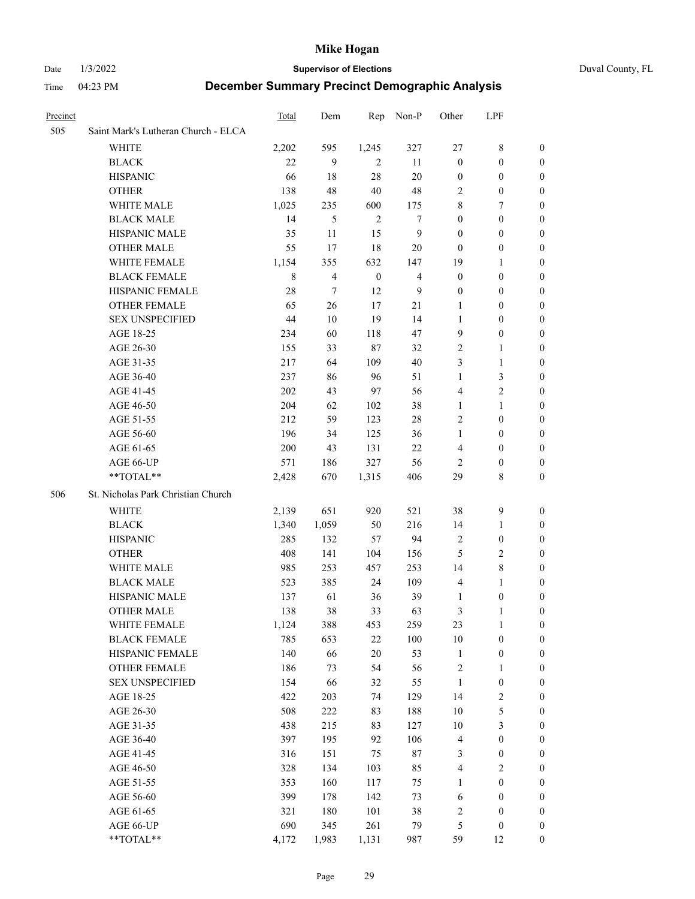# Mike Hogan

Date 1/3/2022 **Supervisor of Elections** Duval County, FL

Time 04:23 PM **December Summary Precinct Demographic Analysis**

| Precinct | | Total | Dem | Rep | Non-P | Other | LPF | |
|---|---|---|---|---|---|---|---|---|
| 505 | Saint Mark's Lutheran Church - ELCA | | | | | | | |
| | WHITE | 2,202 | 595 | 1,245 | 327 | 27 | 8 | 0 |
| | BLACK | 22 | 9 | 2 | 11 | 0 | 0 | 0 |
| | HISPANIC | 66 | 18 | 28 | 20 | 0 | 0 | 0 |
| | OTHER | 138 | 48 | 40 | 48 | 2 | 0 | 0 |
| | WHITE MALE | 1,025 | 235 | 600 | 175 | 8 | 7 | 0 |
| | BLACK MALE | 14 | 5 | 2 | 7 | 0 | 0 | 0 |
| | HISPANIC MALE | 35 | 11 | 15 | 9 | 0 | 0 | 0 |
| | OTHER MALE | 55 | 17 | 18 | 20 | 0 | 0 | 0 |
| | WHITE FEMALE | 1,154 | 355 | 632 | 147 | 19 | 1 | 0 |
| | BLACK FEMALE | 8 | 4 | 0 | 4 | 0 | 0 | 0 |
| | HISPANIC FEMALE | 28 | 7 | 12 | 9 | 0 | 0 | 0 |
| | OTHER FEMALE | 65 | 26 | 17 | 21 | 1 | 0 | 0 |
| | SEX UNSPECIFIED | 44 | 10 | 19 | 14 | 1 | 0 | 0 |
| | AGE 18-25 | 234 | 60 | 118 | 47 | 9 | 0 | 0 |
| | AGE 26-30 | 155 | 33 | 87 | 32 | 2 | 1 | 0 |
| | AGE 31-35 | 217 | 64 | 109 | 40 | 3 | 1 | 0 |
| | AGE 36-40 | 237 | 86 | 96 | 51 | 1 | 3 | 0 |
| | AGE 41-45 | 202 | 43 | 97 | 56 | 4 | 2 | 0 |
| | AGE 46-50 | 204 | 62 | 102 | 38 | 1 | 1 | 0 |
| | AGE 51-55 | 212 | 59 | 123 | 28 | 2 | 0 | 0 |
| | AGE 56-60 | 196 | 34 | 125 | 36 | 1 | 0 | 0 |
| | AGE 61-65 | 200 | 43 | 131 | 22 | 4 | 0 | 0 |
| | AGE 66-UP | 571 | 186 | 327 | 56 | 2 | 0 | 0 |
| | **TOTAL** | 2,428 | 670 | 1,315 | 406 | 29 | 8 | 0 |
| 506 | St. Nicholas Park Christian Church | | | | | | | |
| | WHITE | 2,139 | 651 | 920 | 521 | 38 | 9 | 0 |
| | BLACK | 1,340 | 1,059 | 50 | 216 | 14 | 1 | 0 |
| | HISPANIC | 285 | 132 | 57 | 94 | 2 | 0 | 0 |
| | OTHER | 408 | 141 | 104 | 156 | 5 | 2 | 0 |
| | WHITE MALE | 985 | 253 | 457 | 253 | 14 | 8 | 0 |
| | BLACK MALE | 523 | 385 | 24 | 109 | 4 | 1 | 0 |
| | HISPANIC MALE | 137 | 61 | 36 | 39 | 1 | 0 | 0 |
| | OTHER MALE | 138 | 38 | 33 | 63 | 3 | 1 | 0 |
| | WHITE FEMALE | 1,124 | 388 | 453 | 259 | 23 | 1 | 0 |
| | BLACK FEMALE | 785 | 653 | 22 | 100 | 10 | 0 | 0 |
| | HISPANIC FEMALE | 140 | 66 | 20 | 53 | 1 | 0 | 0 |
| | OTHER FEMALE | 186 | 73 | 54 | 56 | 2 | 1 | 0 |
| | SEX UNSPECIFIED | 154 | 66 | 32 | 55 | 1 | 0 | 0 |
| | AGE 18-25 | 422 | 203 | 74 | 129 | 14 | 2 | 0 |
| | AGE 26-30 | 508 | 222 | 83 | 188 | 10 | 5 | 0 |
| | AGE 31-35 | 438 | 215 | 83 | 127 | 10 | 3 | 0 |
| | AGE 36-40 | 397 | 195 | 92 | 106 | 4 | 0 | 0 |
| | AGE 41-45 | 316 | 151 | 75 | 87 | 3 | 0 | 0 |
| | AGE 46-50 | 328 | 134 | 103 | 85 | 4 | 2 | 0 |
| | AGE 51-55 | 353 | 160 | 117 | 75 | 1 | 0 | 0 |
| | AGE 56-60 | 399 | 178 | 142 | 73 | 6 | 0 | 0 |
| | AGE 61-65 | 321 | 180 | 101 | 38 | 2 | 0 | 0 |
| | AGE 66-UP | 690 | 345 | 261 | 79 | 5 | 0 | 0 |
| | **TOTAL** | 4,172 | 1,983 | 1,131 | 987 | 59 | 12 | 0 |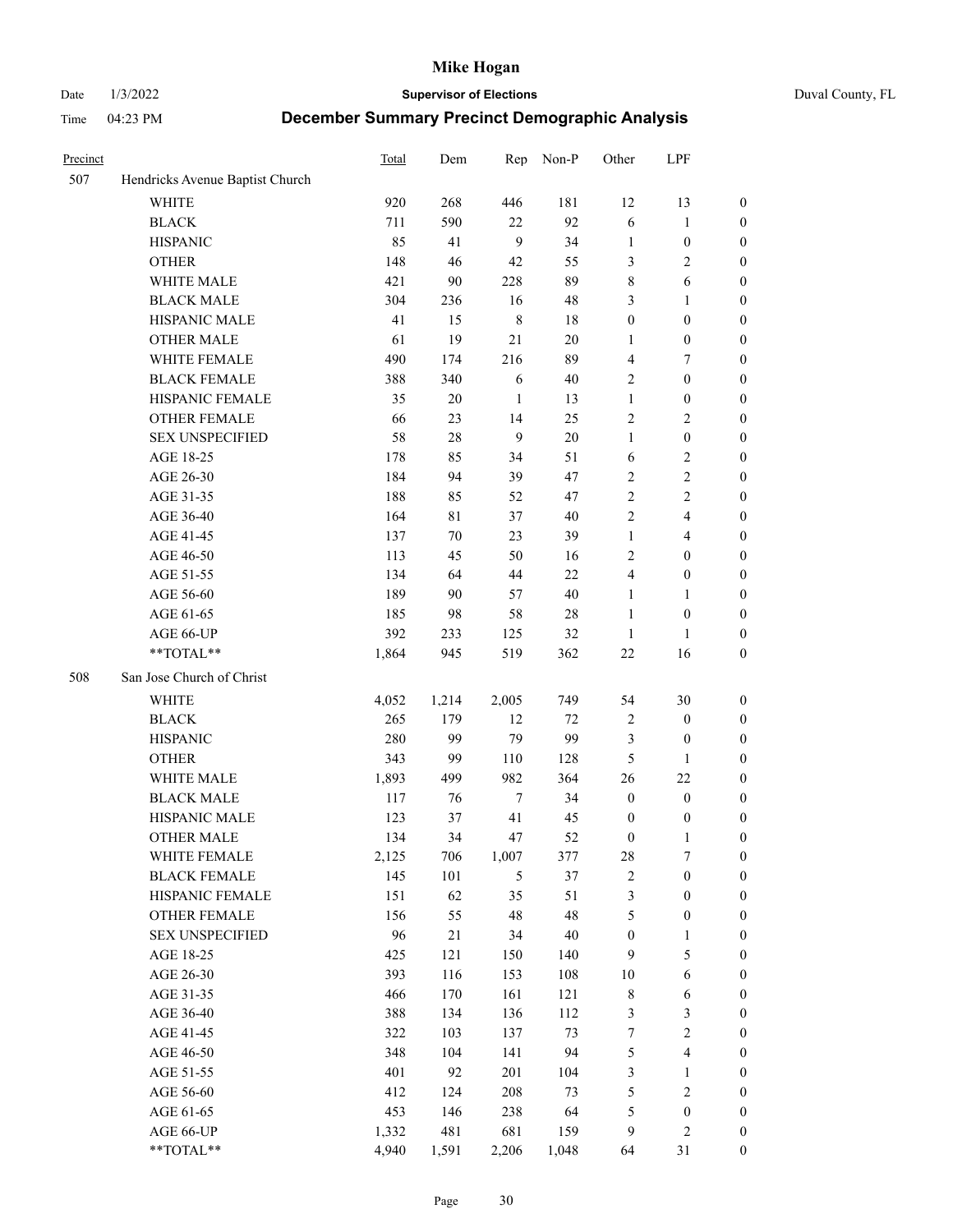# Mike Hogan

Date 1/3/2022 **Supervisor of Elections** Duval County, FL

Time 04:23 PM **December Summary Precinct Demographic Analysis**

| Precinct | | Total | Dem | Rep | Non-P | Other | LPF | |
|---|---|---|---|---|---|---|---|---|
| 507 | Hendricks Avenue Baptist Church | | | | | | | |
| | WHITE | 920 | 268 | 446 | 181 | 12 | 13 | 0 |
| | BLACK | 711 | 590 | 22 | 92 | 6 | 1 | 0 |
| | HISPANIC | 85 | 41 | 9 | 34 | 1 | 0 | 0 |
| | OTHER | 148 | 46 | 42 | 55 | 3 | 2 | 0 |
| | WHITE MALE | 421 | 90 | 228 | 89 | 8 | 6 | 0 |
| | BLACK MALE | 304 | 236 | 16 | 48 | 3 | 1 | 0 |
| | HISPANIC MALE | 41 | 15 | 8 | 18 | 0 | 0 | 0 |
| | OTHER MALE | 61 | 19 | 21 | 20 | 1 | 0 | 0 |
| | WHITE FEMALE | 490 | 174 | 216 | 89 | 4 | 7 | 0 |
| | BLACK FEMALE | 388 | 340 | 6 | 40 | 2 | 0 | 0 |
| | HISPANIC FEMALE | 35 | 20 | 1 | 13 | 1 | 0 | 0 |
| | OTHER FEMALE | 66 | 23 | 14 | 25 | 2 | 2 | 0 |
| | SEX UNSPECIFIED | 58 | 28 | 9 | 20 | 1 | 0 | 0 |
| | AGE 18-25 | 178 | 85 | 34 | 51 | 6 | 2 | 0 |
| | AGE 26-30 | 184 | 94 | 39 | 47 | 2 | 2 | 0 |
| | AGE 31-35 | 188 | 85 | 52 | 47 | 2 | 2 | 0 |
| | AGE 36-40 | 164 | 81 | 37 | 40 | 2 | 4 | 0 |
| | AGE 41-45 | 137 | 70 | 23 | 39 | 1 | 4 | 0 |
| | AGE 46-50 | 113 | 45 | 50 | 16 | 2 | 0 | 0 |
| | AGE 51-55 | 134 | 64 | 44 | 22 | 4 | 0 | 0 |
| | AGE 56-60 | 189 | 90 | 57 | 40 | 1 | 1 | 0 |
| | AGE 61-65 | 185 | 98 | 58 | 28 | 1 | 0 | 0 |
| | AGE 66-UP | 392 | 233 | 125 | 32 | 1 | 1 | 0 |
| | **TOTAL** | 1,864 | 945 | 519 | 362 | 22 | 16 | 0 |
| 508 | San Jose Church of Christ | | | | | | | |
| | WHITE | 4,052 | 1,214 | 2,005 | 749 | 54 | 30 | 0 |
| | BLACK | 265 | 179 | 12 | 72 | 2 | 0 | 0 |
| | HISPANIC | 280 | 99 | 79 | 99 | 3 | 0 | 0 |
| | OTHER | 343 | 99 | 110 | 128 | 5 | 1 | 0 |
| | WHITE MALE | 1,893 | 499 | 982 | 364 | 26 | 22 | 0 |
| | BLACK MALE | 117 | 76 | 7 | 34 | 0 | 0 | 0 |
| | HISPANIC MALE | 123 | 37 | 41 | 45 | 0 | 0 | 0 |
| | OTHER MALE | 134 | 34 | 47 | 52 | 0 | 1 | 0 |
| | WHITE FEMALE | 2,125 | 706 | 1,007 | 377 | 28 | 7 | 0 |
| | BLACK FEMALE | 145 | 101 | 5 | 37 | 2 | 0 | 0 |
| | HISPANIC FEMALE | 151 | 62 | 35 | 51 | 3 | 0 | 0 |
| | OTHER FEMALE | 156 | 55 | 48 | 48 | 5 | 0 | 0 |
| | SEX UNSPECIFIED | 96 | 21 | 34 | 40 | 0 | 1 | 0 |
| | AGE 18-25 | 425 | 121 | 150 | 140 | 9 | 5 | 0 |
| | AGE 26-30 | 393 | 116 | 153 | 108 | 10 | 6 | 0 |
| | AGE 31-35 | 466 | 170 | 161 | 121 | 8 | 6 | 0 |
| | AGE 36-40 | 388 | 134 | 136 | 112 | 3 | 3 | 0 |
| | AGE 41-45 | 322 | 103 | 137 | 73 | 7 | 2 | 0 |
| | AGE 46-50 | 348 | 104 | 141 | 94 | 5 | 4 | 0 |
| | AGE 51-55 | 401 | 92 | 201 | 104 | 3 | 1 | 0 |
| | AGE 56-60 | 412 | 124 | 208 | 73 | 5 | 2 | 0 |
| | AGE 61-65 | 453 | 146 | 238 | 64 | 5 | 0 | 0 |
| | AGE 66-UP | 1,332 | 481 | 681 | 159 | 9 | 2 | 0 |
| | **TOTAL** | 4,940 | 1,591 | 2,206 | 1,048 | 64 | 31 | 0 |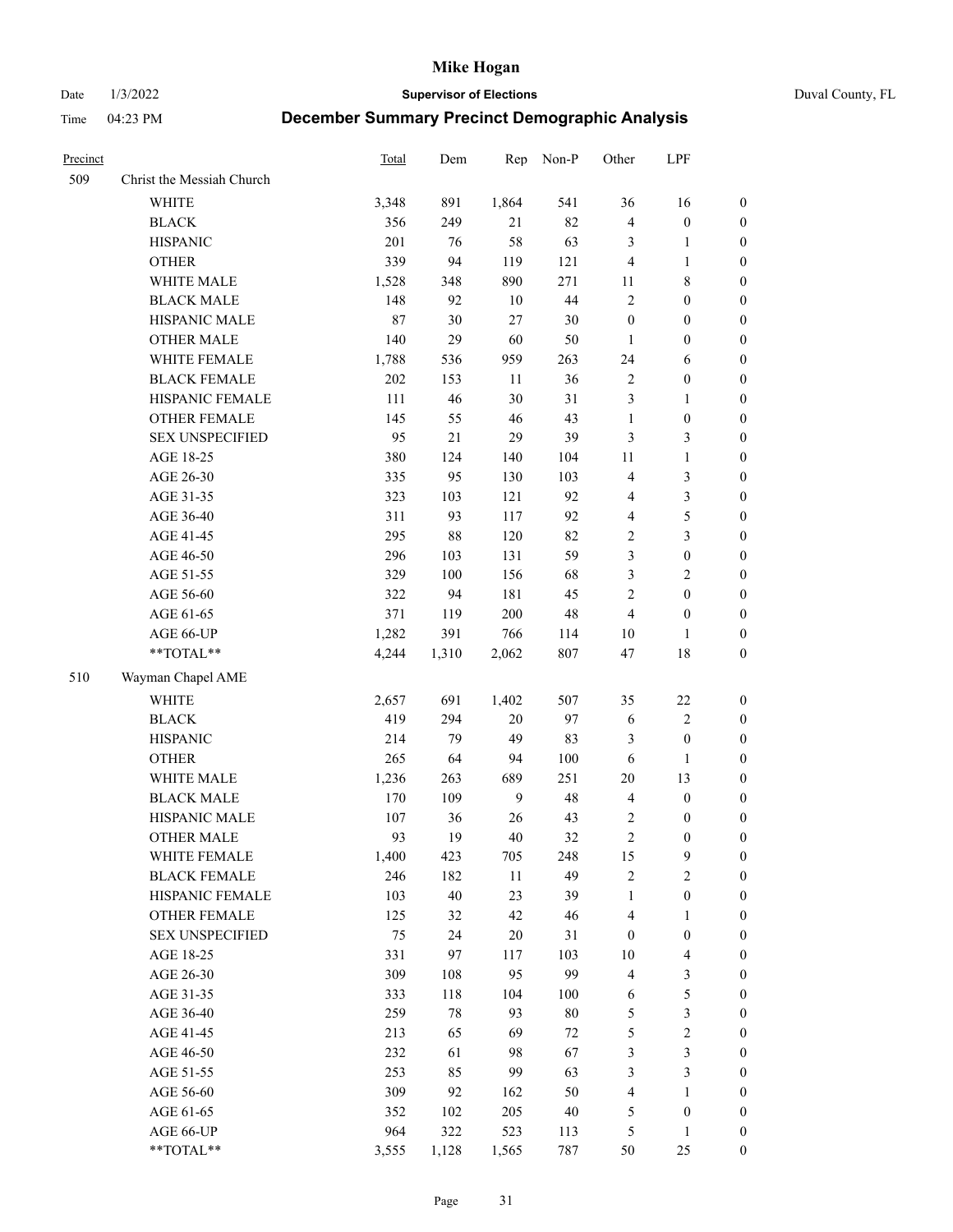# Mike Hogan

Date 1/3/2022 **Supervisor of Elections** Duval County, FL

Time 04:23 PM **December Summary Precinct Demographic Analysis**

| Precinct | | Total | Dem | Rep | Non-P | Other | LPF | |
|---|---|---|---|---|---|---|---|---|
| 509 | Christ the Messiah Church | | | | | | | |
| | WHITE | 3,348 | 891 | 1,864 | 541 | 36 | 16 | 0 |
| | BLACK | 356 | 249 | 21 | 82 | 4 | 0 | 0 |
| | HISPANIC | 201 | 76 | 58 | 63 | 3 | 1 | 0 |
| | OTHER | 339 | 94 | 119 | 121 | 4 | 1 | 0 |
| | WHITE MALE | 1,528 | 348 | 890 | 271 | 11 | 8 | 0 |
| | BLACK MALE | 148 | 92 | 10 | 44 | 2 | 0 | 0 |
| | HISPANIC MALE | 87 | 30 | 27 | 30 | 0 | 0 | 0 |
| | OTHER MALE | 140 | 29 | 60 | 50 | 1 | 0 | 0 |
| | WHITE FEMALE | 1,788 | 536 | 959 | 263 | 24 | 6 | 0 |
| | BLACK FEMALE | 202 | 153 | 11 | 36 | 2 | 0 | 0 |
| | HISPANIC FEMALE | 111 | 46 | 30 | 31 | 3 | 1 | 0 |
| | OTHER FEMALE | 145 | 55 | 46 | 43 | 1 | 0 | 0 |
| | SEX UNSPECIFIED | 95 | 21 | 29 | 39 | 3 | 3 | 0 |
| | AGE 18-25 | 380 | 124 | 140 | 104 | 11 | 1 | 0 |
| | AGE 26-30 | 335 | 95 | 130 | 103 | 4 | 3 | 0 |
| | AGE 31-35 | 323 | 103 | 121 | 92 | 4 | 3 | 0 |
| | AGE 36-40 | 311 | 93 | 117 | 92 | 4 | 5 | 0 |
| | AGE 41-45 | 295 | 88 | 120 | 82 | 2 | 3 | 0 |
| | AGE 46-50 | 296 | 103 | 131 | 59 | 3 | 0 | 0 |
| | AGE 51-55 | 329 | 100 | 156 | 68 | 3 | 2 | 0 |
| | AGE 56-60 | 322 | 94 | 181 | 45 | 2 | 0 | 0 |
| | AGE 61-65 | 371 | 119 | 200 | 48 | 4 | 0 | 0 |
| | AGE 66-UP | 1,282 | 391 | 766 | 114 | 10 | 1 | 0 |
| | **TOTAL** | 4,244 | 1,310 | 2,062 | 807 | 47 | 18 | 0 |
| 510 | Wayman Chapel AME | | | | | | | |
| | WHITE | 2,657 | 691 | 1,402 | 507 | 35 | 22 | 0 |
| | BLACK | 419 | 294 | 20 | 97 | 6 | 2 | 0 |
| | HISPANIC | 214 | 79 | 49 | 83 | 3 | 0 | 0 |
| | OTHER | 265 | 64 | 94 | 100 | 6 | 1 | 0 |
| | WHITE MALE | 1,236 | 263 | 689 | 251 | 20 | 13 | 0 |
| | BLACK MALE | 170 | 109 | 9 | 48 | 4 | 0 | 0 |
| | HISPANIC MALE | 107 | 36 | 26 | 43 | 2 | 0 | 0 |
| | OTHER MALE | 93 | 19 | 40 | 32 | 2 | 0 | 0 |
| | WHITE FEMALE | 1,400 | 423 | 705 | 248 | 15 | 9 | 0 |
| | BLACK FEMALE | 246 | 182 | 11 | 49 | 2 | 2 | 0 |
| | HISPANIC FEMALE | 103 | 40 | 23 | 39 | 1 | 0 | 0 |
| | OTHER FEMALE | 125 | 32 | 42 | 46 | 4 | 1 | 0 |
| | SEX UNSPECIFIED | 75 | 24 | 20 | 31 | 0 | 0 | 0 |
| | AGE 18-25 | 331 | 97 | 117 | 103 | 10 | 4 | 0 |
| | AGE 26-30 | 309 | 108 | 95 | 99 | 4 | 3 | 0 |
| | AGE 31-35 | 333 | 118 | 104 | 100 | 6 | 5 | 0 |
| | AGE 36-40 | 259 | 78 | 93 | 80 | 5 | 3 | 0 |
| | AGE 41-45 | 213 | 65 | 69 | 72 | 5 | 2 | 0 |
| | AGE 46-50 | 232 | 61 | 98 | 67 | 3 | 3 | 0 |
| | AGE 51-55 | 253 | 85 | 99 | 63 | 3 | 3 | 0 |
| | AGE 56-60 | 309 | 92 | 162 | 50 | 4 | 1 | 0 |
| | AGE 61-65 | 352 | 102 | 205 | 40 | 5 | 0 | 0 |
| | AGE 66-UP | 964 | 322 | 523 | 113 | 5 | 1 | 0 |
| | **TOTAL** | 3,555 | 1,128 | 1,565 | 787 | 50 | 25 | 0 |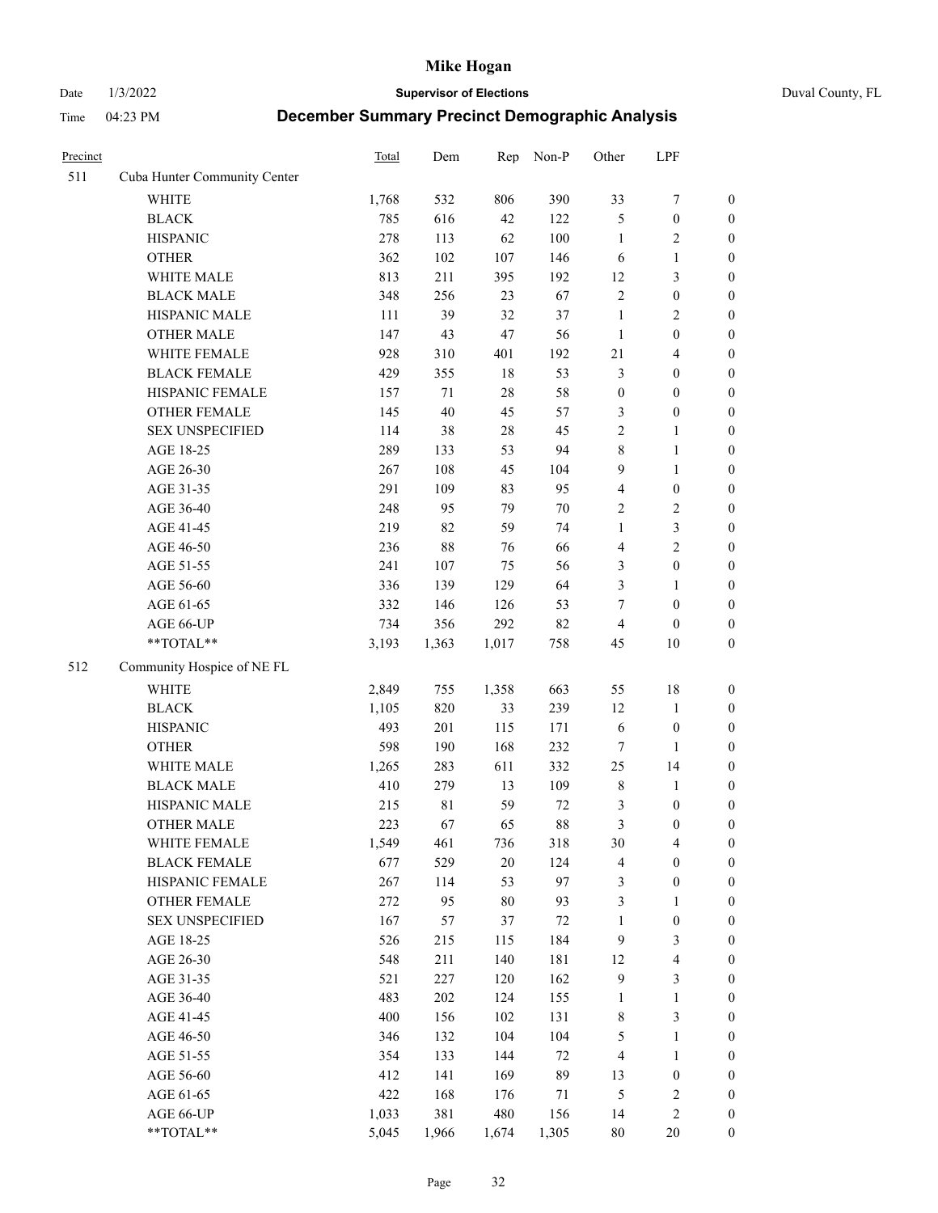| Precinct | | Total | Dem | Rep | Non-P | Other | LPF | |
|---|---|---|---|---|---|---|---|---|
| 511 | Cuba Hunter Community Center | | | | | | | |
| | WHITE | 1,768 | 532 | 806 | 390 | 33 | 7 | 0 |
| | BLACK | 785 | 616 | 42 | 122 | 5 | 0 | 0 |
| | HISPANIC | 278 | 113 | 62 | 100 | 1 | 2 | 0 |
| | OTHER | 362 | 102 | 107 | 146 | 6 | 1 | 0 |
| | WHITE MALE | 813 | 211 | 395 | 192 | 12 | 3 | 0 |
| | BLACK MALE | 348 | 256 | 23 | 67 | 2 | 0 | 0 |
| | HISPANIC MALE | 111 | 39 | 32 | 37 | 1 | 2 | 0 |
| | OTHER MALE | 147 | 43 | 47 | 56 | 1 | 0 | 0 |
| | WHITE FEMALE | 928 | 310 | 401 | 192 | 21 | 4 | 0 |
| | BLACK FEMALE | 429 | 355 | 18 | 53 | 3 | 0 | 0 |
| | HISPANIC FEMALE | 157 | 71 | 28 | 58 | 0 | 0 | 0 |
| | OTHER FEMALE | 145 | 40 | 45 | 57 | 3 | 0 | 0 |
| | SEX UNSPECIFIED | 114 | 38 | 28 | 45 | 2 | 1 | 0 |
| | AGE 18-25 | 289 | 133 | 53 | 94 | 8 | 1 | 0 |
| | AGE 26-30 | 267 | 108 | 45 | 104 | 9 | 1 | 0 |
| | AGE 31-35 | 291 | 109 | 83 | 95 | 4 | 0 | 0 |
| | AGE 36-40 | 248 | 95 | 79 | 70 | 2 | 2 | 0 |
| | AGE 41-45 | 219 | 82 | 59 | 74 | 1 | 3 | 0 |
| | AGE 46-50 | 236 | 88 | 76 | 66 | 4 | 2 | 0 |
| | AGE 51-55 | 241 | 107 | 75 | 56 | 3 | 0 | 0 |
| | AGE 56-60 | 336 | 139 | 129 | 64 | 3 | 1 | 0 |
| | AGE 61-65 | 332 | 146 | 126 | 53 | 7 | 0 | 0 |
| | AGE 66-UP | 734 | 356 | 292 | 82 | 4 | 0 | 0 |
| | **TOTAL** | 3,193 | 1,363 | 1,017 | 758 | 45 | 10 | 0 |
| 512 | Community Hospice of NE FL | | | | | | | |
| | WHITE | 2,849 | 755 | 1,358 | 663 | 55 | 18 | 0 |
| | BLACK | 1,105 | 820 | 33 | 239 | 12 | 1 | 0 |
| | HISPANIC | 493 | 201 | 115 | 171 | 6 | 0 | 0 |
| | OTHER | 598 | 190 | 168 | 232 | 7 | 1 | 0 |
| | WHITE MALE | 1,265 | 283 | 611 | 332 | 25 | 14 | 0 |
| | BLACK MALE | 410 | 279 | 13 | 109 | 8 | 1 | 0 |
| | HISPANIC MALE | 215 | 81 | 59 | 72 | 3 | 0 | 0 |
| | OTHER MALE | 223 | 67 | 65 | 88 | 3 | 0 | 0 |
| | WHITE FEMALE | 1,549 | 461 | 736 | 318 | 30 | 4 | 0 |
| | BLACK FEMALE | 677 | 529 | 20 | 124 | 4 | 0 | 0 |
| | HISPANIC FEMALE | 267 | 114 | 53 | 97 | 3 | 0 | 0 |
| | OTHER FEMALE | 272 | 95 | 80 | 93 | 3 | 1 | 0 |
| | SEX UNSPECIFIED | 167 | 57 | 37 | 72 | 1 | 0 | 0 |
| | AGE 18-25 | 526 | 215 | 115 | 184 | 9 | 3 | 0 |
| | AGE 26-30 | 548 | 211 | 140 | 181 | 12 | 4 | 0 |
| | AGE 31-35 | 521 | 227 | 120 | 162 | 9 | 3 | 0 |
| | AGE 36-40 | 483 | 202 | 124 | 155 | 1 | 1 | 0 |
| | AGE 41-45 | 400 | 156 | 102 | 131 | 8 | 3 | 0 |
| | AGE 46-50 | 346 | 132 | 104 | 104 | 5 | 1 | 0 |
| | AGE 51-55 | 354 | 133 | 144 | 72 | 4 | 1 | 0 |
| | AGE 56-60 | 412 | 141 | 169 | 89 | 13 | 0 | 0 |
| | AGE 61-65 | 422 | 168 | 176 | 71 | 5 | 2 | 0 |
| | AGE 66-UP | 1,033 | 381 | 480 | 156 | 14 | 2 | 0 |
| | **TOTAL** | 5,045 | 1,966 | 1,674 | 1,305 | 80 | 20 | 0 |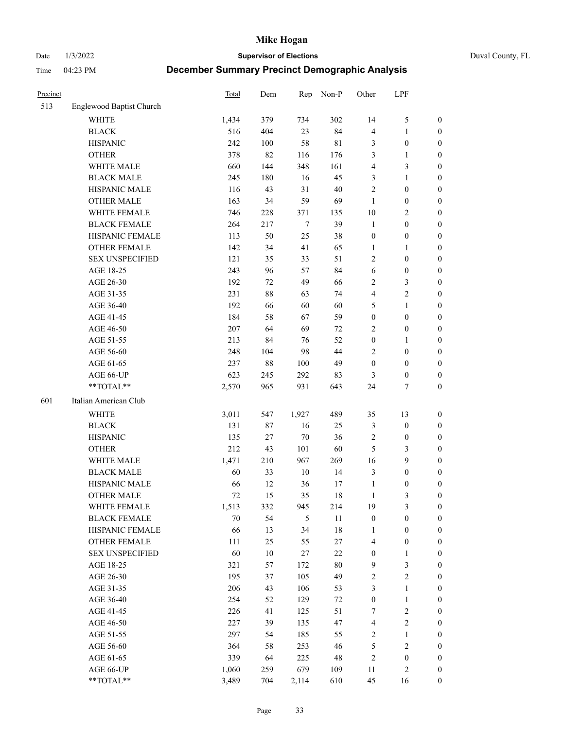| Precinct | | Total | Dem | Rep | Non-P | Other | LPF | |
|---|---|---|---|---|---|---|---|---|
| 513 | Englewood Baptist Church | | | | | | | |
| | WHITE | 1,434 | 379 | 734 | 302 | 14 | 5 | 0 |
| | BLACK | 516 | 404 | 23 | 84 | 4 | 1 | 0 |
| | HISPANIC | 242 | 100 | 58 | 81 | 3 | 0 | 0 |
| | OTHER | 378 | 82 | 116 | 176 | 3 | 1 | 0 |
| | WHITE MALE | 660 | 144 | 348 | 161 | 4 | 3 | 0 |
| | BLACK MALE | 245 | 180 | 16 | 45 | 3 | 1 | 0 |
| | HISPANIC MALE | 116 | 43 | 31 | 40 | 2 | 0 | 0 |
| | OTHER MALE | 163 | 34 | 59 | 69 | 1 | 0 | 0 |
| | WHITE FEMALE | 746 | 228 | 371 | 135 | 10 | 2 | 0 |
| | BLACK FEMALE | 264 | 217 | 7 | 39 | 1 | 0 | 0 |
| | HISPANIC FEMALE | 113 | 50 | 25 | 38 | 0 | 0 | 0 |
| | OTHER FEMALE | 142 | 34 | 41 | 65 | 1 | 1 | 0 |
| | SEX UNSPECIFIED | 121 | 35 | 33 | 51 | 2 | 0 | 0 |
| | AGE 18-25 | 243 | 96 | 57 | 84 | 6 | 0 | 0 |
| | AGE 26-30 | 192 | 72 | 49 | 66 | 2 | 3 | 0 |
| | AGE 31-35 | 231 | 88 | 63 | 74 | 4 | 2 | 0 |
| | AGE 36-40 | 192 | 66 | 60 | 60 | 5 | 1 | 0 |
| | AGE 41-45 | 184 | 58 | 67 | 59 | 0 | 0 | 0 |
| | AGE 46-50 | 207 | 64 | 69 | 72 | 2 | 0 | 0 |
| | AGE 51-55 | 213 | 84 | 76 | 52 | 0 | 1 | 0 |
| | AGE 56-60 | 248 | 104 | 98 | 44 | 2 | 0 | 0 |
| | AGE 61-65 | 237 | 88 | 100 | 49 | 0 | 0 | 0 |
| | AGE 66-UP | 623 | 245 | 292 | 83 | 3 | 0 | 0 |
| | **TOTAL** | 2,570 | 965 | 931 | 643 | 24 | 7 | 0 |
| 601 | Italian American Club | | | | | | | |
| | WHITE | 3,011 | 547 | 1,927 | 489 | 35 | 13 | 0 |
| | BLACK | 131 | 87 | 16 | 25 | 3 | 0 | 0 |
| | HISPANIC | 135 | 27 | 70 | 36 | 2 | 0 | 0 |
| | OTHER | 212 | 43 | 101 | 60 | 5 | 3 | 0 |
| | WHITE MALE | 1,471 | 210 | 967 | 269 | 16 | 9 | 0 |
| | BLACK MALE | 60 | 33 | 10 | 14 | 3 | 0 | 0 |
| | HISPANIC MALE | 66 | 12 | 36 | 17 | 1 | 0 | 0 |
| | OTHER MALE | 72 | 15 | 35 | 18 | 1 | 3 | 0 |
| | WHITE FEMALE | 1,513 | 332 | 945 | 214 | 19 | 3 | 0 |
| | BLACK FEMALE | 70 | 54 | 5 | 11 | 0 | 0 | 0 |
| | HISPANIC FEMALE | 66 | 13 | 34 | 18 | 1 | 0 | 0 |
| | OTHER FEMALE | 111 | 25 | 55 | 27 | 4 | 0 | 0 |
| | SEX UNSPECIFIED | 60 | 10 | 27 | 22 | 0 | 1 | 0 |
| | AGE 18-25 | 321 | 57 | 172 | 80 | 9 | 3 | 0 |
| | AGE 26-30 | 195 | 37 | 105 | 49 | 2 | 2 | 0 |
| | AGE 31-35 | 206 | 43 | 106 | 53 | 3 | 1 | 0 |
| | AGE 36-40 | 254 | 52 | 129 | 72 | 0 | 1 | 0 |
| | AGE 41-45 | 226 | 41 | 125 | 51 | 7 | 2 | 0 |
| | AGE 46-50 | 227 | 39 | 135 | 47 | 4 | 2 | 0 |
| | AGE 51-55 | 297 | 54 | 185 | 55 | 2 | 1 | 0 |
| | AGE 56-60 | 364 | 58 | 253 | 46 | 5 | 2 | 0 |
| | AGE 61-65 | 339 | 64 | 225 | 48 | 2 | 0 | 0 |
| | AGE 66-UP | 1,060 | 259 | 679 | 109 | 11 | 2 | 0 |
| | **TOTAL** | 3,489 | 704 | 2,114 | 610 | 45 | 16 | 0 |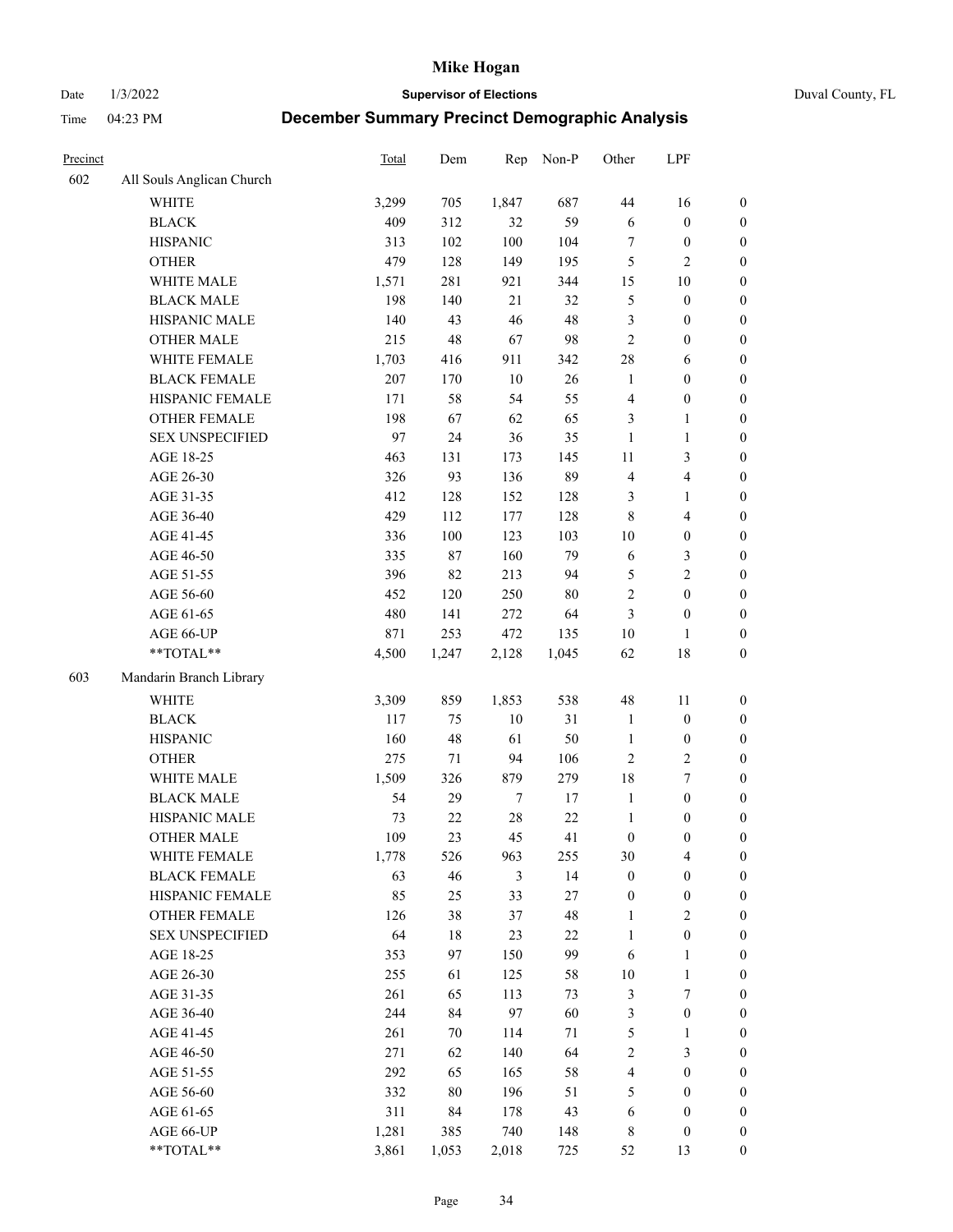# Mike Hogan

Date 1/3/2022 | **Supervisor of Elections** | Duval County, FL

Time 04:23 PM | **December Summary Precinct Demographic Analysis**

| Precinct | | Total | Dem | Rep | Non-P | Other | LPF | |
|---|---|---|---|---|---|---|---|---|
| 602 | All Souls Anglican Church | | | | | | | |
| | WHITE | 3,299 | 705 | 1,847 | 687 | 44 | 16 | 0 |
| | BLACK | 409 | 312 | 32 | 59 | 6 | 0 | 0 |
| | HISPANIC | 313 | 102 | 100 | 104 | 7 | 0 | 0 |
| | OTHER | 479 | 128 | 149 | 195 | 5 | 2 | 0 |
| | WHITE MALE | 1,571 | 281 | 921 | 344 | 15 | 10 | 0 |
| | BLACK MALE | 198 | 140 | 21 | 32 | 5 | 0 | 0 |
| | HISPANIC MALE | 140 | 43 | 46 | 48 | 3 | 0 | 0 |
| | OTHER MALE | 215 | 48 | 67 | 98 | 2 | 0 | 0 |
| | WHITE FEMALE | 1,703 | 416 | 911 | 342 | 28 | 6 | 0 |
| | BLACK FEMALE | 207 | 170 | 10 | 26 | 1 | 0 | 0 |
| | HISPANIC FEMALE | 171 | 58 | 54 | 55 | 4 | 0 | 0 |
| | OTHER FEMALE | 198 | 67 | 62 | 65 | 3 | 1 | 0 |
| | SEX UNSPECIFIED | 97 | 24 | 36 | 35 | 1 | 1 | 0 |
| | AGE 18-25 | 463 | 131 | 173 | 145 | 11 | 3 | 0 |
| | AGE 26-30 | 326 | 93 | 136 | 89 | 4 | 4 | 0 |
| | AGE 31-35 | 412 | 128 | 152 | 128 | 3 | 1 | 0 |
| | AGE 36-40 | 429 | 112 | 177 | 128 | 8 | 4 | 0 |
| | AGE 41-45 | 336 | 100 | 123 | 103 | 10 | 0 | 0 |
| | AGE 46-50 | 335 | 87 | 160 | 79 | 6 | 3 | 0 |
| | AGE 51-55 | 396 | 82 | 213 | 94 | 5 | 2 | 0 |
| | AGE 56-60 | 452 | 120 | 250 | 80 | 2 | 0 | 0 |
| | AGE 61-65 | 480 | 141 | 272 | 64 | 3 | 0 | 0 |
| | AGE 66-UP | 871 | 253 | 472 | 135 | 10 | 1 | 0 |
| | **TOTAL** | 4,500 | 1,247 | 2,128 | 1,045 | 62 | 18 | 0 |
| 603 | Mandarin Branch Library | | | | | | | |
| | WHITE | 3,309 | 859 | 1,853 | 538 | 48 | 11 | 0 |
| | BLACK | 117 | 75 | 10 | 31 | 1 | 0 | 0 |
| | HISPANIC | 160 | 48 | 61 | 50 | 1 | 0 | 0 |
| | OTHER | 275 | 71 | 94 | 106 | 2 | 2 | 0 |
| | WHITE MALE | 1,509 | 326 | 879 | 279 | 18 | 7 | 0 |
| | BLACK MALE | 54 | 29 | 7 | 17 | 1 | 0 | 0 |
| | HISPANIC MALE | 73 | 22 | 28 | 22 | 1 | 0 | 0 |
| | OTHER MALE | 109 | 23 | 45 | 41 | 0 | 0 | 0 |
| | WHITE FEMALE | 1,778 | 526 | 963 | 255 | 30 | 4 | 0 |
| | BLACK FEMALE | 63 | 46 | 3 | 14 | 0 | 0 | 0 |
| | HISPANIC FEMALE | 85 | 25 | 33 | 27 | 0 | 0 | 0 |
| | OTHER FEMALE | 126 | 38 | 37 | 48 | 1 | 2 | 0 |
| | SEX UNSPECIFIED | 64 | 18 | 23 | 22 | 1 | 0 | 0 |
| | AGE 18-25 | 353 | 97 | 150 | 99 | 6 | 1 | 0 |
| | AGE 26-30 | 255 | 61 | 125 | 58 | 10 | 1 | 0 |
| | AGE 31-35 | 261 | 65 | 113 | 73 | 3 | 7 | 0 |
| | AGE 36-40 | 244 | 84 | 97 | 60 | 3 | 0 | 0 |
| | AGE 41-45 | 261 | 70 | 114 | 71 | 5 | 1 | 0 |
| | AGE 46-50 | 271 | 62 | 140 | 64 | 2 | 3 | 0 |
| | AGE 51-55 | 292 | 65 | 165 | 58 | 4 | 0 | 0 |
| | AGE 56-60 | 332 | 80 | 196 | 51 | 5 | 0 | 0 |
| | AGE 61-65 | 311 | 84 | 178 | 43 | 6 | 0 | 0 |
| | AGE 66-UP | 1,281 | 385 | 740 | 148 | 8 | 0 | 0 |
| | **TOTAL** | 3,861 | 1,053 | 2,018 | 725 | 52 | 13 | 0 |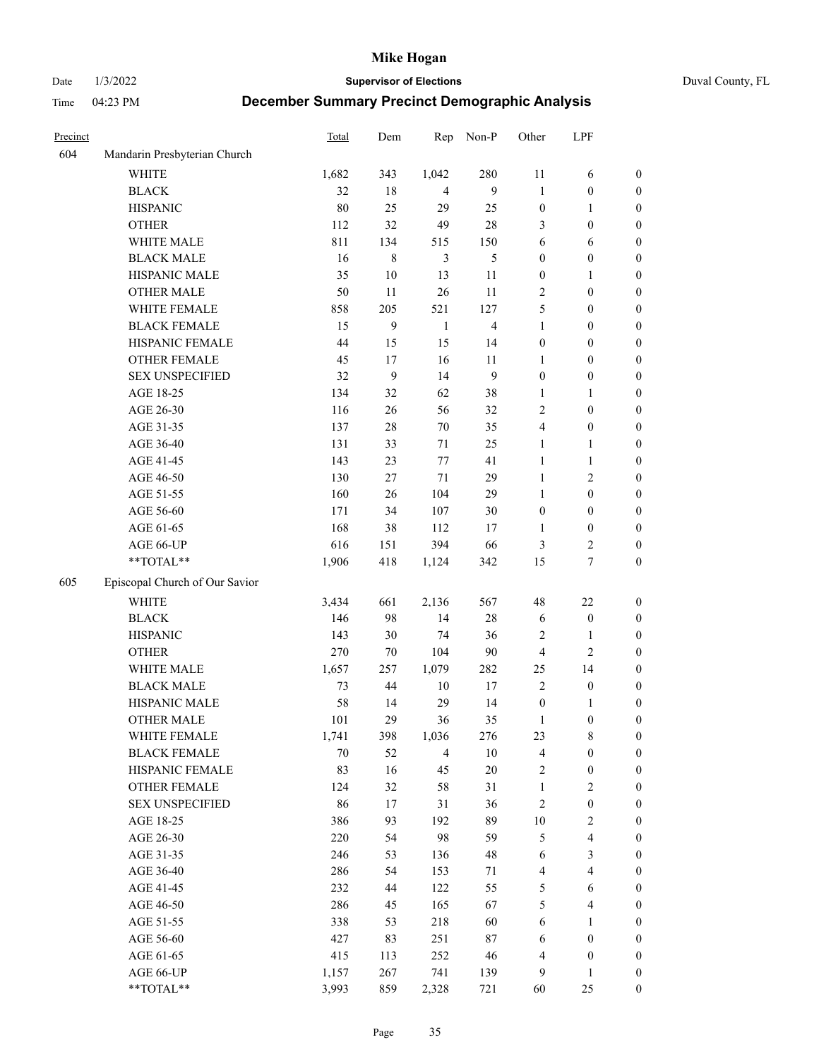# Mike Hogan

Date 1/3/2022 **Supervisor of Elections** Duval County, FL

Time 04:23 PM **December Summary Precinct Demographic Analysis**

| Precinct | | Total | Dem | Rep | Non-P | Other | LPF | |
|---|---|---|---|---|---|---|---|---|
| 604 | Mandarin Presbyterian Church | | | | | | | |
| | WHITE | 1,682 | 343 | 1,042 | 280 | 11 | 6 | 0 |
| | BLACK | 32 | 18 | 4 | 9 | 1 | 0 | 0 |
| | HISPANIC | 80 | 25 | 29 | 25 | 0 | 1 | 0 |
| | OTHER | 112 | 32 | 49 | 28 | 3 | 0 | 0 |
| | WHITE MALE | 811 | 134 | 515 | 150 | 6 | 6 | 0 |
| | BLACK MALE | 16 | 8 | 3 | 5 | 0 | 0 | 0 |
| | HISPANIC MALE | 35 | 10 | 13 | 11 | 0 | 1 | 0 |
| | OTHER MALE | 50 | 11 | 26 | 11 | 2 | 0 | 0 |
| | WHITE FEMALE | 858 | 205 | 521 | 127 | 5 | 0 | 0 |
| | BLACK FEMALE | 15 | 9 | 1 | 4 | 1 | 0 | 0 |
| | HISPANIC FEMALE | 44 | 15 | 15 | 14 | 0 | 0 | 0 |
| | OTHER FEMALE | 45 | 17 | 16 | 11 | 1 | 0 | 0 |
| | SEX UNSPECIFIED | 32 | 9 | 14 | 9 | 0 | 0 | 0 |
| | AGE 18-25 | 134 | 32 | 62 | 38 | 1 | 1 | 0 |
| | AGE 26-30 | 116 | 26 | 56 | 32 | 2 | 0 | 0 |
| | AGE 31-35 | 137 | 28 | 70 | 35 | 4 | 0 | 0 |
| | AGE 36-40 | 131 | 33 | 71 | 25 | 1 | 1 | 0 |
| | AGE 41-45 | 143 | 23 | 77 | 41 | 1 | 1 | 0 |
| | AGE 46-50 | 130 | 27 | 71 | 29 | 1 | 2 | 0 |
| | AGE 51-55 | 160 | 26 | 104 | 29 | 1 | 0 | 0 |
| | AGE 56-60 | 171 | 34 | 107 | 30 | 0 | 0 | 0 |
| | AGE 61-65 | 168 | 38 | 112 | 17 | 1 | 0 | 0 |
| | AGE 66-UP | 616 | 151 | 394 | 66 | 3 | 2 | 0 |
| | **TOTAL** | 1,906 | 418 | 1,124 | 342 | 15 | 7 | 0 |
| 605 | Episcopal Church of Our Savior | | | | | | | |
| | WHITE | 3,434 | 661 | 2,136 | 567 | 48 | 22 | 0 |
| | BLACK | 146 | 98 | 14 | 28 | 6 | 0 | 0 |
| | HISPANIC | 143 | 30 | 74 | 36 | 2 | 1 | 0 |
| | OTHER | 270 | 70 | 104 | 90 | 4 | 2 | 0 |
| | WHITE MALE | 1,657 | 257 | 1,079 | 282 | 25 | 14 | 0 |
| | BLACK MALE | 73 | 44 | 10 | 17 | 2 | 0 | 0 |
| | HISPANIC MALE | 58 | 14 | 29 | 14 | 0 | 1 | 0 |
| | OTHER MALE | 101 | 29 | 36 | 35 | 1 | 0 | 0 |
| | WHITE FEMALE | 1,741 | 398 | 1,036 | 276 | 23 | 8 | 0 |
| | BLACK FEMALE | 70 | 52 | 4 | 10 | 4 | 0 | 0 |
| | HISPANIC FEMALE | 83 | 16 | 45 | 20 | 2 | 0 | 0 |
| | OTHER FEMALE | 124 | 32 | 58 | 31 | 1 | 2 | 0 |
| | SEX UNSPECIFIED | 86 | 17 | 31 | 36 | 2 | 0 | 0 |
| | AGE 18-25 | 386 | 93 | 192 | 89 | 10 | 2 | 0 |
| | AGE 26-30 | 220 | 54 | 98 | 59 | 5 | 4 | 0 |
| | AGE 31-35 | 246 | 53 | 136 | 48 | 6 | 3 | 0 |
| | AGE 36-40 | 286 | 54 | 153 | 71 | 4 | 4 | 0 |
| | AGE 41-45 | 232 | 44 | 122 | 55 | 5 | 6 | 0 |
| | AGE 46-50 | 286 | 45 | 165 | 67 | 5 | 4 | 0 |
| | AGE 51-55 | 338 | 53 | 218 | 60 | 6 | 1 | 0 |
| | AGE 56-60 | 427 | 83 | 251 | 87 | 6 | 0 | 0 |
| | AGE 61-65 | 415 | 113 | 252 | 46 | 4 | 0 | 0 |
| | AGE 66-UP | 1,157 | 267 | 741 | 139 | 9 | 1 | 0 |
| | **TOTAL** | 3,993 | 859 | 2,328 | 721 | 60 | 25 | 0 |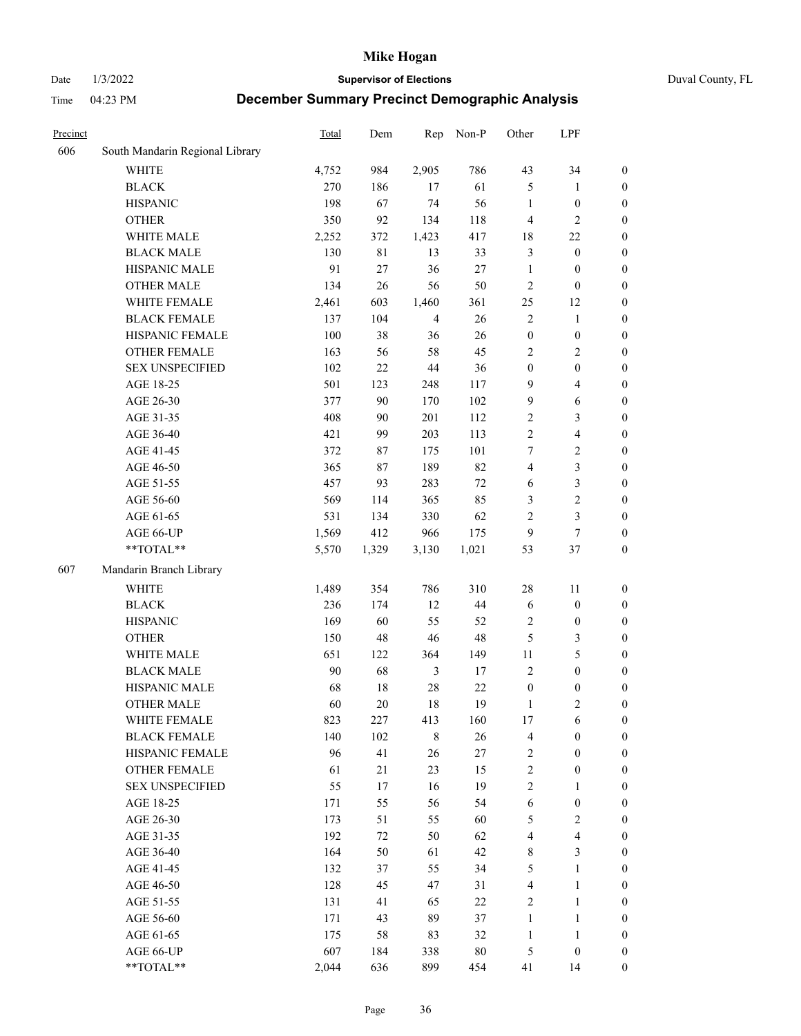# Mike Hogan

Date 1/3/2022 **Supervisor of Elections** Duval County, FL

Time 04:23 PM **December Summary Precinct Demographic Analysis**

| Precinct | | Total | Dem | Rep | Non-P | Other | LPF | |
|---|---|---|---|---|---|---|---|---|
| 606 | South Mandarin Regional Library | | | | | | | |
| | WHITE | 4,752 | 984 | 2,905 | 786 | 43 | 34 | 0 |
| | BLACK | 270 | 186 | 17 | 61 | 5 | 1 | 0 |
| | HISPANIC | 198 | 67 | 74 | 56 | 1 | 0 | 0 |
| | OTHER | 350 | 92 | 134 | 118 | 4 | 2 | 0 |
| | WHITE MALE | 2,252 | 372 | 1,423 | 417 | 18 | 22 | 0 |
| | BLACK MALE | 130 | 81 | 13 | 33 | 3 | 0 | 0 |
| | HISPANIC MALE | 91 | 27 | 36 | 27 | 1 | 0 | 0 |
| | OTHER MALE | 134 | 26 | 56 | 50 | 2 | 0 | 0 |
| | WHITE FEMALE | 2,461 | 603 | 1,460 | 361 | 25 | 12 | 0 |
| | BLACK FEMALE | 137 | 104 | 4 | 26 | 2 | 1 | 0 |
| | HISPANIC FEMALE | 100 | 38 | 36 | 26 | 0 | 0 | 0 |
| | OTHER FEMALE | 163 | 56 | 58 | 45 | 2 | 2 | 0 |
| | SEX UNSPECIFIED | 102 | 22 | 44 | 36 | 0 | 0 | 0 |
| | AGE 18-25 | 501 | 123 | 248 | 117 | 9 | 4 | 0 |
| | AGE 26-30 | 377 | 90 | 170 | 102 | 9 | 6 | 0 |
| | AGE 31-35 | 408 | 90 | 201 | 112 | 2 | 3 | 0 |
| | AGE 36-40 | 421 | 99 | 203 | 113 | 2 | 4 | 0 |
| | AGE 41-45 | 372 | 87 | 175 | 101 | 7 | 2 | 0 |
| | AGE 46-50 | 365 | 87 | 189 | 82 | 4 | 3 | 0 |
| | AGE 51-55 | 457 | 93 | 283 | 72 | 6 | 3 | 0 |
| | AGE 56-60 | 569 | 114 | 365 | 85 | 3 | 2 | 0 |
| | AGE 61-65 | 531 | 134 | 330 | 62 | 2 | 3 | 0 |
| | AGE 66-UP | 1,569 | 412 | 966 | 175 | 9 | 7 | 0 |
| | **TOTAL** | 5,570 | 1,329 | 3,130 | 1,021 | 53 | 37 | 0 |
| 607 | Mandarin Branch Library | | | | | | | |
| | WHITE | 1,489 | 354 | 786 | 310 | 28 | 11 | 0 |
| | BLACK | 236 | 174 | 12 | 44 | 6 | 0 | 0 |
| | HISPANIC | 169 | 60 | 55 | 52 | 2 | 0 | 0 |
| | OTHER | 150 | 48 | 46 | 48 | 5 | 3 | 0 |
| | WHITE MALE | 651 | 122 | 364 | 149 | 11 | 5 | 0 |
| | BLACK MALE | 90 | 68 | 3 | 17 | 2 | 0 | 0 |
| | HISPANIC MALE | 68 | 18 | 28 | 22 | 0 | 0 | 0 |
| | OTHER MALE | 60 | 20 | 18 | 19 | 1 | 2 | 0 |
| | WHITE FEMALE | 823 | 227 | 413 | 160 | 17 | 6 | 0 |
| | BLACK FEMALE | 140 | 102 | 8 | 26 | 4 | 0 | 0 |
| | HISPANIC FEMALE | 96 | 41 | 26 | 27 | 2 | 0 | 0 |
| | OTHER FEMALE | 61 | 21 | 23 | 15 | 2 | 0 | 0 |
| | SEX UNSPECIFIED | 55 | 17 | 16 | 19 | 2 | 1 | 0 |
| | AGE 18-25 | 171 | 55 | 56 | 54 | 6 | 0 | 0 |
| | AGE 26-30 | 173 | 51 | 55 | 60 | 5 | 2 | 0 |
| | AGE 31-35 | 192 | 72 | 50 | 62 | 4 | 4 | 0 |
| | AGE 36-40 | 164 | 50 | 61 | 42 | 8 | 3 | 0 |
| | AGE 41-45 | 132 | 37 | 55 | 34 | 5 | 1 | 0 |
| | AGE 46-50 | 128 | 45 | 47 | 31 | 4 | 1 | 0 |
| | AGE 51-55 | 131 | 41 | 65 | 22 | 2 | 1 | 0 |
| | AGE 56-60 | 171 | 43 | 89 | 37 | 1 | 1 | 0 |
| | AGE 61-65 | 175 | 58 | 83 | 32 | 1 | 1 | 0 |
| | AGE 66-UP | 607 | 184 | 338 | 80 | 5 | 0 | 0 |
| | **TOTAL** | 2,044 | 636 | 899 | 454 | 41 | 14 | 0 |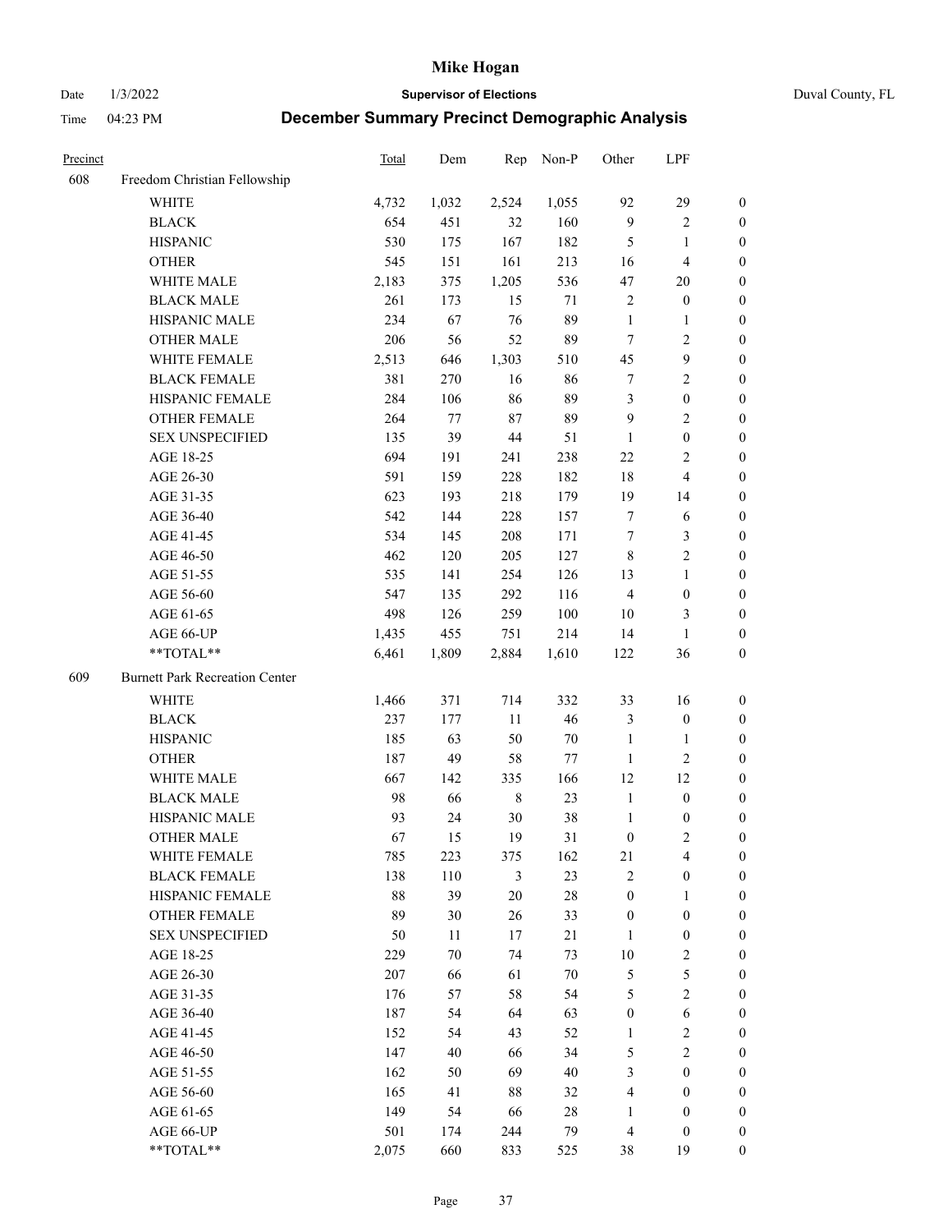# Mike Hogan

Date 1/3/2022 **Supervisor of Elections** Duval County, FL

Time 04:23 PM **December Summary Precinct Demographic Analysis**

| Precinct | | Total | Dem | Rep | Non-P | Other | LPF | |
|---|---|---|---|---|---|---|---|---|
| 608 | Freedom Christian Fellowship | | | | | | | |
| | WHITE | 4,732 | 1,032 | 2,524 | 1,055 | 92 | 29 | 0 |
| | BLACK | 654 | 451 | 32 | 160 | 9 | 2 | 0 |
| | HISPANIC | 530 | 175 | 167 | 182 | 5 | 1 | 0 |
| | OTHER | 545 | 151 | 161 | 213 | 16 | 4 | 0 |
| | WHITE MALE | 2,183 | 375 | 1,205 | 536 | 47 | 20 | 0 |
| | BLACK MALE | 261 | 173 | 15 | 71 | 2 | 0 | 0 |
| | HISPANIC MALE | 234 | 67 | 76 | 89 | 1 | 1 | 0 |
| | OTHER MALE | 206 | 56 | 52 | 89 | 7 | 2 | 0 |
| | WHITE FEMALE | 2,513 | 646 | 1,303 | 510 | 45 | 9 | 0 |
| | BLACK FEMALE | 381 | 270 | 16 | 86 | 7 | 2 | 0 |
| | HISPANIC FEMALE | 284 | 106 | 86 | 89 | 3 | 0 | 0 |
| | OTHER FEMALE | 264 | 77 | 87 | 89 | 9 | 2 | 0 |
| | SEX UNSPECIFIED | 135 | 39 | 44 | 51 | 1 | 0 | 0 |
| | AGE 18-25 | 694 | 191 | 241 | 238 | 22 | 2 | 0 |
| | AGE 26-30 | 591 | 159 | 228 | 182 | 18 | 4 | 0 |
| | AGE 31-35 | 623 | 193 | 218 | 179 | 19 | 14 | 0 |
| | AGE 36-40 | 542 | 144 | 228 | 157 | 7 | 6 | 0 |
| | AGE 41-45 | 534 | 145 | 208 | 171 | 7 | 3 | 0 |
| | AGE 46-50 | 462 | 120 | 205 | 127 | 8 | 2 | 0 |
| | AGE 51-55 | 535 | 141 | 254 | 126 | 13 | 1 | 0 |
| | AGE 56-60 | 547 | 135 | 292 | 116 | 4 | 0 | 0 |
| | AGE 61-65 | 498 | 126 | 259 | 100 | 10 | 3 | 0 |
| | AGE 66-UP | 1,435 | 455 | 751 | 214 | 14 | 1 | 0 |
| | **TOTAL** | 6,461 | 1,809 | 2,884 | 1,610 | 122 | 36 | 0 |
| 609 | Burnett Park Recreation Center | | | | | | | |
| | WHITE | 1,466 | 371 | 714 | 332 | 33 | 16 | 0 |
| | BLACK | 237 | 177 | 11 | 46 | 3 | 0 | 0 |
| | HISPANIC | 185 | 63 | 50 | 70 | 1 | 1 | 0 |
| | OTHER | 187 | 49 | 58 | 77 | 1 | 2 | 0 |
| | WHITE MALE | 667 | 142 | 335 | 166 | 12 | 12 | 0 |
| | BLACK MALE | 98 | 66 | 8 | 23 | 1 | 0 | 0 |
| | HISPANIC MALE | 93 | 24 | 30 | 38 | 1 | 0 | 0 |
| | OTHER MALE | 67 | 15 | 19 | 31 | 0 | 2 | 0 |
| | WHITE FEMALE | 785 | 223 | 375 | 162 | 21 | 4 | 0 |
| | BLACK FEMALE | 138 | 110 | 3 | 23 | 2 | 0 | 0 |
| | HISPANIC FEMALE | 88 | 39 | 20 | 28 | 0 | 1 | 0 |
| | OTHER FEMALE | 89 | 30 | 26 | 33 | 0 | 0 | 0 |
| | SEX UNSPECIFIED | 50 | 11 | 17 | 21 | 1 | 0 | 0 |
| | AGE 18-25 | 229 | 70 | 74 | 73 | 10 | 2 | 0 |
| | AGE 26-30 | 207 | 66 | 61 | 70 | 5 | 5 | 0 |
| | AGE 31-35 | 176 | 57 | 58 | 54 | 5 | 2 | 0 |
| | AGE 36-40 | 187 | 54 | 64 | 63 | 0 | 6 | 0 |
| | AGE 41-45 | 152 | 54 | 43 | 52 | 1 | 2 | 0 |
| | AGE 46-50 | 147 | 40 | 66 | 34 | 5 | 2 | 0 |
| | AGE 51-55 | 162 | 50 | 69 | 40 | 3 | 0 | 0 |
| | AGE 56-60 | 165 | 41 | 88 | 32 | 4 | 0 | 0 |
| | AGE 61-65 | 149 | 54 | 66 | 28 | 1 | 0 | 0 |
| | AGE 66-UP | 501 | 174 | 244 | 79 | 4 | 0 | 0 |
| | **TOTAL** | 2,075 | 660 | 833 | 525 | 38 | 19 | 0 |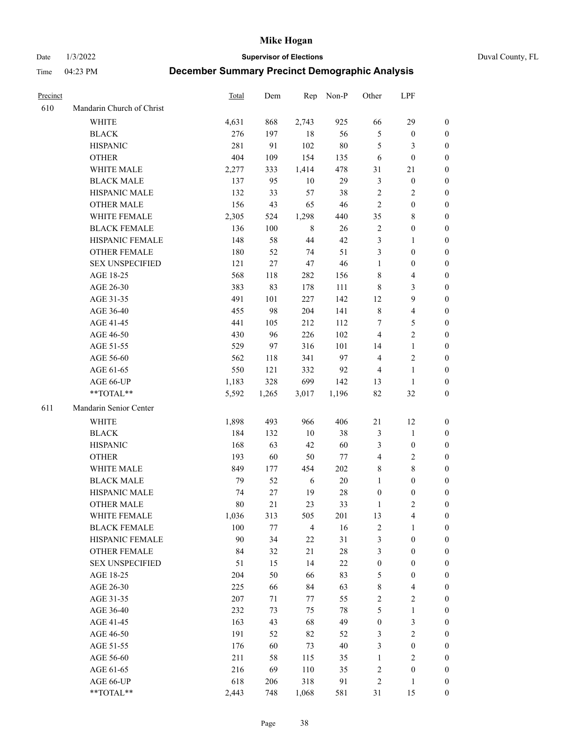# Mike Hogan

Date 1/3/2022 **Supervisor of Elections** Duval County, FL

Time 04:23 PM **December Summary Precinct Demographic Analysis**

| Precinct | | Total | Dem | Rep | Non-P | Other | LPF | |
|---|---|---|---|---|---|---|---|---|
| 610 | Mandarin Church of Christ | | | | | | | |
| | WHITE | 4,631 | 868 | 2,743 | 925 | 66 | 29 | 0 |
| | BLACK | 276 | 197 | 18 | 56 | 5 | 0 | 0 |
| | HISPANIC | 281 | 91 | 102 | 80 | 5 | 3 | 0 |
| | OTHER | 404 | 109 | 154 | 135 | 6 | 0 | 0 |
| | WHITE MALE | 2,277 | 333 | 1,414 | 478 | 31 | 21 | 0 |
| | BLACK MALE | 137 | 95 | 10 | 29 | 3 | 0 | 0 |
| | HISPANIC MALE | 132 | 33 | 57 | 38 | 2 | 2 | 0 |
| | OTHER MALE | 156 | 43 | 65 | 46 | 2 | 0 | 0 |
| | WHITE FEMALE | 2,305 | 524 | 1,298 | 440 | 35 | 8 | 0 |
| | BLACK FEMALE | 136 | 100 | 8 | 26 | 2 | 0 | 0 |
| | HISPANIC FEMALE | 148 | 58 | 44 | 42 | 3 | 1 | 0 |
| | OTHER FEMALE | 180 | 52 | 74 | 51 | 3 | 0 | 0 |
| | SEX UNSPECIFIED | 121 | 27 | 47 | 46 | 1 | 0 | 0 |
| | AGE 18-25 | 568 | 118 | 282 | 156 | 8 | 4 | 0 |
| | AGE 26-30 | 383 | 83 | 178 | 111 | 8 | 3 | 0 |
| | AGE 31-35 | 491 | 101 | 227 | 142 | 12 | 9 | 0 |
| | AGE 36-40 | 455 | 98 | 204 | 141 | 8 | 4 | 0 |
| | AGE 41-45 | 441 | 105 | 212 | 112 | 7 | 5 | 0 |
| | AGE 46-50 | 430 | 96 | 226 | 102 | 4 | 2 | 0 |
| | AGE 51-55 | 529 | 97 | 316 | 101 | 14 | 1 | 0 |
| | AGE 56-60 | 562 | 118 | 341 | 97 | 4 | 2 | 0 |
| | AGE 61-65 | 550 | 121 | 332 | 92 | 4 | 1 | 0 |
| | AGE 66-UP | 1,183 | 328 | 699 | 142 | 13 | 1 | 0 |
| | **TOTAL** | 5,592 | 1,265 | 3,017 | 1,196 | 82 | 32 | 0 |
| 611 | Mandarin Senior Center | | | | | | | |
| | WHITE | 1,898 | 493 | 966 | 406 | 21 | 12 | 0 |
| | BLACK | 184 | 132 | 10 | 38 | 3 | 1 | 0 |
| | HISPANIC | 168 | 63 | 42 | 60 | 3 | 0 | 0 |
| | OTHER | 193 | 60 | 50 | 77 | 4 | 2 | 0 |
| | WHITE MALE | 849 | 177 | 454 | 202 | 8 | 8 | 0 |
| | BLACK MALE | 79 | 52 | 6 | 20 | 1 | 0 | 0 |
| | HISPANIC MALE | 74 | 27 | 19 | 28 | 0 | 0 | 0 |
| | OTHER MALE | 80 | 21 | 23 | 33 | 1 | 2 | 0 |
| | WHITE FEMALE | 1,036 | 313 | 505 | 201 | 13 | 4 | 0 |
| | BLACK FEMALE | 100 | 77 | 4 | 16 | 2 | 1 | 0 |
| | HISPANIC FEMALE | 90 | 34 | 22 | 31 | 3 | 0 | 0 |
| | OTHER FEMALE | 84 | 32 | 21 | 28 | 3 | 0 | 0 |
| | SEX UNSPECIFIED | 51 | 15 | 14 | 22 | 0 | 0 | 0 |
| | AGE 18-25 | 204 | 50 | 66 | 83 | 5 | 0 | 0 |
| | AGE 26-30 | 225 | 66 | 84 | 63 | 8 | 4 | 0 |
| | AGE 31-35 | 207 | 71 | 77 | 55 | 2 | 2 | 0 |
| | AGE 36-40 | 232 | 73 | 75 | 78 | 5 | 1 | 0 |
| | AGE 41-45 | 163 | 43 | 68 | 49 | 0 | 3 | 0 |
| | AGE 46-50 | 191 | 52 | 82 | 52 | 3 | 2 | 0 |
| | AGE 51-55 | 176 | 60 | 73 | 40 | 3 | 0 | 0 |
| | AGE 56-60 | 211 | 58 | 115 | 35 | 1 | 2 | 0 |
| | AGE 61-65 | 216 | 69 | 110 | 35 | 2 | 0 | 0 |
| | AGE 66-UP | 618 | 206 | 318 | 91 | 2 | 1 | 0 |
| | **TOTAL** | 2,443 | 748 | 1,068 | 581 | 31 | 15 | 0 |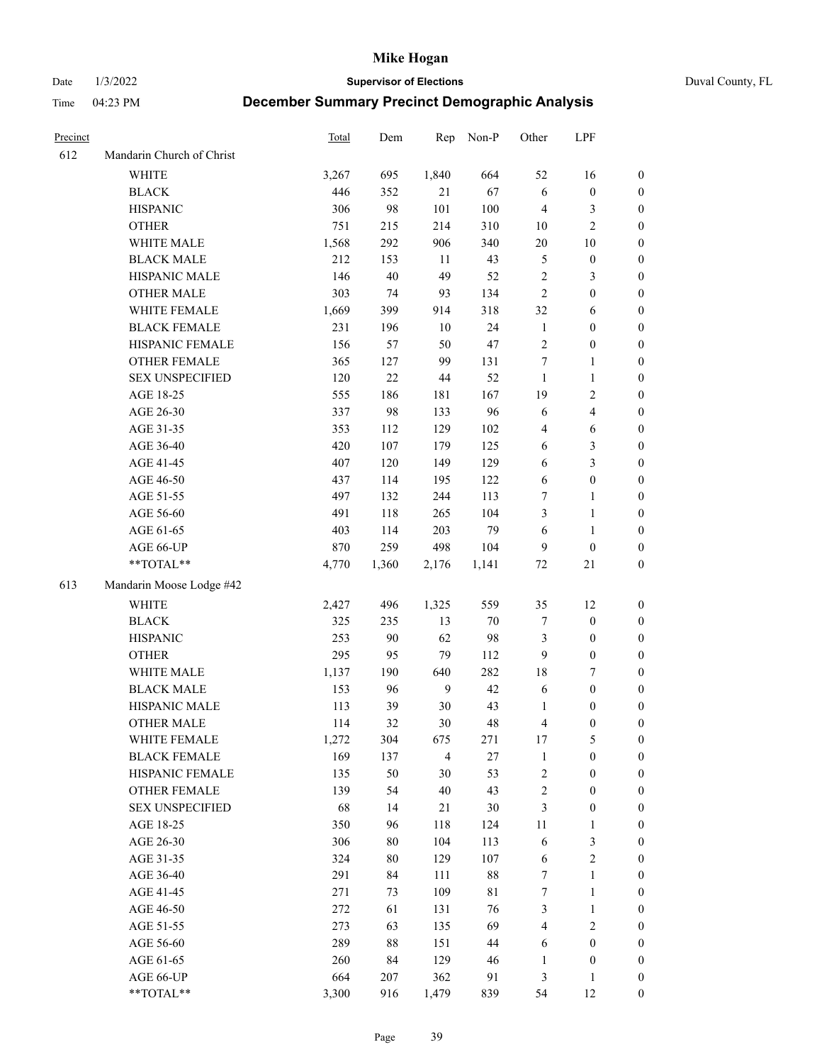# Mike Hogan

Date 1/3/2022 **Supervisor of Elections** Duval County, FL

Time 04:23 PM **December Summary Precinct Demographic Analysis**

| Precinct | | Total | Dem | Rep | Non-P | Other | LPF | |
|---|---|---|---|---|---|---|---|---|
| 612 | Mandarin Church of Christ | | | | | | | |
| | WHITE | 3,267 | 695 | 1,840 | 664 | 52 | 16 | 0 |
| | BLACK | 446 | 352 | 21 | 67 | 6 | 0 | 0 |
| | HISPANIC | 306 | 98 | 101 | 100 | 4 | 3 | 0 |
| | OTHER | 751 | 215 | 214 | 310 | 10 | 2 | 0 |
| | WHITE MALE | 1,568 | 292 | 906 | 340 | 20 | 10 | 0 |
| | BLACK MALE | 212 | 153 | 11 | 43 | 5 | 0 | 0 |
| | HISPANIC MALE | 146 | 40 | 49 | 52 | 2 | 3 | 0 |
| | OTHER MALE | 303 | 74 | 93 | 134 | 2 | 0 | 0 |
| | WHITE FEMALE | 1,669 | 399 | 914 | 318 | 32 | 6 | 0 |
| | BLACK FEMALE | 231 | 196 | 10 | 24 | 1 | 0 | 0 |
| | HISPANIC FEMALE | 156 | 57 | 50 | 47 | 2 | 0 | 0 |
| | OTHER FEMALE | 365 | 127 | 99 | 131 | 7 | 1 | 0 |
| | SEX UNSPECIFIED | 120 | 22 | 44 | 52 | 1 | 1 | 0 |
| | AGE 18-25 | 555 | 186 | 181 | 167 | 19 | 2 | 0 |
| | AGE 26-30 | 337 | 98 | 133 | 96 | 6 | 4 | 0 |
| | AGE 31-35 | 353 | 112 | 129 | 102 | 4 | 6 | 0 |
| | AGE 36-40 | 420 | 107 | 179 | 125 | 6 | 3 | 0 |
| | AGE 41-45 | 407 | 120 | 149 | 129 | 6 | 3 | 0 |
| | AGE 46-50 | 437 | 114 | 195 | 122 | 6 | 0 | 0 |
| | AGE 51-55 | 497 | 132 | 244 | 113 | 7 | 1 | 0 |
| | AGE 56-60 | 491 | 118 | 265 | 104 | 3 | 1 | 0 |
| | AGE 61-65 | 403 | 114 | 203 | 79 | 6 | 1 | 0 |
| | AGE 66-UP | 870 | 259 | 498 | 104 | 9 | 0 | 0 |
| | **TOTAL** | 4,770 | 1,360 | 2,176 | 1,141 | 72 | 21 | 0 |
| 613 | Mandarin Moose Lodge #42 | | | | | | | |
| | WHITE | 2,427 | 496 | 1,325 | 559 | 35 | 12 | 0 |
| | BLACK | 325 | 235 | 13 | 70 | 7 | 0 | 0 |
| | HISPANIC | 253 | 90 | 62 | 98 | 3 | 0 | 0 |
| | OTHER | 295 | 95 | 79 | 112 | 9 | 0 | 0 |
| | WHITE MALE | 1,137 | 190 | 640 | 282 | 18 | 7 | 0 |
| | BLACK MALE | 153 | 96 | 9 | 42 | 6 | 0 | 0 |
| | HISPANIC MALE | 113 | 39 | 30 | 43 | 1 | 0 | 0 |
| | OTHER MALE | 114 | 32 | 30 | 48 | 4 | 0 | 0 |
| | WHITE FEMALE | 1,272 | 304 | 675 | 271 | 17 | 5 | 0 |
| | BLACK FEMALE | 169 | 137 | 4 | 27 | 1 | 0 | 0 |
| | HISPANIC FEMALE | 135 | 50 | 30 | 53 | 2 | 0 | 0 |
| | OTHER FEMALE | 139 | 54 | 40 | 43 | 2 | 0 | 0 |
| | SEX UNSPECIFIED | 68 | 14 | 21 | 30 | 3 | 0 | 0 |
| | AGE 18-25 | 350 | 96 | 118 | 124 | 11 | 1 | 0 |
| | AGE 26-30 | 306 | 80 | 104 | 113 | 6 | 3 | 0 |
| | AGE 31-35 | 324 | 80 | 129 | 107 | 6 | 2 | 0 |
| | AGE 36-40 | 291 | 84 | 111 | 88 | 7 | 1 | 0 |
| | AGE 41-45 | 271 | 73 | 109 | 81 | 7 | 1 | 0 |
| | AGE 46-50 | 272 | 61 | 131 | 76 | 3 | 1 | 0 |
| | AGE 51-55 | 273 | 63 | 135 | 69 | 4 | 2 | 0 |
| | AGE 56-60 | 289 | 88 | 151 | 44 | 6 | 0 | 0 |
| | AGE 61-65 | 260 | 84 | 129 | 46 | 1 | 0 | 0 |
| | AGE 66-UP | 664 | 207 | 362 | 91 | 3 | 1 | 0 |
| | **TOTAL** | 3,300 | 916 | 1,479 | 839 | 54 | 12 | 0 |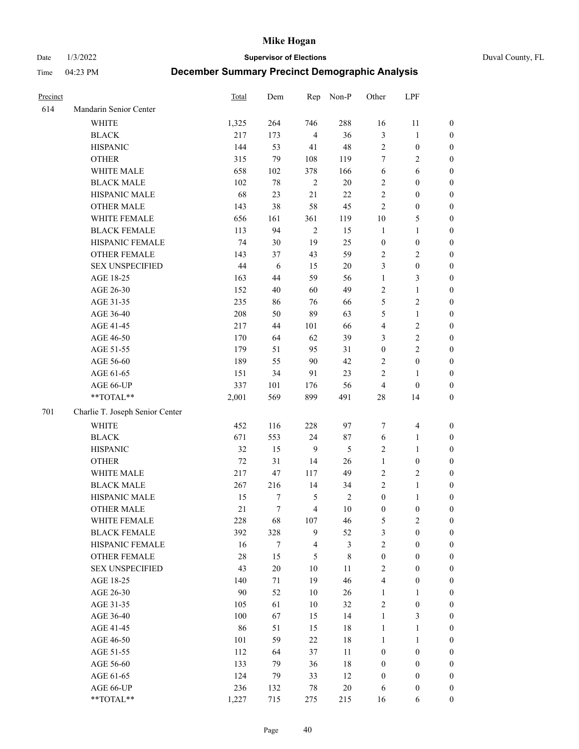# Mike Hogan

Date 1/3/2022 **Supervisor of Elections** Duval County, FL

Time 04:23 PM **December Summary Precinct Demographic Analysis**

| Precinct | | Total | Dem | Rep | Non-P | Other | LPF | |
|---|---|---|---|---|---|---|---|---|
| 614 | Mandarin Senior Center | | | | | | | |
| | WHITE | 1,325 | 264 | 746 | 288 | 16 | 11 | 0 |
| | BLACK | 217 | 173 | 4 | 36 | 3 | 1 | 0 |
| | HISPANIC | 144 | 53 | 41 | 48 | 2 | 0 | 0 |
| | OTHER | 315 | 79 | 108 | 119 | 7 | 2 | 0 |
| | WHITE MALE | 658 | 102 | 378 | 166 | 6 | 6 | 0 |
| | BLACK MALE | 102 | 78 | 2 | 20 | 2 | 0 | 0 |
| | HISPANIC MALE | 68 | 23 | 21 | 22 | 2 | 0 | 0 |
| | OTHER MALE | 143 | 38 | 58 | 45 | 2 | 0 | 0 |
| | WHITE FEMALE | 656 | 161 | 361 | 119 | 10 | 5 | 0 |
| | BLACK FEMALE | 113 | 94 | 2 | 15 | 1 | 1 | 0 |
| | HISPANIC FEMALE | 74 | 30 | 19 | 25 | 0 | 0 | 0 |
| | OTHER FEMALE | 143 | 37 | 43 | 59 | 2 | 2 | 0 |
| | SEX UNSPECIFIED | 44 | 6 | 15 | 20 | 3 | 0 | 0 |
| | AGE 18-25 | 163 | 44 | 59 | 56 | 1 | 3 | 0 |
| | AGE 26-30 | 152 | 40 | 60 | 49 | 2 | 1 | 0 |
| | AGE 31-35 | 235 | 86 | 76 | 66 | 5 | 2 | 0 |
| | AGE 36-40 | 208 | 50 | 89 | 63 | 5 | 1 | 0 |
| | AGE 41-45 | 217 | 44 | 101 | 66 | 4 | 2 | 0 |
| | AGE 46-50 | 170 | 64 | 62 | 39 | 3 | 2 | 0 |
| | AGE 51-55 | 179 | 51 | 95 | 31 | 0 | 2 | 0 |
| | AGE 56-60 | 189 | 55 | 90 | 42 | 2 | 0 | 0 |
| | AGE 61-65 | 151 | 34 | 91 | 23 | 2 | 1 | 0 |
| | AGE 66-UP | 337 | 101 | 176 | 56 | 4 | 0 | 0 |
| | **TOTAL** | 2,001 | 569 | 899 | 491 | 28 | 14 | 0 |
| 701 | Charlie T. Joseph Senior Center | | | | | | | |
| | WHITE | 452 | 116 | 228 | 97 | 7 | 4 | 0 |
| | BLACK | 671 | 553 | 24 | 87 | 6 | 1 | 0 |
| | HISPANIC | 32 | 15 | 9 | 5 | 2 | 1 | 0 |
| | OTHER | 72 | 31 | 14 | 26 | 1 | 0 | 0 |
| | WHITE MALE | 217 | 47 | 117 | 49 | 2 | 2 | 0 |
| | BLACK MALE | 267 | 216 | 14 | 34 | 2 | 1 | 0 |
| | HISPANIC MALE | 15 | 7 | 5 | 2 | 0 | 1 | 0 |
| | OTHER MALE | 21 | 7 | 4 | 10 | 0 | 0 | 0 |
| | WHITE FEMALE | 228 | 68 | 107 | 46 | 5 | 2 | 0 |
| | BLACK FEMALE | 392 | 328 | 9 | 52 | 3 | 0 | 0 |
| | HISPANIC FEMALE | 16 | 7 | 4 | 3 | 2 | 0 | 0 |
| | OTHER FEMALE | 28 | 15 | 5 | 8 | 0 | 0 | 0 |
| | SEX UNSPECIFIED | 43 | 20 | 10 | 11 | 2 | 0 | 0 |
| | AGE 18-25 | 140 | 71 | 19 | 46 | 4 | 0 | 0 |
| | AGE 26-30 | 90 | 52 | 10 | 26 | 1 | 1 | 0 |
| | AGE 31-35 | 105 | 61 | 10 | 32 | 2 | 0 | 0 |
| | AGE 36-40 | 100 | 67 | 15 | 14 | 1 | 3 | 0 |
| | AGE 41-45 | 86 | 51 | 15 | 18 | 1 | 1 | 0 |
| | AGE 46-50 | 101 | 59 | 22 | 18 | 1 | 1 | 0 |
| | AGE 51-55 | 112 | 64 | 37 | 11 | 0 | 0 | 0 |
| | AGE 56-60 | 133 | 79 | 36 | 18 | 0 | 0 | 0 |
| | AGE 61-65 | 124 | 79 | 33 | 12 | 0 | 0 | 0 |
| | AGE 66-UP | 236 | 132 | 78 | 20 | 6 | 0 | 0 |
| | **TOTAL** | 1,227 | 715 | 275 | 215 | 16 | 6 | 0 |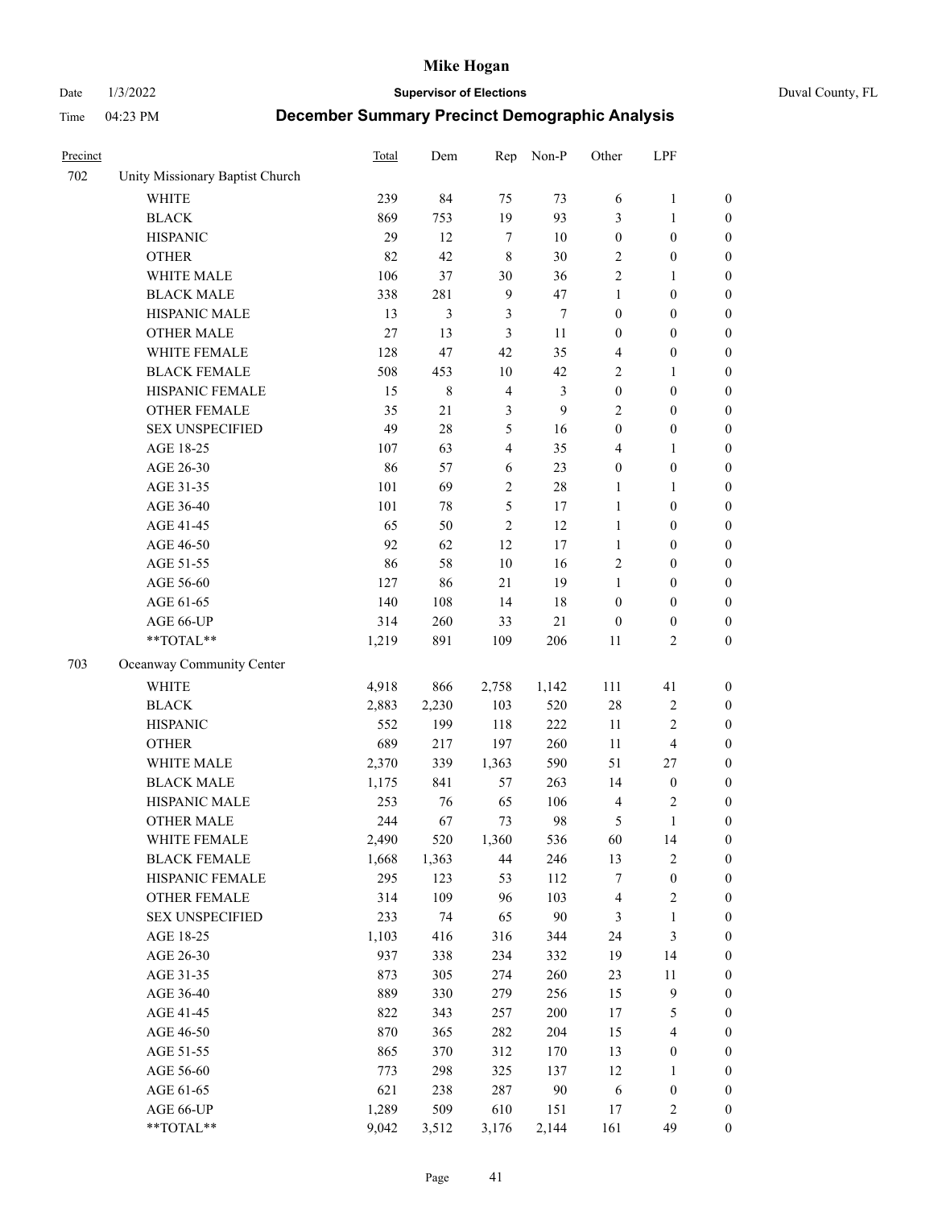| Precinct | | Total | Dem | Rep | Non-P | Other | LPF | |
|---|---|---|---|---|---|---|---|---|
| 702 | Unity Missionary Baptist Church | | | | | | | |
| | WHITE | 239 | 84 | 75 | 73 | 6 | 1 | 0 |
| | BLACK | 869 | 753 | 19 | 93 | 3 | 1 | 0 |
| | HISPANIC | 29 | 12 | 7 | 10 | 0 | 0 | 0 |
| | OTHER | 82 | 42 | 8 | 30 | 2 | 0 | 0 |
| | WHITE MALE | 106 | 37 | 30 | 36 | 2 | 1 | 0 |
| | BLACK MALE | 338 | 281 | 9 | 47 | 1 | 0 | 0 |
| | HISPANIC MALE | 13 | 3 | 3 | 7 | 0 | 0 | 0 |
| | OTHER MALE | 27 | 13 | 3 | 11 | 0 | 0 | 0 |
| | WHITE FEMALE | 128 | 47 | 42 | 35 | 4 | 0 | 0 |
| | BLACK FEMALE | 508 | 453 | 10 | 42 | 2 | 1 | 0 |
| | HISPANIC FEMALE | 15 | 8 | 4 | 3 | 0 | 0 | 0 |
| | OTHER FEMALE | 35 | 21 | 3 | 9 | 2 | 0 | 0 |
| | SEX UNSPECIFIED | 49 | 28 | 5 | 16 | 0 | 0 | 0 |
| | AGE 18-25 | 107 | 63 | 4 | 35 | 4 | 1 | 0 |
| | AGE 26-30 | 86 | 57 | 6 | 23 | 0 | 0 | 0 |
| | AGE 31-35 | 101 | 69 | 2 | 28 | 1 | 1 | 0 |
| | AGE 36-40 | 101 | 78 | 5 | 17 | 1 | 0 | 0 |
| | AGE 41-45 | 65 | 50 | 2 | 12 | 1 | 0 | 0 |
| | AGE 46-50 | 92 | 62 | 12 | 17 | 1 | 0 | 0 |
| | AGE 51-55 | 86 | 58 | 10 | 16 | 2 | 0 | 0 |
| | AGE 56-60 | 127 | 86 | 21 | 19 | 1 | 0 | 0 |
| | AGE 61-65 | 140 | 108 | 14 | 18 | 0 | 0 | 0 |
| | AGE 66-UP | 314 | 260 | 33 | 21 | 0 | 0 | 0 |
| | **TOTAL** | 1,219 | 891 | 109 | 206 | 11 | 2 | 0 |
| 703 | Oceanway Community Center | | | | | | | |
| | WHITE | 4,918 | 866 | 2,758 | 1,142 | 111 | 41 | 0 |
| | BLACK | 2,883 | 2,230 | 103 | 520 | 28 | 2 | 0 |
| | HISPANIC | 552 | 199 | 118 | 222 | 11 | 2 | 0 |
| | OTHER | 689 | 217 | 197 | 260 | 11 | 4 | 0 |
| | WHITE MALE | 2,370 | 339 | 1,363 | 590 | 51 | 27 | 0 |
| | BLACK MALE | 1,175 | 841 | 57 | 263 | 14 | 0 | 0 |
| | HISPANIC MALE | 253 | 76 | 65 | 106 | 4 | 2 | 0 |
| | OTHER MALE | 244 | 67 | 73 | 98 | 5 | 1 | 0 |
| | WHITE FEMALE | 2,490 | 520 | 1,360 | 536 | 60 | 14 | 0 |
| | BLACK FEMALE | 1,668 | 1,363 | 44 | 246 | 13 | 2 | 0 |
| | HISPANIC FEMALE | 295 | 123 | 53 | 112 | 7 | 0 | 0 |
| | OTHER FEMALE | 314 | 109 | 96 | 103 | 4 | 2 | 0 |
| | SEX UNSPECIFIED | 233 | 74 | 65 | 90 | 3 | 1 | 0 |
| | AGE 18-25 | 1,103 | 416 | 316 | 344 | 24 | 3 | 0 |
| | AGE 26-30 | 937 | 338 | 234 | 332 | 19 | 14 | 0 |
| | AGE 31-35 | 873 | 305 | 274 | 260 | 23 | 11 | 0 |
| | AGE 36-40 | 889 | 330 | 279 | 256 | 15 | 9 | 0 |
| | AGE 41-45 | 822 | 343 | 257 | 200 | 17 | 5 | 0 |
| | AGE 46-50 | 870 | 365 | 282 | 204 | 15 | 4 | 0 |
| | AGE 51-55 | 865 | 370 | 312 | 170 | 13 | 0 | 0 |
| | AGE 56-60 | 773 | 298 | 325 | 137 | 12 | 1 | 0 |
| | AGE 61-65 | 621 | 238 | 287 | 90 | 6 | 0 | 0 |
| | AGE 66-UP | 1,289 | 509 | 610 | 151 | 17 | 2 | 0 |
| | **TOTAL** | 9,042 | 3,512 | 3,176 | 2,144 | 161 | 49 | 0 |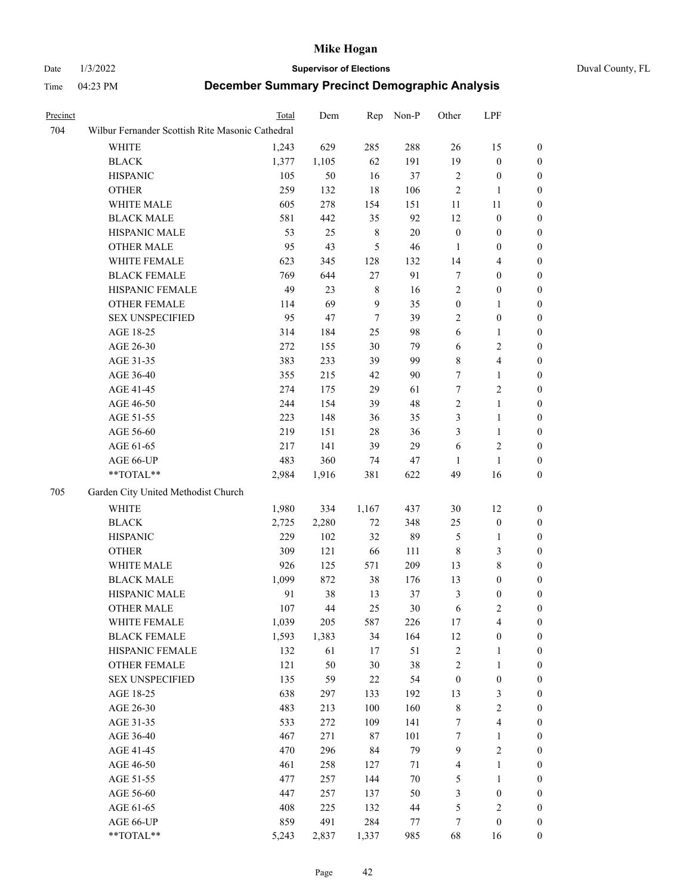| Precinct | | Total | Dem | Rep | Non-P | Other | LPF | |
|---|---|---|---|---|---|---|---|---|
| 704 | Wilbur Fernander Scottish Rite Masonic Cathedral | | | | | | | |
| | WHITE | 1,243 | 629 | 285 | 288 | 26 | 15 | 0 |
| | BLACK | 1,377 | 1,105 | 62 | 191 | 19 | 0 | 0 |
| | HISPANIC | 105 | 50 | 16 | 37 | 2 | 0 | 0 |
| | OTHER | 259 | 132 | 18 | 106 | 2 | 1 | 0 |
| | WHITE MALE | 605 | 278 | 154 | 151 | 11 | 11 | 0 |
| | BLACK MALE | 581 | 442 | 35 | 92 | 12 | 0 | 0 |
| | HISPANIC MALE | 53 | 25 | 8 | 20 | 0 | 0 | 0 |
| | OTHER MALE | 95 | 43 | 5 | 46 | 1 | 0 | 0 |
| | WHITE FEMALE | 623 | 345 | 128 | 132 | 14 | 4 | 0 |
| | BLACK FEMALE | 769 | 644 | 27 | 91 | 7 | 0 | 0 |
| | HISPANIC FEMALE | 49 | 23 | 8 | 16 | 2 | 0 | 0 |
| | OTHER FEMALE | 114 | 69 | 9 | 35 | 0 | 1 | 0 |
| | SEX UNSPECIFIED | 95 | 47 | 7 | 39 | 2 | 0 | 0 |
| | AGE 18-25 | 314 | 184 | 25 | 98 | 6 | 1 | 0 |
| | AGE 26-30 | 272 | 155 | 30 | 79 | 6 | 2 | 0 |
| | AGE 31-35 | 383 | 233 | 39 | 99 | 8 | 4 | 0 |
| | AGE 36-40 | 355 | 215 | 42 | 90 | 7 | 1 | 0 |
| | AGE 41-45 | 274 | 175 | 29 | 61 | 7 | 2 | 0 |
| | AGE 46-50 | 244 | 154 | 39 | 48 | 2 | 1 | 0 |
| | AGE 51-55 | 223 | 148 | 36 | 35 | 3 | 1 | 0 |
| | AGE 56-60 | 219 | 151 | 28 | 36 | 3 | 1 | 0 |
| | AGE 61-65 | 217 | 141 | 39 | 29 | 6 | 2 | 0 |
| | AGE 66-UP | 483 | 360 | 74 | 47 | 1 | 1 | 0 |
| | **TOTAL** | 2,984 | 1,916 | 381 | 622 | 49 | 16 | 0 |
| 705 | Garden City United Methodist Church | | | | | | | |
| | WHITE | 1,980 | 334 | 1,167 | 437 | 30 | 12 | 0 |
| | BLACK | 2,725 | 2,280 | 72 | 348 | 25 | 0 | 0 |
| | HISPANIC | 229 | 102 | 32 | 89 | 5 | 1 | 0 |
| | OTHER | 309 | 121 | 66 | 111 | 8 | 3 | 0 |
| | WHITE MALE | 926 | 125 | 571 | 209 | 13 | 8 | 0 |
| | BLACK MALE | 1,099 | 872 | 38 | 176 | 13 | 0 | 0 |
| | HISPANIC MALE | 91 | 38 | 13 | 37 | 3 | 0 | 0 |
| | OTHER MALE | 107 | 44 | 25 | 30 | 6 | 2 | 0 |
| | WHITE FEMALE | 1,039 | 205 | 587 | 226 | 17 | 4 | 0 |
| | BLACK FEMALE | 1,593 | 1,383 | 34 | 164 | 12 | 0 | 0 |
| | HISPANIC FEMALE | 132 | 61 | 17 | 51 | 2 | 1 | 0 |
| | OTHER FEMALE | 121 | 50 | 30 | 38 | 2 | 1 | 0 |
| | SEX UNSPECIFIED | 135 | 59 | 22 | 54 | 0 | 0 | 0 |
| | AGE 18-25 | 638 | 297 | 133 | 192 | 13 | 3 | 0 |
| | AGE 26-30 | 483 | 213 | 100 | 160 | 8 | 2 | 0 |
| | AGE 31-35 | 533 | 272 | 109 | 141 | 7 | 4 | 0 |
| | AGE 36-40 | 467 | 271 | 87 | 101 | 7 | 1 | 0 |
| | AGE 41-45 | 470 | 296 | 84 | 79 | 9 | 2 | 0 |
| | AGE 46-50 | 461 | 258 | 127 | 71 | 4 | 1 | 0 |
| | AGE 51-55 | 477 | 257 | 144 | 70 | 5 | 1 | 0 |
| | AGE 56-60 | 447 | 257 | 137 | 50 | 3 | 0 | 0 |
| | AGE 61-65 | 408 | 225 | 132 | 44 | 5 | 2 | 0 |
| | AGE 66-UP | 859 | 491 | 284 | 77 | 7 | 0 | 0 |
| | **TOTAL** | 5,243 | 2,837 | 1,337 | 985 | 68 | 16 | 0 |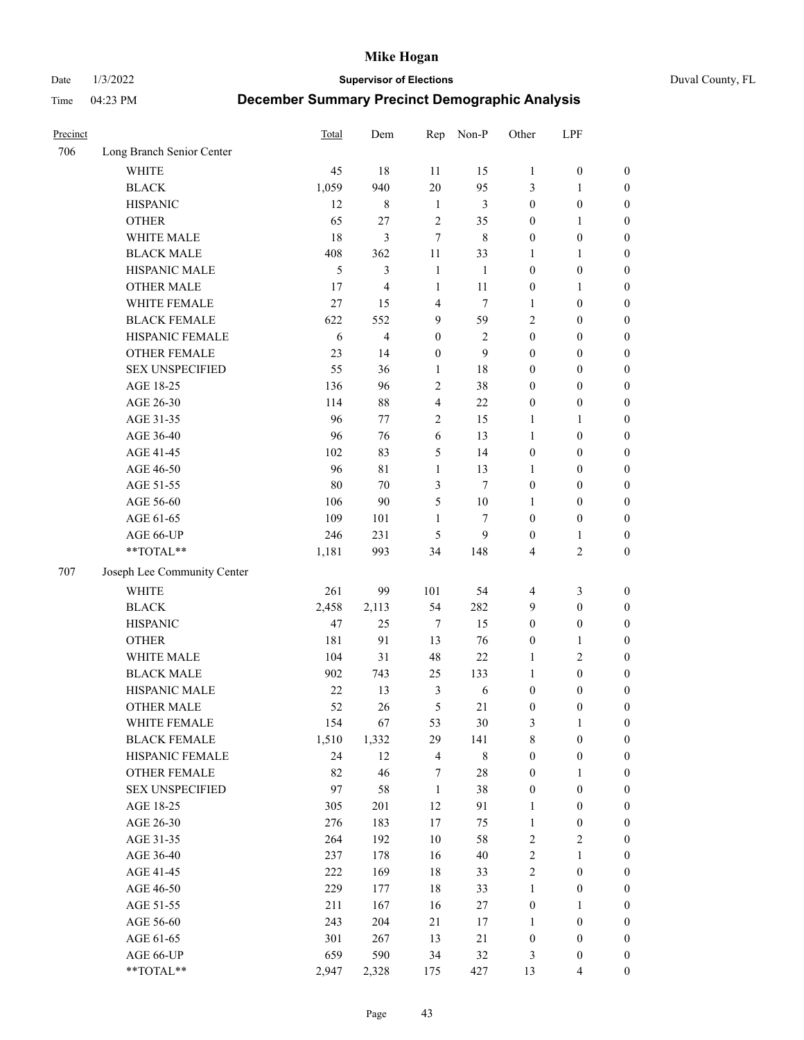# Mike Hogan

Date 1/3/2022 **Supervisor of Elections** Duval County, FL

Time 04:23 PM **December Summary Precinct Demographic Analysis**

| Precinct | | Total | Dem | Rep | Non-P | Other | LPF | |
|---|---|---|---|---|---|---|---|---|
| 706 | Long Branch Senior Center | | | | | | | |
| | WHITE | 45 | 18 | 11 | 15 | 1 | 0 | 0 |
| | BLACK | 1,059 | 940 | 20 | 95 | 3 | 1 | 0 |
| | HISPANIC | 12 | 8 | 1 | 3 | 0 | 0 | 0 |
| | OTHER | 65 | 27 | 2 | 35 | 0 | 1 | 0 |
| | WHITE MALE | 18 | 3 | 7 | 8 | 0 | 0 | 0 |
| | BLACK MALE | 408 | 362 | 11 | 33 | 1 | 1 | 0 |
| | HISPANIC MALE | 5 | 3 | 1 | 1 | 0 | 0 | 0 |
| | OTHER MALE | 17 | 4 | 1 | 11 | 0 | 1 | 0 |
| | WHITE FEMALE | 27 | 15 | 4 | 7 | 1 | 0 | 0 |
| | BLACK FEMALE | 622 | 552 | 9 | 59 | 2 | 0 | 0 |
| | HISPANIC FEMALE | 6 | 4 | 0 | 2 | 0 | 0 | 0 |
| | OTHER FEMALE | 23 | 14 | 0 | 9 | 0 | 0 | 0 |
| | SEX UNSPECIFIED | 55 | 36 | 1 | 18 | 0 | 0 | 0 |
| | AGE 18-25 | 136 | 96 | 2 | 38 | 0 | 0 | 0 |
| | AGE 26-30 | 114 | 88 | 4 | 22 | 0 | 0 | 0 |
| | AGE 31-35 | 96 | 77 | 2 | 15 | 1 | 1 | 0 |
| | AGE 36-40 | 96 | 76 | 6 | 13 | 1 | 0 | 0 |
| | AGE 41-45 | 102 | 83 | 5 | 14 | 0 | 0 | 0 |
| | AGE 46-50 | 96 | 81 | 1 | 13 | 1 | 0 | 0 |
| | AGE 51-55 | 80 | 70 | 3 | 7 | 0 | 0 | 0 |
| | AGE 56-60 | 106 | 90 | 5 | 10 | 1 | 0 | 0 |
| | AGE 61-65 | 109 | 101 | 1 | 7 | 0 | 0 | 0 |
| | AGE 66-UP | 246 | 231 | 5 | 9 | 0 | 1 | 0 |
| | **TOTAL** | 1,181 | 993 | 34 | 148 | 4 | 2 | 0 |
| 707 | Joseph Lee Community Center | | | | | | | |
| | WHITE | 261 | 99 | 101 | 54 | 4 | 3 | 0 |
| | BLACK | 2,458 | 2,113 | 54 | 282 | 9 | 0 | 0 |
| | HISPANIC | 47 | 25 | 7 | 15 | 0 | 0 | 0 |
| | OTHER | 181 | 91 | 13 | 76 | 0 | 1 | 0 |
| | WHITE MALE | 104 | 31 | 48 | 22 | 1 | 2 | 0 |
| | BLACK MALE | 902 | 743 | 25 | 133 | 1 | 0 | 0 |
| | HISPANIC MALE | 22 | 13 | 3 | 6 | 0 | 0 | 0 |
| | OTHER MALE | 52 | 26 | 5 | 21 | 0 | 0 | 0 |
| | WHITE FEMALE | 154 | 67 | 53 | 30 | 3 | 1 | 0 |
| | BLACK FEMALE | 1,510 | 1,332 | 29 | 141 | 8 | 0 | 0 |
| | HISPANIC FEMALE | 24 | 12 | 4 | 8 | 0 | 0 | 0 |
| | OTHER FEMALE | 82 | 46 | 7 | 28 | 0 | 1 | 0 |
| | SEX UNSPECIFIED | 97 | 58 | 1 | 38 | 0 | 0 | 0 |
| | AGE 18-25 | 305 | 201 | 12 | 91 | 1 | 0 | 0 |
| | AGE 26-30 | 276 | 183 | 17 | 75 | 1 | 0 | 0 |
| | AGE 31-35 | 264 | 192 | 10 | 58 | 2 | 2 | 0 |
| | AGE 36-40 | 237 | 178 | 16 | 40 | 2 | 1 | 0 |
| | AGE 41-45 | 222 | 169 | 18 | 33 | 2 | 0 | 0 |
| | AGE 46-50 | 229 | 177 | 18 | 33 | 1 | 0 | 0 |
| | AGE 51-55 | 211 | 167 | 16 | 27 | 0 | 1 | 0 |
| | AGE 56-60 | 243 | 204 | 21 | 17 | 1 | 0 | 0 |
| | AGE 61-65 | 301 | 267 | 13 | 21 | 0 | 0 | 0 |
| | AGE 66-UP | 659 | 590 | 34 | 32 | 3 | 0 | 0 |
| | **TOTAL** | 2,947 | 2,328 | 175 | 427 | 13 | 4 | 0 |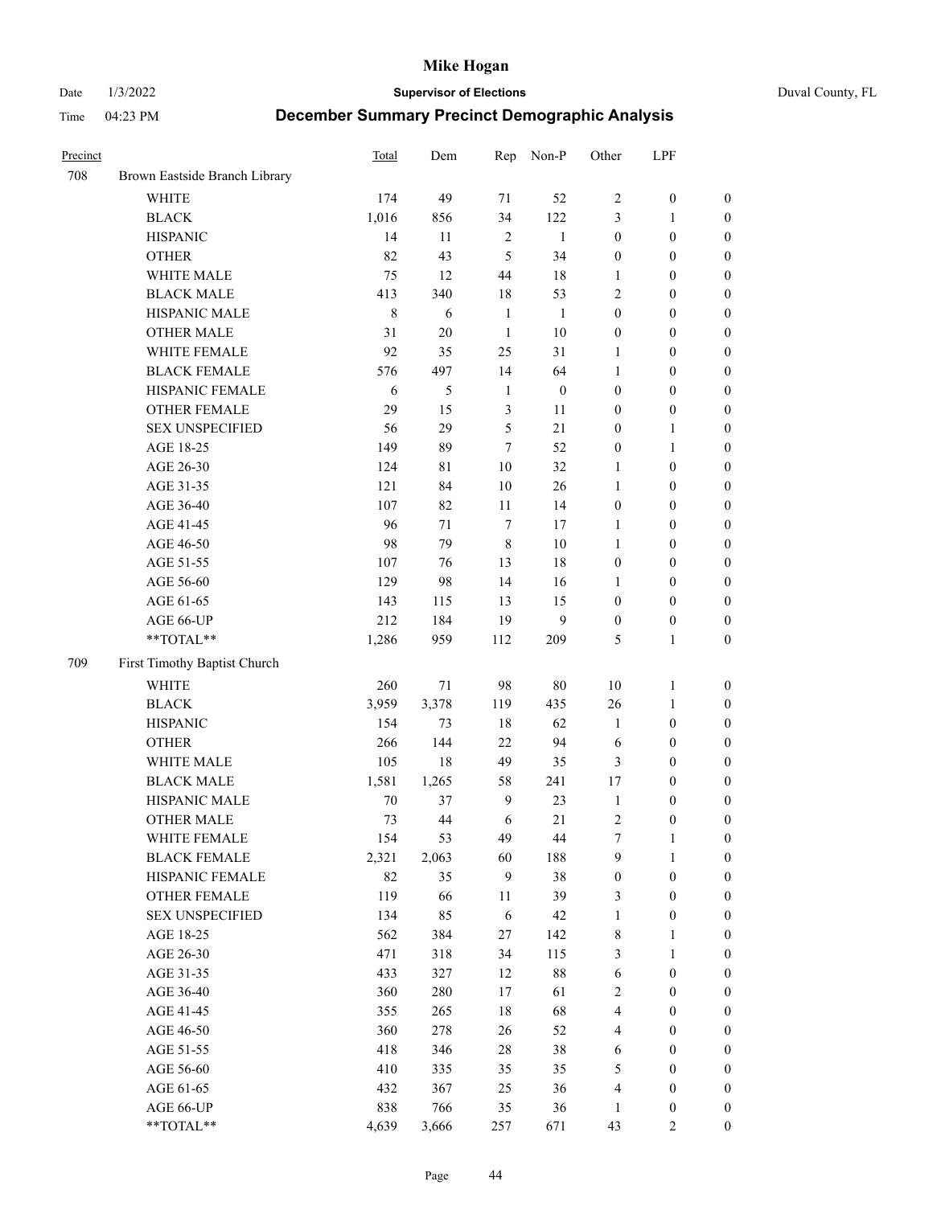# Mike Hogan

Date 1/3/2022 **Supervisor of Elections** Duval County, FL

Time 04:23 PM **December Summary Precinct Demographic Analysis**

| Precinct | | Total | Dem | Rep | Non-P | Other | LPF | |
|---|---|---|---|---|---|---|---|---|
| 708 | Brown Eastside Branch Library | | | | | | | |
| | WHITE | 174 | 49 | 71 | 52 | 2 | 0 | 0 |
| | BLACK | 1,016 | 856 | 34 | 122 | 3 | 1 | 0 |
| | HISPANIC | 14 | 11 | 2 | 1 | 0 | 0 | 0 |
| | OTHER | 82 | 43 | 5 | 34 | 0 | 0 | 0 |
| | WHITE MALE | 75 | 12 | 44 | 18 | 1 | 0 | 0 |
| | BLACK MALE | 413 | 340 | 18 | 53 | 2 | 0 | 0 |
| | HISPANIC MALE | 8 | 6 | 1 | 1 | 0 | 0 | 0 |
| | OTHER MALE | 31 | 20 | 1 | 10 | 0 | 0 | 0 |
| | WHITE FEMALE | 92 | 35 | 25 | 31 | 1 | 0 | 0 |
| | BLACK FEMALE | 576 | 497 | 14 | 64 | 1 | 0 | 0 |
| | HISPANIC FEMALE | 6 | 5 | 1 | 0 | 0 | 0 | 0 |
| | OTHER FEMALE | 29 | 15 | 3 | 11 | 0 | 0 | 0 |
| | SEX UNSPECIFIED | 56 | 29 | 5 | 21 | 0 | 1 | 0 |
| | AGE 18-25 | 149 | 89 | 7 | 52 | 0 | 1 | 0 |
| | AGE 26-30 | 124 | 81 | 10 | 32 | 1 | 0 | 0 |
| | AGE 31-35 | 121 | 84 | 10 | 26 | 1 | 0 | 0 |
| | AGE 36-40 | 107 | 82 | 11 | 14 | 0 | 0 | 0 |
| | AGE 41-45 | 96 | 71 | 7 | 17 | 1 | 0 | 0 |
| | AGE 46-50 | 98 | 79 | 8 | 10 | 1 | 0 | 0 |
| | AGE 51-55 | 107 | 76 | 13 | 18 | 0 | 0 | 0 |
| | AGE 56-60 | 129 | 98 | 14 | 16 | 1 | 0 | 0 |
| | AGE 61-65 | 143 | 115 | 13 | 15 | 0 | 0 | 0 |
| | AGE 66-UP | 212 | 184 | 19 | 9 | 0 | 0 | 0 |
| | **TOTAL** | 1,286 | 959 | 112 | 209 | 5 | 1 | 0 |
| 709 | First Timothy Baptist Church | | | | | | | |
| | WHITE | 260 | 71 | 98 | 80 | 10 | 1 | 0 |
| | BLACK | 3,959 | 3,378 | 119 | 435 | 26 | 1 | 0 |
| | HISPANIC | 154 | 73 | 18 | 62 | 1 | 0 | 0 |
| | OTHER | 266 | 144 | 22 | 94 | 6 | 0 | 0 |
| | WHITE MALE | 105 | 18 | 49 | 35 | 3 | 0 | 0 |
| | BLACK MALE | 1,581 | 1,265 | 58 | 241 | 17 | 0 | 0 |
| | HISPANIC MALE | 70 | 37 | 9 | 23 | 1 | 0 | 0 |
| | OTHER MALE | 73 | 44 | 6 | 21 | 2 | 0 | 0 |
| | WHITE FEMALE | 154 | 53 | 49 | 44 | 7 | 1 | 0 |
| | BLACK FEMALE | 2,321 | 2,063 | 60 | 188 | 9 | 1 | 0 |
| | HISPANIC FEMALE | 82 | 35 | 9 | 38 | 0 | 0 | 0 |
| | OTHER FEMALE | 119 | 66 | 11 | 39 | 3 | 0 | 0 |
| | SEX UNSPECIFIED | 134 | 85 | 6 | 42 | 1 | 0 | 0 |
| | AGE 18-25 | 562 | 384 | 27 | 142 | 8 | 1 | 0 |
| | AGE 26-30 | 471 | 318 | 34 | 115 | 3 | 1 | 0 |
| | AGE 31-35 | 433 | 327 | 12 | 88 | 6 | 0 | 0 |
| | AGE 36-40 | 360 | 280 | 17 | 61 | 2 | 0 | 0 |
| | AGE 41-45 | 355 | 265 | 18 | 68 | 4 | 0 | 0 |
| | AGE 46-50 | 360 | 278 | 26 | 52 | 4 | 0 | 0 |
| | AGE 51-55 | 418 | 346 | 28 | 38 | 6 | 0 | 0 |
| | AGE 56-60 | 410 | 335 | 35 | 35 | 5 | 0 | 0 |
| | AGE 61-65 | 432 | 367 | 25 | 36 | 4 | 0 | 0 |
| | AGE 66-UP | 838 | 766 | 35 | 36 | 1 | 0 | 0 |
| | **TOTAL** | 4,639 | 3,666 | 257 | 671 | 43 | 2 | 0 |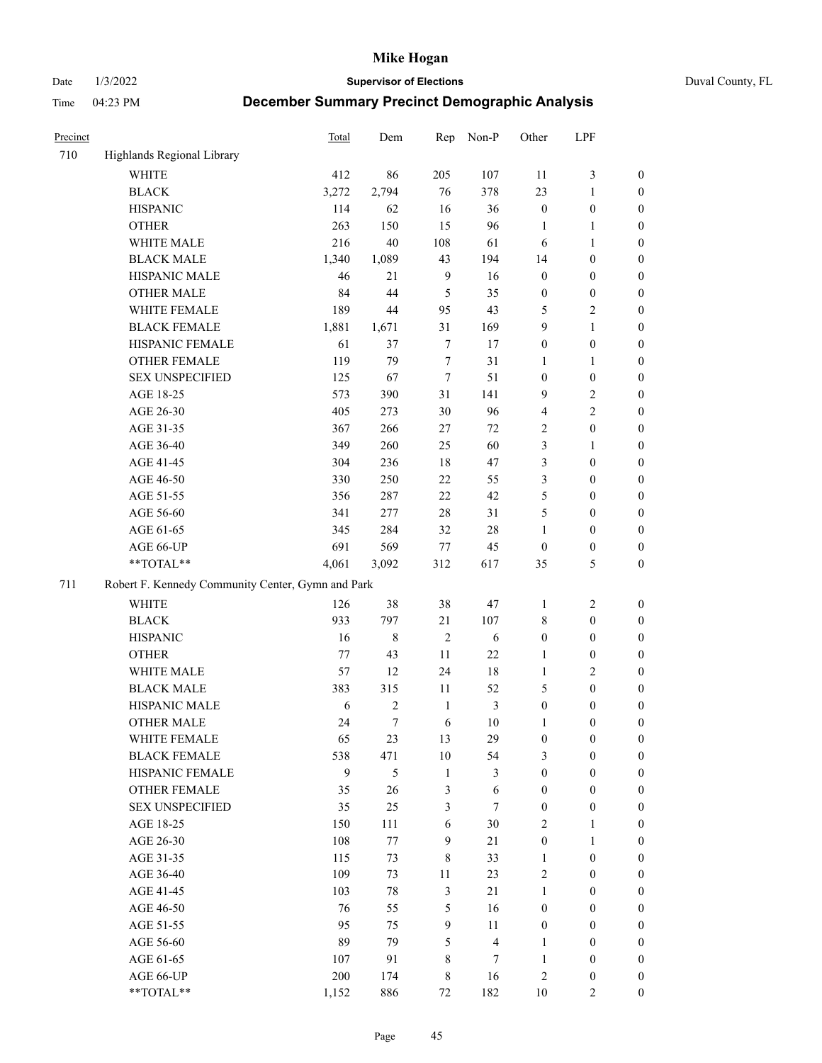# Mike Hogan

Date 1/3/2022 **Supervisor of Elections** Duval County, FL

Time 04:23 PM **December Summary Precinct Demographic Analysis**

| Precinct | | Total | Dem | Rep | Non-P | Other | LPF | |
|---|---|---|---|---|---|---|---|---|
| 710 | Highlands Regional Library | | | | | | | |
| | WHITE | 412 | 86 | 205 | 107 | 11 | 3 | 0 |
| | BLACK | 3,272 | 2,794 | 76 | 378 | 23 | 1 | 0 |
| | HISPANIC | 114 | 62 | 16 | 36 | 0 | 0 | 0 |
| | OTHER | 263 | 150 | 15 | 96 | 1 | 1 | 0 |
| | WHITE MALE | 216 | 40 | 108 | 61 | 6 | 1 | 0 |
| | BLACK MALE | 1,340 | 1,089 | 43 | 194 | 14 | 0 | 0 |
| | HISPANIC MALE | 46 | 21 | 9 | 16 | 0 | 0 | 0 |
| | OTHER MALE | 84 | 44 | 5 | 35 | 0 | 0 | 0 |
| | WHITE FEMALE | 189 | 44 | 95 | 43 | 5 | 2 | 0 |
| | BLACK FEMALE | 1,881 | 1,671 | 31 | 169 | 9 | 1 | 0 |
| | HISPANIC FEMALE | 61 | 37 | 7 | 17 | 0 | 0 | 0 |
| | OTHER FEMALE | 119 | 79 | 7 | 31 | 1 | 1 | 0 |
| | SEX UNSPECIFIED | 125 | 67 | 7 | 51 | 0 | 0 | 0 |
| | AGE 18-25 | 573 | 390 | 31 | 141 | 9 | 2 | 0 |
| | AGE 26-30 | 405 | 273 | 30 | 96 | 4 | 2 | 0 |
| | AGE 31-35 | 367 | 266 | 27 | 72 | 2 | 0 | 0 |
| | AGE 36-40 | 349 | 260 | 25 | 60 | 3 | 1 | 0 |
| | AGE 41-45 | 304 | 236 | 18 | 47 | 3 | 0 | 0 |
| | AGE 46-50 | 330 | 250 | 22 | 55 | 3 | 0 | 0 |
| | AGE 51-55 | 356 | 287 | 22 | 42 | 5 | 0 | 0 |
| | AGE 56-60 | 341 | 277 | 28 | 31 | 5 | 0 | 0 |
| | AGE 61-65 | 345 | 284 | 32 | 28 | 1 | 0 | 0 |
| | AGE 66-UP | 691 | 569 | 77 | 45 | 0 | 0 | 0 |
| | **TOTAL** | 4,061 | 3,092 | 312 | 617 | 35 | 5 | 0 |
| 711 | Robert F. Kennedy Community Center, Gymn and Park | | | | | | | |
| | WHITE | 126 | 38 | 38 | 47 | 1 | 2 | 0 |
| | BLACK | 933 | 797 | 21 | 107 | 8 | 0 | 0 |
| | HISPANIC | 16 | 8 | 2 | 6 | 0 | 0 | 0 |
| | OTHER | 77 | 43 | 11 | 22 | 1 | 0 | 0 |
| | WHITE MALE | 57 | 12 | 24 | 18 | 1 | 2 | 0 |
| | BLACK MALE | 383 | 315 | 11 | 52 | 5 | 0 | 0 |
| | HISPANIC MALE | 6 | 2 | 1 | 3 | 0 | 0 | 0 |
| | OTHER MALE | 24 | 7 | 6 | 10 | 1 | 0 | 0 |
| | WHITE FEMALE | 65 | 23 | 13 | 29 | 0 | 0 | 0 |
| | BLACK FEMALE | 538 | 471 | 10 | 54 | 3 | 0 | 0 |
| | HISPANIC FEMALE | 9 | 5 | 1 | 3 | 0 | 0 | 0 |
| | OTHER FEMALE | 35 | 26 | 3 | 6 | 0 | 0 | 0 |
| | SEX UNSPECIFIED | 35 | 25 | 3 | 7 | 0 | 0 | 0 |
| | AGE 18-25 | 150 | 111 | 6 | 30 | 2 | 1 | 0 |
| | AGE 26-30 | 108 | 77 | 9 | 21 | 0 | 1 | 0 |
| | AGE 31-35 | 115 | 73 | 8 | 33 | 1 | 0 | 0 |
| | AGE 36-40 | 109 | 73 | 11 | 23 | 2 | 0 | 0 |
| | AGE 41-45 | 103 | 78 | 3 | 21 | 1 | 0 | 0 |
| | AGE 46-50 | 76 | 55 | 5 | 16 | 0 | 0 | 0 |
| | AGE 51-55 | 95 | 75 | 9 | 11 | 0 | 0 | 0 |
| | AGE 56-60 | 89 | 79 | 5 | 4 | 1 | 0 | 0 |
| | AGE 61-65 | 107 | 91 | 8 | 7 | 1 | 0 | 0 |
| | AGE 66-UP | 200 | 174 | 8 | 16 | 2 | 0 | 0 |
| | **TOTAL** | 1,152 | 886 | 72 | 182 | 10 | 2 | 0 |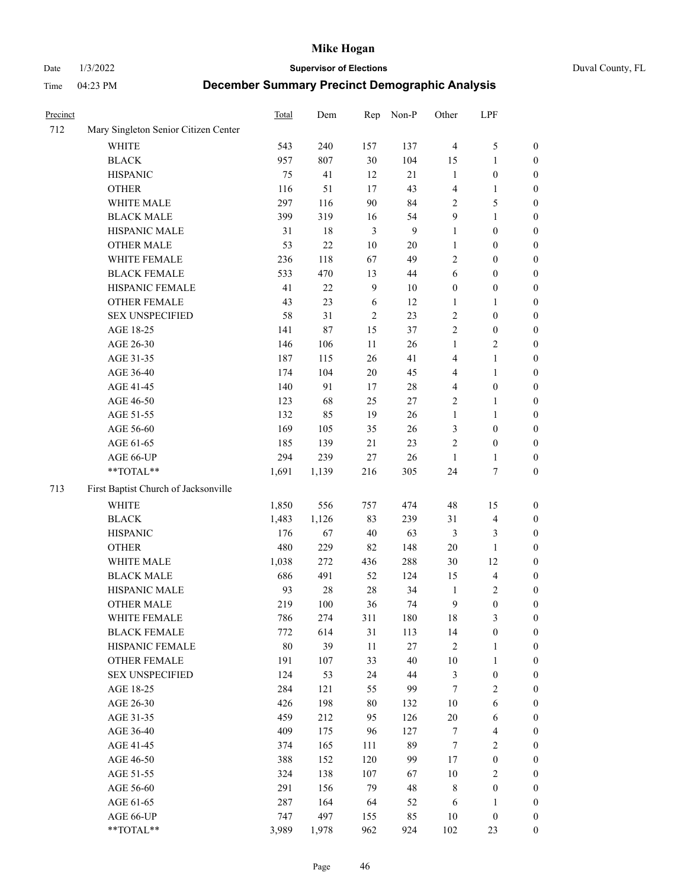# Mike Hogan

Date 1/3/2022 **Supervisor of Elections** Duval County, FL

Time 04:23 PM **December Summary Precinct Demographic Analysis**

| Precinct | | Total | Dem | Rep | Non-P | Other | LPF | |
|---|---|---|---|---|---|---|---|---|
| 712 | Mary Singleton Senior Citizen Center | | | | | | | |
| | WHITE | 543 | 240 | 157 | 137 | 4 | 5 | 0 |
| | BLACK | 957 | 807 | 30 | 104 | 15 | 1 | 0 |
| | HISPANIC | 75 | 41 | 12 | 21 | 1 | 0 | 0 |
| | OTHER | 116 | 51 | 17 | 43 | 4 | 1 | 0 |
| | WHITE MALE | 297 | 116 | 90 | 84 | 2 | 5 | 0 |
| | BLACK MALE | 399 | 319 | 16 | 54 | 9 | 1 | 0 |
| | HISPANIC MALE | 31 | 18 | 3 | 9 | 1 | 0 | 0 |
| | OTHER MALE | 53 | 22 | 10 | 20 | 1 | 0 | 0 |
| | WHITE FEMALE | 236 | 118 | 67 | 49 | 2 | 0 | 0 |
| | BLACK FEMALE | 533 | 470 | 13 | 44 | 6 | 0 | 0 |
| | HISPANIC FEMALE | 41 | 22 | 9 | 10 | 0 | 0 | 0 |
| | OTHER FEMALE | 43 | 23 | 6 | 12 | 1 | 1 | 0 |
| | SEX UNSPECIFIED | 58 | 31 | 2 | 23 | 2 | 0 | 0 |
| | AGE 18-25 | 141 | 87 | 15 | 37 | 2 | 0 | 0 |
| | AGE 26-30 | 146 | 106 | 11 | 26 | 1 | 2 | 0 |
| | AGE 31-35 | 187 | 115 | 26 | 41 | 4 | 1 | 0 |
| | AGE 36-40 | 174 | 104 | 20 | 45 | 4 | 1 | 0 |
| | AGE 41-45 | 140 | 91 | 17 | 28 | 4 | 0 | 0 |
| | AGE 46-50 | 123 | 68 | 25 | 27 | 2 | 1 | 0 |
| | AGE 51-55 | 132 | 85 | 19 | 26 | 1 | 1 | 0 |
| | AGE 56-60 | 169 | 105 | 35 | 26 | 3 | 0 | 0 |
| | AGE 61-65 | 185 | 139 | 21 | 23 | 2 | 0 | 0 |
| | AGE 66-UP | 294 | 239 | 27 | 26 | 1 | 1 | 0 |
| | **TOTAL** | 1,691 | 1,139 | 216 | 305 | 24 | 7 | 0 |
| 713 | First Baptist Church of Jacksonville | | | | | | | |
| | WHITE | 1,850 | 556 | 757 | 474 | 48 | 15 | 0 |
| | BLACK | 1,483 | 1,126 | 83 | 239 | 31 | 4 | 0 |
| | HISPANIC | 176 | 67 | 40 | 63 | 3 | 3 | 0 |
| | OTHER | 480 | 229 | 82 | 148 | 20 | 1 | 0 |
| | WHITE MALE | 1,038 | 272 | 436 | 288 | 30 | 12 | 0 |
| | BLACK MALE | 686 | 491 | 52 | 124 | 15 | 4 | 0 |
| | HISPANIC MALE | 93 | 28 | 28 | 34 | 1 | 2 | 0 |
| | OTHER MALE | 219 | 100 | 36 | 74 | 9 | 0 | 0 |
| | WHITE FEMALE | 786 | 274 | 311 | 180 | 18 | 3 | 0 |
| | BLACK FEMALE | 772 | 614 | 31 | 113 | 14 | 0 | 0 |
| | HISPANIC FEMALE | 80 | 39 | 11 | 27 | 2 | 1 | 0 |
| | OTHER FEMALE | 191 | 107 | 33 | 40 | 10 | 1 | 0 |
| | SEX UNSPECIFIED | 124 | 53 | 24 | 44 | 3 | 0 | 0 |
| | AGE 18-25 | 284 | 121 | 55 | 99 | 7 | 2 | 0 |
| | AGE 26-30 | 426 | 198 | 80 | 132 | 10 | 6 | 0 |
| | AGE 31-35 | 459 | 212 | 95 | 126 | 20 | 6 | 0 |
| | AGE 36-40 | 409 | 175 | 96 | 127 | 7 | 4 | 0 |
| | AGE 41-45 | 374 | 165 | 111 | 89 | 7 | 2 | 0 |
| | AGE 46-50 | 388 | 152 | 120 | 99 | 17 | 0 | 0 |
| | AGE 51-55 | 324 | 138 | 107 | 67 | 10 | 2 | 0 |
| | AGE 56-60 | 291 | 156 | 79 | 48 | 8 | 0 | 0 |
| | AGE 61-65 | 287 | 164 | 64 | 52 | 6 | 1 | 0 |
| | AGE 66-UP | 747 | 497 | 155 | 85 | 10 | 0 | 0 |
| | **TOTAL** | 3,989 | 1,978 | 962 | 924 | 102 | 23 | 0 |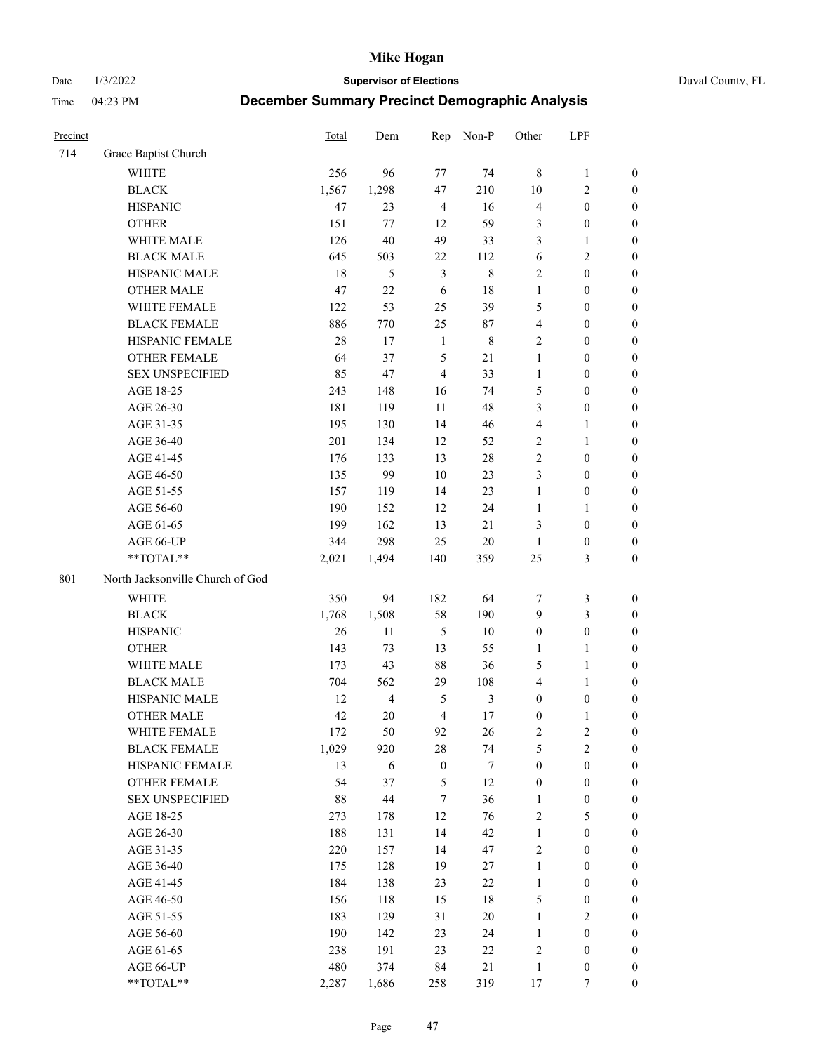# Mike Hogan

Date 1/3/2022 — **Supervisor of Elections** — Duval County, FL

Time 04:23 PM — **December Summary Precinct Demographic Analysis**

| Precinct | | Total | Dem | Rep | Non-P | Other | LPF | |
|---|---|---|---|---|---|---|---|---|
| 714 | Grace Baptist Church | | | | | | | |
| | WHITE | 256 | 96 | 77 | 74 | 8 | 1 | 0 |
| | BLACK | 1,567 | 1,298 | 47 | 210 | 10 | 2 | 0 |
| | HISPANIC | 47 | 23 | 4 | 16 | 4 | 0 | 0 |
| | OTHER | 151 | 77 | 12 | 59 | 3 | 0 | 0 |
| | WHITE MALE | 126 | 40 | 49 | 33 | 3 | 1 | 0 |
| | BLACK MALE | 645 | 503 | 22 | 112 | 6 | 2 | 0 |
| | HISPANIC MALE | 18 | 5 | 3 | 8 | 2 | 0 | 0 |
| | OTHER MALE | 47 | 22 | 6 | 18 | 1 | 0 | 0 |
| | WHITE FEMALE | 122 | 53 | 25 | 39 | 5 | 0 | 0 |
| | BLACK FEMALE | 886 | 770 | 25 | 87 | 4 | 0 | 0 |
| | HISPANIC FEMALE | 28 | 17 | 1 | 8 | 2 | 0 | 0 |
| | OTHER FEMALE | 64 | 37 | 5 | 21 | 1 | 0 | 0 |
| | SEX UNSPECIFIED | 85 | 47 | 4 | 33 | 1 | 0 | 0 |
| | AGE 18-25 | 243 | 148 | 16 | 74 | 5 | 0 | 0 |
| | AGE 26-30 | 181 | 119 | 11 | 48 | 3 | 0 | 0 |
| | AGE 31-35 | 195 | 130 | 14 | 46 | 4 | 1 | 0 |
| | AGE 36-40 | 201 | 134 | 12 | 52 | 2 | 1 | 0 |
| | AGE 41-45 | 176 | 133 | 13 | 28 | 2 | 0 | 0 |
| | AGE 46-50 | 135 | 99 | 10 | 23 | 3 | 0 | 0 |
| | AGE 51-55 | 157 | 119 | 14 | 23 | 1 | 0 | 0 |
| | AGE 56-60 | 190 | 152 | 12 | 24 | 1 | 1 | 0 |
| | AGE 61-65 | 199 | 162 | 13 | 21 | 3 | 0 | 0 |
| | AGE 66-UP | 344 | 298 | 25 | 20 | 1 | 0 | 0 |
| | **TOTAL** | 2,021 | 1,494 | 140 | 359 | 25 | 3 | 0 |
| 801 | North Jacksonville Church of God | | | | | | | |
| | WHITE | 350 | 94 | 182 | 64 | 7 | 3 | 0 |
| | BLACK | 1,768 | 1,508 | 58 | 190 | 9 | 3 | 0 |
| | HISPANIC | 26 | 11 | 5 | 10 | 0 | 0 | 0 |
| | OTHER | 143 | 73 | 13 | 55 | 1 | 1 | 0 |
| | WHITE MALE | 173 | 43 | 88 | 36 | 5 | 1 | 0 |
| | BLACK MALE | 704 | 562 | 29 | 108 | 4 | 1 | 0 |
| | HISPANIC MALE | 12 | 4 | 5 | 3 | 0 | 0 | 0 |
| | OTHER MALE | 42 | 20 | 4 | 17 | 0 | 1 | 0 |
| | WHITE FEMALE | 172 | 50 | 92 | 26 | 2 | 2 | 0 |
| | BLACK FEMALE | 1,029 | 920 | 28 | 74 | 5 | 2 | 0 |
| | HISPANIC FEMALE | 13 | 6 | 0 | 7 | 0 | 0 | 0 |
| | OTHER FEMALE | 54 | 37 | 5 | 12 | 0 | 0 | 0 |
| | SEX UNSPECIFIED | 88 | 44 | 7 | 36 | 1 | 0 | 0 |
| | AGE 18-25 | 273 | 178 | 12 | 76 | 2 | 5 | 0 |
| | AGE 26-30 | 188 | 131 | 14 | 42 | 1 | 0 | 0 |
| | AGE 31-35 | 220 | 157 | 14 | 47 | 2 | 0 | 0 |
| | AGE 36-40 | 175 | 128 | 19 | 27 | 1 | 0 | 0 |
| | AGE 41-45 | 184 | 138 | 23 | 22 | 1 | 0 | 0 |
| | AGE 46-50 | 156 | 118 | 15 | 18 | 5 | 0 | 0 |
| | AGE 51-55 | 183 | 129 | 31 | 20 | 1 | 2 | 0 |
| | AGE 56-60 | 190 | 142 | 23 | 24 | 1 | 0 | 0 |
| | AGE 61-65 | 238 | 191 | 23 | 22 | 2 | 0 | 0 |
| | AGE 66-UP | 480 | 374 | 84 | 21 | 1 | 0 | 0 |
| | **TOTAL** | 2,287 | 1,686 | 258 | 319 | 17 | 7 | 0 |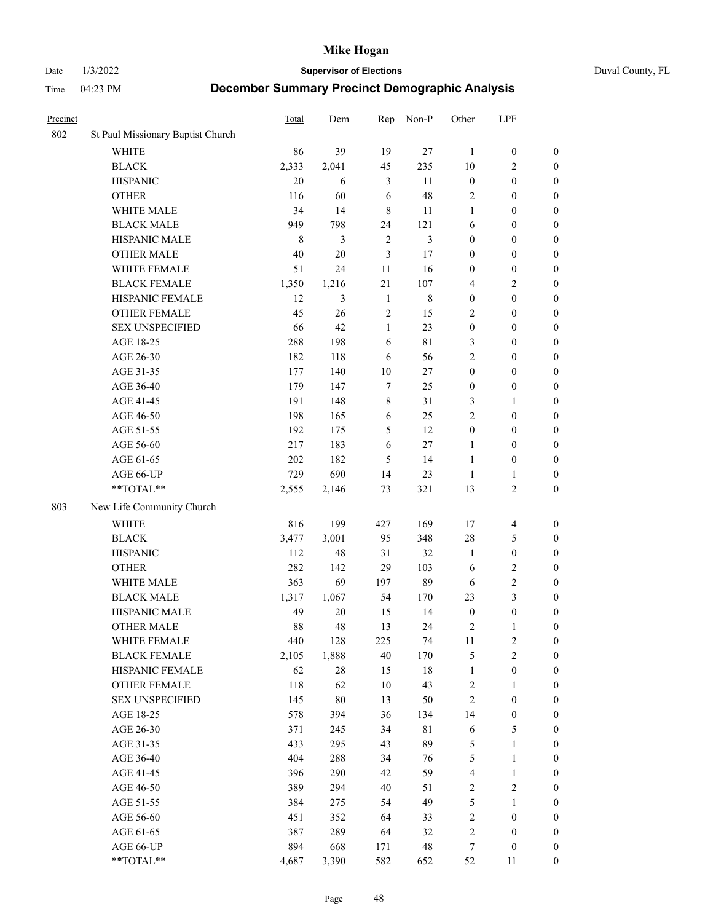# Mike Hogan

Date 1/3/2022 | **Supervisor of Elections** | Duval County, FL

Time 04:23 PM | **December Summary Precinct Demographic Analysis**

| Precinct | | Total | Dem | Rep | Non-P | Other | LPF | |
|---|---|---|---|---|---|---|---|---|
| 802 | St Paul Missionary Baptist Church | | | | | | | |
| | WHITE | 86 | 39 | 19 | 27 | 1 | 0 | 0 |
| | BLACK | 2,333 | 2,041 | 45 | 235 | 10 | 2 | 0 |
| | HISPANIC | 20 | 6 | 3 | 11 | 0 | 0 | 0 |
| | OTHER | 116 | 60 | 6 | 48 | 2 | 0 | 0 |
| | WHITE MALE | 34 | 14 | 8 | 11 | 1 | 0 | 0 |
| | BLACK MALE | 949 | 798 | 24 | 121 | 6 | 0 | 0 |
| | HISPANIC MALE | 8 | 3 | 2 | 3 | 0 | 0 | 0 |
| | OTHER MALE | 40 | 20 | 3 | 17 | 0 | 0 | 0 |
| | WHITE FEMALE | 51 | 24 | 11 | 16 | 0 | 0 | 0 |
| | BLACK FEMALE | 1,350 | 1,216 | 21 | 107 | 4 | 2 | 0 |
| | HISPANIC FEMALE | 12 | 3 | 1 | 8 | 0 | 0 | 0 |
| | OTHER FEMALE | 45 | 26 | 2 | 15 | 2 | 0 | 0 |
| | SEX UNSPECIFIED | 66 | 42 | 1 | 23 | 0 | 0 | 0 |
| | AGE 18-25 | 288 | 198 | 6 | 81 | 3 | 0 | 0 |
| | AGE 26-30 | 182 | 118 | 6 | 56 | 2 | 0 | 0 |
| | AGE 31-35 | 177 | 140 | 10 | 27 | 0 | 0 | 0 |
| | AGE 36-40 | 179 | 147 | 7 | 25 | 0 | 0 | 0 |
| | AGE 41-45 | 191 | 148 | 8 | 31 | 3 | 1 | 0 |
| | AGE 46-50 | 198 | 165 | 6 | 25 | 2 | 0 | 0 |
| | AGE 51-55 | 192 | 175 | 5 | 12 | 0 | 0 | 0 |
| | AGE 56-60 | 217 | 183 | 6 | 27 | 1 | 0 | 0 |
| | AGE 61-65 | 202 | 182 | 5 | 14 | 1 | 0 | 0 |
| | AGE 66-UP | 729 | 690 | 14 | 23 | 1 | 1 | 0 |
| | **TOTAL** | 2,555 | 2,146 | 73 | 321 | 13 | 2 | 0 |
| 803 | New Life Community Church | | | | | | | |
| | WHITE | 816 | 199 | 427 | 169 | 17 | 4 | 0 |
| | BLACK | 3,477 | 3,001 | 95 | 348 | 28 | 5 | 0 |
| | HISPANIC | 112 | 48 | 31 | 32 | 1 | 0 | 0 |
| | OTHER | 282 | 142 | 29 | 103 | 6 | 2 | 0 |
| | WHITE MALE | 363 | 69 | 197 | 89 | 6 | 2 | 0 |
| | BLACK MALE | 1,317 | 1,067 | 54 | 170 | 23 | 3 | 0 |
| | HISPANIC MALE | 49 | 20 | 15 | 14 | 0 | 0 | 0 |
| | OTHER MALE | 88 | 48 | 13 | 24 | 2 | 1 | 0 |
| | WHITE FEMALE | 440 | 128 | 225 | 74 | 11 | 2 | 0 |
| | BLACK FEMALE | 2,105 | 1,888 | 40 | 170 | 5 | 2 | 0 |
| | HISPANIC FEMALE | 62 | 28 | 15 | 18 | 1 | 0 | 0 |
| | OTHER FEMALE | 118 | 62 | 10 | 43 | 2 | 1 | 0 |
| | SEX UNSPECIFIED | 145 | 80 | 13 | 50 | 2 | 0 | 0 |
| | AGE 18-25 | 578 | 394 | 36 | 134 | 14 | 0 | 0 |
| | AGE 26-30 | 371 | 245 | 34 | 81 | 6 | 5 | 0 |
| | AGE 31-35 | 433 | 295 | 43 | 89 | 5 | 1 | 0 |
| | AGE 36-40 | 404 | 288 | 34 | 76 | 5 | 1 | 0 |
| | AGE 41-45 | 396 | 290 | 42 | 59 | 4 | 1 | 0 |
| | AGE 46-50 | 389 | 294 | 40 | 51 | 2 | 2 | 0 |
| | AGE 51-55 | 384 | 275 | 54 | 49 | 5 | 1 | 0 |
| | AGE 56-60 | 451 | 352 | 64 | 33 | 2 | 0 | 0 |
| | AGE 61-65 | 387 | 289 | 64 | 32 | 2 | 0 | 0 |
| | AGE 66-UP | 894 | 668 | 171 | 48 | 7 | 0 | 0 |
| | **TOTAL** | 4,687 | 3,390 | 582 | 652 | 52 | 11 | 0 |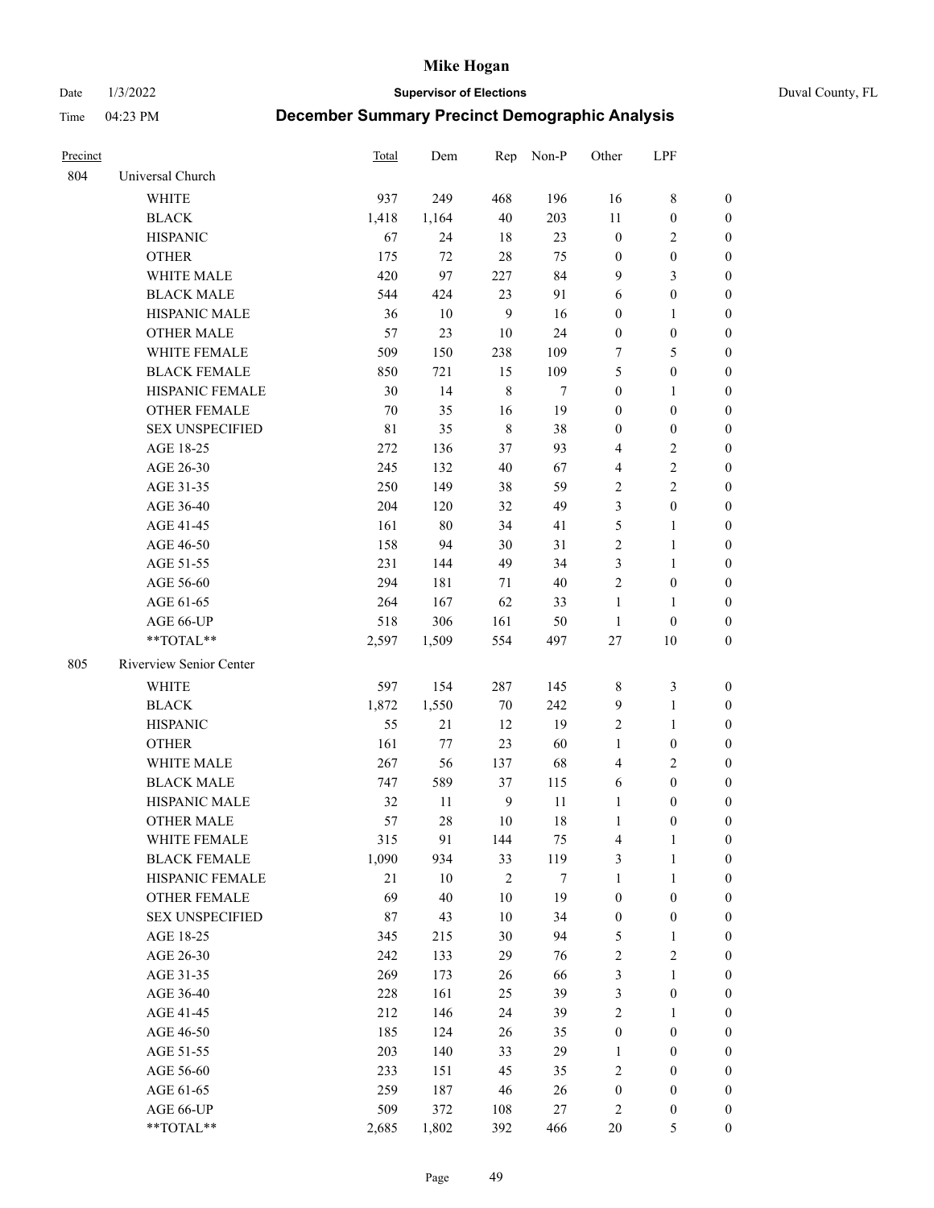| Precinct | | Total | Dem | Rep | Non-P | Other | LPF | |
|---|---|---|---|---|---|---|---|---|
| 804 | Universal Church | | | | | | | |
| | WHITE | 937 | 249 | 468 | 196 | 16 | 8 | 0 |
| | BLACK | 1,418 | 1,164 | 40 | 203 | 11 | 0 | 0 |
| | HISPANIC | 67 | 24 | 18 | 23 | 0 | 2 | 0 |
| | OTHER | 175 | 72 | 28 | 75 | 0 | 0 | 0 |
| | WHITE MALE | 420 | 97 | 227 | 84 | 9 | 3 | 0 |
| | BLACK MALE | 544 | 424 | 23 | 91 | 6 | 0 | 0 |
| | HISPANIC MALE | 36 | 10 | 9 | 16 | 0 | 1 | 0 |
| | OTHER MALE | 57 | 23 | 10 | 24 | 0 | 0 | 0 |
| | WHITE FEMALE | 509 | 150 | 238 | 109 | 7 | 5 | 0 |
| | BLACK FEMALE | 850 | 721 | 15 | 109 | 5 | 0 | 0 |
| | HISPANIC FEMALE | 30 | 14 | 8 | 7 | 0 | 1 | 0 |
| | OTHER FEMALE | 70 | 35 | 16 | 19 | 0 | 0 | 0 |
| | SEX UNSPECIFIED | 81 | 35 | 8 | 38 | 0 | 0 | 0 |
| | AGE 18-25 | 272 | 136 | 37 | 93 | 4 | 2 | 0 |
| | AGE 26-30 | 245 | 132 | 40 | 67 | 4 | 2 | 0 |
| | AGE 31-35 | 250 | 149 | 38 | 59 | 2 | 2 | 0 |
| | AGE 36-40 | 204 | 120 | 32 | 49 | 3 | 0 | 0 |
| | AGE 41-45 | 161 | 80 | 34 | 41 | 5 | 1 | 0 |
| | AGE 46-50 | 158 | 94 | 30 | 31 | 2 | 1 | 0 |
| | AGE 51-55 | 231 | 144 | 49 | 34 | 3 | 1 | 0 |
| | AGE 56-60 | 294 | 181 | 71 | 40 | 2 | 0 | 0 |
| | AGE 61-65 | 264 | 167 | 62 | 33 | 1 | 1 | 0 |
| | AGE 66-UP | 518 | 306 | 161 | 50 | 1 | 0 | 0 |
| | **TOTAL** | 2,597 | 1,509 | 554 | 497 | 27 | 10 | 0 |
| 805 | Riverview Senior Center | | | | | | | |
| | WHITE | 597 | 154 | 287 | 145 | 8 | 3 | 0 |
| | BLACK | 1,872 | 1,550 | 70 | 242 | 9 | 1 | 0 |
| | HISPANIC | 55 | 21 | 12 | 19 | 2 | 1 | 0 |
| | OTHER | 161 | 77 | 23 | 60 | 1 | 0 | 0 |
| | WHITE MALE | 267 | 56 | 137 | 68 | 4 | 2 | 0 |
| | BLACK MALE | 747 | 589 | 37 | 115 | 6 | 0 | 0 |
| | HISPANIC MALE | 32 | 11 | 9 | 11 | 1 | 0 | 0 |
| | OTHER MALE | 57 | 28 | 10 | 18 | 1 | 0 | 0 |
| | WHITE FEMALE | 315 | 91 | 144 | 75 | 4 | 1 | 0 |
| | BLACK FEMALE | 1,090 | 934 | 33 | 119 | 3 | 1 | 0 |
| | HISPANIC FEMALE | 21 | 10 | 2 | 7 | 1 | 1 | 0 |
| | OTHER FEMALE | 69 | 40 | 10 | 19 | 0 | 0 | 0 |
| | SEX UNSPECIFIED | 87 | 43 | 10 | 34 | 0 | 0 | 0 |
| | AGE 18-25 | 345 | 215 | 30 | 94 | 5 | 1 | 0 |
| | AGE 26-30 | 242 | 133 | 29 | 76 | 2 | 2 | 0 |
| | AGE 31-35 | 269 | 173 | 26 | 66 | 3 | 1 | 0 |
| | AGE 36-40 | 228 | 161 | 25 | 39 | 3 | 0 | 0 |
| | AGE 41-45 | 212 | 146 | 24 | 39 | 2 | 1 | 0 |
| | AGE 46-50 | 185 | 124 | 26 | 35 | 0 | 0 | 0 |
| | AGE 51-55 | 203 | 140 | 33 | 29 | 1 | 0 | 0 |
| | AGE 56-60 | 233 | 151 | 45 | 35 | 2 | 0 | 0 |
| | AGE 61-65 | 259 | 187 | 46 | 26 | 0 | 0 | 0 |
| | AGE 66-UP | 509 | 372 | 108 | 27 | 2 | 0 | 0 |
| | **TOTAL** | 2,685 | 1,802 | 392 | 466 | 20 | 5 | 0 |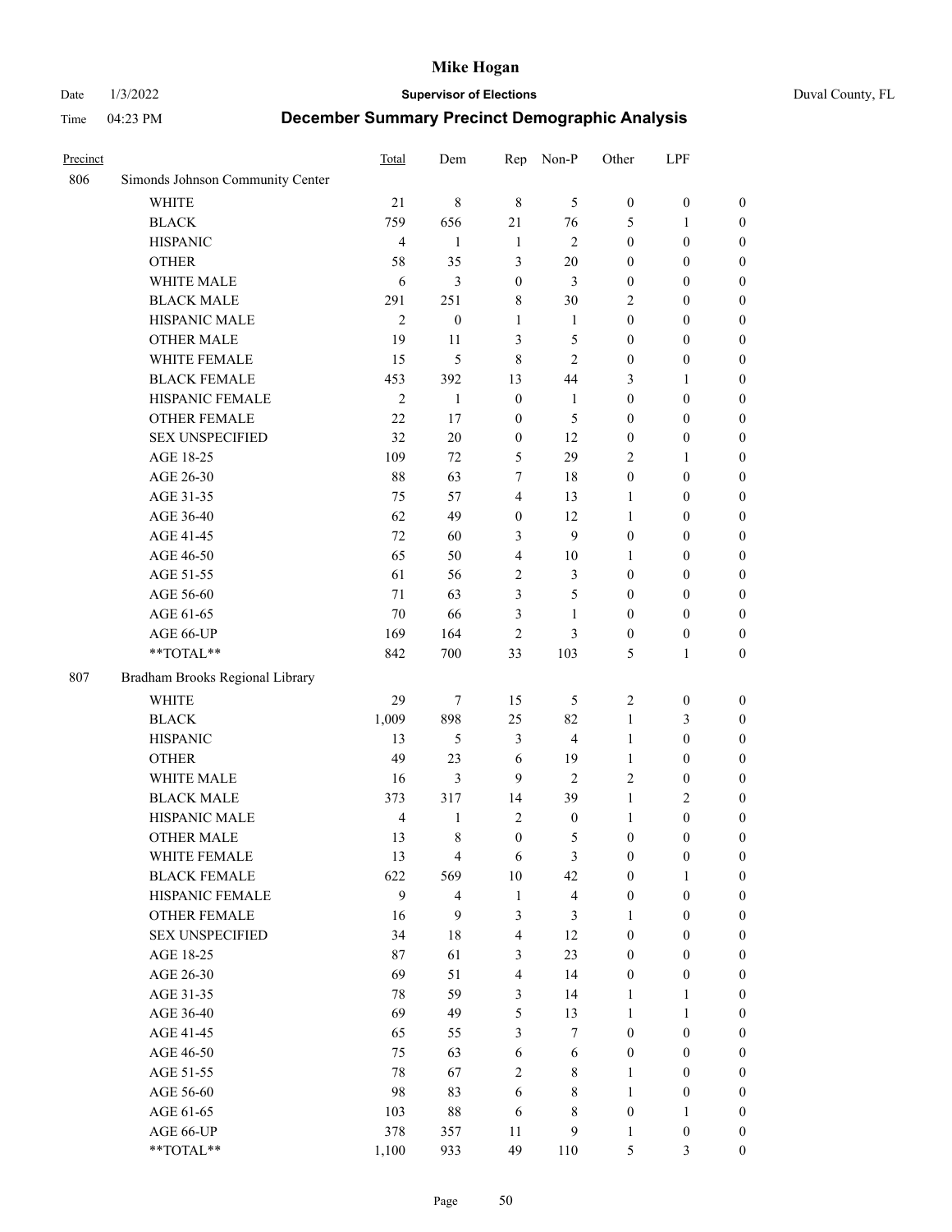| Precinct | | Total | Dem | Rep | Non-P | Other | LPF | |
|---|---|---|---|---|---|---|---|---|
| 806 | Simonds Johnson Community Center | | | | | | | |
| | WHITE | 21 | 8 | 8 | 5 | 0 | 0 | 0 |
| | BLACK | 759 | 656 | 21 | 76 | 5 | 1 | 0 |
| | HISPANIC | 4 | 1 | 1 | 2 | 0 | 0 | 0 |
| | OTHER | 58 | 35 | 3 | 20 | 0 | 0 | 0 |
| | WHITE MALE | 6 | 3 | 0 | 3 | 0 | 0 | 0 |
| | BLACK MALE | 291 | 251 | 8 | 30 | 2 | 0 | 0 |
| | HISPANIC MALE | 2 | 0 | 1 | 1 | 0 | 0 | 0 |
| | OTHER MALE | 19 | 11 | 3 | 5 | 0 | 0 | 0 |
| | WHITE FEMALE | 15 | 5 | 8 | 2 | 0 | 0 | 0 |
| | BLACK FEMALE | 453 | 392 | 13 | 44 | 3 | 1 | 0 |
| | HISPANIC FEMALE | 2 | 1 | 0 | 1 | 0 | 0 | 0 |
| | OTHER FEMALE | 22 | 17 | 0 | 5 | 0 | 0 | 0 |
| | SEX UNSPECIFIED | 32 | 20 | 0 | 12 | 0 | 0 | 0 |
| | AGE 18-25 | 109 | 72 | 5 | 29 | 2 | 1 | 0 |
| | AGE 26-30 | 88 | 63 | 7 | 18 | 0 | 0 | 0 |
| | AGE 31-35 | 75 | 57 | 4 | 13 | 1 | 0 | 0 |
| | AGE 36-40 | 62 | 49 | 0 | 12 | 1 | 0 | 0 |
| | AGE 41-45 | 72 | 60 | 3 | 9 | 0 | 0 | 0 |
| | AGE 46-50 | 65 | 50 | 4 | 10 | 1 | 0 | 0 |
| | AGE 51-55 | 61 | 56 | 2 | 3 | 0 | 0 | 0 |
| | AGE 56-60 | 71 | 63 | 3 | 5 | 0 | 0 | 0 |
| | AGE 61-65 | 70 | 66 | 3 | 1 | 0 | 0 | 0 |
| | AGE 66-UP | 169 | 164 | 2 | 3 | 0 | 0 | 0 |
| | **TOTAL** | 842 | 700 | 33 | 103 | 5 | 1 | 0 |
| 807 | Bradham Brooks Regional Library | | | | | | | |
| | WHITE | 29 | 7 | 15 | 5 | 2 | 0 | 0 |
| | BLACK | 1,009 | 898 | 25 | 82 | 1 | 3 | 0 |
| | HISPANIC | 13 | 5 | 3 | 4 | 1 | 0 | 0 |
| | OTHER | 49 | 23 | 6 | 19 | 1 | 0 | 0 |
| | WHITE MALE | 16 | 3 | 9 | 2 | 2 | 0 | 0 |
| | BLACK MALE | 373 | 317 | 14 | 39 | 1 | 2 | 0 |
| | HISPANIC MALE | 4 | 1 | 2 | 0 | 1 | 0 | 0 |
| | OTHER MALE | 13 | 8 | 0 | 5 | 0 | 0 | 0 |
| | WHITE FEMALE | 13 | 4 | 6 | 3 | 0 | 0 | 0 |
| | BLACK FEMALE | 622 | 569 | 10 | 42 | 0 | 1 | 0 |
| | HISPANIC FEMALE | 9 | 4 | 1 | 4 | 0 | 0 | 0 |
| | OTHER FEMALE | 16 | 9 | 3 | 3 | 1 | 0 | 0 |
| | SEX UNSPECIFIED | 34 | 18 | 4 | 12 | 0 | 0 | 0 |
| | AGE 18-25 | 87 | 61 | 3 | 23 | 0 | 0 | 0 |
| | AGE 26-30 | 69 | 51 | 4 | 14 | 0 | 0 | 0 |
| | AGE 31-35 | 78 | 59 | 3 | 14 | 1 | 1 | 0 |
| | AGE 36-40 | 69 | 49 | 5 | 13 | 1 | 1 | 0 |
| | AGE 41-45 | 65 | 55 | 3 | 7 | 0 | 0 | 0 |
| | AGE 46-50 | 75 | 63 | 6 | 6 | 0 | 0 | 0 |
| | AGE 51-55 | 78 | 67 | 2 | 8 | 1 | 0 | 0 |
| | AGE 56-60 | 98 | 83 | 6 | 8 | 1 | 0 | 0 |
| | AGE 61-65 | 103 | 88 | 6 | 8 | 0 | 1 | 0 |
| | AGE 66-UP | 378 | 357 | 11 | 9 | 1 | 0 | 0 |
| | **TOTAL** | 1,100 | 933 | 49 | 110 | 5 | 3 | 0 |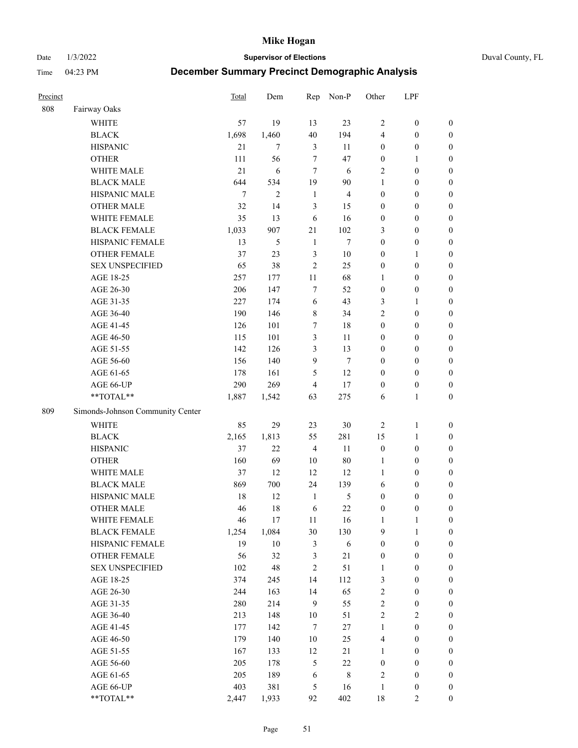# Mike Hogan

Date 1/3/2022 **Supervisor of Elections** Duval County, FL

Time 04:23 PM **December Summary Precinct Demographic Analysis**

| Precinct | | Total | Dem | Rep | Non-P | Other | LPF | |
|---|---|---|---|---|---|---|---|---|
| 808 | Fairway Oaks | | | | | | | |
| | WHITE | 57 | 19 | 13 | 23 | 2 | 0 | 0 |
| | BLACK | 1,698 | 1,460 | 40 | 194 | 4 | 0 | 0 |
| | HISPANIC | 21 | 7 | 3 | 11 | 0 | 0 | 0 |
| | OTHER | 111 | 56 | 7 | 47 | 0 | 1 | 0 |
| | WHITE MALE | 21 | 6 | 7 | 6 | 2 | 0 | 0 |
| | BLACK MALE | 644 | 534 | 19 | 90 | 1 | 0 | 0 |
| | HISPANIC MALE | 7 | 2 | 1 | 4 | 0 | 0 | 0 |
| | OTHER MALE | 32 | 14 | 3 | 15 | 0 | 0 | 0 |
| | WHITE FEMALE | 35 | 13 | 6 | 16 | 0 | 0 | 0 |
| | BLACK FEMALE | 1,033 | 907 | 21 | 102 | 3 | 0 | 0 |
| | HISPANIC FEMALE | 13 | 5 | 1 | 7 | 0 | 0 | 0 |
| | OTHER FEMALE | 37 | 23 | 3 | 10 | 0 | 1 | 0 |
| | SEX UNSPECIFIED | 65 | 38 | 2 | 25 | 0 | 0 | 0 |
| | AGE 18-25 | 257 | 177 | 11 | 68 | 1 | 0 | 0 |
| | AGE 26-30 | 206 | 147 | 7 | 52 | 0 | 0 | 0 |
| | AGE 31-35 | 227 | 174 | 6 | 43 | 3 | 1 | 0 |
| | AGE 36-40 | 190 | 146 | 8 | 34 | 2 | 0 | 0 |
| | AGE 41-45 | 126 | 101 | 7 | 18 | 0 | 0 | 0 |
| | AGE 46-50 | 115 | 101 | 3 | 11 | 0 | 0 | 0 |
| | AGE 51-55 | 142 | 126 | 3 | 13 | 0 | 0 | 0 |
| | AGE 56-60 | 156 | 140 | 9 | 7 | 0 | 0 | 0 |
| | AGE 61-65 | 178 | 161 | 5 | 12 | 0 | 0 | 0 |
| | AGE 66-UP | 290 | 269 | 4 | 17 | 0 | 0 | 0 |
| | **TOTAL** | 1,887 | 1,542 | 63 | 275 | 6 | 1 | 0 |
| 809 | Simonds-Johnson Community Center | | | | | | | |
| | WHITE | 85 | 29 | 23 | 30 | 2 | 1 | 0 |
| | BLACK | 2,165 | 1,813 | 55 | 281 | 15 | 1 | 0 |
| | HISPANIC | 37 | 22 | 4 | 11 | 0 | 0 | 0 |
| | OTHER | 160 | 69 | 10 | 80 | 1 | 0 | 0 |
| | WHITE MALE | 37 | 12 | 12 | 12 | 1 | 0 | 0 |
| | BLACK MALE | 869 | 700 | 24 | 139 | 6 | 0 | 0 |
| | HISPANIC MALE | 18 | 12 | 1 | 5 | 0 | 0 | 0 |
| | OTHER MALE | 46 | 18 | 6 | 22 | 0 | 0 | 0 |
| | WHITE FEMALE | 46 | 17 | 11 | 16 | 1 | 1 | 0 |
| | BLACK FEMALE | 1,254 | 1,084 | 30 | 130 | 9 | 1 | 0 |
| | HISPANIC FEMALE | 19 | 10 | 3 | 6 | 0 | 0 | 0 |
| | OTHER FEMALE | 56 | 32 | 3 | 21 | 0 | 0 | 0 |
| | SEX UNSPECIFIED | 102 | 48 | 2 | 51 | 1 | 0 | 0 |
| | AGE 18-25 | 374 | 245 | 14 | 112 | 3 | 0 | 0 |
| | AGE 26-30 | 244 | 163 | 14 | 65 | 2 | 0 | 0 |
| | AGE 31-35 | 280 | 214 | 9 | 55 | 2 | 0 | 0 |
| | AGE 36-40 | 213 | 148 | 10 | 51 | 2 | 2 | 0 |
| | AGE 41-45 | 177 | 142 | 7 | 27 | 1 | 0 | 0 |
| | AGE 46-50 | 179 | 140 | 10 | 25 | 4 | 0 | 0 |
| | AGE 51-55 | 167 | 133 | 12 | 21 | 1 | 0 | 0 |
| | AGE 56-60 | 205 | 178 | 5 | 22 | 0 | 0 | 0 |
| | AGE 61-65 | 205 | 189 | 6 | 8 | 2 | 0 | 0 |
| | AGE 66-UP | 403 | 381 | 5 | 16 | 1 | 0 | 0 |
| | **TOTAL** | 2,447 | 1,933 | 92 | 402 | 18 | 2 | 0 |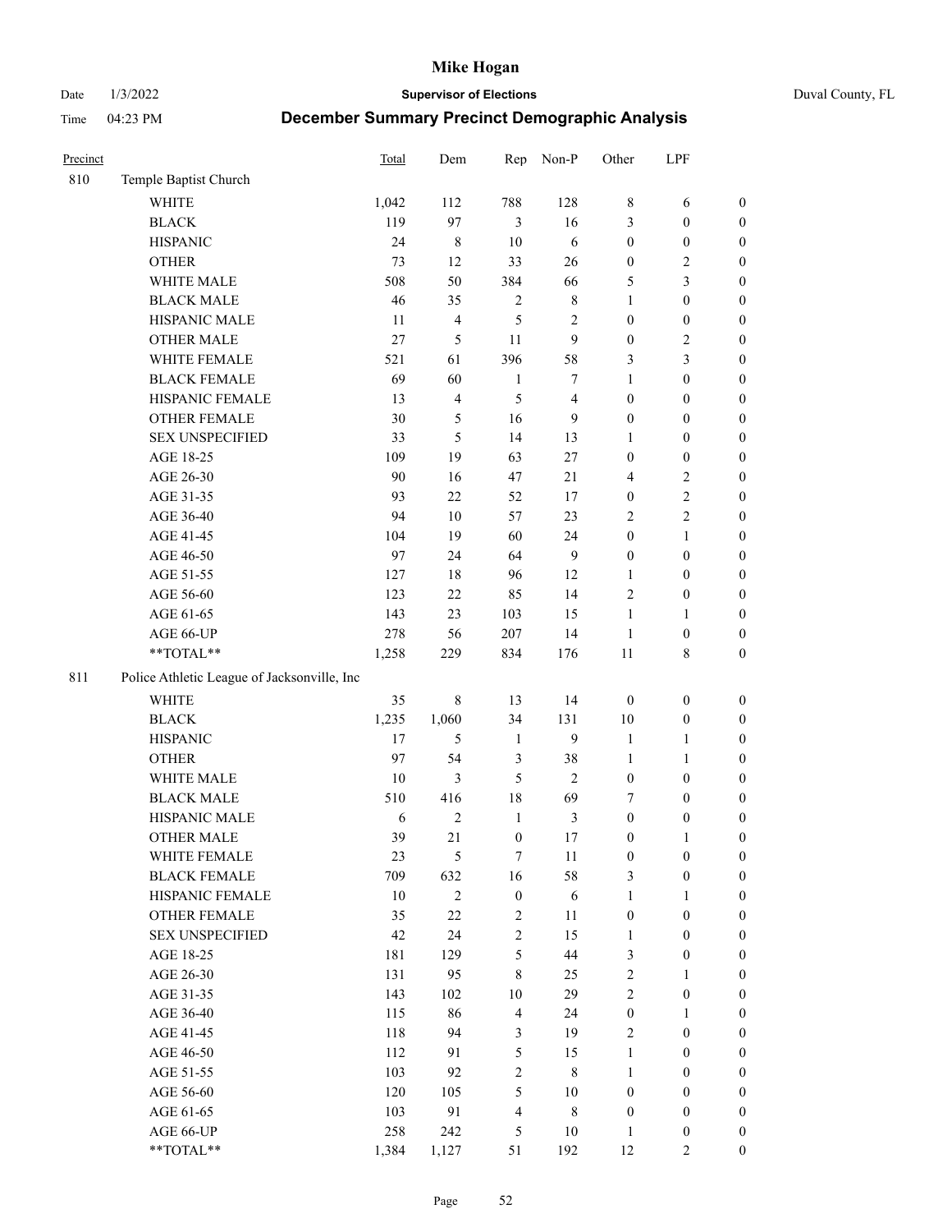# Mike Hogan

Date 1/3/2022 **Supervisor of Elections** Duval County, FL

Time 04:23 PM **December Summary Precinct Demographic Analysis**

| Precinct | | Total | Dem | Rep | Non-P | Other | LPF | |
|---|---|---|---|---|---|---|---|---|
| 810 | Temple Baptist Church | | | | | | | |
| | WHITE | 1,042 | 112 | 788 | 128 | 8 | 6 | 0 |
| | BLACK | 119 | 97 | 3 | 16 | 3 | 0 | 0 |
| | HISPANIC | 24 | 8 | 10 | 6 | 0 | 0 | 0 |
| | OTHER | 73 | 12 | 33 | 26 | 0 | 2 | 0 |
| | WHITE MALE | 508 | 50 | 384 | 66 | 5 | 3 | 0 |
| | BLACK MALE | 46 | 35 | 2 | 8 | 1 | 0 | 0 |
| | HISPANIC MALE | 11 | 4 | 5 | 2 | 0 | 0 | 0 |
| | OTHER MALE | 27 | 5 | 11 | 9 | 0 | 2 | 0 |
| | WHITE FEMALE | 521 | 61 | 396 | 58 | 3 | 3 | 0 |
| | BLACK FEMALE | 69 | 60 | 1 | 7 | 1 | 0 | 0 |
| | HISPANIC FEMALE | 13 | 4 | 5 | 4 | 0 | 0 | 0 |
| | OTHER FEMALE | 30 | 5 | 16 | 9 | 0 | 0 | 0 |
| | SEX UNSPECIFIED | 33 | 5 | 14 | 13 | 1 | 0 | 0 |
| | AGE 18-25 | 109 | 19 | 63 | 27 | 0 | 0 | 0 |
| | AGE 26-30 | 90 | 16 | 47 | 21 | 4 | 2 | 0 |
| | AGE 31-35 | 93 | 22 | 52 | 17 | 0 | 2 | 0 |
| | AGE 36-40 | 94 | 10 | 57 | 23 | 2 | 2 | 0 |
| | AGE 41-45 | 104 | 19 | 60 | 24 | 0 | 1 | 0 |
| | AGE 46-50 | 97 | 24 | 64 | 9 | 0 | 0 | 0 |
| | AGE 51-55 | 127 | 18 | 96 | 12 | 1 | 0 | 0 |
| | AGE 56-60 | 123 | 22 | 85 | 14 | 2 | 0 | 0 |
| | AGE 61-65 | 143 | 23 | 103 | 15 | 1 | 1 | 0 |
| | AGE 66-UP | 278 | 56 | 207 | 14 | 1 | 0 | 0 |
| | **TOTAL** | 1,258 | 229 | 834 | 176 | 11 | 8 | 0 |
| 811 | Police Athletic League of Jacksonville, Inc | | | | | | | |
| | WHITE | 35 | 8 | 13 | 14 | 0 | 0 | 0 |
| | BLACK | 1,235 | 1,060 | 34 | 131 | 10 | 0 | 0 |
| | HISPANIC | 17 | 5 | 1 | 9 | 1 | 1 | 0 |
| | OTHER | 97 | 54 | 3 | 38 | 1 | 1 | 0 |
| | WHITE MALE | 10 | 3 | 5 | 2 | 0 | 0 | 0 |
| | BLACK MALE | 510 | 416 | 18 | 69 | 7 | 0 | 0 |
| | HISPANIC MALE | 6 | 2 | 1 | 3 | 0 | 0 | 0 |
| | OTHER MALE | 39 | 21 | 0 | 17 | 0 | 1 | 0 |
| | WHITE FEMALE | 23 | 5 | 7 | 11 | 0 | 0 | 0 |
| | BLACK FEMALE | 709 | 632 | 16 | 58 | 3 | 0 | 0 |
| | HISPANIC FEMALE | 10 | 2 | 0 | 6 | 1 | 1 | 0 |
| | OTHER FEMALE | 35 | 22 | 2 | 11 | 0 | 0 | 0 |
| | SEX UNSPECIFIED | 42 | 24 | 2 | 15 | 1 | 0 | 0 |
| | AGE 18-25 | 181 | 129 | 5 | 44 | 3 | 0 | 0 |
| | AGE 26-30 | 131 | 95 | 8 | 25 | 2 | 1 | 0 |
| | AGE 31-35 | 143 | 102 | 10 | 29 | 2 | 0 | 0 |
| | AGE 36-40 | 115 | 86 | 4 | 24 | 0 | 1 | 0 |
| | AGE 41-45 | 118 | 94 | 3 | 19 | 2 | 0 | 0 |
| | AGE 46-50 | 112 | 91 | 5 | 15 | 1 | 0 | 0 |
| | AGE 51-55 | 103 | 92 | 2 | 8 | 1 | 0 | 0 |
| | AGE 56-60 | 120 | 105 | 5 | 10 | 0 | 0 | 0 |
| | AGE 61-65 | 103 | 91 | 4 | 8 | 0 | 0 | 0 |
| | AGE 66-UP | 258 | 242 | 5 | 10 | 1 | 0 | 0 |
| | **TOTAL** | 1,384 | 1,127 | 51 | 192 | 12 | 2 | 0 |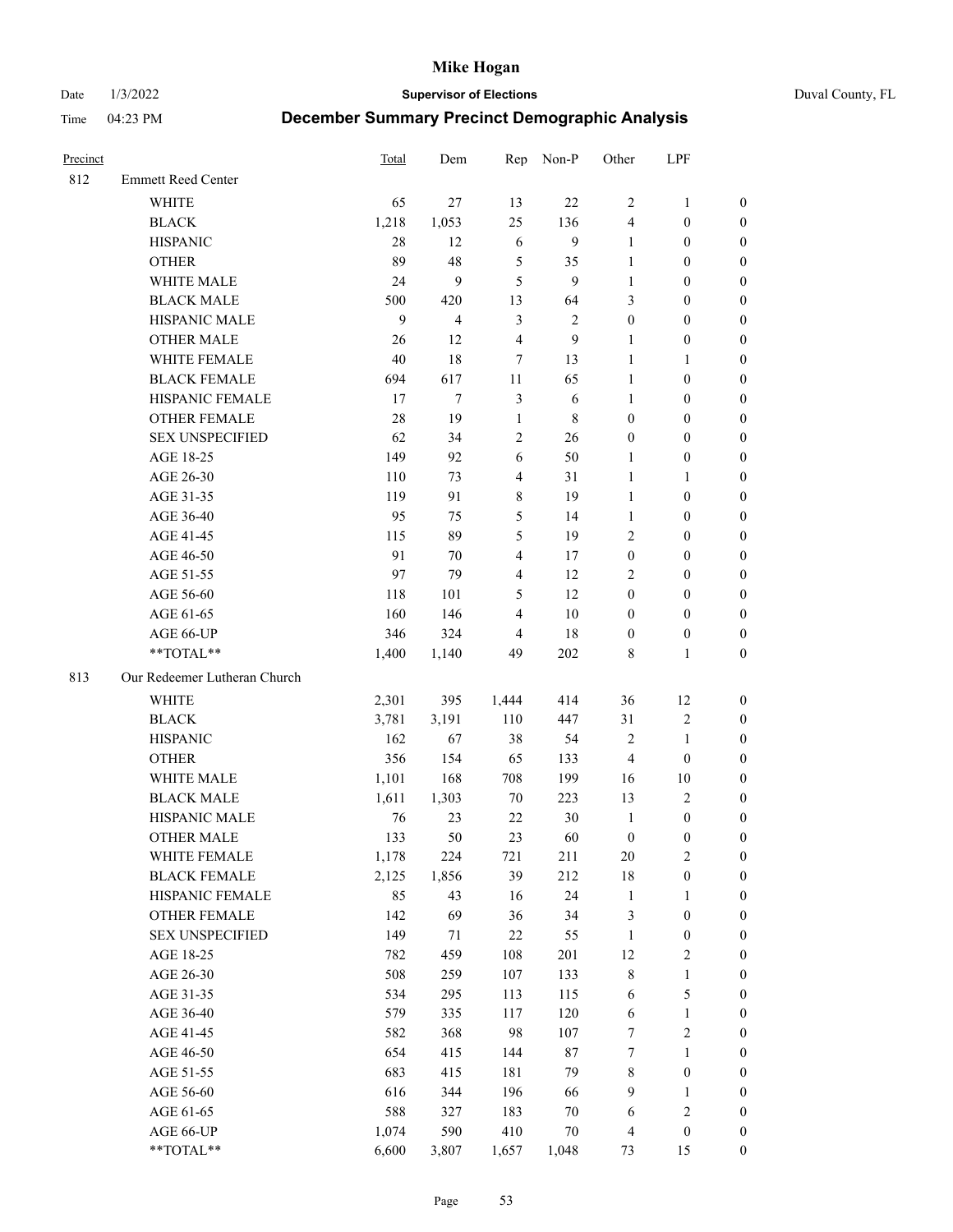| Precinct | | Total | Dem | Rep | Non-P | Other | LPF | |
|---|---|---|---|---|---|---|---|---|
| 812 | Emmett Reed Center | | | | | | | |
| | WHITE | 65 | 27 | 13 | 22 | 2 | 1 | 0 |
| | BLACK | 1,218 | 1,053 | 25 | 136 | 4 | 0 | 0 |
| | HISPANIC | 28 | 12 | 6 | 9 | 1 | 0 | 0 |
| | OTHER | 89 | 48 | 5 | 35 | 1 | 0 | 0 |
| | WHITE MALE | 24 | 9 | 5 | 9 | 1 | 0 | 0 |
| | BLACK MALE | 500 | 420 | 13 | 64 | 3 | 0 | 0 |
| | HISPANIC MALE | 9 | 4 | 3 | 2 | 0 | 0 | 0 |
| | OTHER MALE | 26 | 12 | 4 | 9 | 1 | 0 | 0 |
| | WHITE FEMALE | 40 | 18 | 7 | 13 | 1 | 1 | 0 |
| | BLACK FEMALE | 694 | 617 | 11 | 65 | 1 | 0 | 0 |
| | HISPANIC FEMALE | 17 | 7 | 3 | 6 | 1 | 0 | 0 |
| | OTHER FEMALE | 28 | 19 | 1 | 8 | 0 | 0 | 0 |
| | SEX UNSPECIFIED | 62 | 34 | 2 | 26 | 0 | 0 | 0 |
| | AGE 18-25 | 149 | 92 | 6 | 50 | 1 | 0 | 0 |
| | AGE 26-30 | 110 | 73 | 4 | 31 | 1 | 1 | 0 |
| | AGE 31-35 | 119 | 91 | 8 | 19 | 1 | 0 | 0 |
| | AGE 36-40 | 95 | 75 | 5 | 14 | 1 | 0 | 0 |
| | AGE 41-45 | 115 | 89 | 5 | 19 | 2 | 0 | 0 |
| | AGE 46-50 | 91 | 70 | 4 | 17 | 0 | 0 | 0 |
| | AGE 51-55 | 97 | 79 | 4 | 12 | 2 | 0 | 0 |
| | AGE 56-60 | 118 | 101 | 5 | 12 | 0 | 0 | 0 |
| | AGE 61-65 | 160 | 146 | 4 | 10 | 0 | 0 | 0 |
| | AGE 66-UP | 346 | 324 | 4 | 18 | 0 | 0 | 0 |
| | **TOTAL** | 1,400 | 1,140 | 49 | 202 | 8 | 1 | 0 |
| 813 | Our Redeemer Lutheran Church | | | | | | | |
| | WHITE | 2,301 | 395 | 1,444 | 414 | 36 | 12 | 0 |
| | BLACK | 3,781 | 3,191 | 110 | 447 | 31 | 2 | 0 |
| | HISPANIC | 162 | 67 | 38 | 54 | 2 | 1 | 0 |
| | OTHER | 356 | 154 | 65 | 133 | 4 | 0 | 0 |
| | WHITE MALE | 1,101 | 168 | 708 | 199 | 16 | 10 | 0 |
| | BLACK MALE | 1,611 | 1,303 | 70 | 223 | 13 | 2 | 0 |
| | HISPANIC MALE | 76 | 23 | 22 | 30 | 1 | 0 | 0 |
| | OTHER MALE | 133 | 50 | 23 | 60 | 0 | 0 | 0 |
| | WHITE FEMALE | 1,178 | 224 | 721 | 211 | 20 | 2 | 0 |
| | BLACK FEMALE | 2,125 | 1,856 | 39 | 212 | 18 | 0 | 0 |
| | HISPANIC FEMALE | 85 | 43 | 16 | 24 | 1 | 1 | 0 |
| | OTHER FEMALE | 142 | 69 | 36 | 34 | 3 | 0 | 0 |
| | SEX UNSPECIFIED | 149 | 71 | 22 | 55 | 1 | 0 | 0 |
| | AGE 18-25 | 782 | 459 | 108 | 201 | 12 | 2 | 0 |
| | AGE 26-30 | 508 | 259 | 107 | 133 | 8 | 1 | 0 |
| | AGE 31-35 | 534 | 295 | 113 | 115 | 6 | 5 | 0 |
| | AGE 36-40 | 579 | 335 | 117 | 120 | 6 | 1 | 0 |
| | AGE 41-45 | 582 | 368 | 98 | 107 | 7 | 2 | 0 |
| | AGE 46-50 | 654 | 415 | 144 | 87 | 7 | 1 | 0 |
| | AGE 51-55 | 683 | 415 | 181 | 79 | 8 | 0 | 0 |
| | AGE 56-60 | 616 | 344 | 196 | 66 | 9 | 1 | 0 |
| | AGE 61-65 | 588 | 327 | 183 | 70 | 6 | 2 | 0 |
| | AGE 66-UP | 1,074 | 590 | 410 | 70 | 4 | 0 | 0 |
| | **TOTAL** | 6,600 | 3,807 | 1,657 | 1,048 | 73 | 15 | 0 |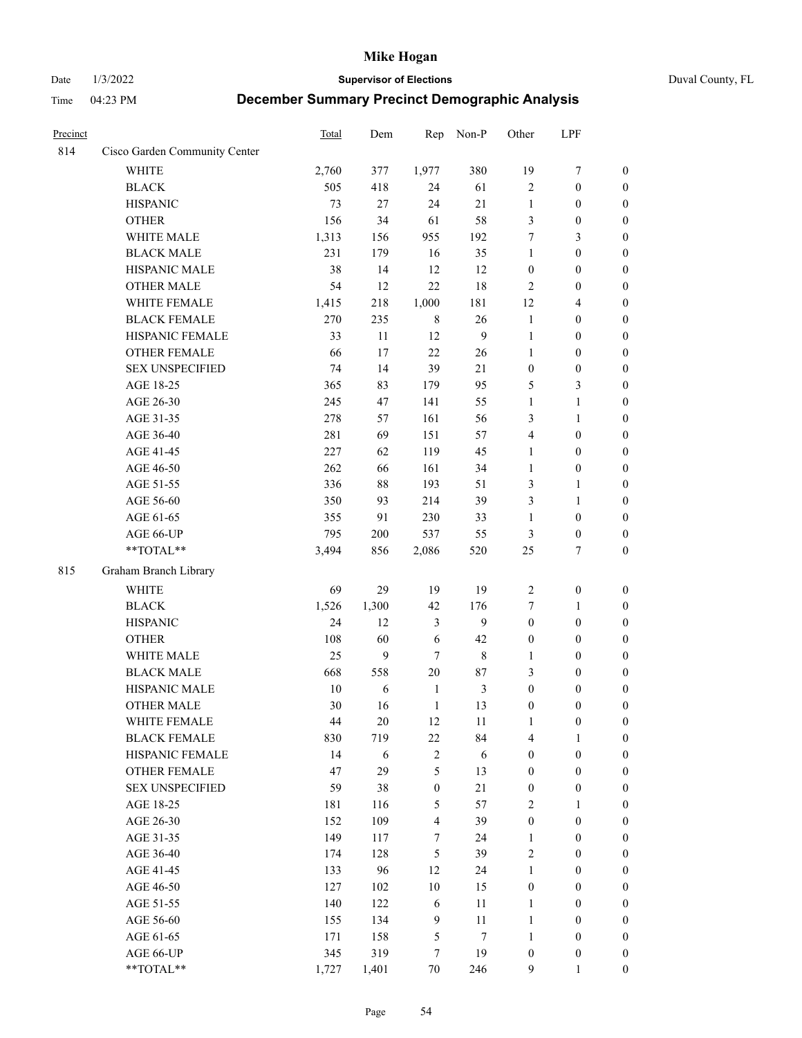# Mike Hogan

Date 1/3/2022 **Supervisor of Elections** Duval County, FL

Time 04:23 PM **December Summary Precinct Demographic Analysis**

| Precinct | | Total | Dem | Rep | Non-P | Other | LPF | |
|---|---|---|---|---|---|---|---|---|
| 814 | Cisco Garden Community Center | | | | | | | |
| | WHITE | 2,760 | 377 | 1,977 | 380 | 19 | 7 | 0 |
| | BLACK | 505 | 418 | 24 | 61 | 2 | 0 | 0 |
| | HISPANIC | 73 | 27 | 24 | 21 | 1 | 0 | 0 |
| | OTHER | 156 | 34 | 61 | 58 | 3 | 0 | 0 |
| | WHITE MALE | 1,313 | 156 | 955 | 192 | 7 | 3 | 0 |
| | BLACK MALE | 231 | 179 | 16 | 35 | 1 | 0 | 0 |
| | HISPANIC MALE | 38 | 14 | 12 | 12 | 0 | 0 | 0 |
| | OTHER MALE | 54 | 12 | 22 | 18 | 2 | 0 | 0 |
| | WHITE FEMALE | 1,415 | 218 | 1,000 | 181 | 12 | 4 | 0 |
| | BLACK FEMALE | 270 | 235 | 8 | 26 | 1 | 0 | 0 |
| | HISPANIC FEMALE | 33 | 11 | 12 | 9 | 1 | 0 | 0 |
| | OTHER FEMALE | 66 | 17 | 22 | 26 | 1 | 0 | 0 |
| | SEX UNSPECIFIED | 74 | 14 | 39 | 21 | 0 | 0 | 0 |
| | AGE 18-25 | 365 | 83 | 179 | 95 | 5 | 3 | 0 |
| | AGE 26-30 | 245 | 47 | 141 | 55 | 1 | 1 | 0 |
| | AGE 31-35 | 278 | 57 | 161 | 56 | 3 | 1 | 0 |
| | AGE 36-40 | 281 | 69 | 151 | 57 | 4 | 0 | 0 |
| | AGE 41-45 | 227 | 62 | 119 | 45 | 1 | 0 | 0 |
| | AGE 46-50 | 262 | 66 | 161 | 34 | 1 | 0 | 0 |
| | AGE 51-55 | 336 | 88 | 193 | 51 | 3 | 1 | 0 |
| | AGE 56-60 | 350 | 93 | 214 | 39 | 3 | 1 | 0 |
| | AGE 61-65 | 355 | 91 | 230 | 33 | 1 | 0 | 0 |
| | AGE 66-UP | 795 | 200 | 537 | 55 | 3 | 0 | 0 |
| | **TOTAL** | 3,494 | 856 | 2,086 | 520 | 25 | 7 | 0 |
| 815 | Graham Branch Library | | | | | | | |
| | WHITE | 69 | 29 | 19 | 19 | 2 | 0 | 0 |
| | BLACK | 1,526 | 1,300 | 42 | 176 | 7 | 1 | 0 |
| | HISPANIC | 24 | 12 | 3 | 9 | 0 | 0 | 0 |
| | OTHER | 108 | 60 | 6 | 42 | 0 | 0 | 0 |
| | WHITE MALE | 25 | 9 | 7 | 8 | 1 | 0 | 0 |
| | BLACK MALE | 668 | 558 | 20 | 87 | 3 | 0 | 0 |
| | HISPANIC MALE | 10 | 6 | 1 | 3 | 0 | 0 | 0 |
| | OTHER MALE | 30 | 16 | 1 | 13 | 0 | 0 | 0 |
| | WHITE FEMALE | 44 | 20 | 12 | 11 | 1 | 0 | 0 |
| | BLACK FEMALE | 830 | 719 | 22 | 84 | 4 | 1 | 0 |
| | HISPANIC FEMALE | 14 | 6 | 2 | 6 | 0 | 0 | 0 |
| | OTHER FEMALE | 47 | 29 | 5 | 13 | 0 | 0 | 0 |
| | SEX UNSPECIFIED | 59 | 38 | 0 | 21 | 0 | 0 | 0 |
| | AGE 18-25 | 181 | 116 | 5 | 57 | 2 | 1 | 0 |
| | AGE 26-30 | 152 | 109 | 4 | 39 | 0 | 0 | 0 |
| | AGE 31-35 | 149 | 117 | 7 | 24 | 1 | 0 | 0 |
| | AGE 36-40 | 174 | 128 | 5 | 39 | 2 | 0 | 0 |
| | AGE 41-45 | 133 | 96 | 12 | 24 | 1 | 0 | 0 |
| | AGE 46-50 | 127 | 102 | 10 | 15 | 0 | 0 | 0 |
| | AGE 51-55 | 140 | 122 | 6 | 11 | 1 | 0 | 0 |
| | AGE 56-60 | 155 | 134 | 9 | 11 | 1 | 0 | 0 |
| | AGE 61-65 | 171 | 158 | 5 | 7 | 1 | 0 | 0 |
| | AGE 66-UP | 345 | 319 | 7 | 19 | 0 | 0 | 0 |
| | **TOTAL** | 1,727 | 1,401 | 70 | 246 | 9 | 1 | 0 |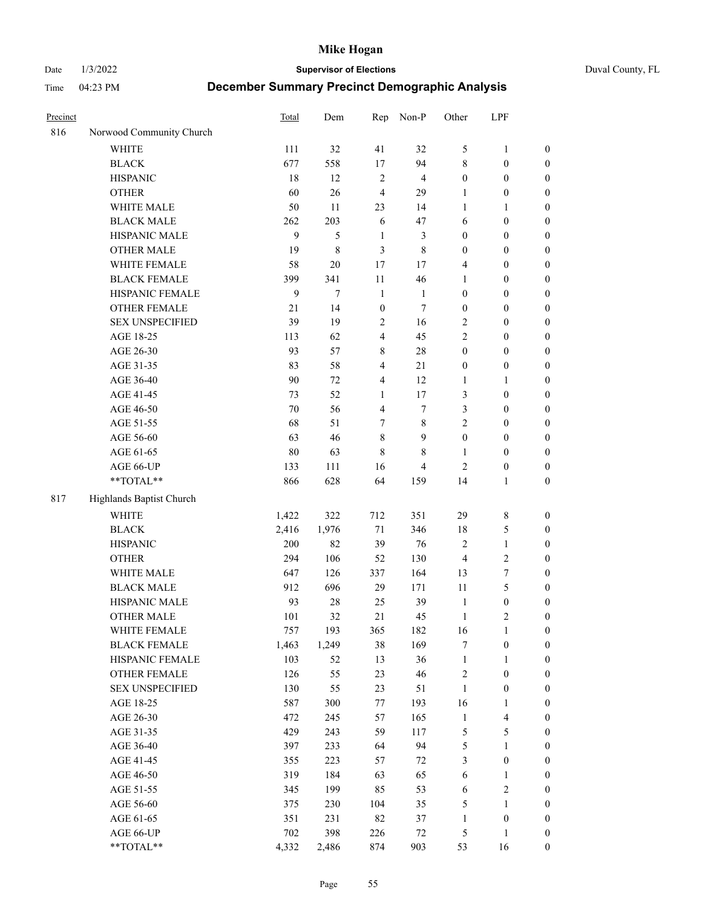# Mike Hogan

Date 1/3/2022 | **Supervisor of Elections** | Duval County, FL

Time 04:23 PM | **December Summary Precinct Demographic Analysis**

| Precinct | | Total | Dem | Rep | Non-P | Other | LPF | |
|---|---|---|---|---|---|---|---|---|
| 816 | Norwood Community Church | | | | | | | |
| | WHITE | 111 | 32 | 41 | 32 | 5 | 1 | 0 |
| | BLACK | 677 | 558 | 17 | 94 | 8 | 0 | 0 |
| | HISPANIC | 18 | 12 | 2 | 4 | 0 | 0 | 0 |
| | OTHER | 60 | 26 | 4 | 29 | 1 | 0 | 0 |
| | WHITE MALE | 50 | 11 | 23 | 14 | 1 | 1 | 0 |
| | BLACK MALE | 262 | 203 | 6 | 47 | 6 | 0 | 0 |
| | HISPANIC MALE | 9 | 5 | 1 | 3 | 0 | 0 | 0 |
| | OTHER MALE | 19 | 8 | 3 | 8 | 0 | 0 | 0 |
| | WHITE FEMALE | 58 | 20 | 17 | 17 | 4 | 0 | 0 |
| | BLACK FEMALE | 399 | 341 | 11 | 46 | 1 | 0 | 0 |
| | HISPANIC FEMALE | 9 | 7 | 1 | 1 | 0 | 0 | 0 |
| | OTHER FEMALE | 21 | 14 | 0 | 7 | 0 | 0 | 0 |
| | SEX UNSPECIFIED | 39 | 19 | 2 | 16 | 2 | 0 | 0 |
| | AGE 18-25 | 113 | 62 | 4 | 45 | 2 | 0 | 0 |
| | AGE 26-30 | 93 | 57 | 8 | 28 | 0 | 0 | 0 |
| | AGE 31-35 | 83 | 58 | 4 | 21 | 0 | 0 | 0 |
| | AGE 36-40 | 90 | 72 | 4 | 12 | 1 | 1 | 0 |
| | AGE 41-45 | 73 | 52 | 1 | 17 | 3 | 0 | 0 |
| | AGE 46-50 | 70 | 56 | 4 | 7 | 3 | 0 | 0 |
| | AGE 51-55 | 68 | 51 | 7 | 8 | 2 | 0 | 0 |
| | AGE 56-60 | 63 | 46 | 8 | 9 | 0 | 0 | 0 |
| | AGE 61-65 | 80 | 63 | 8 | 8 | 1 | 0 | 0 |
| | AGE 66-UP | 133 | 111 | 16 | 4 | 2 | 0 | 0 |
| | **TOTAL** | 866 | 628 | 64 | 159 | 14 | 1 | 0 |
| 817 | Highlands Baptist Church | | | | | | | |
| | WHITE | 1,422 | 322 | 712 | 351 | 29 | 8 | 0 |
| | BLACK | 2,416 | 1,976 | 71 | 346 | 18 | 5 | 0 |
| | HISPANIC | 200 | 82 | 39 | 76 | 2 | 1 | 0 |
| | OTHER | 294 | 106 | 52 | 130 | 4 | 2 | 0 |
| | WHITE MALE | 647 | 126 | 337 | 164 | 13 | 7 | 0 |
| | BLACK MALE | 912 | 696 | 29 | 171 | 11 | 5 | 0 |
| | HISPANIC MALE | 93 | 28 | 25 | 39 | 1 | 0 | 0 |
| | OTHER MALE | 101 | 32 | 21 | 45 | 1 | 2 | 0 |
| | WHITE FEMALE | 757 | 193 | 365 | 182 | 16 | 1 | 0 |
| | BLACK FEMALE | 1,463 | 1,249 | 38 | 169 | 7 | 0 | 0 |
| | HISPANIC FEMALE | 103 | 52 | 13 | 36 | 1 | 1 | 0 |
| | OTHER FEMALE | 126 | 55 | 23 | 46 | 2 | 0 | 0 |
| | SEX UNSPECIFIED | 130 | 55 | 23 | 51 | 1 | 0 | 0 |
| | AGE 18-25 | 587 | 300 | 77 | 193 | 16 | 1 | 0 |
| | AGE 26-30 | 472 | 245 | 57 | 165 | 1 | 4 | 0 |
| | AGE 31-35 | 429 | 243 | 59 | 117 | 5 | 5 | 0 |
| | AGE 36-40 | 397 | 233 | 64 | 94 | 5 | 1 | 0 |
| | AGE 41-45 | 355 | 223 | 57 | 72 | 3 | 0 | 0 |
| | AGE 46-50 | 319 | 184 | 63 | 65 | 6 | 1 | 0 |
| | AGE 51-55 | 345 | 199 | 85 | 53 | 6 | 2 | 0 |
| | AGE 56-60 | 375 | 230 | 104 | 35 | 5 | 1 | 0 |
| | AGE 61-65 | 351 | 231 | 82 | 37 | 1 | 0 | 0 |
| | AGE 66-UP | 702 | 398 | 226 | 72 | 5 | 1 | 0 |
| | **TOTAL** | 4,332 | 2,486 | 874 | 903 | 53 | 16 | 0 |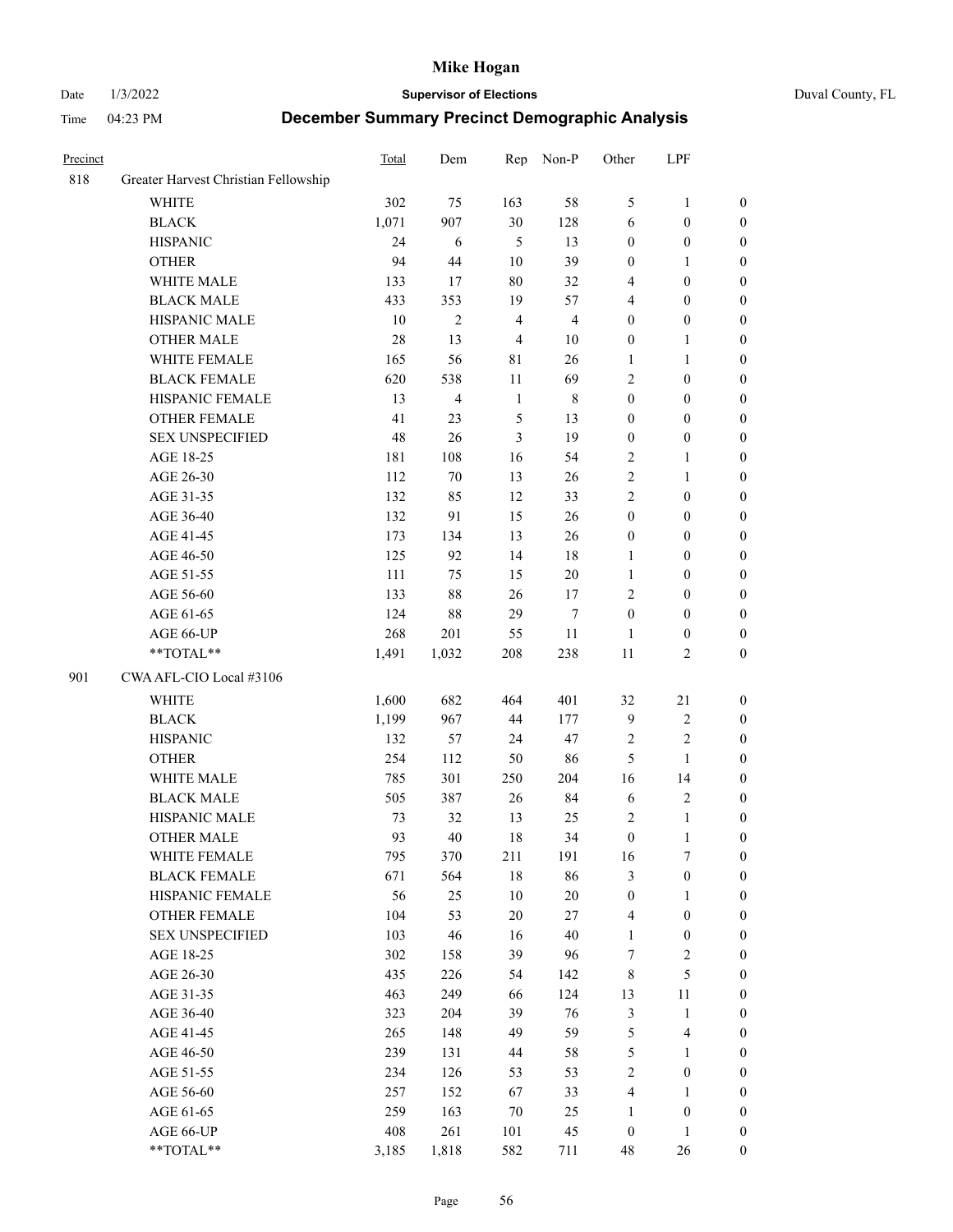# Mike Hogan

Date 1/3/2022 **Supervisor of Elections** Duval County, FL

Time 04:23 PM **December Summary Precinct Demographic Analysis**

| Precinct | | Total | Dem | Rep | Non-P | Other | LPF | |
|---|---|---|---|---|---|---|---|---|
| 818 | Greater Harvest Christian Fellowship | | | | | | | |
| | WHITE | 302 | 75 | 163 | 58 | 5 | 1 | 0 |
| | BLACK | 1,071 | 907 | 30 | 128 | 6 | 0 | 0 |
| | HISPANIC | 24 | 6 | 5 | 13 | 0 | 0 | 0 |
| | OTHER | 94 | 44 | 10 | 39 | 0 | 1 | 0 |
| | WHITE MALE | 133 | 17 | 80 | 32 | 4 | 0 | 0 |
| | BLACK MALE | 433 | 353 | 19 | 57 | 4 | 0 | 0 |
| | HISPANIC MALE | 10 | 2 | 4 | 4 | 0 | 0 | 0 |
| | OTHER MALE | 28 | 13 | 4 | 10 | 0 | 1 | 0 |
| | WHITE FEMALE | 165 | 56 | 81 | 26 | 1 | 1 | 0 |
| | BLACK FEMALE | 620 | 538 | 11 | 69 | 2 | 0 | 0 |
| | HISPANIC FEMALE | 13 | 4 | 1 | 8 | 0 | 0 | 0 |
| | OTHER FEMALE | 41 | 23 | 5 | 13 | 0 | 0 | 0 |
| | SEX UNSPECIFIED | 48 | 26 | 3 | 19 | 0 | 0 | 0 |
| | AGE 18-25 | 181 | 108 | 16 | 54 | 2 | 1 | 0 |
| | AGE 26-30 | 112 | 70 | 13 | 26 | 2 | 1 | 0 |
| | AGE 31-35 | 132 | 85 | 12 | 33 | 2 | 0 | 0 |
| | AGE 36-40 | 132 | 91 | 15 | 26 | 0 | 0 | 0 |
| | AGE 41-45 | 173 | 134 | 13 | 26 | 0 | 0 | 0 |
| | AGE 46-50 | 125 | 92 | 14 | 18 | 1 | 0 | 0 |
| | AGE 51-55 | 111 | 75 | 15 | 20 | 1 | 0 | 0 |
| | AGE 56-60 | 133 | 88 | 26 | 17 | 2 | 0 | 0 |
| | AGE 61-65 | 124 | 88 | 29 | 7 | 0 | 0 | 0 |
| | AGE 66-UP | 268 | 201 | 55 | 11 | 1 | 0 | 0 |
| | **TOTAL** | 1,491 | 1,032 | 208 | 238 | 11 | 2 | 0 |
| 901 | CWA AFL-CIO Local #3106 | | | | | | | |
| | WHITE | 1,600 | 682 | 464 | 401 | 32 | 21 | 0 |
| | BLACK | 1,199 | 967 | 44 | 177 | 9 | 2 | 0 |
| | HISPANIC | 132 | 57 | 24 | 47 | 2 | 2 | 0 |
| | OTHER | 254 | 112 | 50 | 86 | 5 | 1 | 0 |
| | WHITE MALE | 785 | 301 | 250 | 204 | 16 | 14 | 0 |
| | BLACK MALE | 505 | 387 | 26 | 84 | 6 | 2 | 0 |
| | HISPANIC MALE | 73 | 32 | 13 | 25 | 2 | 1 | 0 |
| | OTHER MALE | 93 | 40 | 18 | 34 | 0 | 1 | 0 |
| | WHITE FEMALE | 795 | 370 | 211 | 191 | 16 | 7 | 0 |
| | BLACK FEMALE | 671 | 564 | 18 | 86 | 3 | 0 | 0 |
| | HISPANIC FEMALE | 56 | 25 | 10 | 20 | 0 | 1 | 0 |
| | OTHER FEMALE | 104 | 53 | 20 | 27 | 4 | 0 | 0 |
| | SEX UNSPECIFIED | 103 | 46 | 16 | 40 | 1 | 0 | 0 |
| | AGE 18-25 | 302 | 158 | 39 | 96 | 7 | 2 | 0 |
| | AGE 26-30 | 435 | 226 | 54 | 142 | 8 | 5 | 0 |
| | AGE 31-35 | 463 | 249 | 66 | 124 | 13 | 11 | 0 |
| | AGE 36-40 | 323 | 204 | 39 | 76 | 3 | 1 | 0 |
| | AGE 41-45 | 265 | 148 | 49 | 59 | 5 | 4 | 0 |
| | AGE 46-50 | 239 | 131 | 44 | 58 | 5 | 1 | 0 |
| | AGE 51-55 | 234 | 126 | 53 | 53 | 2 | 0 | 0 |
| | AGE 56-60 | 257 | 152 | 67 | 33 | 4 | 1 | 0 |
| | AGE 61-65 | 259 | 163 | 70 | 25 | 1 | 0 | 0 |
| | AGE 66-UP | 408 | 261 | 101 | 45 | 0 | 1 | 0 |
| | **TOTAL** | 3,185 | 1,818 | 582 | 711 | 48 | 26 | 0 |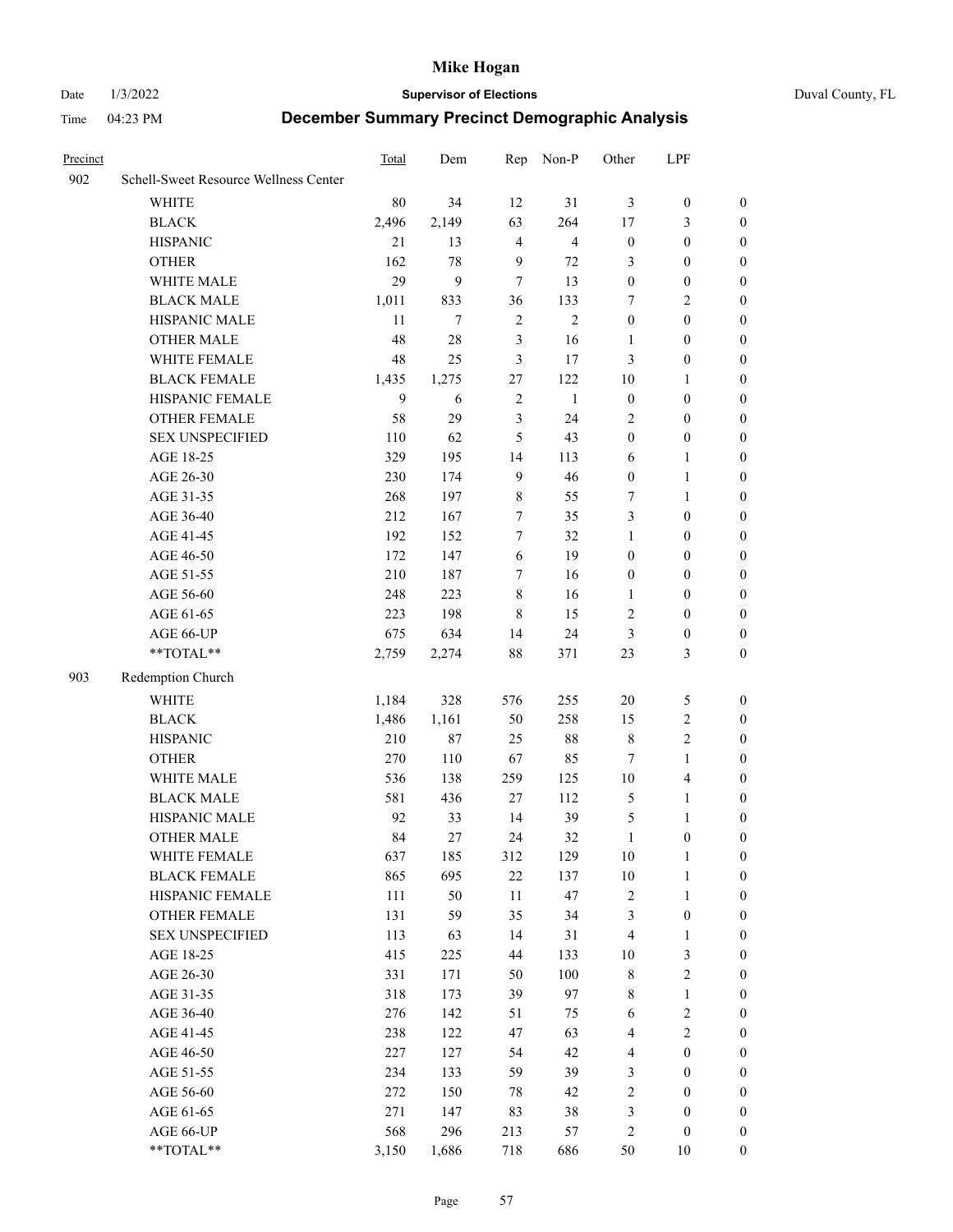# Mike Hogan

Date 1/3/2022 | **Supervisor of Elections** | Duval County, FL

Time 04:23 PM | **December Summary Precinct Demographic Analysis**

| Precinct | | Total | Dem | Rep | Non-P | Other | LPF | |
|---|---|---|---|---|---|---|---|---|
| 902 | Schell-Sweet Resource Wellness Center | | | | | | | |
| | WHITE | 80 | 34 | 12 | 31 | 3 | 0 | 0 |
| | BLACK | 2,496 | 2,149 | 63 | 264 | 17 | 3 | 0 |
| | HISPANIC | 21 | 13 | 4 | 4 | 0 | 0 | 0 |
| | OTHER | 162 | 78 | 9 | 72 | 3 | 0 | 0 |
| | WHITE MALE | 29 | 9 | 7 | 13 | 0 | 0 | 0 |
| | BLACK MALE | 1,011 | 833 | 36 | 133 | 7 | 2 | 0 |
| | HISPANIC MALE | 11 | 7 | 2 | 2 | 0 | 0 | 0 |
| | OTHER MALE | 48 | 28 | 3 | 16 | 1 | 0 | 0 |
| | WHITE FEMALE | 48 | 25 | 3 | 17 | 3 | 0 | 0 |
| | BLACK FEMALE | 1,435 | 1,275 | 27 | 122 | 10 | 1 | 0 |
| | HISPANIC FEMALE | 9 | 6 | 2 | 1 | 0 | 0 | 0 |
| | OTHER FEMALE | 58 | 29 | 3 | 24 | 2 | 0 | 0 |
| | SEX UNSPECIFIED | 110 | 62 | 5 | 43 | 0 | 0 | 0 |
| | AGE 18-25 | 329 | 195 | 14 | 113 | 6 | 1 | 0 |
| | AGE 26-30 | 230 | 174 | 9 | 46 | 0 | 1 | 0 |
| | AGE 31-35 | 268 | 197 | 8 | 55 | 7 | 1 | 0 |
| | AGE 36-40 | 212 | 167 | 7 | 35 | 3 | 0 | 0 |
| | AGE 41-45 | 192 | 152 | 7 | 32 | 1 | 0 | 0 |
| | AGE 46-50 | 172 | 147 | 6 | 19 | 0 | 0 | 0 |
| | AGE 51-55 | 210 | 187 | 7 | 16 | 0 | 0 | 0 |
| | AGE 56-60 | 248 | 223 | 8 | 16 | 1 | 0 | 0 |
| | AGE 61-65 | 223 | 198 | 8 | 15 | 2 | 0 | 0 |
| | AGE 66-UP | 675 | 634 | 14 | 24 | 3 | 0 | 0 |
| | **TOTAL** | 2,759 | 2,274 | 88 | 371 | 23 | 3 | 0 |
| 903 | Redemption Church | | | | | | | |
| | WHITE | 1,184 | 328 | 576 | 255 | 20 | 5 | 0 |
| | BLACK | 1,486 | 1,161 | 50 | 258 | 15 | 2 | 0 |
| | HISPANIC | 210 | 87 | 25 | 88 | 8 | 2 | 0 |
| | OTHER | 270 | 110 | 67 | 85 | 7 | 1 | 0 |
| | WHITE MALE | 536 | 138 | 259 | 125 | 10 | 4 | 0 |
| | BLACK MALE | 581 | 436 | 27 | 112 | 5 | 1 | 0 |
| | HISPANIC MALE | 92 | 33 | 14 | 39 | 5 | 1 | 0 |
| | OTHER MALE | 84 | 27 | 24 | 32 | 1 | 0 | 0 |
| | WHITE FEMALE | 637 | 185 | 312 | 129 | 10 | 1 | 0 |
| | BLACK FEMALE | 865 | 695 | 22 | 137 | 10 | 1 | 0 |
| | HISPANIC FEMALE | 111 | 50 | 11 | 47 | 2 | 1 | 0 |
| | OTHER FEMALE | 131 | 59 | 35 | 34 | 3 | 0 | 0 |
| | SEX UNSPECIFIED | 113 | 63 | 14 | 31 | 4 | 1 | 0 |
| | AGE 18-25 | 415 | 225 | 44 | 133 | 10 | 3 | 0 |
| | AGE 26-30 | 331 | 171 | 50 | 100 | 8 | 2 | 0 |
| | AGE 31-35 | 318 | 173 | 39 | 97 | 8 | 1 | 0 |
| | AGE 36-40 | 276 | 142 | 51 | 75 | 6 | 2 | 0 |
| | AGE 41-45 | 238 | 122 | 47 | 63 | 4 | 2 | 0 |
| | AGE 46-50 | 227 | 127 | 54 | 42 | 4 | 0 | 0 |
| | AGE 51-55 | 234 | 133 | 59 | 39 | 3 | 0 | 0 |
| | AGE 56-60 | 272 | 150 | 78 | 42 | 2 | 0 | 0 |
| | AGE 61-65 | 271 | 147 | 83 | 38 | 3 | 0 | 0 |
| | AGE 66-UP | 568 | 296 | 213 | 57 | 2 | 0 | 0 |
| | **TOTAL** | 3,150 | 1,686 | 718 | 686 | 50 | 10 | 0 |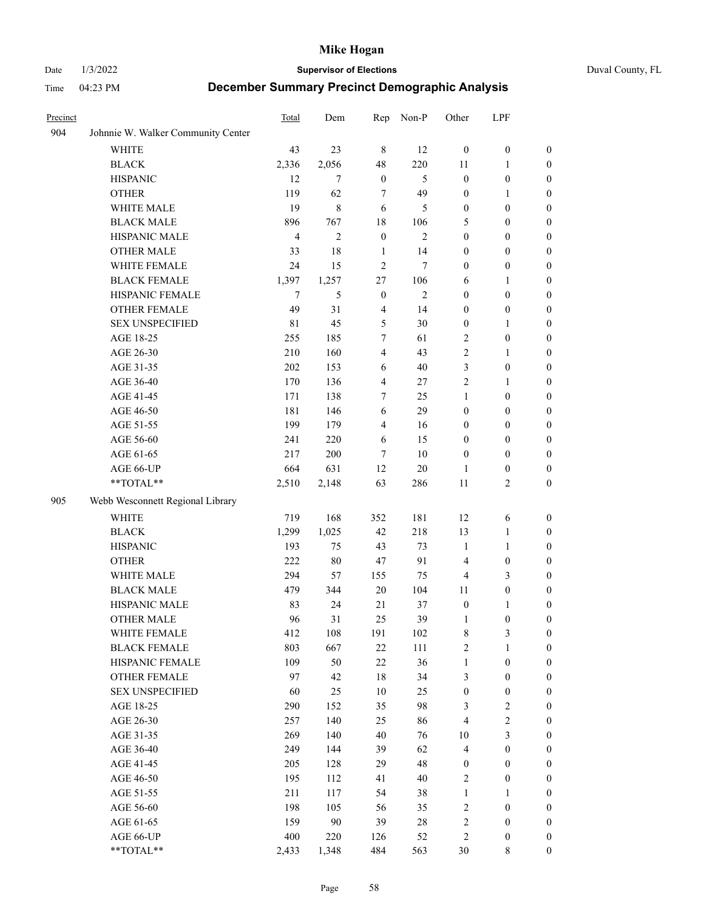# Mike Hogan

Date 1/3/2022 **Supervisor of Elections** Duval County, FL

Time 04:23 PM **December Summary Precinct Demographic Analysis**

| Precinct | | Total | Dem | Rep | Non-P | Other | LPF | |
|---|---|---|---|---|---|---|---|---|
| 904 | Johnnie W. Walker Community Center | | | | | | | |
| | WHITE | 43 | 23 | 8 | 12 | 0 | 0 | 0 |
| | BLACK | 2,336 | 2,056 | 48 | 220 | 11 | 1 | 0 |
| | HISPANIC | 12 | 7 | 0 | 5 | 0 | 0 | 0 |
| | OTHER | 119 | 62 | 7 | 49 | 0 | 1 | 0 |
| | WHITE MALE | 19 | 8 | 6 | 5 | 0 | 0 | 0 |
| | BLACK MALE | 896 | 767 | 18 | 106 | 5 | 0 | 0 |
| | HISPANIC MALE | 4 | 2 | 0 | 2 | 0 | 0 | 0 |
| | OTHER MALE | 33 | 18 | 1 | 14 | 0 | 0 | 0 |
| | WHITE FEMALE | 24 | 15 | 2 | 7 | 0 | 0 | 0 |
| | BLACK FEMALE | 1,397 | 1,257 | 27 | 106 | 6 | 1 | 0 |
| | HISPANIC FEMALE | 7 | 5 | 0 | 2 | 0 | 0 | 0 |
| | OTHER FEMALE | 49 | 31 | 4 | 14 | 0 | 0 | 0 |
| | SEX UNSPECIFIED | 81 | 45 | 5 | 30 | 0 | 1 | 0 |
| | AGE 18-25 | 255 | 185 | 7 | 61 | 2 | 0 | 0 |
| | AGE 26-30 | 210 | 160 | 4 | 43 | 2 | 1 | 0 |
| | AGE 31-35 | 202 | 153 | 6 | 40 | 3 | 0 | 0 |
| | AGE 36-40 | 170 | 136 | 4 | 27 | 2 | 1 | 0 |
| | AGE 41-45 | 171 | 138 | 7 | 25 | 1 | 0 | 0 |
| | AGE 46-50 | 181 | 146 | 6 | 29 | 0 | 0 | 0 |
| | AGE 51-55 | 199 | 179 | 4 | 16 | 0 | 0 | 0 |
| | AGE 56-60 | 241 | 220 | 6 | 15 | 0 | 0 | 0 |
| | AGE 61-65 | 217 | 200 | 7 | 10 | 0 | 0 | 0 |
| | AGE 66-UP | 664 | 631 | 12 | 20 | 1 | 0 | 0 |
| | **TOTAL** | 2,510 | 2,148 | 63 | 286 | 11 | 2 | 0 |
| 905 | Webb Wesconnett Regional Library | | | | | | | |
| | WHITE | 719 | 168 | 352 | 181 | 12 | 6 | 0 |
| | BLACK | 1,299 | 1,025 | 42 | 218 | 13 | 1 | 0 |
| | HISPANIC | 193 | 75 | 43 | 73 | 1 | 1 | 0 |
| | OTHER | 222 | 80 | 47 | 91 | 4 | 0 | 0 |
| | WHITE MALE | 294 | 57 | 155 | 75 | 4 | 3 | 0 |
| | BLACK MALE | 479 | 344 | 20 | 104 | 11 | 0 | 0 |
| | HISPANIC MALE | 83 | 24 | 21 | 37 | 0 | 1 | 0 |
| | OTHER MALE | 96 | 31 | 25 | 39 | 1 | 0 | 0 |
| | WHITE FEMALE | 412 | 108 | 191 | 102 | 8 | 3 | 0 |
| | BLACK FEMALE | 803 | 667 | 22 | 111 | 2 | 1 | 0 |
| | HISPANIC FEMALE | 109 | 50 | 22 | 36 | 1 | 0 | 0 |
| | OTHER FEMALE | 97 | 42 | 18 | 34 | 3 | 0 | 0 |
| | SEX UNSPECIFIED | 60 | 25 | 10 | 25 | 0 | 0 | 0 |
| | AGE 18-25 | 290 | 152 | 35 | 98 | 3 | 2 | 0 |
| | AGE 26-30 | 257 | 140 | 25 | 86 | 4 | 2 | 0 |
| | AGE 31-35 | 269 | 140 | 40 | 76 | 10 | 3 | 0 |
| | AGE 36-40 | 249 | 144 | 39 | 62 | 4 | 0 | 0 |
| | AGE 41-45 | 205 | 128 | 29 | 48 | 0 | 0 | 0 |
| | AGE 46-50 | 195 | 112 | 41 | 40 | 2 | 0 | 0 |
| | AGE 51-55 | 211 | 117 | 54 | 38 | 1 | 1 | 0 |
| | AGE 56-60 | 198 | 105 | 56 | 35 | 2 | 0 | 0 |
| | AGE 61-65 | 159 | 90 | 39 | 28 | 2 | 0 | 0 |
| | AGE 66-UP | 400 | 220 | 126 | 52 | 2 | 0 | 0 |
| | **TOTAL** | 2,433 | 1,348 | 484 | 563 | 30 | 8 | 0 |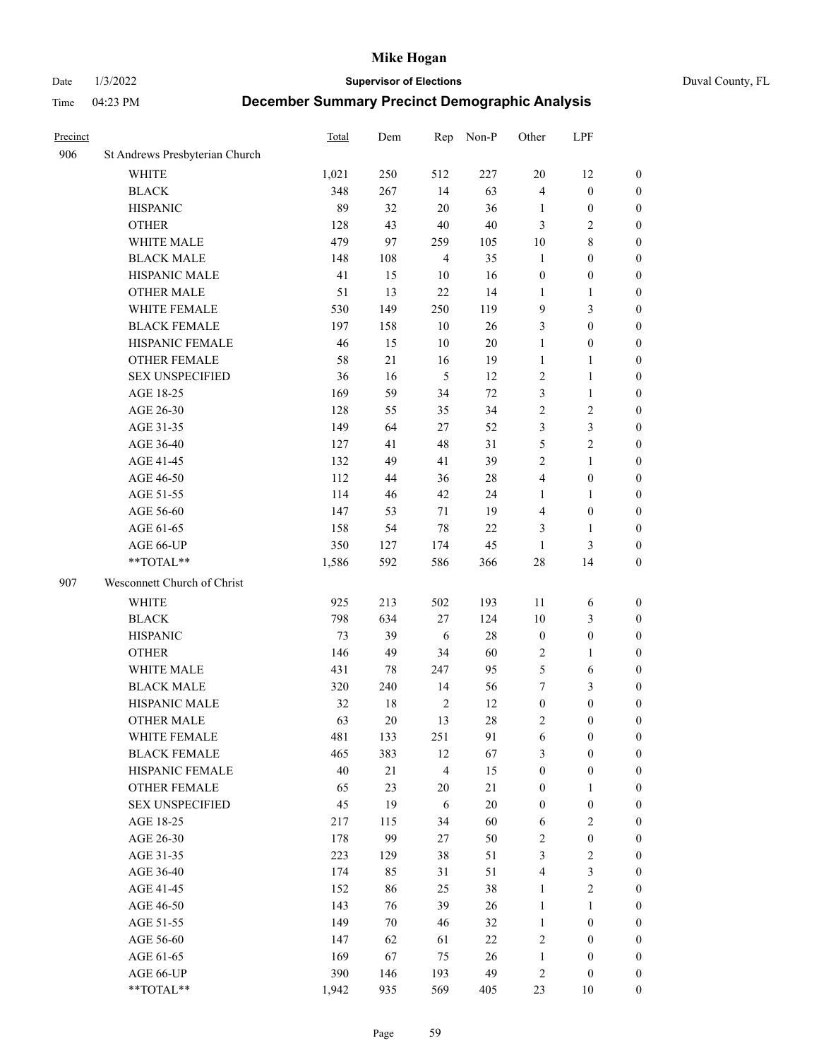# Mike Hogan

Date 1/3/2022 **Supervisor of Elections** Duval County, FL

Time 04:23 PM **December Summary Precinct Demographic Analysis**

| Precinct | | Total | Dem | Rep | Non-P | Other | LPF | |
|---|---|---|---|---|---|---|---|---|
| 906 | St Andrews Presbyterian Church | | | | | | | |
| | WHITE | 1,021 | 250 | 512 | 227 | 20 | 12 | 0 |
| | BLACK | 348 | 267 | 14 | 63 | 4 | 0 | 0 |
| | HISPANIC | 89 | 32 | 20 | 36 | 1 | 0 | 0 |
| | OTHER | 128 | 43 | 40 | 40 | 3 | 2 | 0 |
| | WHITE MALE | 479 | 97 | 259 | 105 | 10 | 8 | 0 |
| | BLACK MALE | 148 | 108 | 4 | 35 | 1 | 0 | 0 |
| | HISPANIC MALE | 41 | 15 | 10 | 16 | 0 | 0 | 0 |
| | OTHER MALE | 51 | 13 | 22 | 14 | 1 | 1 | 0 |
| | WHITE FEMALE | 530 | 149 | 250 | 119 | 9 | 3 | 0 |
| | BLACK FEMALE | 197 | 158 | 10 | 26 | 3 | 0 | 0 |
| | HISPANIC FEMALE | 46 | 15 | 10 | 20 | 1 | 0 | 0 |
| | OTHER FEMALE | 58 | 21 | 16 | 19 | 1 | 1 | 0 |
| | SEX UNSPECIFIED | 36 | 16 | 5 | 12 | 2 | 1 | 0 |
| | AGE 18-25 | 169 | 59 | 34 | 72 | 3 | 1 | 0 |
| | AGE 26-30 | 128 | 55 | 35 | 34 | 2 | 2 | 0 |
| | AGE 31-35 | 149 | 64 | 27 | 52 | 3 | 3 | 0 |
| | AGE 36-40 | 127 | 41 | 48 | 31 | 5 | 2 | 0 |
| | AGE 41-45 | 132 | 49 | 41 | 39 | 2 | 1 | 0 |
| | AGE 46-50 | 112 | 44 | 36 | 28 | 4 | 0 | 0 |
| | AGE 51-55 | 114 | 46 | 42 | 24 | 1 | 1 | 0 |
| | AGE 56-60 | 147 | 53 | 71 | 19 | 4 | 0 | 0 |
| | AGE 61-65 | 158 | 54 | 78 | 22 | 3 | 1 | 0 |
| | AGE 66-UP | 350 | 127 | 174 | 45 | 1 | 3 | 0 |
| | **TOTAL** | 1,586 | 592 | 586 | 366 | 28 | 14 | 0 |
| 907 | Wesconnett Church of Christ | | | | | | | |
| | WHITE | 925 | 213 | 502 | 193 | 11 | 6 | 0 |
| | BLACK | 798 | 634 | 27 | 124 | 10 | 3 | 0 |
| | HISPANIC | 73 | 39 | 6 | 28 | 0 | 0 | 0 |
| | OTHER | 146 | 49 | 34 | 60 | 2 | 1 | 0 |
| | WHITE MALE | 431 | 78 | 247 | 95 | 5 | 6 | 0 |
| | BLACK MALE | 320 | 240 | 14 | 56 | 7 | 3 | 0 |
| | HISPANIC MALE | 32 | 18 | 2 | 12 | 0 | 0 | 0 |
| | OTHER MALE | 63 | 20 | 13 | 28 | 2 | 0 | 0 |
| | WHITE FEMALE | 481 | 133 | 251 | 91 | 6 | 0 | 0 |
| | BLACK FEMALE | 465 | 383 | 12 | 67 | 3 | 0 | 0 |
| | HISPANIC FEMALE | 40 | 21 | 4 | 15 | 0 | 0 | 0 |
| | OTHER FEMALE | 65 | 23 | 20 | 21 | 0 | 1 | 0 |
| | SEX UNSPECIFIED | 45 | 19 | 6 | 20 | 0 | 0 | 0 |
| | AGE 18-25 | 217 | 115 | 34 | 60 | 6 | 2 | 0 |
| | AGE 26-30 | 178 | 99 | 27 | 50 | 2 | 0 | 0 |
| | AGE 31-35 | 223 | 129 | 38 | 51 | 3 | 2 | 0 |
| | AGE 36-40 | 174 | 85 | 31 | 51 | 4 | 3 | 0 |
| | AGE 41-45 | 152 | 86 | 25 | 38 | 1 | 2 | 0 |
| | AGE 46-50 | 143 | 76 | 39 | 26 | 1 | 1 | 0 |
| | AGE 51-55 | 149 | 70 | 46 | 32 | 1 | 0 | 0 |
| | AGE 56-60 | 147 | 62 | 61 | 22 | 2 | 0 | 0 |
| | AGE 61-65 | 169 | 67 | 75 | 26 | 1 | 0 | 0 |
| | AGE 66-UP | 390 | 146 | 193 | 49 | 2 | 0 | 0 |
| | **TOTAL** | 1,942 | 935 | 569 | 405 | 23 | 10 | 0 |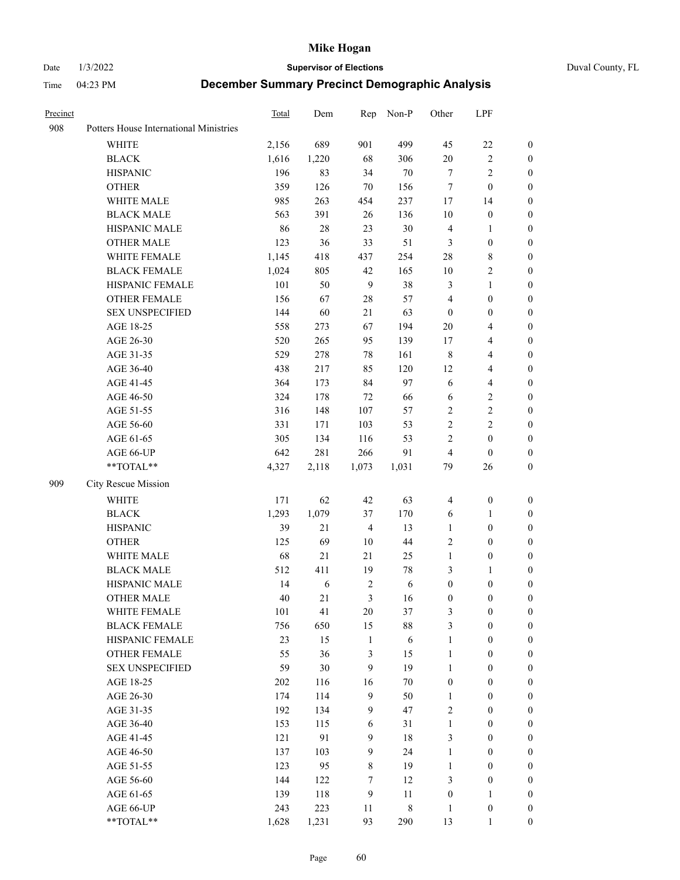| Precinct | | Total | Dem | Rep | Non-P | Other | LPF | |
|---|---|---|---|---|---|---|---|---|
| 908 | Potters House International Ministries | | | | | | | |
| | WHITE | 2,156 | 689 | 901 | 499 | 45 | 22 | 0 |
| | BLACK | 1,616 | 1,220 | 68 | 306 | 20 | 2 | 0 |
| | HISPANIC | 196 | 83 | 34 | 70 | 7 | 2 | 0 |
| | OTHER | 359 | 126 | 70 | 156 | 7 | 0 | 0 |
| | WHITE MALE | 985 | 263 | 454 | 237 | 17 | 14 | 0 |
| | BLACK MALE | 563 | 391 | 26 | 136 | 10 | 0 | 0 |
| | HISPANIC MALE | 86 | 28 | 23 | 30 | 4 | 1 | 0 |
| | OTHER MALE | 123 | 36 | 33 | 51 | 3 | 0 | 0 |
| | WHITE FEMALE | 1,145 | 418 | 437 | 254 | 28 | 8 | 0 |
| | BLACK FEMALE | 1,024 | 805 | 42 | 165 | 10 | 2 | 0 |
| | HISPANIC FEMALE | 101 | 50 | 9 | 38 | 3 | 1 | 0 |
| | OTHER FEMALE | 156 | 67 | 28 | 57 | 4 | 0 | 0 |
| | SEX UNSPECIFIED | 144 | 60 | 21 | 63 | 0 | 0 | 0 |
| | AGE 18-25 | 558 | 273 | 67 | 194 | 20 | 4 | 0 |
| | AGE 26-30 | 520 | 265 | 95 | 139 | 17 | 4 | 0 |
| | AGE 31-35 | 529 | 278 | 78 | 161 | 8 | 4 | 0 |
| | AGE 36-40 | 438 | 217 | 85 | 120 | 12 | 4 | 0 |
| | AGE 41-45 | 364 | 173 | 84 | 97 | 6 | 4 | 0 |
| | AGE 46-50 | 324 | 178 | 72 | 66 | 6 | 2 | 0 |
| | AGE 51-55 | 316 | 148 | 107 | 57 | 2 | 2 | 0 |
| | AGE 56-60 | 331 | 171 | 103 | 53 | 2 | 2 | 0 |
| | AGE 61-65 | 305 | 134 | 116 | 53 | 2 | 0 | 0 |
| | AGE 66-UP | 642 | 281 | 266 | 91 | 4 | 0 | 0 |
| | **TOTAL** | 4,327 | 2,118 | 1,073 | 1,031 | 79 | 26 | 0 |
| 909 | City Rescue Mission | | | | | | | |
| | WHITE | 171 | 62 | 42 | 63 | 4 | 0 | 0 |
| | BLACK | 1,293 | 1,079 | 37 | 170 | 6 | 1 | 0 |
| | HISPANIC | 39 | 21 | 4 | 13 | 1 | 0 | 0 |
| | OTHER | 125 | 69 | 10 | 44 | 2 | 0 | 0 |
| | WHITE MALE | 68 | 21 | 21 | 25 | 1 | 0 | 0 |
| | BLACK MALE | 512 | 411 | 19 | 78 | 3 | 1 | 0 |
| | HISPANIC MALE | 14 | 6 | 2 | 6 | 0 | 0 | 0 |
| | OTHER MALE | 40 | 21 | 3 | 16 | 0 | 0 | 0 |
| | WHITE FEMALE | 101 | 41 | 20 | 37 | 3 | 0 | 0 |
| | BLACK FEMALE | 756 | 650 | 15 | 88 | 3 | 0 | 0 |
| | HISPANIC FEMALE | 23 | 15 | 1 | 6 | 1 | 0 | 0 |
| | OTHER FEMALE | 55 | 36 | 3 | 15 | 1 | 0 | 0 |
| | SEX UNSPECIFIED | 59 | 30 | 9 | 19 | 1 | 0 | 0 |
| | AGE 18-25 | 202 | 116 | 16 | 70 | 0 | 0 | 0 |
| | AGE 26-30 | 174 | 114 | 9 | 50 | 1 | 0 | 0 |
| | AGE 31-35 | 192 | 134 | 9 | 47 | 2 | 0 | 0 |
| | AGE 36-40 | 153 | 115 | 6 | 31 | 1 | 0 | 0 |
| | AGE 41-45 | 121 | 91 | 9 | 18 | 3 | 0 | 0 |
| | AGE 46-50 | 137 | 103 | 9 | 24 | 1 | 0 | 0 |
| | AGE 51-55 | 123 | 95 | 8 | 19 | 1 | 0 | 0 |
| | AGE 56-60 | 144 | 122 | 7 | 12 | 3 | 0 | 0 |
| | AGE 61-65 | 139 | 118 | 9 | 11 | 0 | 1 | 0 |
| | AGE 66-UP | 243 | 223 | 11 | 8 | 1 | 0 | 0 |
| | **TOTAL** | 1,628 | 1,231 | 93 | 290 | 13 | 1 | 0 |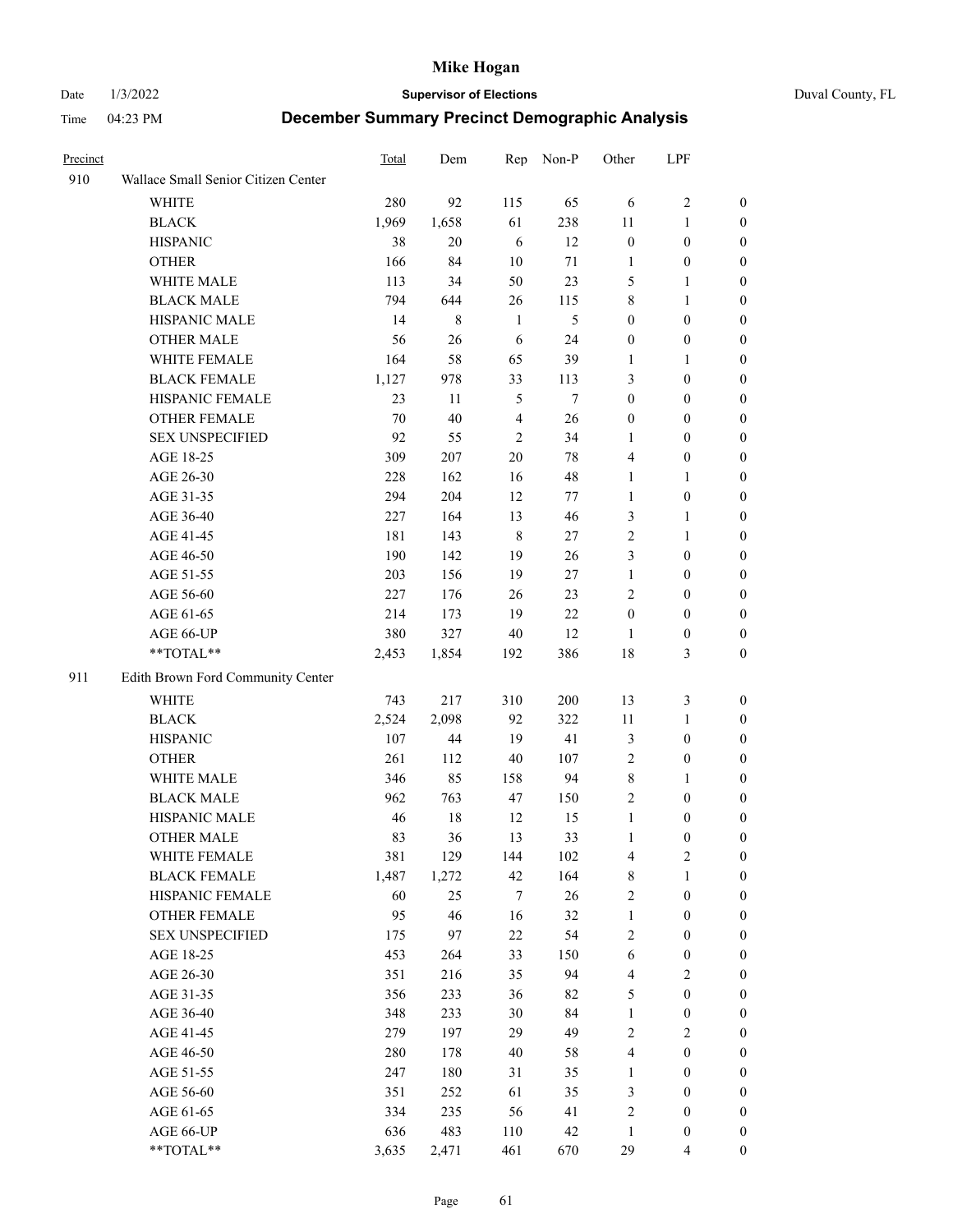| Precinct | | Total | Dem | Rep | Non-P | Other | LPF | |
|---|---|---|---|---|---|---|---|---|
| 910 | Wallace Small Senior Citizen Center | | | | | | | |
| | WHITE | 280 | 92 | 115 | 65 | 6 | 2 | 0 |
| | BLACK | 1,969 | 1,658 | 61 | 238 | 11 | 1 | 0 |
| | HISPANIC | 38 | 20 | 6 | 12 | 0 | 0 | 0 |
| | OTHER | 166 | 84 | 10 | 71 | 1 | 0 | 0 |
| | WHITE MALE | 113 | 34 | 50 | 23 | 5 | 1 | 0 |
| | BLACK MALE | 794 | 644 | 26 | 115 | 8 | 1 | 0 |
| | HISPANIC MALE | 14 | 8 | 1 | 5 | 0 | 0 | 0 |
| | OTHER MALE | 56 | 26 | 6 | 24 | 0 | 0 | 0 |
| | WHITE FEMALE | 164 | 58 | 65 | 39 | 1 | 1 | 0 |
| | BLACK FEMALE | 1,127 | 978 | 33 | 113 | 3 | 0 | 0 |
| | HISPANIC FEMALE | 23 | 11 | 5 | 7 | 0 | 0 | 0 |
| | OTHER FEMALE | 70 | 40 | 4 | 26 | 0 | 0 | 0 |
| | SEX UNSPECIFIED | 92 | 55 | 2 | 34 | 1 | 0 | 0 |
| | AGE 18-25 | 309 | 207 | 20 | 78 | 4 | 0 | 0 |
| | AGE 26-30 | 228 | 162 | 16 | 48 | 1 | 1 | 0 |
| | AGE 31-35 | 294 | 204 | 12 | 77 | 1 | 0 | 0 |
| | AGE 36-40 | 227 | 164 | 13 | 46 | 3 | 1 | 0 |
| | AGE 41-45 | 181 | 143 | 8 | 27 | 2 | 1 | 0 |
| | AGE 46-50 | 190 | 142 | 19 | 26 | 3 | 0 | 0 |
| | AGE 51-55 | 203 | 156 | 19 | 27 | 1 | 0 | 0 |
| | AGE 56-60 | 227 | 176 | 26 | 23 | 2 | 0 | 0 |
| | AGE 61-65 | 214 | 173 | 19 | 22 | 0 | 0 | 0 |
| | AGE 66-UP | 380 | 327 | 40 | 12 | 1 | 0 | 0 |
| | **TOTAL** | 2,453 | 1,854 | 192 | 386 | 18 | 3 | 0 |
| 911 | Edith Brown Ford Community Center | | | | | | | |
| | WHITE | 743 | 217 | 310 | 200 | 13 | 3 | 0 |
| | BLACK | 2,524 | 2,098 | 92 | 322 | 11 | 1 | 0 |
| | HISPANIC | 107 | 44 | 19 | 41 | 3 | 0 | 0 |
| | OTHER | 261 | 112 | 40 | 107 | 2 | 0 | 0 |
| | WHITE MALE | 346 | 85 | 158 | 94 | 8 | 1 | 0 |
| | BLACK MALE | 962 | 763 | 47 | 150 | 2 | 0 | 0 |
| | HISPANIC MALE | 46 | 18 | 12 | 15 | 1 | 0 | 0 |
| | OTHER MALE | 83 | 36 | 13 | 33 | 1 | 0 | 0 |
| | WHITE FEMALE | 381 | 129 | 144 | 102 | 4 | 2 | 0 |
| | BLACK FEMALE | 1,487 | 1,272 | 42 | 164 | 8 | 1 | 0 |
| | HISPANIC FEMALE | 60 | 25 | 7 | 26 | 2 | 0 | 0 |
| | OTHER FEMALE | 95 | 46 | 16 | 32 | 1 | 0 | 0 |
| | SEX UNSPECIFIED | 175 | 97 | 22 | 54 | 2 | 0 | 0 |
| | AGE 18-25 | 453 | 264 | 33 | 150 | 6 | 0 | 0 |
| | AGE 26-30 | 351 | 216 | 35 | 94 | 4 | 2 | 0 |
| | AGE 31-35 | 356 | 233 | 36 | 82 | 5 | 0 | 0 |
| | AGE 36-40 | 348 | 233 | 30 | 84 | 1 | 0 | 0 |
| | AGE 41-45 | 279 | 197 | 29 | 49 | 2 | 2 | 0 |
| | AGE 46-50 | 280 | 178 | 40 | 58 | 4 | 0 | 0 |
| | AGE 51-55 | 247 | 180 | 31 | 35 | 1 | 0 | 0 |
| | AGE 56-60 | 351 | 252 | 61 | 35 | 3 | 0 | 0 |
| | AGE 61-65 | 334 | 235 | 56 | 41 | 2 | 0 | 0 |
| | AGE 66-UP | 636 | 483 | 110 | 42 | 1 | 0 | 0 |
| | **TOTAL** | 3,635 | 2,471 | 461 | 670 | 29 | 4 | 0 |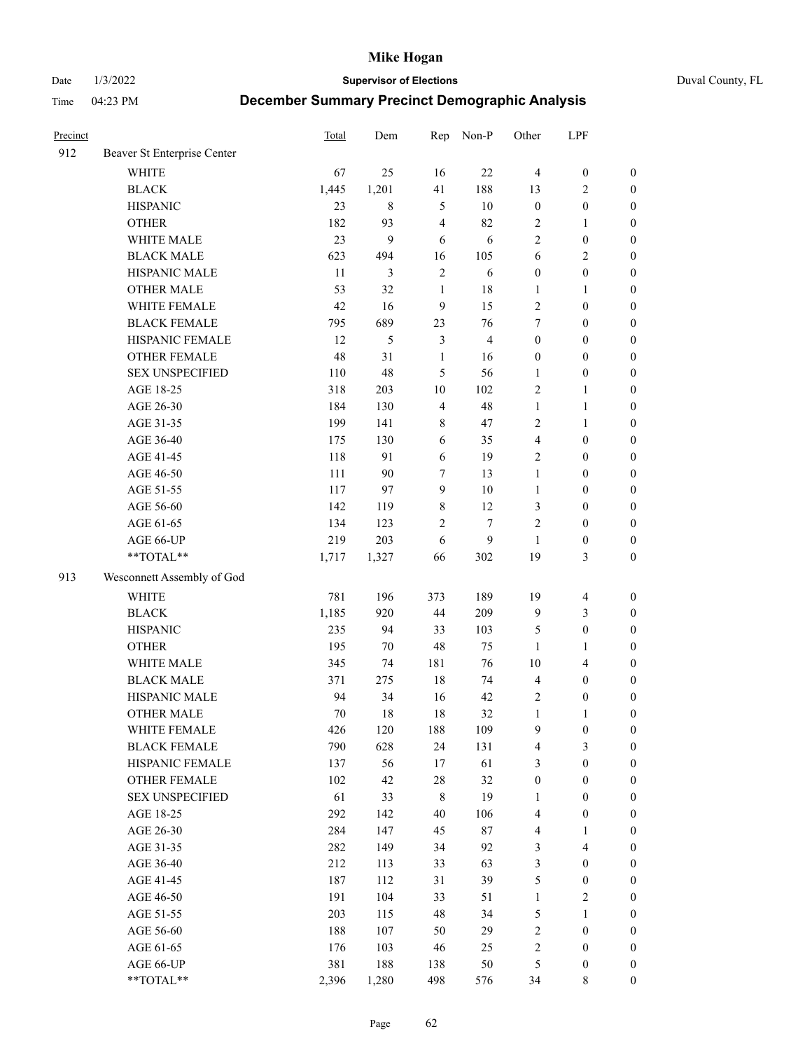# Mike Hogan

Date 1/3/2022 **Supervisor of Elections** Duval County, FL

Time 04:23 PM **December Summary Precinct Demographic Analysis**

| Precinct | | Total | Dem | Rep | Non-P | Other | LPF | |
|---|---|---|---|---|---|---|---|---|
| 912 | Beaver St Enterprise Center | | | | | | | |
| | WHITE | 67 | 25 | 16 | 22 | 4 | 0 | 0 |
| | BLACK | 1,445 | 1,201 | 41 | 188 | 13 | 2 | 0 |
| | HISPANIC | 23 | 8 | 5 | 10 | 0 | 0 | 0 |
| | OTHER | 182 | 93 | 4 | 82 | 2 | 1 | 0 |
| | WHITE MALE | 23 | 9 | 6 | 6 | 2 | 0 | 0 |
| | BLACK MALE | 623 | 494 | 16 | 105 | 6 | 2 | 0 |
| | HISPANIC MALE | 11 | 3 | 2 | 6 | 0 | 0 | 0 |
| | OTHER MALE | 53 | 32 | 1 | 18 | 1 | 1 | 0 |
| | WHITE FEMALE | 42 | 16 | 9 | 15 | 2 | 0 | 0 |
| | BLACK FEMALE | 795 | 689 | 23 | 76 | 7 | 0 | 0 |
| | HISPANIC FEMALE | 12 | 5 | 3 | 4 | 0 | 0 | 0 |
| | OTHER FEMALE | 48 | 31 | 1 | 16 | 0 | 0 | 0 |
| | SEX UNSPECIFIED | 110 | 48 | 5 | 56 | 1 | 0 | 0 |
| | AGE 18-25 | 318 | 203 | 10 | 102 | 2 | 1 | 0 |
| | AGE 26-30 | 184 | 130 | 4 | 48 | 1 | 1 | 0 |
| | AGE 31-35 | 199 | 141 | 8 | 47 | 2 | 1 | 0 |
| | AGE 36-40 | 175 | 130 | 6 | 35 | 4 | 0 | 0 |
| | AGE 41-45 | 118 | 91 | 6 | 19 | 2 | 0 | 0 |
| | AGE 46-50 | 111 | 90 | 7 | 13 | 1 | 0 | 0 |
| | AGE 51-55 | 117 | 97 | 9 | 10 | 1 | 0 | 0 |
| | AGE 56-60 | 142 | 119 | 8 | 12 | 3 | 0 | 0 |
| | AGE 61-65 | 134 | 123 | 2 | 7 | 2 | 0 | 0 |
| | AGE 66-UP | 219 | 203 | 6 | 9 | 1 | 0 | 0 |
| | **TOTAL** | 1,717 | 1,327 | 66 | 302 | 19 | 3 | 0 |
| 913 | Wesconnett Assembly of God | | | | | | | |
| | WHITE | 781 | 196 | 373 | 189 | 19 | 4 | 0 |
| | BLACK | 1,185 | 920 | 44 | 209 | 9 | 3 | 0 |
| | HISPANIC | 235 | 94 | 33 | 103 | 5 | 0 | 0 |
| | OTHER | 195 | 70 | 48 | 75 | 1 | 1 | 0 |
| | WHITE MALE | 345 | 74 | 181 | 76 | 10 | 4 | 0 |
| | BLACK MALE | 371 | 275 | 18 | 74 | 4 | 0 | 0 |
| | HISPANIC MALE | 94 | 34 | 16 | 42 | 2 | 0 | 0 |
| | OTHER MALE | 70 | 18 | 18 | 32 | 1 | 1 | 0 |
| | WHITE FEMALE | 426 | 120 | 188 | 109 | 9 | 0 | 0 |
| | BLACK FEMALE | 790 | 628 | 24 | 131 | 4 | 3 | 0 |
| | HISPANIC FEMALE | 137 | 56 | 17 | 61 | 3 | 0 | 0 |
| | OTHER FEMALE | 102 | 42 | 28 | 32 | 0 | 0 | 0 |
| | SEX UNSPECIFIED | 61 | 33 | 8 | 19 | 1 | 0 | 0 |
| | AGE 18-25 | 292 | 142 | 40 | 106 | 4 | 0 | 0 |
| | AGE 26-30 | 284 | 147 | 45 | 87 | 4 | 1 | 0 |
| | AGE 31-35 | 282 | 149 | 34 | 92 | 3 | 4 | 0 |
| | AGE 36-40 | 212 | 113 | 33 | 63 | 3 | 0 | 0 |
| | AGE 41-45 | 187 | 112 | 31 | 39 | 5 | 0 | 0 |
| | AGE 46-50 | 191 | 104 | 33 | 51 | 1 | 2 | 0 |
| | AGE 51-55 | 203 | 115 | 48 | 34 | 5 | 1 | 0 |
| | AGE 56-60 | 188 | 107 | 50 | 29 | 2 | 0 | 0 |
| | AGE 61-65 | 176 | 103 | 46 | 25 | 2 | 0 | 0 |
| | AGE 66-UP | 381 | 188 | 138 | 50 | 5 | 0 | 0 |
| | **TOTAL** | 2,396 | 1,280 | 498 | 576 | 34 | 8 | 0 |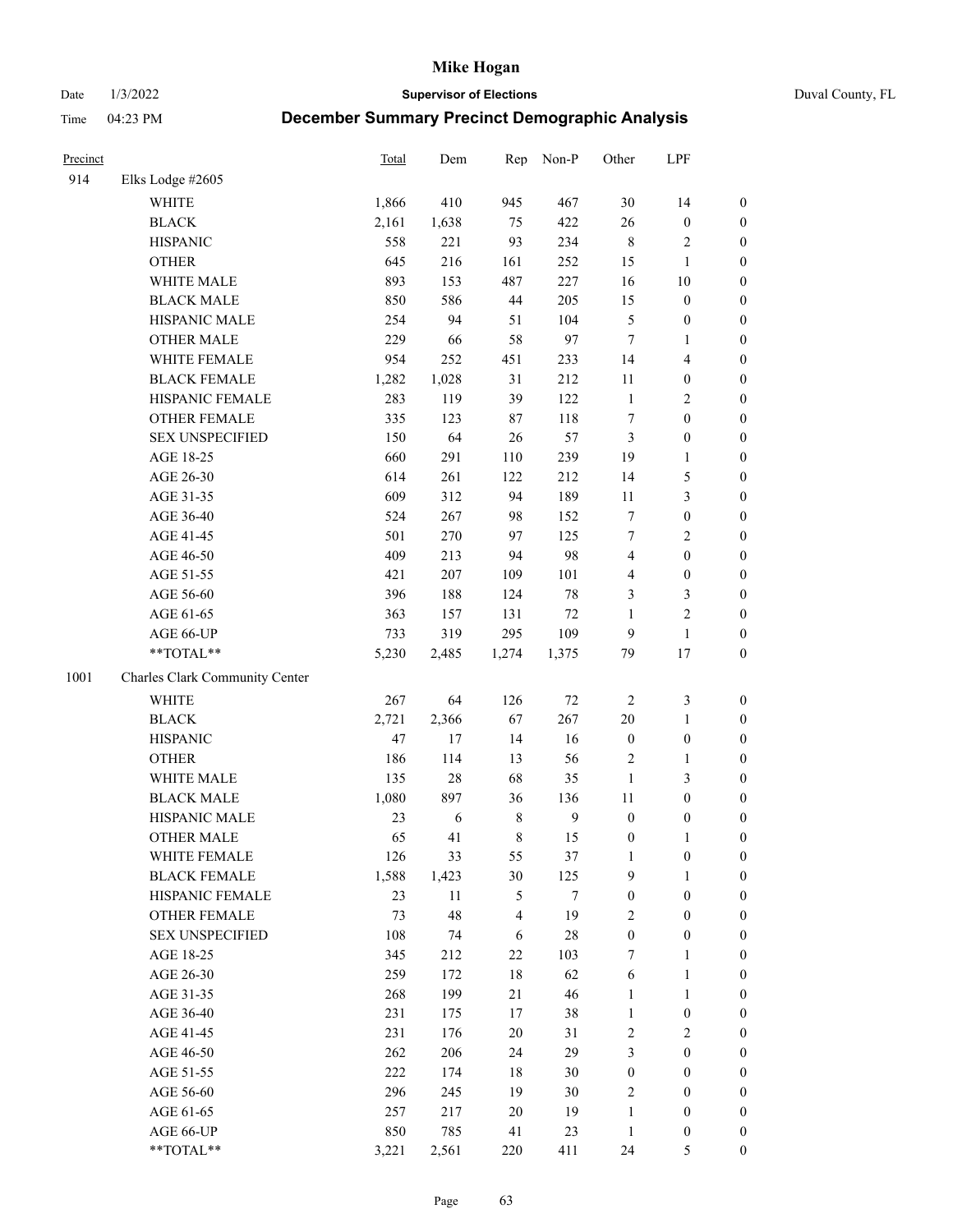# Mike Hogan

Date 1/3/2022 **Supervisor of Elections** Duval County, FL

Time 04:23 PM **December Summary Precinct Demographic Analysis**

| Precinct | | Total | Dem | Rep | Non-P | Other | LPF | |
|---|---|---|---|---|---|---|---|---|
| 914 | Elks Lodge #2605 | | | | | | | |
| | WHITE | 1,866 | 410 | 945 | 467 | 30 | 14 | 0 |
| | BLACK | 2,161 | 1,638 | 75 | 422 | 26 | 0 | 0 |
| | HISPANIC | 558 | 221 | 93 | 234 | 8 | 2 | 0 |
| | OTHER | 645 | 216 | 161 | 252 | 15 | 1 | 0 |
| | WHITE MALE | 893 | 153 | 487 | 227 | 16 | 10 | 0 |
| | BLACK MALE | 850 | 586 | 44 | 205 | 15 | 0 | 0 |
| | HISPANIC MALE | 254 | 94 | 51 | 104 | 5 | 0 | 0 |
| | OTHER MALE | 229 | 66 | 58 | 97 | 7 | 1 | 0 |
| | WHITE FEMALE | 954 | 252 | 451 | 233 | 14 | 4 | 0 |
| | BLACK FEMALE | 1,282 | 1,028 | 31 | 212 | 11 | 0 | 0 |
| | HISPANIC FEMALE | 283 | 119 | 39 | 122 | 1 | 2 | 0 |
| | OTHER FEMALE | 335 | 123 | 87 | 118 | 7 | 0 | 0 |
| | SEX UNSPECIFIED | 150 | 64 | 26 | 57 | 3 | 0 | 0 |
| | AGE 18-25 | 660 | 291 | 110 | 239 | 19 | 1 | 0 |
| | AGE 26-30 | 614 | 261 | 122 | 212 | 14 | 5 | 0 |
| | AGE 31-35 | 609 | 312 | 94 | 189 | 11 | 3 | 0 |
| | AGE 36-40 | 524 | 267 | 98 | 152 | 7 | 0 | 0 |
| | AGE 41-45 | 501 | 270 | 97 | 125 | 7 | 2 | 0 |
| | AGE 46-50 | 409 | 213 | 94 | 98 | 4 | 0 | 0 |
| | AGE 51-55 | 421 | 207 | 109 | 101 | 4 | 0 | 0 |
| | AGE 56-60 | 396 | 188 | 124 | 78 | 3 | 3 | 0 |
| | AGE 61-65 | 363 | 157 | 131 | 72 | 1 | 2 | 0 |
| | AGE 66-UP | 733 | 319 | 295 | 109 | 9 | 1 | 0 |
| | **TOTAL** | 5,230 | 2,485 | 1,274 | 1,375 | 79 | 17 | 0 |
| 1001 | Charles Clark Community Center | | | | | | | |
| | WHITE | 267 | 64 | 126 | 72 | 2 | 3 | 0 |
| | BLACK | 2,721 | 2,366 | 67 | 267 | 20 | 1 | 0 |
| | HISPANIC | 47 | 17 | 14 | 16 | 0 | 0 | 0 |
| | OTHER | 186 | 114 | 13 | 56 | 2 | 1 | 0 |
| | WHITE MALE | 135 | 28 | 68 | 35 | 1 | 3 | 0 |
| | BLACK MALE | 1,080 | 897 | 36 | 136 | 11 | 0 | 0 |
| | HISPANIC MALE | 23 | 6 | 8 | 9 | 0 | 0 | 0 |
| | OTHER MALE | 65 | 41 | 8 | 15 | 0 | 1 | 0 |
| | WHITE FEMALE | 126 | 33 | 55 | 37 | 1 | 0 | 0 |
| | BLACK FEMALE | 1,588 | 1,423 | 30 | 125 | 9 | 1 | 0 |
| | HISPANIC FEMALE | 23 | 11 | 5 | 7 | 0 | 0 | 0 |
| | OTHER FEMALE | 73 | 48 | 4 | 19 | 2 | 0 | 0 |
| | SEX UNSPECIFIED | 108 | 74 | 6 | 28 | 0 | 0 | 0 |
| | AGE 18-25 | 345 | 212 | 22 | 103 | 7 | 1 | 0 |
| | AGE 26-30 | 259 | 172 | 18 | 62 | 6 | 1 | 0 |
| | AGE 31-35 | 268 | 199 | 21 | 46 | 1 | 1 | 0 |
| | AGE 36-40 | 231 | 175 | 17 | 38 | 1 | 0 | 0 |
| | AGE 41-45 | 231 | 176 | 20 | 31 | 2 | 2 | 0 |
| | AGE 46-50 | 262 | 206 | 24 | 29 | 3 | 0 | 0 |
| | AGE 51-55 | 222 | 174 | 18 | 30 | 0 | 0 | 0 |
| | AGE 56-60 | 296 | 245 | 19 | 30 | 2 | 0 | 0 |
| | AGE 61-65 | 257 | 217 | 20 | 19 | 1 | 0 | 0 |
| | AGE 66-UP | 850 | 785 | 41 | 23 | 1 | 0 | 0 |
| | **TOTAL** | 3,221 | 2,561 | 220 | 411 | 24 | 5 | 0 |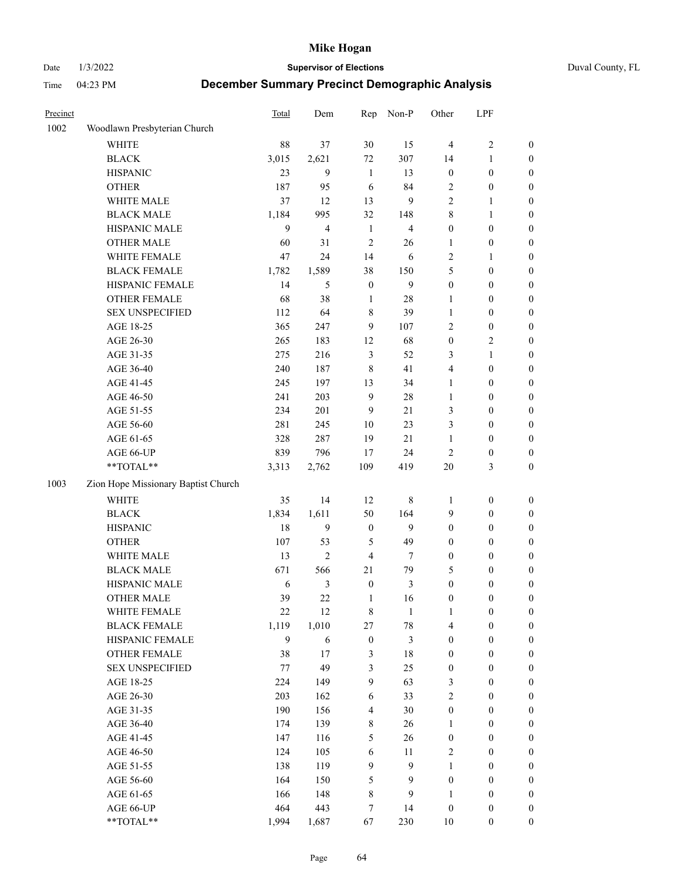# Mike Hogan

Date 1/3/2022 **Supervisor of Elections** Duval County, FL

Time 04:23 PM **December Summary Precinct Demographic Analysis**

| Precinct | | Total | Dem | Rep | Non-P | Other | LPF | |
|---|---|---|---|---|---|---|---|---|
| 1002 | Woodlawn Presbyterian Church | | | | | | | |
| | WHITE | 88 | 37 | 30 | 15 | 4 | 2 | 0 |
| | BLACK | 3,015 | 2,621 | 72 | 307 | 14 | 1 | 0 |
| | HISPANIC | 23 | 9 | 1 | 13 | 0 | 0 | 0 |
| | OTHER | 187 | 95 | 6 | 84 | 2 | 0 | 0 |
| | WHITE MALE | 37 | 12 | 13 | 9 | 2 | 1 | 0 |
| | BLACK MALE | 1,184 | 995 | 32 | 148 | 8 | 1 | 0 |
| | HISPANIC MALE | 9 | 4 | 1 | 4 | 0 | 0 | 0 |
| | OTHER MALE | 60 | 31 | 2 | 26 | 1 | 0 | 0 |
| | WHITE FEMALE | 47 | 24 | 14 | 6 | 2 | 1 | 0 |
| | BLACK FEMALE | 1,782 | 1,589 | 38 | 150 | 5 | 0 | 0 |
| | HISPANIC FEMALE | 14 | 5 | 0 | 9 | 0 | 0 | 0 |
| | OTHER FEMALE | 68 | 38 | 1 | 28 | 1 | 0 | 0 |
| | SEX UNSPECIFIED | 112 | 64 | 8 | 39 | 1 | 0 | 0 |
| | AGE 18-25 | 365 | 247 | 9 | 107 | 2 | 0 | 0 |
| | AGE 26-30 | 265 | 183 | 12 | 68 | 0 | 2 | 0 |
| | AGE 31-35 | 275 | 216 | 3 | 52 | 3 | 1 | 0 |
| | AGE 36-40 | 240 | 187 | 8 | 41 | 4 | 0 | 0 |
| | AGE 41-45 | 245 | 197 | 13 | 34 | 1 | 0 | 0 |
| | AGE 46-50 | 241 | 203 | 9 | 28 | 1 | 0 | 0 |
| | AGE 51-55 | 234 | 201 | 9 | 21 | 3 | 0 | 0 |
| | AGE 56-60 | 281 | 245 | 10 | 23 | 3 | 0 | 0 |
| | AGE 61-65 | 328 | 287 | 19 | 21 | 1 | 0 | 0 |
| | AGE 66-UP | 839 | 796 | 17 | 24 | 2 | 0 | 0 |
| | **TOTAL** | 3,313 | 2,762 | 109 | 419 | 20 | 3 | 0 |
| 1003 | Zion Hope Missionary Baptist Church | | | | | | | |
| | WHITE | 35 | 14 | 12 | 8 | 1 | 0 | 0 |
| | BLACK | 1,834 | 1,611 | 50 | 164 | 9 | 0 | 0 |
| | HISPANIC | 18 | 9 | 0 | 9 | 0 | 0 | 0 |
| | OTHER | 107 | 53 | 5 | 49 | 0 | 0 | 0 |
| | WHITE MALE | 13 | 2 | 4 | 7 | 0 | 0 | 0 |
| | BLACK MALE | 671 | 566 | 21 | 79 | 5 | 0 | 0 |
| | HISPANIC MALE | 6 | 3 | 0 | 3 | 0 | 0 | 0 |
| | OTHER MALE | 39 | 22 | 1 | 16 | 0 | 0 | 0 |
| | WHITE FEMALE | 22 | 12 | 8 | 1 | 1 | 0 | 0 |
| | BLACK FEMALE | 1,119 | 1,010 | 27 | 78 | 4 | 0 | 0 |
| | HISPANIC FEMALE | 9 | 6 | 0 | 3 | 0 | 0 | 0 |
| | OTHER FEMALE | 38 | 17 | 3 | 18 | 0 | 0 | 0 |
| | SEX UNSPECIFIED | 77 | 49 | 3 | 25 | 0 | 0 | 0 |
| | AGE 18-25 | 224 | 149 | 9 | 63 | 3 | 0 | 0 |
| | AGE 26-30 | 203 | 162 | 6 | 33 | 2 | 0 | 0 |
| | AGE 31-35 | 190 | 156 | 4 | 30 | 0 | 0 | 0 |
| | AGE 36-40 | 174 | 139 | 8 | 26 | 1 | 0 | 0 |
| | AGE 41-45 | 147 | 116 | 5 | 26 | 0 | 0 | 0 |
| | AGE 46-50 | 124 | 105 | 6 | 11 | 2 | 0 | 0 |
| | AGE 51-55 | 138 | 119 | 9 | 9 | 1 | 0 | 0 |
| | AGE 56-60 | 164 | 150 | 5 | 9 | 0 | 0 | 0 |
| | AGE 61-65 | 166 | 148 | 8 | 9 | 1 | 0 | 0 |
| | AGE 66-UP | 464 | 443 | 7 | 14 | 0 | 0 | 0 |
| | **TOTAL** | 1,994 | 1,687 | 67 | 230 | 10 | 0 | 0 |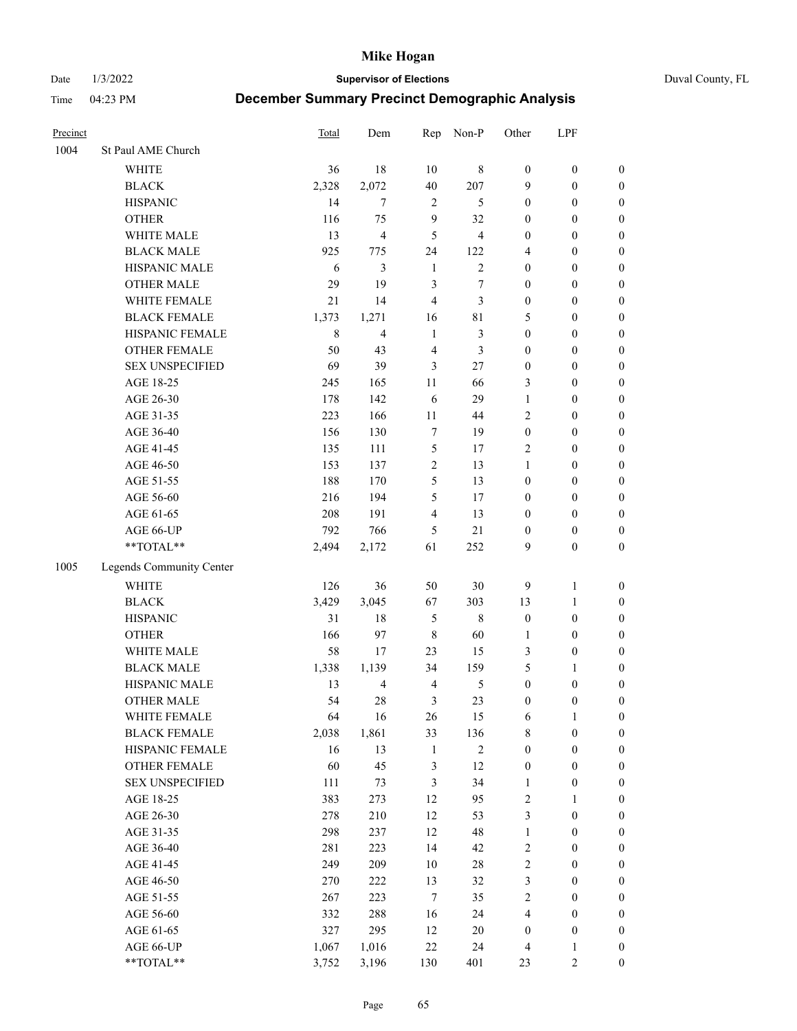# Mike Hogan

Date 1/3/2022 **Supervisor of Elections** Duval County, FL

Time 04:23 PM **December Summary Precinct Demographic Analysis**

| Precinct | | Total | Dem | Rep | Non-P | Other | LPF | |
|---|---|---|---|---|---|---|---|---|
| 1004 | St Paul AME Church | | | | | | | |
| | WHITE | 36 | 18 | 10 | 8 | 0 | 0 | 0 |
| | BLACK | 2,328 | 2,072 | 40 | 207 | 9 | 0 | 0 |
| | HISPANIC | 14 | 7 | 2 | 5 | 0 | 0 | 0 |
| | OTHER | 116 | 75 | 9 | 32 | 0 | 0 | 0 |
| | WHITE MALE | 13 | 4 | 5 | 4 | 0 | 0 | 0 |
| | BLACK MALE | 925 | 775 | 24 | 122 | 4 | 0 | 0 |
| | HISPANIC MALE | 6 | 3 | 1 | 2 | 0 | 0 | 0 |
| | OTHER MALE | 29 | 19 | 3 | 7 | 0 | 0 | 0 |
| | WHITE FEMALE | 21 | 14 | 4 | 3 | 0 | 0 | 0 |
| | BLACK FEMALE | 1,373 | 1,271 | 16 | 81 | 5 | 0 | 0 |
| | HISPANIC FEMALE | 8 | 4 | 1 | 3 | 0 | 0 | 0 |
| | OTHER FEMALE | 50 | 43 | 4 | 3 | 0 | 0 | 0 |
| | SEX UNSPECIFIED | 69 | 39 | 3 | 27 | 0 | 0 | 0 |
| | AGE 18-25 | 245 | 165 | 11 | 66 | 3 | 0 | 0 |
| | AGE 26-30 | 178 | 142 | 6 | 29 | 1 | 0 | 0 |
| | AGE 31-35 | 223 | 166 | 11 | 44 | 2 | 0 | 0 |
| | AGE 36-40 | 156 | 130 | 7 | 19 | 0 | 0 | 0 |
| | AGE 41-45 | 135 | 111 | 5 | 17 | 2 | 0 | 0 |
| | AGE 46-50 | 153 | 137 | 2 | 13 | 1 | 0 | 0 |
| | AGE 51-55 | 188 | 170 | 5 | 13 | 0 | 0 | 0 |
| | AGE 56-60 | 216 | 194 | 5 | 17 | 0 | 0 | 0 |
| | AGE 61-65 | 208 | 191 | 4 | 13 | 0 | 0 | 0 |
| | AGE 66-UP | 792 | 766 | 5 | 21 | 0 | 0 | 0 |
| | **TOTAL** | 2,494 | 2,172 | 61 | 252 | 9 | 0 | 0 |
| 1005 | Legends Community Center | | | | | | | |
| | WHITE | 126 | 36 | 50 | 30 | 9 | 1 | 0 |
| | BLACK | 3,429 | 3,045 | 67 | 303 | 13 | 1 | 0 |
| | HISPANIC | 31 | 18 | 5 | 8 | 0 | 0 | 0 |
| | OTHER | 166 | 97 | 8 | 60 | 1 | 0 | 0 |
| | WHITE MALE | 58 | 17 | 23 | 15 | 3 | 0 | 0 |
| | BLACK MALE | 1,338 | 1,139 | 34 | 159 | 5 | 1 | 0 |
| | HISPANIC MALE | 13 | 4 | 4 | 5 | 0 | 0 | 0 |
| | OTHER MALE | 54 | 28 | 3 | 23 | 0 | 0 | 0 |
| | WHITE FEMALE | 64 | 16 | 26 | 15 | 6 | 1 | 0 |
| | BLACK FEMALE | 2,038 | 1,861 | 33 | 136 | 8 | 0 | 0 |
| | HISPANIC FEMALE | 16 | 13 | 1 | 2 | 0 | 0 | 0 |
| | OTHER FEMALE | 60 | 45 | 3 | 12 | 0 | 0 | 0 |
| | SEX UNSPECIFIED | 111 | 73 | 3 | 34 | 1 | 0 | 0 |
| | AGE 18-25 | 383 | 273 | 12 | 95 | 2 | 1 | 0 |
| | AGE 26-30 | 278 | 210 | 12 | 53 | 3 | 0 | 0 |
| | AGE 31-35 | 298 | 237 | 12 | 48 | 1 | 0 | 0 |
| | AGE 36-40 | 281 | 223 | 14 | 42 | 2 | 0 | 0 |
| | AGE 41-45 | 249 | 209 | 10 | 28 | 2 | 0 | 0 |
| | AGE 46-50 | 270 | 222 | 13 | 32 | 3 | 0 | 0 |
| | AGE 51-55 | 267 | 223 | 7 | 35 | 2 | 0 | 0 |
| | AGE 56-60 | 332 | 288 | 16 | 24 | 4 | 0 | 0 |
| | AGE 61-65 | 327 | 295 | 12 | 20 | 0 | 0 | 0 |
| | AGE 66-UP | 1,067 | 1,016 | 22 | 24 | 4 | 1 | 0 |
| | **TOTAL** | 3,752 | 3,196 | 130 | 401 | 23 | 2 | 0 |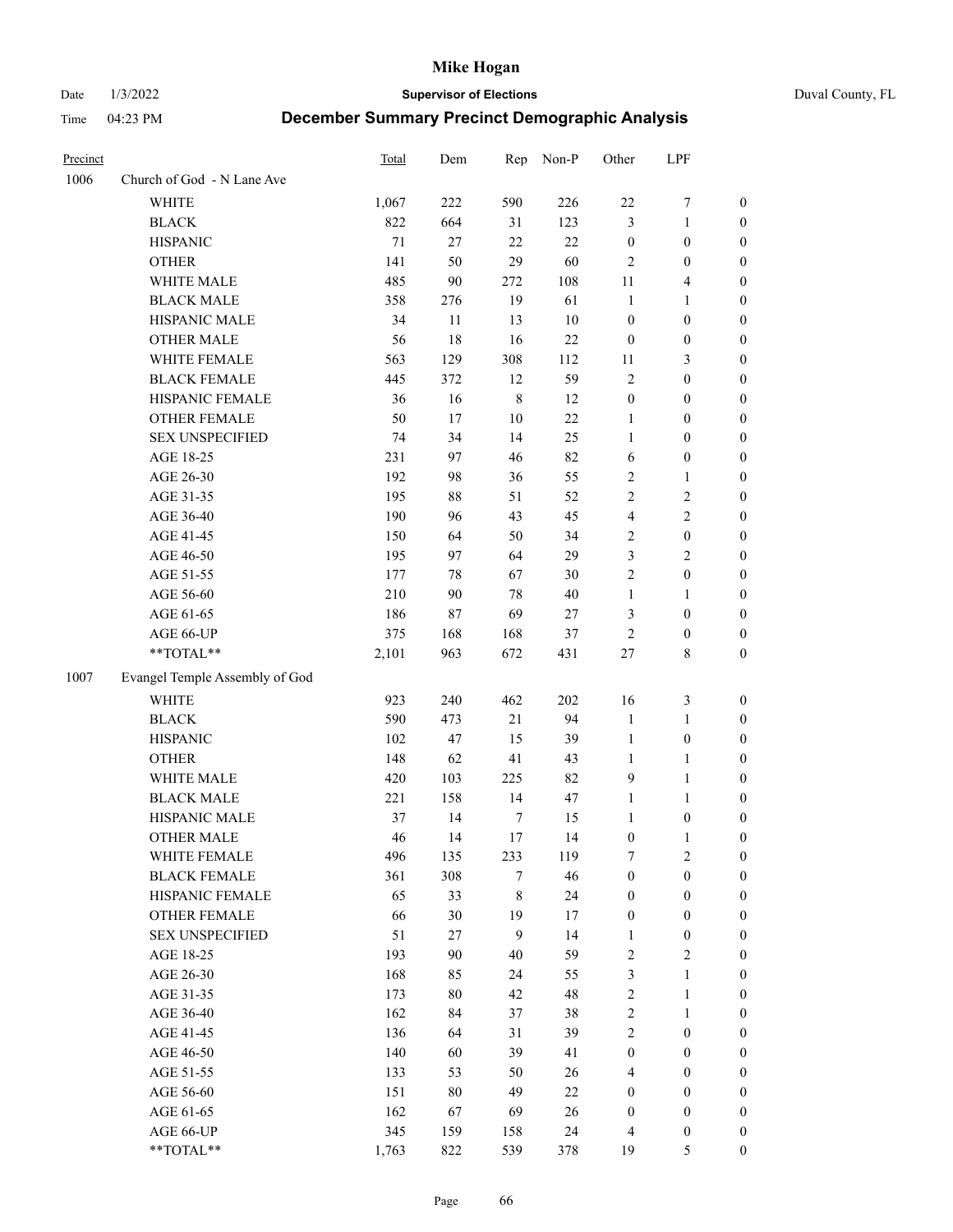# Mike Hogan

Date 1/3/2022 **Supervisor of Elections** Duval County, FL

Time 04:23 PM **December Summary Precinct Demographic Analysis**

| Precinct | | Total | Dem | Rep | Non-P | Other | LPF | |
|---|---|---|---|---|---|---|---|---|
| 1006 | Church of God - N Lane Ave | | | | | | | |
| | WHITE | 1,067 | 222 | 590 | 226 | 22 | 7 | 0 |
| | BLACK | 822 | 664 | 31 | 123 | 3 | 1 | 0 |
| | HISPANIC | 71 | 27 | 22 | 22 | 0 | 0 | 0 |
| | OTHER | 141 | 50 | 29 | 60 | 2 | 0 | 0 |
| | WHITE MALE | 485 | 90 | 272 | 108 | 11 | 4 | 0 |
| | BLACK MALE | 358 | 276 | 19 | 61 | 1 | 1 | 0 |
| | HISPANIC MALE | 34 | 11 | 13 | 10 | 0 | 0 | 0 |
| | OTHER MALE | 56 | 18 | 16 | 22 | 0 | 0 | 0 |
| | WHITE FEMALE | 563 | 129 | 308 | 112 | 11 | 3 | 0 |
| | BLACK FEMALE | 445 | 372 | 12 | 59 | 2 | 0 | 0 |
| | HISPANIC FEMALE | 36 | 16 | 8 | 12 | 0 | 0 | 0 |
| | OTHER FEMALE | 50 | 17 | 10 | 22 | 1 | 0 | 0 |
| | SEX UNSPECIFIED | 74 | 34 | 14 | 25 | 1 | 0 | 0 |
| | AGE 18-25 | 231 | 97 | 46 | 82 | 6 | 0 | 0 |
| | AGE 26-30 | 192 | 98 | 36 | 55 | 2 | 1 | 0 |
| | AGE 31-35 | 195 | 88 | 51 | 52 | 2 | 2 | 0 |
| | AGE 36-40 | 190 | 96 | 43 | 45 | 4 | 2 | 0 |
| | AGE 41-45 | 150 | 64 | 50 | 34 | 2 | 0 | 0 |
| | AGE 46-50 | 195 | 97 | 64 | 29 | 3 | 2 | 0 |
| | AGE 51-55 | 177 | 78 | 67 | 30 | 2 | 0 | 0 |
| | AGE 56-60 | 210 | 90 | 78 | 40 | 1 | 1 | 0 |
| | AGE 61-65 | 186 | 87 | 69 | 27 | 3 | 0 | 0 |
| | AGE 66-UP | 375 | 168 | 168 | 37 | 2 | 0 | 0 |
| | **TOTAL** | 2,101 | 963 | 672 | 431 | 27 | 8 | 0 |
| 1007 | Evangel Temple Assembly of God | | | | | | | |
| | WHITE | 923 | 240 | 462 | 202 | 16 | 3 | 0 |
| | BLACK | 590 | 473 | 21 | 94 | 1 | 1 | 0 |
| | HISPANIC | 102 | 47 | 15 | 39 | 1 | 0 | 0 |
| | OTHER | 148 | 62 | 41 | 43 | 1 | 1 | 0 |
| | WHITE MALE | 420 | 103 | 225 | 82 | 9 | 1 | 0 |
| | BLACK MALE | 221 | 158 | 14 | 47 | 1 | 1 | 0 |
| | HISPANIC MALE | 37 | 14 | 7 | 15 | 1 | 0 | 0 |
| | OTHER MALE | 46 | 14 | 17 | 14 | 0 | 1 | 0 |
| | WHITE FEMALE | 496 | 135 | 233 | 119 | 7 | 2 | 0 |
| | BLACK FEMALE | 361 | 308 | 7 | 46 | 0 | 0 | 0 |
| | HISPANIC FEMALE | 65 | 33 | 8 | 24 | 0 | 0 | 0 |
| | OTHER FEMALE | 66 | 30 | 19 | 17 | 0 | 0 | 0 |
| | SEX UNSPECIFIED | 51 | 27 | 9 | 14 | 1 | 0 | 0 |
| | AGE 18-25 | 193 | 90 | 40 | 59 | 2 | 2 | 0 |
| | AGE 26-30 | 168 | 85 | 24 | 55 | 3 | 1 | 0 |
| | AGE 31-35 | 173 | 80 | 42 | 48 | 2 | 1 | 0 |
| | AGE 36-40 | 162 | 84 | 37 | 38 | 2 | 1 | 0 |
| | AGE 41-45 | 136 | 64 | 31 | 39 | 2 | 0 | 0 |
| | AGE 46-50 | 140 | 60 | 39 | 41 | 0 | 0 | 0 |
| | AGE 51-55 | 133 | 53 | 50 | 26 | 4 | 0 | 0 |
| | AGE 56-60 | 151 | 80 | 49 | 22 | 0 | 0 | 0 |
| | AGE 61-65 | 162 | 67 | 69 | 26 | 0 | 0 | 0 |
| | AGE 66-UP | 345 | 159 | 158 | 24 | 4 | 0 | 0 |
| | **TOTAL** | 1,763 | 822 | 539 | 378 | 19 | 5 | 0 |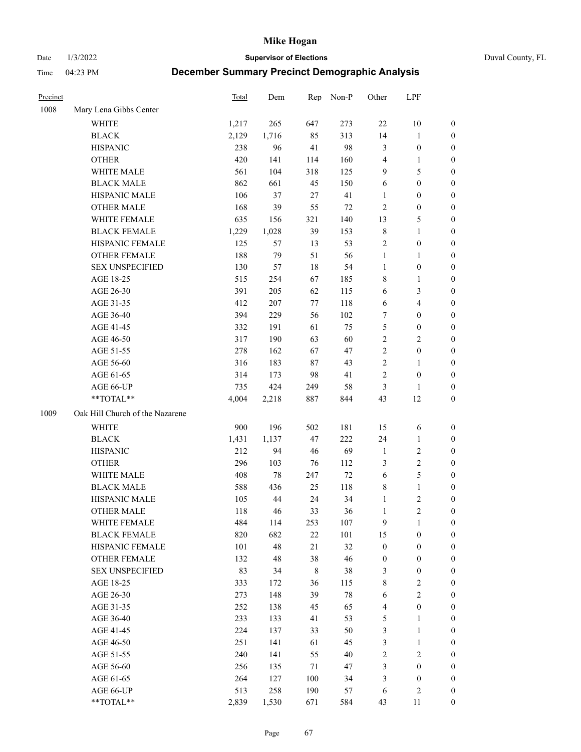# Mike Hogan

Date 1/3/2022 **Supervisor of Elections** Duval County, FL

Time 04:23 PM **December Summary Precinct Demographic Analysis**

| Precinct | | Total | Dem | Rep | Non-P | Other | LPF | |
|---|---|---|---|---|---|---|---|---|
| 1008 | Mary Lena Gibbs Center | | | | | | | |
| | WHITE | 1,217 | 265 | 647 | 273 | 22 | 10 | 0 |
| | BLACK | 2,129 | 1,716 | 85 | 313 | 14 | 1 | 0 |
| | HISPANIC | 238 | 96 | 41 | 98 | 3 | 0 | 0 |
| | OTHER | 420 | 141 | 114 | 160 | 4 | 1 | 0 |
| | WHITE MALE | 561 | 104 | 318 | 125 | 9 | 5 | 0 |
| | BLACK MALE | 862 | 661 | 45 | 150 | 6 | 0 | 0 |
| | HISPANIC MALE | 106 | 37 | 27 | 41 | 1 | 0 | 0 |
| | OTHER MALE | 168 | 39 | 55 | 72 | 2 | 0 | 0 |
| | WHITE FEMALE | 635 | 156 | 321 | 140 | 13 | 5 | 0 |
| | BLACK FEMALE | 1,229 | 1,028 | 39 | 153 | 8 | 1 | 0 |
| | HISPANIC FEMALE | 125 | 57 | 13 | 53 | 2 | 0 | 0 |
| | OTHER FEMALE | 188 | 79 | 51 | 56 | 1 | 1 | 0 |
| | SEX UNSPECIFIED | 130 | 57 | 18 | 54 | 1 | 0 | 0 |
| | AGE 18-25 | 515 | 254 | 67 | 185 | 8 | 1 | 0 |
| | AGE 26-30 | 391 | 205 | 62 | 115 | 6 | 3 | 0 |
| | AGE 31-35 | 412 | 207 | 77 | 118 | 6 | 4 | 0 |
| | AGE 36-40 | 394 | 229 | 56 | 102 | 7 | 0 | 0 |
| | AGE 41-45 | 332 | 191 | 61 | 75 | 5 | 0 | 0 |
| | AGE 46-50 | 317 | 190 | 63 | 60 | 2 | 2 | 0 |
| | AGE 51-55 | 278 | 162 | 67 | 47 | 2 | 0 | 0 |
| | AGE 56-60 | 316 | 183 | 87 | 43 | 2 | 1 | 0 |
| | AGE 61-65 | 314 | 173 | 98 | 41 | 2 | 0 | 0 |
| | AGE 66-UP | 735 | 424 | 249 | 58 | 3 | 1 | 0 |
| | **TOTAL** | 4,004 | 2,218 | 887 | 844 | 43 | 12 | 0 |
| 1009 | Oak Hill Church of the Nazarene | | | | | | | |
| | WHITE | 900 | 196 | 502 | 181 | 15 | 6 | 0 |
| | BLACK | 1,431 | 1,137 | 47 | 222 | 24 | 1 | 0 |
| | HISPANIC | 212 | 94 | 46 | 69 | 1 | 2 | 0 |
| | OTHER | 296 | 103 | 76 | 112 | 3 | 2 | 0 |
| | WHITE MALE | 408 | 78 | 247 | 72 | 6 | 5 | 0 |
| | BLACK MALE | 588 | 436 | 25 | 118 | 8 | 1 | 0 |
| | HISPANIC MALE | 105 | 44 | 24 | 34 | 1 | 2 | 0 |
| | OTHER MALE | 118 | 46 | 33 | 36 | 1 | 2 | 0 |
| | WHITE FEMALE | 484 | 114 | 253 | 107 | 9 | 1 | 0 |
| | BLACK FEMALE | 820 | 682 | 22 | 101 | 15 | 0 | 0 |
| | HISPANIC FEMALE | 101 | 48 | 21 | 32 | 0 | 0 | 0 |
| | OTHER FEMALE | 132 | 48 | 38 | 46 | 0 | 0 | 0 |
| | SEX UNSPECIFIED | 83 | 34 | 8 | 38 | 3 | 0 | 0 |
| | AGE 18-25 | 333 | 172 | 36 | 115 | 8 | 2 | 0 |
| | AGE 26-30 | 273 | 148 | 39 | 78 | 6 | 2 | 0 |
| | AGE 31-35 | 252 | 138 | 45 | 65 | 4 | 0 | 0 |
| | AGE 36-40 | 233 | 133 | 41 | 53 | 5 | 1 | 0 |
| | AGE 41-45 | 224 | 137 | 33 | 50 | 3 | 1 | 0 |
| | AGE 46-50 | 251 | 141 | 61 | 45 | 3 | 1 | 0 |
| | AGE 51-55 | 240 | 141 | 55 | 40 | 2 | 2 | 0 |
| | AGE 56-60 | 256 | 135 | 71 | 47 | 3 | 0 | 0 |
| | AGE 61-65 | 264 | 127 | 100 | 34 | 3 | 0 | 0 |
| | AGE 66-UP | 513 | 258 | 190 | 57 | 6 | 2 | 0 |
| | **TOTAL** | 2,839 | 1,530 | 671 | 584 | 43 | 11 | 0 |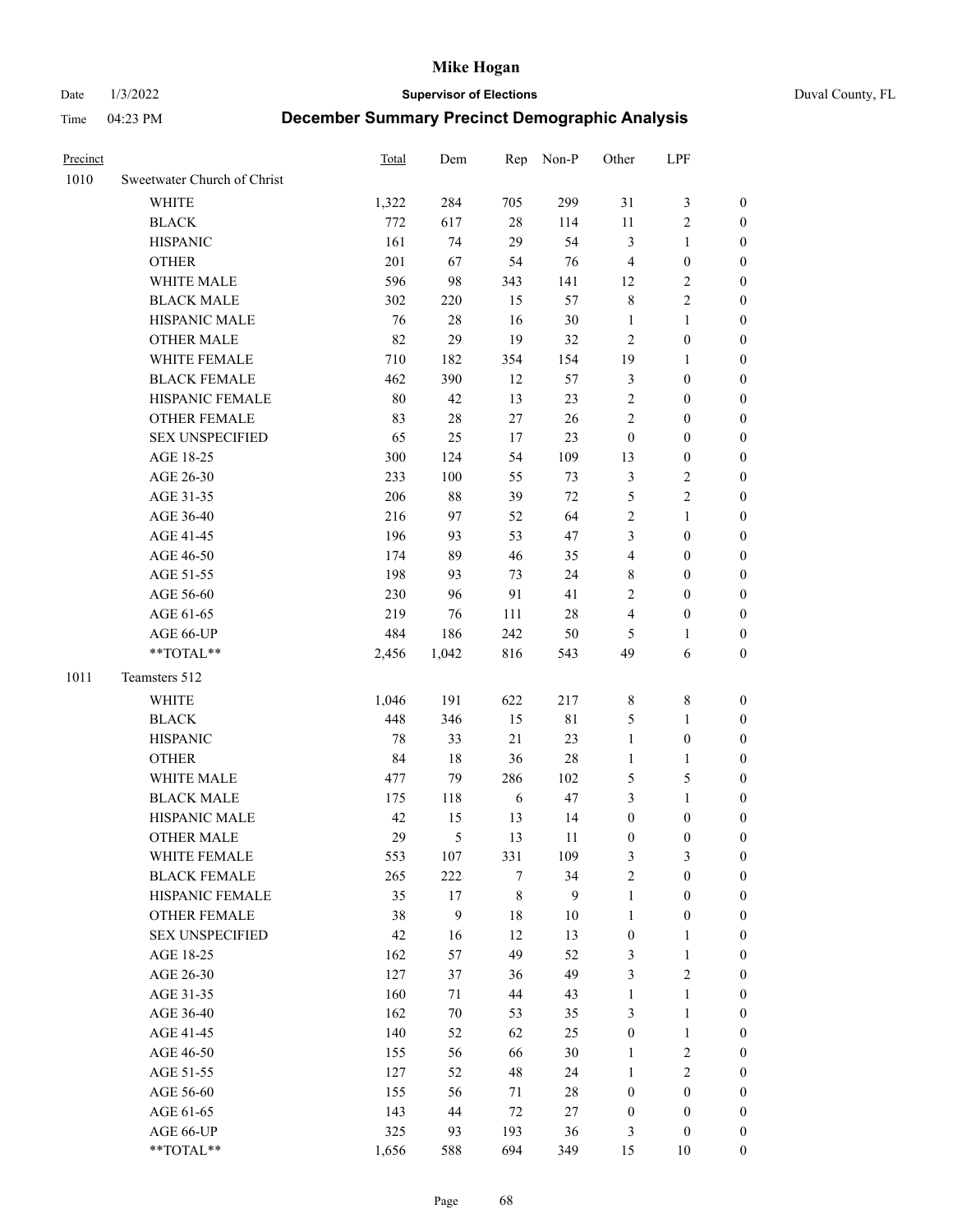| Precinct | | Total | Dem | Rep | Non-P | Other | LPF | |
|---|---|---|---|---|---|---|---|---|
| 1010 | Sweetwater Church of Christ | | | | | | | |
| | WHITE | 1,322 | 284 | 705 | 299 | 31 | 3 | 0 |
| | BLACK | 772 | 617 | 28 | 114 | 11 | 2 | 0 |
| | HISPANIC | 161 | 74 | 29 | 54 | 3 | 1 | 0 |
| | OTHER | 201 | 67 | 54 | 76 | 4 | 0 | 0 |
| | WHITE MALE | 596 | 98 | 343 | 141 | 12 | 2 | 0 |
| | BLACK MALE | 302 | 220 | 15 | 57 | 8 | 2 | 0 |
| | HISPANIC MALE | 76 | 28 | 16 | 30 | 1 | 1 | 0 |
| | OTHER MALE | 82 | 29 | 19 | 32 | 2 | 0 | 0 |
| | WHITE FEMALE | 710 | 182 | 354 | 154 | 19 | 1 | 0 |
| | BLACK FEMALE | 462 | 390 | 12 | 57 | 3 | 0 | 0 |
| | HISPANIC FEMALE | 80 | 42 | 13 | 23 | 2 | 0 | 0 |
| | OTHER FEMALE | 83 | 28 | 27 | 26 | 2 | 0 | 0 |
| | SEX UNSPECIFIED | 65 | 25 | 17 | 23 | 0 | 0 | 0 |
| | AGE 18-25 | 300 | 124 | 54 | 109 | 13 | 0 | 0 |
| | AGE 26-30 | 233 | 100 | 55 | 73 | 3 | 2 | 0 |
| | AGE 31-35 | 206 | 88 | 39 | 72 | 5 | 2 | 0 |
| | AGE 36-40 | 216 | 97 | 52 | 64 | 2 | 1 | 0 |
| | AGE 41-45 | 196 | 93 | 53 | 47 | 3 | 0 | 0 |
| | AGE 46-50 | 174 | 89 | 46 | 35 | 4 | 0 | 0 |
| | AGE 51-55 | 198 | 93 | 73 | 24 | 8 | 0 | 0 |
| | AGE 56-60 | 230 | 96 | 91 | 41 | 2 | 0 | 0 |
| | AGE 61-65 | 219 | 76 | 111 | 28 | 4 | 0 | 0 |
| | AGE 66-UP | 484 | 186 | 242 | 50 | 5 | 1 | 0 |
| | **TOTAL** | 2,456 | 1,042 | 816 | 543 | 49 | 6 | 0 |
| 1011 | Teamsters 512 | | | | | | | |
| | WHITE | 1,046 | 191 | 622 | 217 | 8 | 8 | 0 |
| | BLACK | 448 | 346 | 15 | 81 | 5 | 1 | 0 |
| | HISPANIC | 78 | 33 | 21 | 23 | 1 | 0 | 0 |
| | OTHER | 84 | 18 | 36 | 28 | 1 | 1 | 0 |
| | WHITE MALE | 477 | 79 | 286 | 102 | 5 | 5 | 0 |
| | BLACK MALE | 175 | 118 | 6 | 47 | 3 | 1 | 0 |
| | HISPANIC MALE | 42 | 15 | 13 | 14 | 0 | 0 | 0 |
| | OTHER MALE | 29 | 5 | 13 | 11 | 0 | 0 | 0 |
| | WHITE FEMALE | 553 | 107 | 331 | 109 | 3 | 3 | 0 |
| | BLACK FEMALE | 265 | 222 | 7 | 34 | 2 | 0 | 0 |
| | HISPANIC FEMALE | 35 | 17 | 8 | 9 | 1 | 0 | 0 |
| | OTHER FEMALE | 38 | 9 | 18 | 10 | 1 | 0 | 0 |
| | SEX UNSPECIFIED | 42 | 16 | 12 | 13 | 0 | 1 | 0 |
| | AGE 18-25 | 162 | 57 | 49 | 52 | 3 | 1 | 0 |
| | AGE 26-30 | 127 | 37 | 36 | 49 | 3 | 2 | 0 |
| | AGE 31-35 | 160 | 71 | 44 | 43 | 1 | 1 | 0 |
| | AGE 36-40 | 162 | 70 | 53 | 35 | 3 | 1 | 0 |
| | AGE 41-45 | 140 | 52 | 62 | 25 | 0 | 1 | 0 |
| | AGE 46-50 | 155 | 56 | 66 | 30 | 1 | 2 | 0 |
| | AGE 51-55 | 127 | 52 | 48 | 24 | 1 | 2 | 0 |
| | AGE 56-60 | 155 | 56 | 71 | 28 | 0 | 0 | 0 |
| | AGE 61-65 | 143 | 44 | 72 | 27 | 0 | 0 | 0 |
| | AGE 66-UP | 325 | 93 | 193 | 36 | 3 | 0 | 0 |
| | **TOTAL** | 1,656 | 588 | 694 | 349 | 15 | 10 | 0 |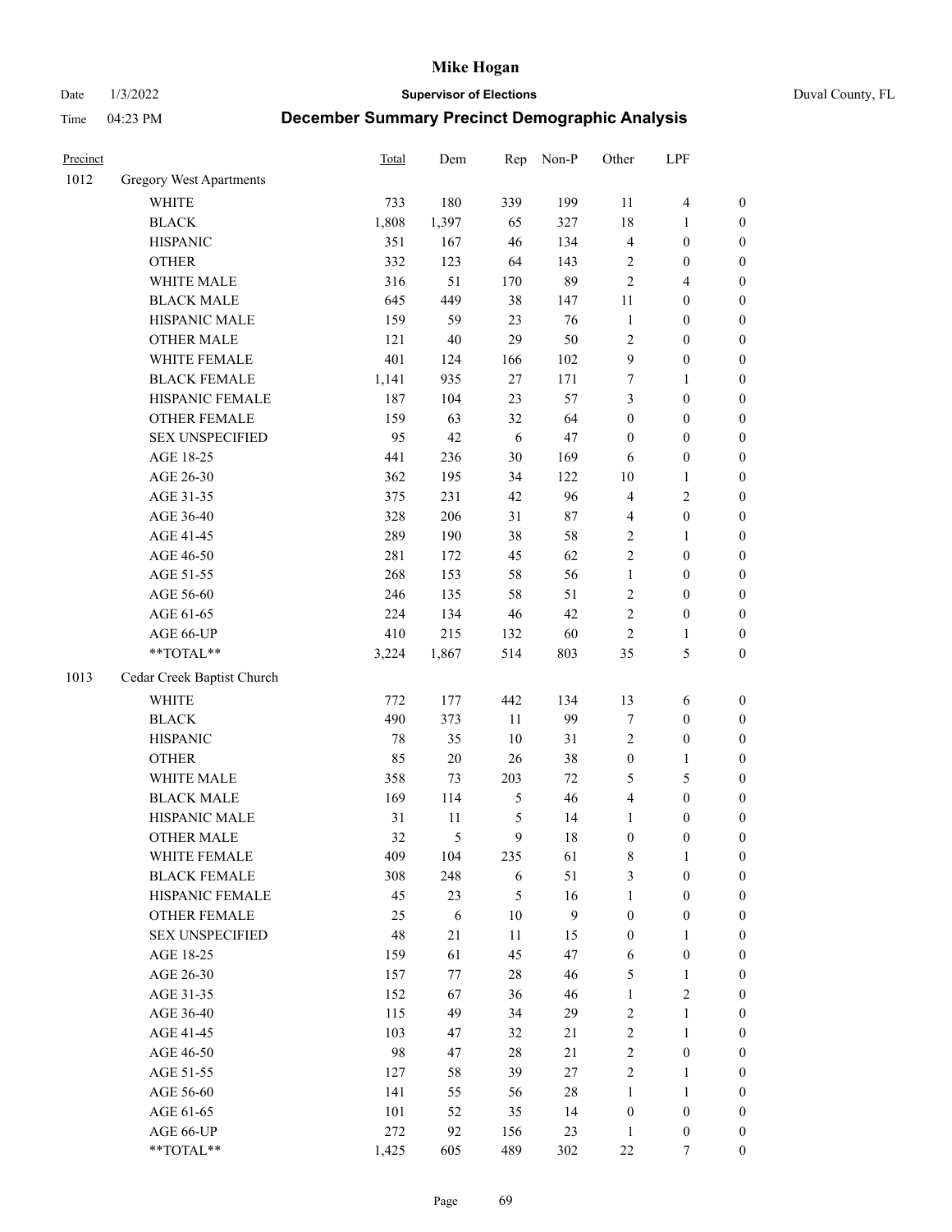# Mike Hogan

Date 1/3/2022 | **Supervisor of Elections** | Duval County, FL

Time 04:23 PM

## December Summary Precinct Demographic Analysis

| Precinct | | Total | Dem | Rep | Non-P | Other | LPF | |
|---|---|---|---|---|---|---|---|---|
| 1012 | Gregory West Apartments | | | | | | | |
| | WHITE | 733 | 180 | 339 | 199 | 11 | 4 | 0 |
| | BLACK | 1,808 | 1,397 | 65 | 327 | 18 | 1 | 0 |
| | HISPANIC | 351 | 167 | 46 | 134 | 4 | 0 | 0 |
| | OTHER | 332 | 123 | 64 | 143 | 2 | 0 | 0 |
| | WHITE MALE | 316 | 51 | 170 | 89 | 2 | 4 | 0 |
| | BLACK MALE | 645 | 449 | 38 | 147 | 11 | 0 | 0 |
| | HISPANIC MALE | 159 | 59 | 23 | 76 | 1 | 0 | 0 |
| | OTHER MALE | 121 | 40 | 29 | 50 | 2 | 0 | 0 |
| | WHITE FEMALE | 401 | 124 | 166 | 102 | 9 | 0 | 0 |
| | BLACK FEMALE | 1,141 | 935 | 27 | 171 | 7 | 1 | 0 |
| | HISPANIC FEMALE | 187 | 104 | 23 | 57 | 3 | 0 | 0 |
| | OTHER FEMALE | 159 | 63 | 32 | 64 | 0 | 0 | 0 |
| | SEX UNSPECIFIED | 95 | 42 | 6 | 47 | 0 | 0 | 0 |
| | AGE 18-25 | 441 | 236 | 30 | 169 | 6 | 0 | 0 |
| | AGE 26-30 | 362 | 195 | 34 | 122 | 10 | 1 | 0 |
| | AGE 31-35 | 375 | 231 | 42 | 96 | 4 | 2 | 0 |
| | AGE 36-40 | 328 | 206 | 31 | 87 | 4 | 0 | 0 |
| | AGE 41-45 | 289 | 190 | 38 | 58 | 2 | 1 | 0 |
| | AGE 46-50 | 281 | 172 | 45 | 62 | 2 | 0 | 0 |
| | AGE 51-55 | 268 | 153 | 58 | 56 | 1 | 0 | 0 |
| | AGE 56-60 | 246 | 135 | 58 | 51 | 2 | 0 | 0 |
| | AGE 61-65 | 224 | 134 | 46 | 42 | 2 | 0 | 0 |
| | AGE 66-UP | 410 | 215 | 132 | 60 | 2 | 1 | 0 |
| | **TOTAL** | 3,224 | 1,867 | 514 | 803 | 35 | 5 | 0 |
| 1013 | Cedar Creek Baptist Church | | | | | | | |
| | WHITE | 772 | 177 | 442 | 134 | 13 | 6 | 0 |
| | BLACK | 490 | 373 | 11 | 99 | 7 | 0 | 0 |
| | HISPANIC | 78 | 35 | 10 | 31 | 2 | 0 | 0 |
| | OTHER | 85 | 20 | 26 | 38 | 0 | 1 | 0 |
| | WHITE MALE | 358 | 73 | 203 | 72 | 5 | 5 | 0 |
| | BLACK MALE | 169 | 114 | 5 | 46 | 4 | 0 | 0 |
| | HISPANIC MALE | 31 | 11 | 5 | 14 | 1 | 0 | 0 |
| | OTHER MALE | 32 | 5 | 9 | 18 | 0 | 0 | 0 |
| | WHITE FEMALE | 409 | 104 | 235 | 61 | 8 | 1 | 0 |
| | BLACK FEMALE | 308 | 248 | 6 | 51 | 3 | 0 | 0 |
| | HISPANIC FEMALE | 45 | 23 | 5 | 16 | 1 | 0 | 0 |
| | OTHER FEMALE | 25 | 6 | 10 | 9 | 0 | 0 | 0 |
| | SEX UNSPECIFIED | 48 | 21 | 11 | 15 | 0 | 1 | 0 |
| | AGE 18-25 | 159 | 61 | 45 | 47 | 6 | 0 | 0 |
| | AGE 26-30 | 157 | 77 | 28 | 46 | 5 | 1 | 0 |
| | AGE 31-35 | 152 | 67 | 36 | 46 | 1 | 2 | 0 |
| | AGE 36-40 | 115 | 49 | 34 | 29 | 2 | 1 | 0 |
| | AGE 41-45 | 103 | 47 | 32 | 21 | 2 | 1 | 0 |
| | AGE 46-50 | 98 | 47 | 28 | 21 | 2 | 0 | 0 |
| | AGE 51-55 | 127 | 58 | 39 | 27 | 2 | 1 | 0 |
| | AGE 56-60 | 141 | 55 | 56 | 28 | 1 | 1 | 0 |
| | AGE 61-65 | 101 | 52 | 35 | 14 | 0 | 0 | 0 |
| | AGE 66-UP | 272 | 92 | 156 | 23 | 1 | 0 | 0 |
| | **TOTAL** | 1,425 | 605 | 489 | 302 | 22 | 7 | 0 |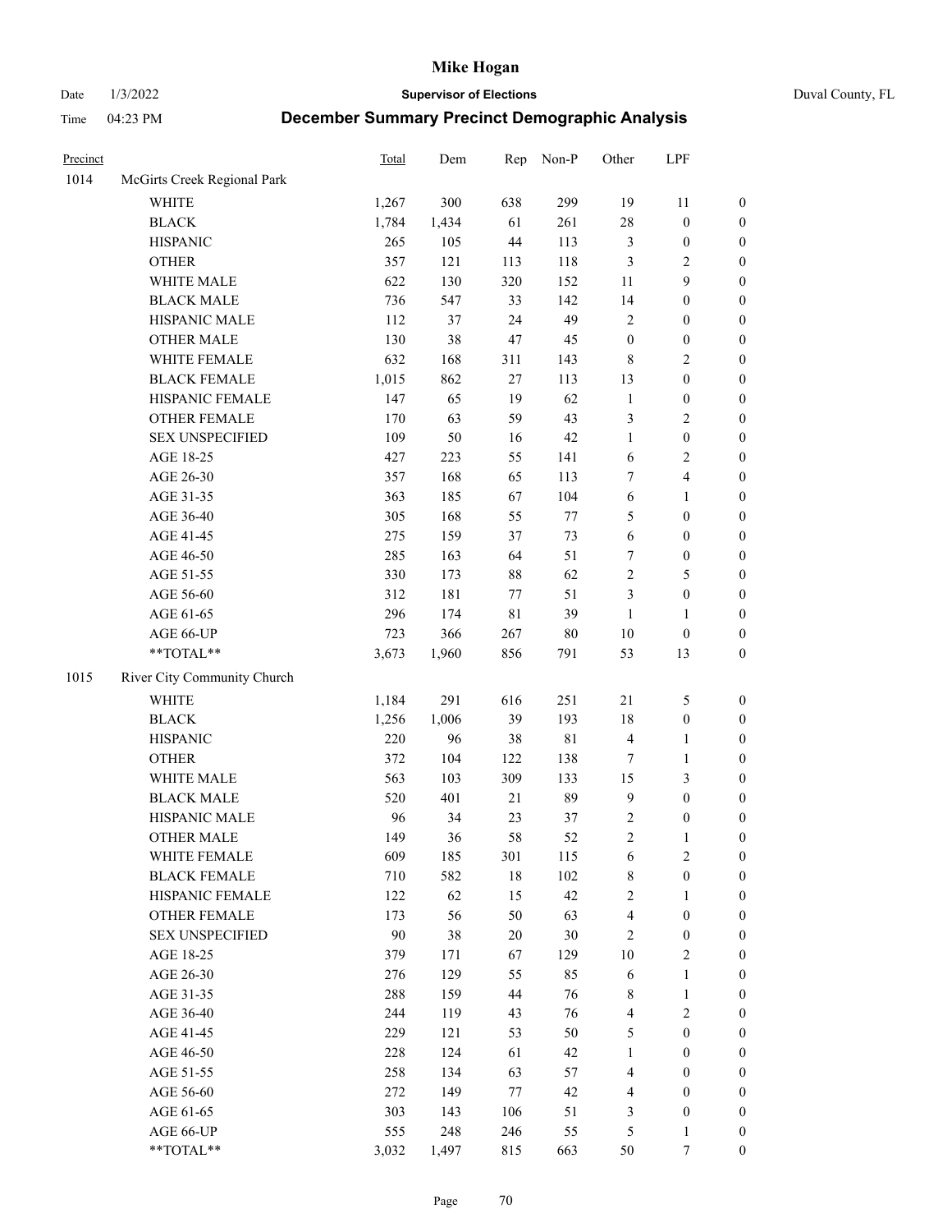| Precinct | | Total | Dem | Rep | Non-P | Other | LPF | |
|---|---|---|---|---|---|---|---|---|
| 1014 | McGirts Creek Regional Park | | | | | | | |
| | WHITE | 1,267 | 300 | 638 | 299 | 19 | 11 | 0 |
| | BLACK | 1,784 | 1,434 | 61 | 261 | 28 | 0 | 0 |
| | HISPANIC | 265 | 105 | 44 | 113 | 3 | 0 | 0 |
| | OTHER | 357 | 121 | 113 | 118 | 3 | 2 | 0 |
| | WHITE MALE | 622 | 130 | 320 | 152 | 11 | 9 | 0 |
| | BLACK MALE | 736 | 547 | 33 | 142 | 14 | 0 | 0 |
| | HISPANIC MALE | 112 | 37 | 24 | 49 | 2 | 0 | 0 |
| | OTHER MALE | 130 | 38 | 47 | 45 | 0 | 0 | 0 |
| | WHITE FEMALE | 632 | 168 | 311 | 143 | 8 | 2 | 0 |
| | BLACK FEMALE | 1,015 | 862 | 27 | 113 | 13 | 0 | 0 |
| | HISPANIC FEMALE | 147 | 65 | 19 | 62 | 1 | 0 | 0 |
| | OTHER FEMALE | 170 | 63 | 59 | 43 | 3 | 2 | 0 |
| | SEX UNSPECIFIED | 109 | 50 | 16 | 42 | 1 | 0 | 0 |
| | AGE 18-25 | 427 | 223 | 55 | 141 | 6 | 2 | 0 |
| | AGE 26-30 | 357 | 168 | 65 | 113 | 7 | 4 | 0 |
| | AGE 31-35 | 363 | 185 | 67 | 104 | 6 | 1 | 0 |
| | AGE 36-40 | 305 | 168 | 55 | 77 | 5 | 0 | 0 |
| | AGE 41-45 | 275 | 159 | 37 | 73 | 6 | 0 | 0 |
| | AGE 46-50 | 285 | 163 | 64 | 51 | 7 | 0 | 0 |
| | AGE 51-55 | 330 | 173 | 88 | 62 | 2 | 5 | 0 |
| | AGE 56-60 | 312 | 181 | 77 | 51 | 3 | 0 | 0 |
| | AGE 61-65 | 296 | 174 | 81 | 39 | 1 | 1 | 0 |
| | AGE 66-UP | 723 | 366 | 267 | 80 | 10 | 0 | 0 |
| | **TOTAL** | 3,673 | 1,960 | 856 | 791 | 53 | 13 | 0 |
| 1015 | River City Community Church | | | | | | | |
| | WHITE | 1,184 | 291 | 616 | 251 | 21 | 5 | 0 |
| | BLACK | 1,256 | 1,006 | 39 | 193 | 18 | 0 | 0 |
| | HISPANIC | 220 | 96 | 38 | 81 | 4 | 1 | 0 |
| | OTHER | 372 | 104 | 122 | 138 | 7 | 1 | 0 |
| | WHITE MALE | 563 | 103 | 309 | 133 | 15 | 3 | 0 |
| | BLACK MALE | 520 | 401 | 21 | 89 | 9 | 0 | 0 |
| | HISPANIC MALE | 96 | 34 | 23 | 37 | 2 | 0 | 0 |
| | OTHER MALE | 149 | 36 | 58 | 52 | 2 | 1 | 0 |
| | WHITE FEMALE | 609 | 185 | 301 | 115 | 6 | 2 | 0 |
| | BLACK FEMALE | 710 | 582 | 18 | 102 | 8 | 0 | 0 |
| | HISPANIC FEMALE | 122 | 62 | 15 | 42 | 2 | 1 | 0 |
| | OTHER FEMALE | 173 | 56 | 50 | 63 | 4 | 0 | 0 |
| | SEX UNSPECIFIED | 90 | 38 | 20 | 30 | 2 | 0 | 0 |
| | AGE 18-25 | 379 | 171 | 67 | 129 | 10 | 2 | 0 |
| | AGE 26-30 | 276 | 129 | 55 | 85 | 6 | 1 | 0 |
| | AGE 31-35 | 288 | 159 | 44 | 76 | 8 | 1 | 0 |
| | AGE 36-40 | 244 | 119 | 43 | 76 | 4 | 2 | 0 |
| | AGE 41-45 | 229 | 121 | 53 | 50 | 5 | 0 | 0 |
| | AGE 46-50 | 228 | 124 | 61 | 42 | 1 | 0 | 0 |
| | AGE 51-55 | 258 | 134 | 63 | 57 | 4 | 0 | 0 |
| | AGE 56-60 | 272 | 149 | 77 | 42 | 4 | 0 | 0 |
| | AGE 61-65 | 303 | 143 | 106 | 51 | 3 | 0 | 0 |
| | AGE 66-UP | 555 | 248 | 246 | 55 | 5 | 1 | 0 |
| | **TOTAL** | 3,032 | 1,497 | 815 | 663 | 50 | 7 | 0 |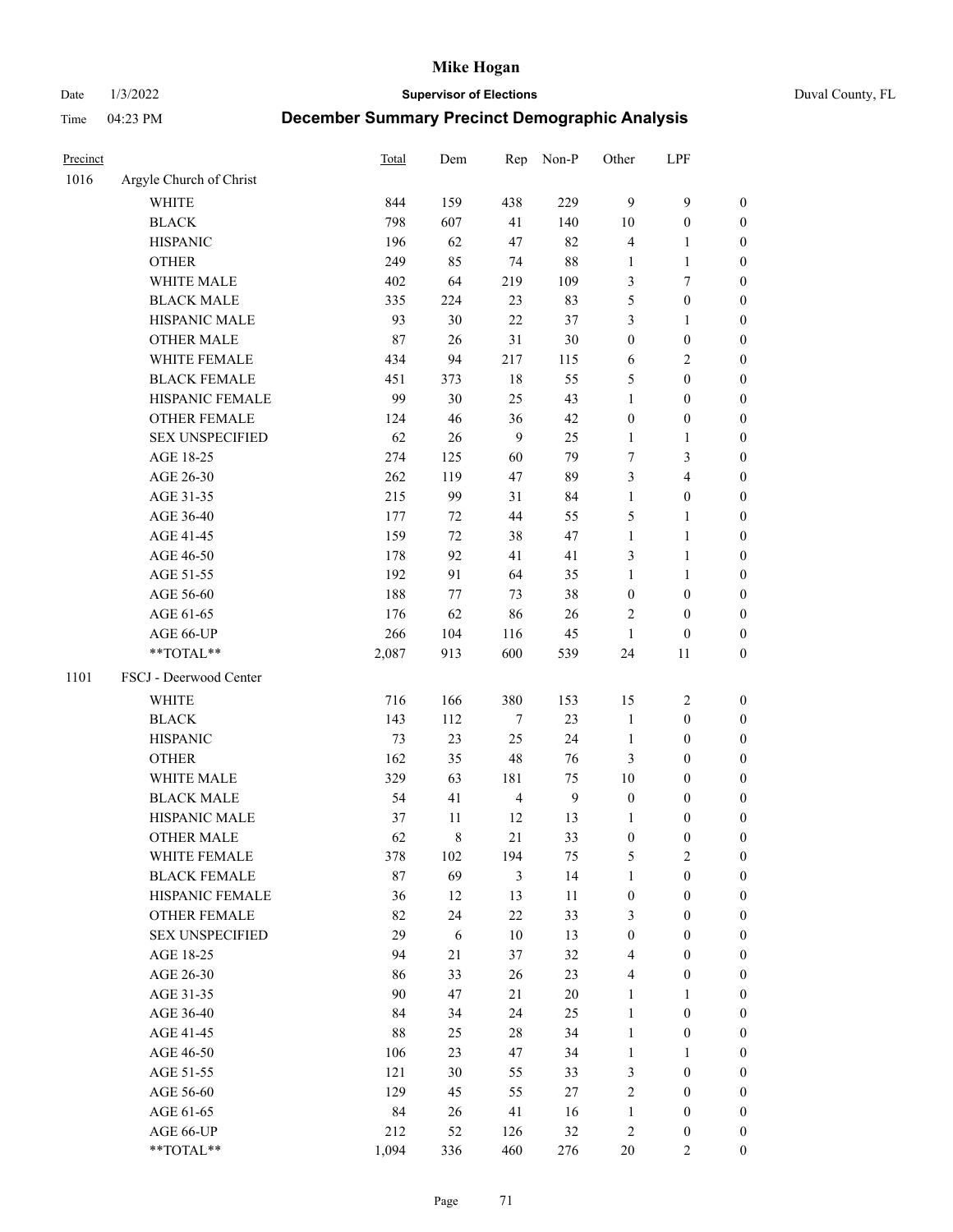# Mike Hogan

Date 1/3/2022 **Supervisor of Elections** Duval County, FL

Time 04:23 PM **December Summary Precinct Demographic Analysis**

| Precinct | | Total | Dem | Rep | Non-P | Other | LPF | |
|---|---|---|---|---|---|---|---|---|
| 1016 | Argyle Church of Christ | | | | | | | |
| | WHITE | 844 | 159 | 438 | 229 | 9 | 9 | 0 |
| | BLACK | 798 | 607 | 41 | 140 | 10 | 0 | 0 |
| | HISPANIC | 196 | 62 | 47 | 82 | 4 | 1 | 0 |
| | OTHER | 249 | 85 | 74 | 88 | 1 | 1 | 0 |
| | WHITE MALE | 402 | 64 | 219 | 109 | 3 | 7 | 0 |
| | BLACK MALE | 335 | 224 | 23 | 83 | 5 | 0 | 0 |
| | HISPANIC MALE | 93 | 30 | 22 | 37 | 3 | 1 | 0 |
| | OTHER MALE | 87 | 26 | 31 | 30 | 0 | 0 | 0 |
| | WHITE FEMALE | 434 | 94 | 217 | 115 | 6 | 2 | 0 |
| | BLACK FEMALE | 451 | 373 | 18 | 55 | 5 | 0 | 0 |
| | HISPANIC FEMALE | 99 | 30 | 25 | 43 | 1 | 0 | 0 |
| | OTHER FEMALE | 124 | 46 | 36 | 42 | 0 | 0 | 0 |
| | SEX UNSPECIFIED | 62 | 26 | 9 | 25 | 1 | 1 | 0 |
| | AGE 18-25 | 274 | 125 | 60 | 79 | 7 | 3 | 0 |
| | AGE 26-30 | 262 | 119 | 47 | 89 | 3 | 4 | 0 |
| | AGE 31-35 | 215 | 99 | 31 | 84 | 1 | 0 | 0 |
| | AGE 36-40 | 177 | 72 | 44 | 55 | 5 | 1 | 0 |
| | AGE 41-45 | 159 | 72 | 38 | 47 | 1 | 1 | 0 |
| | AGE 46-50 | 178 | 92 | 41 | 41 | 3 | 1 | 0 |
| | AGE 51-55 | 192 | 91 | 64 | 35 | 1 | 1 | 0 |
| | AGE 56-60 | 188 | 77 | 73 | 38 | 0 | 0 | 0 |
| | AGE 61-65 | 176 | 62 | 86 | 26 | 2 | 0 | 0 |
| | AGE 66-UP | 266 | 104 | 116 | 45 | 1 | 0 | 0 |
| | **TOTAL** | 2,087 | 913 | 600 | 539 | 24 | 11 | 0 |
| 1101 | FSCJ - Deerwood Center | | | | | | | |
| | WHITE | 716 | 166 | 380 | 153 | 15 | 2 | 0 |
| | BLACK | 143 | 112 | 7 | 23 | 1 | 0 | 0 |
| | HISPANIC | 73 | 23 | 25 | 24 | 1 | 0 | 0 |
| | OTHER | 162 | 35 | 48 | 76 | 3 | 0 | 0 |
| | WHITE MALE | 329 | 63 | 181 | 75 | 10 | 0 | 0 |
| | BLACK MALE | 54 | 41 | 4 | 9 | 0 | 0 | 0 |
| | HISPANIC MALE | 37 | 11 | 12 | 13 | 1 | 0 | 0 |
| | OTHER MALE | 62 | 8 | 21 | 33 | 0 | 0 | 0 |
| | WHITE FEMALE | 378 | 102 | 194 | 75 | 5 | 2 | 0 |
| | BLACK FEMALE | 87 | 69 | 3 | 14 | 1 | 0 | 0 |
| | HISPANIC FEMALE | 36 | 12 | 13 | 11 | 0 | 0 | 0 |
| | OTHER FEMALE | 82 | 24 | 22 | 33 | 3 | 0 | 0 |
| | SEX UNSPECIFIED | 29 | 6 | 10 | 13 | 0 | 0 | 0 |
| | AGE 18-25 | 94 | 21 | 37 | 32 | 4 | 0 | 0 |
| | AGE 26-30 | 86 | 33 | 26 | 23 | 4 | 0 | 0 |
| | AGE 31-35 | 90 | 47 | 21 | 20 | 1 | 1 | 0 |
| | AGE 36-40 | 84 | 34 | 24 | 25 | 1 | 0 | 0 |
| | AGE 41-45 | 88 | 25 | 28 | 34 | 1 | 0 | 0 |
| | AGE 46-50 | 106 | 23 | 47 | 34 | 1 | 1 | 0 |
| | AGE 51-55 | 121 | 30 | 55 | 33 | 3 | 0 | 0 |
| | AGE 56-60 | 129 | 45 | 55 | 27 | 2 | 0 | 0 |
| | AGE 61-65 | 84 | 26 | 41 | 16 | 1 | 0 | 0 |
| | AGE 66-UP | 212 | 52 | 126 | 32 | 2 | 0 | 0 |
| | **TOTAL** | 1,094 | 336 | 460 | 276 | 20 | 2 | 0 |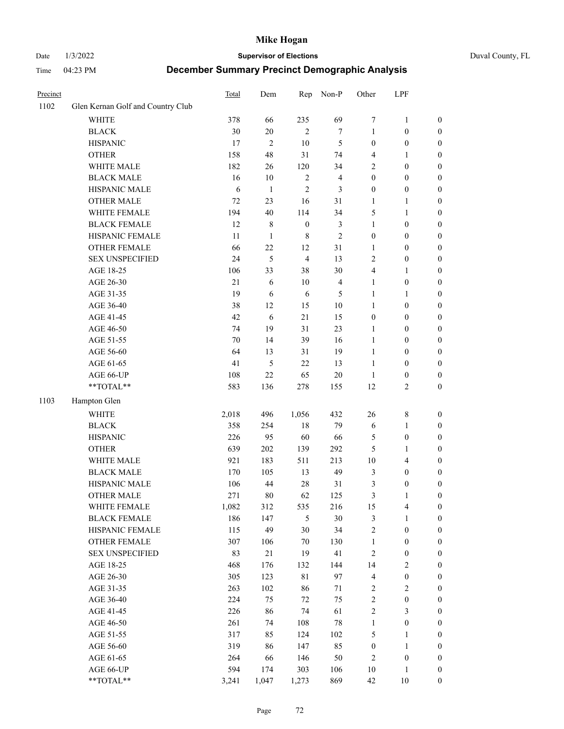# Mike Hogan

Date 1/3/2022 **Supervisor of Elections** Duval County, FL

Time 04:23 PM **December Summary Precinct Demographic Analysis**

| Precinct | | Total | Dem | Rep | Non-P | Other | LPF | |
|---|---|---|---|---|---|---|---|---|
| 1102 | Glen Kernan Golf and Country Club | | | | | | | |
| | WHITE | 378 | 66 | 235 | 69 | 7 | 1 | 0 |
| | BLACK | 30 | 20 | 2 | 7 | 1 | 0 | 0 |
| | HISPANIC | 17 | 2 | 10 | 5 | 0 | 0 | 0 |
| | OTHER | 158 | 48 | 31 | 74 | 4 | 1 | 0 |
| | WHITE MALE | 182 | 26 | 120 | 34 | 2 | 0 | 0 |
| | BLACK MALE | 16 | 10 | 2 | 4 | 0 | 0 | 0 |
| | HISPANIC MALE | 6 | 1 | 2 | 3 | 0 | 0 | 0 |
| | OTHER MALE | 72 | 23 | 16 | 31 | 1 | 1 | 0 |
| | WHITE FEMALE | 194 | 40 | 114 | 34 | 5 | 1 | 0 |
| | BLACK FEMALE | 12 | 8 | 0 | 3 | 1 | 0 | 0 |
| | HISPANIC FEMALE | 11 | 1 | 8 | 2 | 0 | 0 | 0 |
| | OTHER FEMALE | 66 | 22 | 12 | 31 | 1 | 0 | 0 |
| | SEX UNSPECIFIED | 24 | 5 | 4 | 13 | 2 | 0 | 0 |
| | AGE 18-25 | 106 | 33 | 38 | 30 | 4 | 1 | 0 |
| | AGE 26-30 | 21 | 6 | 10 | 4 | 1 | 0 | 0 |
| | AGE 31-35 | 19 | 6 | 6 | 5 | 1 | 1 | 0 |
| | AGE 36-40 | 38 | 12 | 15 | 10 | 1 | 0 | 0 |
| | AGE 41-45 | 42 | 6 | 21 | 15 | 0 | 0 | 0 |
| | AGE 46-50 | 74 | 19 | 31 | 23 | 1 | 0 | 0 |
| | AGE 51-55 | 70 | 14 | 39 | 16 | 1 | 0 | 0 |
| | AGE 56-60 | 64 | 13 | 31 | 19 | 1 | 0 | 0 |
| | AGE 61-65 | 41 | 5 | 22 | 13 | 1 | 0 | 0 |
| | AGE 66-UP | 108 | 22 | 65 | 20 | 1 | 0 | 0 |
| | **TOTAL** | 583 | 136 | 278 | 155 | 12 | 2 | 0 |
| 1103 | Hampton Glen | | | | | | | |
| | WHITE | 2,018 | 496 | 1,056 | 432 | 26 | 8 | 0 |
| | BLACK | 358 | 254 | 18 | 79 | 6 | 1 | 0 |
| | HISPANIC | 226 | 95 | 60 | 66 | 5 | 0 | 0 |
| | OTHER | 639 | 202 | 139 | 292 | 5 | 1 | 0 |
| | WHITE MALE | 921 | 183 | 511 | 213 | 10 | 4 | 0 |
| | BLACK MALE | 170 | 105 | 13 | 49 | 3 | 0 | 0 |
| | HISPANIC MALE | 106 | 44 | 28 | 31 | 3 | 0 | 0 |
| | OTHER MALE | 271 | 80 | 62 | 125 | 3 | 1 | 0 |
| | WHITE FEMALE | 1,082 | 312 | 535 | 216 | 15 | 4 | 0 |
| | BLACK FEMALE | 186 | 147 | 5 | 30 | 3 | 1 | 0 |
| | HISPANIC FEMALE | 115 | 49 | 30 | 34 | 2 | 0 | 0 |
| | OTHER FEMALE | 307 | 106 | 70 | 130 | 1 | 0 | 0 |
| | SEX UNSPECIFIED | 83 | 21 | 19 | 41 | 2 | 0 | 0 |
| | AGE 18-25 | 468 | 176 | 132 | 144 | 14 | 2 | 0 |
| | AGE 26-30 | 305 | 123 | 81 | 97 | 4 | 0 | 0 |
| | AGE 31-35 | 263 | 102 | 86 | 71 | 2 | 2 | 0 |
| | AGE 36-40 | 224 | 75 | 72 | 75 | 2 | 0 | 0 |
| | AGE 41-45 | 226 | 86 | 74 | 61 | 2 | 3 | 0 |
| | AGE 46-50 | 261 | 74 | 108 | 78 | 1 | 0 | 0 |
| | AGE 51-55 | 317 | 85 | 124 | 102 | 5 | 1 | 0 |
| | AGE 56-60 | 319 | 86 | 147 | 85 | 0 | 1 | 0 |
| | AGE 61-65 | 264 | 66 | 146 | 50 | 2 | 0 | 0 |
| | AGE 66-UP | 594 | 174 | 303 | 106 | 10 | 1 | 0 |
| | **TOTAL** | 3,241 | 1,047 | 1,273 | 869 | 42 | 10 | 0 |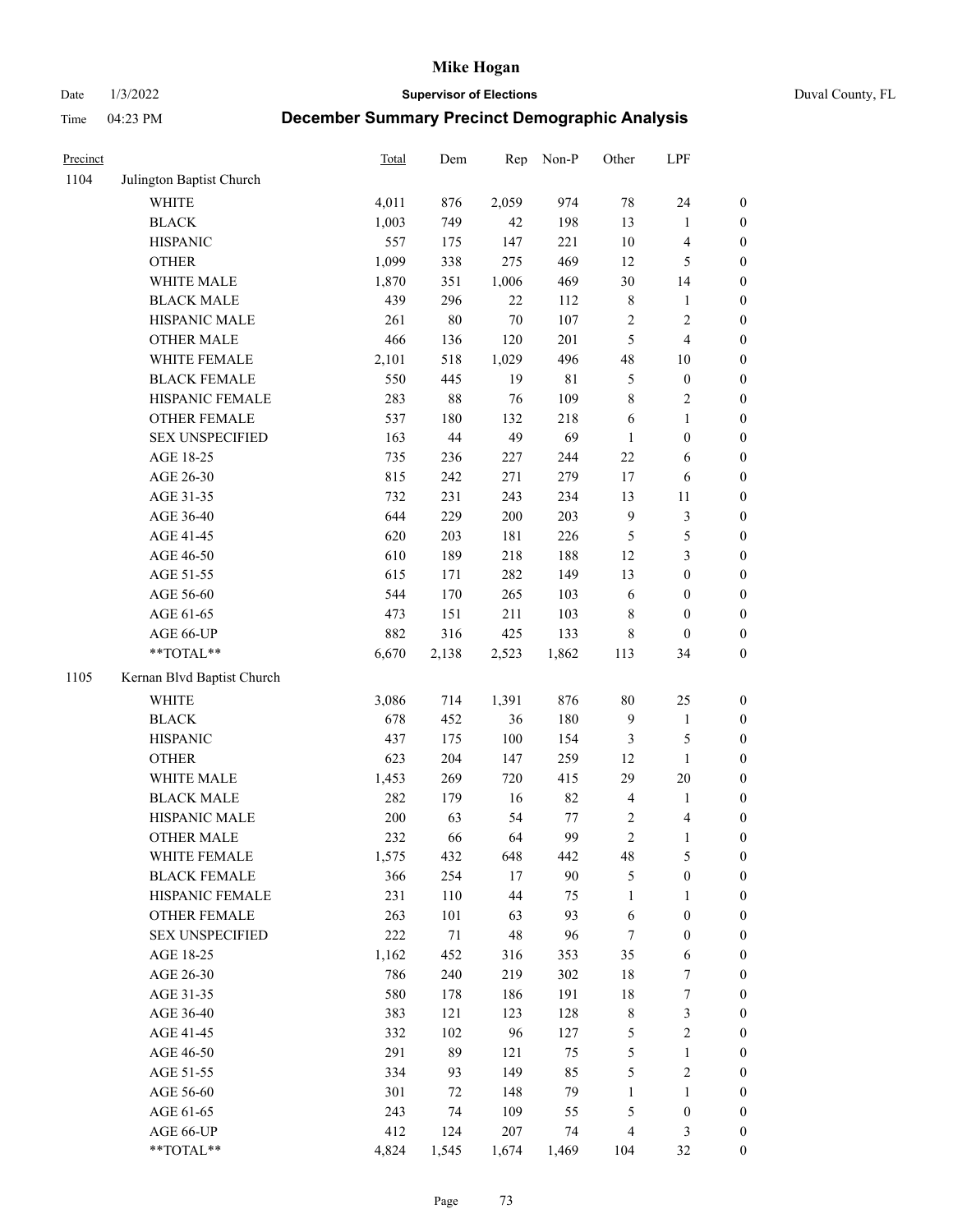| Precinct | | Total | Dem | Rep | Non-P | Other | LPF | |
|---|---|---|---|---|---|---|---|---|
| 1104 | Julington Baptist Church | | | | | | | |
| | WHITE | 4,011 | 876 | 2,059 | 974 | 78 | 24 | 0 |
| | BLACK | 1,003 | 749 | 42 | 198 | 13 | 1 | 0 |
| | HISPANIC | 557 | 175 | 147 | 221 | 10 | 4 | 0 |
| | OTHER | 1,099 | 338 | 275 | 469 | 12 | 5 | 0 |
| | WHITE MALE | 1,870 | 351 | 1,006 | 469 | 30 | 14 | 0 |
| | BLACK MALE | 439 | 296 | 22 | 112 | 8 | 1 | 0 |
| | HISPANIC MALE | 261 | 80 | 70 | 107 | 2 | 2 | 0 |
| | OTHER MALE | 466 | 136 | 120 | 201 | 5 | 4 | 0 |
| | WHITE FEMALE | 2,101 | 518 | 1,029 | 496 | 48 | 10 | 0 |
| | BLACK FEMALE | 550 | 445 | 19 | 81 | 5 | 0 | 0 |
| | HISPANIC FEMALE | 283 | 88 | 76 | 109 | 8 | 2 | 0 |
| | OTHER FEMALE | 537 | 180 | 132 | 218 | 6 | 1 | 0 |
| | SEX UNSPECIFIED | 163 | 44 | 49 | 69 | 1 | 0 | 0 |
| | AGE 18-25 | 735 | 236 | 227 | 244 | 22 | 6 | 0 |
| | AGE 26-30 | 815 | 242 | 271 | 279 | 17 | 6 | 0 |
| | AGE 31-35 | 732 | 231 | 243 | 234 | 13 | 11 | 0 |
| | AGE 36-40 | 644 | 229 | 200 | 203 | 9 | 3 | 0 |
| | AGE 41-45 | 620 | 203 | 181 | 226 | 5 | 5 | 0 |
| | AGE 46-50 | 610 | 189 | 218 | 188 | 12 | 3 | 0 |
| | AGE 51-55 | 615 | 171 | 282 | 149 | 13 | 0 | 0 |
| | AGE 56-60 | 544 | 170 | 265 | 103 | 6 | 0 | 0 |
| | AGE 61-65 | 473 | 151 | 211 | 103 | 8 | 0 | 0 |
| | AGE 66-UP | 882 | 316 | 425 | 133 | 8 | 0 | 0 |
| | **TOTAL** | 6,670 | 2,138 | 2,523 | 1,862 | 113 | 34 | 0 |
| 1105 | Kernan Blvd Baptist Church | | | | | | | |
| | WHITE | 3,086 | 714 | 1,391 | 876 | 80 | 25 | 0 |
| | BLACK | 678 | 452 | 36 | 180 | 9 | 1 | 0 |
| | HISPANIC | 437 | 175 | 100 | 154 | 3 | 5 | 0 |
| | OTHER | 623 | 204 | 147 | 259 | 12 | 1 | 0 |
| | WHITE MALE | 1,453 | 269 | 720 | 415 | 29 | 20 | 0 |
| | BLACK MALE | 282 | 179 | 16 | 82 | 4 | 1 | 0 |
| | HISPANIC MALE | 200 | 63 | 54 | 77 | 2 | 4 | 0 |
| | OTHER MALE | 232 | 66 | 64 | 99 | 2 | 1 | 0 |
| | WHITE FEMALE | 1,575 | 432 | 648 | 442 | 48 | 5 | 0 |
| | BLACK FEMALE | 366 | 254 | 17 | 90 | 5 | 0 | 0 |
| | HISPANIC FEMALE | 231 | 110 | 44 | 75 | 1 | 1 | 0 |
| | OTHER FEMALE | 263 | 101 | 63 | 93 | 6 | 0 | 0 |
| | SEX UNSPECIFIED | 222 | 71 | 48 | 96 | 7 | 0 | 0 |
| | AGE 18-25 | 1,162 | 452 | 316 | 353 | 35 | 6 | 0 |
| | AGE 26-30 | 786 | 240 | 219 | 302 | 18 | 7 | 0 |
| | AGE 31-35 | 580 | 178 | 186 | 191 | 18 | 7 | 0 |
| | AGE 36-40 | 383 | 121 | 123 | 128 | 8 | 3 | 0 |
| | AGE 41-45 | 332 | 102 | 96 | 127 | 5 | 2 | 0 |
| | AGE 46-50 | 291 | 89 | 121 | 75 | 5 | 1 | 0 |
| | AGE 51-55 | 334 | 93 | 149 | 85 | 5 | 2 | 0 |
| | AGE 56-60 | 301 | 72 | 148 | 79 | 1 | 1 | 0 |
| | AGE 61-65 | 243 | 74 | 109 | 55 | 5 | 0 | 0 |
| | AGE 66-UP | 412 | 124 | 207 | 74 | 4 | 3 | 0 |
| | **TOTAL** | 4,824 | 1,545 | 1,674 | 1,469 | 104 | 32 | 0 |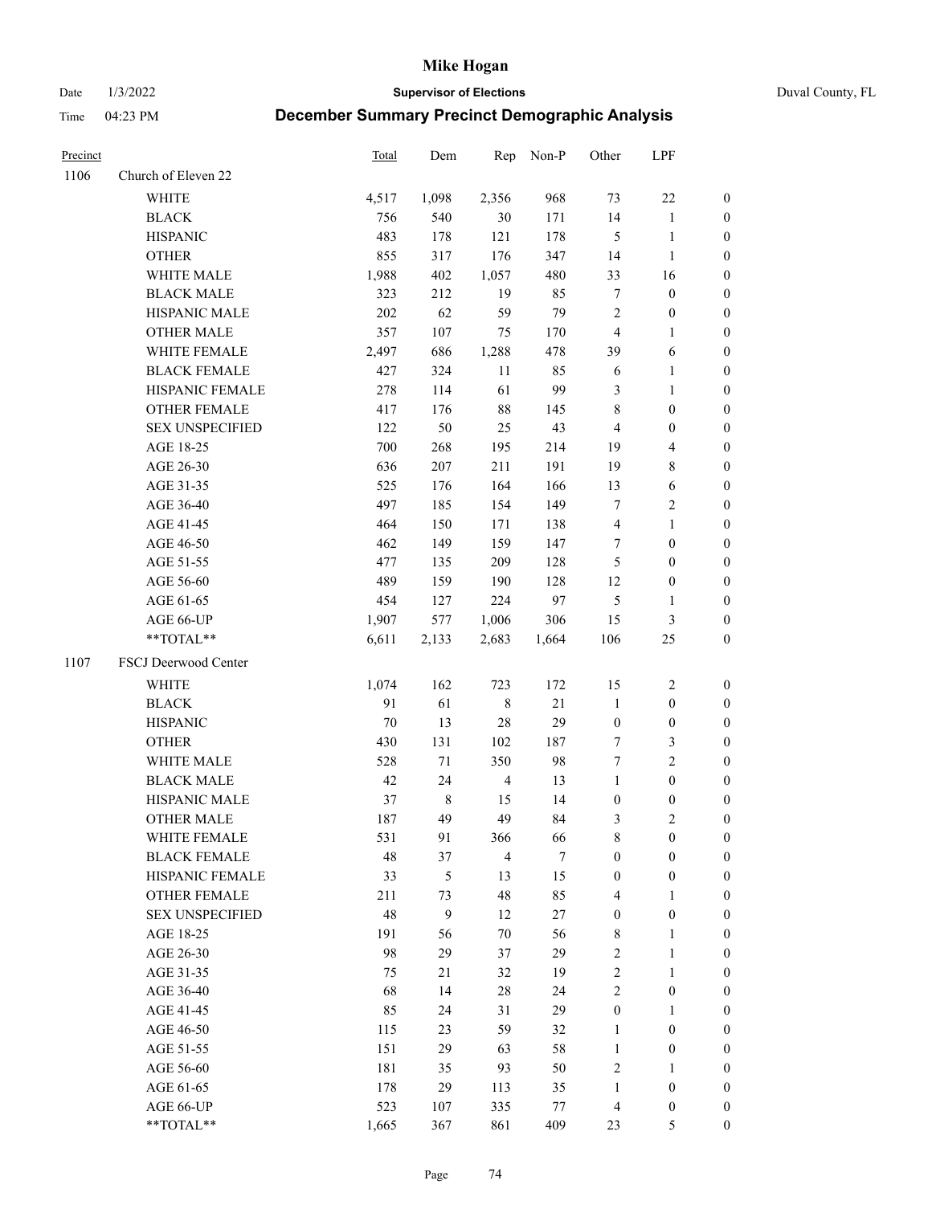# Mike Hogan

Date 1/3/2022 **Supervisor of Elections** Duval County, FL

Time 04:23 PM **December Summary Precinct Demographic Analysis**

| Precinct | | Total | Dem | Rep | Non-P | Other | LPF | |
|---|---|---|---|---|---|---|---|---|
| 1106 | Church of Eleven 22 | | | | | | | |
| | WHITE | 4,517 | 1,098 | 2,356 | 968 | 73 | 22 | 0 |
| | BLACK | 756 | 540 | 30 | 171 | 14 | 1 | 0 |
| | HISPANIC | 483 | 178 | 121 | 178 | 5 | 1 | 0 |
| | OTHER | 855 | 317 | 176 | 347 | 14 | 1 | 0 |
| | WHITE MALE | 1,988 | 402 | 1,057 | 480 | 33 | 16 | 0 |
| | BLACK MALE | 323 | 212 | 19 | 85 | 7 | 0 | 0 |
| | HISPANIC MALE | 202 | 62 | 59 | 79 | 2 | 0 | 0 |
| | OTHER MALE | 357 | 107 | 75 | 170 | 4 | 1 | 0 |
| | WHITE FEMALE | 2,497 | 686 | 1,288 | 478 | 39 | 6 | 0 |
| | BLACK FEMALE | 427 | 324 | 11 | 85 | 6 | 1 | 0 |
| | HISPANIC FEMALE | 278 | 114 | 61 | 99 | 3 | 1 | 0 |
| | OTHER FEMALE | 417 | 176 | 88 | 145 | 8 | 0 | 0 |
| | SEX UNSPECIFIED | 122 | 50 | 25 | 43 | 4 | 0 | 0 |
| | AGE 18-25 | 700 | 268 | 195 | 214 | 19 | 4 | 0 |
| | AGE 26-30 | 636 | 207 | 211 | 191 | 19 | 8 | 0 |
| | AGE 31-35 | 525 | 176 | 164 | 166 | 13 | 6 | 0 |
| | AGE 36-40 | 497 | 185 | 154 | 149 | 7 | 2 | 0 |
| | AGE 41-45 | 464 | 150 | 171 | 138 | 4 | 1 | 0 |
| | AGE 46-50 | 462 | 149 | 159 | 147 | 7 | 0 | 0 |
| | AGE 51-55 | 477 | 135 | 209 | 128 | 5 | 0 | 0 |
| | AGE 56-60 | 489 | 159 | 190 | 128 | 12 | 0 | 0 |
| | AGE 61-65 | 454 | 127 | 224 | 97 | 5 | 1 | 0 |
| | AGE 66-UP | 1,907 | 577 | 1,006 | 306 | 15 | 3 | 0 |
| | **TOTAL** | 6,611 | 2,133 | 2,683 | 1,664 | 106 | 25 | 0 |
| 1107 | FSCJ Deerwood Center | | | | | | | |
| | WHITE | 1,074 | 162 | 723 | 172 | 15 | 2 | 0 |
| | BLACK | 91 | 61 | 8 | 21 | 1 | 0 | 0 |
| | HISPANIC | 70 | 13 | 28 | 29 | 0 | 0 | 0 |
| | OTHER | 430 | 131 | 102 | 187 | 7 | 3 | 0 |
| | WHITE MALE | 528 | 71 | 350 | 98 | 7 | 2 | 0 |
| | BLACK MALE | 42 | 24 | 4 | 13 | 1 | 0 | 0 |
| | HISPANIC MALE | 37 | 8 | 15 | 14 | 0 | 0 | 0 |
| | OTHER MALE | 187 | 49 | 49 | 84 | 3 | 2 | 0 |
| | WHITE FEMALE | 531 | 91 | 366 | 66 | 8 | 0 | 0 |
| | BLACK FEMALE | 48 | 37 | 4 | 7 | 0 | 0 | 0 |
| | HISPANIC FEMALE | 33 | 5 | 13 | 15 | 0 | 0 | 0 |
| | OTHER FEMALE | 211 | 73 | 48 | 85 | 4 | 1 | 0 |
| | SEX UNSPECIFIED | 48 | 9 | 12 | 27 | 0 | 0 | 0 |
| | AGE 18-25 | 191 | 56 | 70 | 56 | 8 | 1 | 0 |
| | AGE 26-30 | 98 | 29 | 37 | 29 | 2 | 1 | 0 |
| | AGE 31-35 | 75 | 21 | 32 | 19 | 2 | 1 | 0 |
| | AGE 36-40 | 68 | 14 | 28 | 24 | 2 | 0 | 0 |
| | AGE 41-45 | 85 | 24 | 31 | 29 | 0 | 1 | 0 |
| | AGE 46-50 | 115 | 23 | 59 | 32 | 1 | 0 | 0 |
| | AGE 51-55 | 151 | 29 | 63 | 58 | 1 | 0 | 0 |
| | AGE 56-60 | 181 | 35 | 93 | 50 | 2 | 1 | 0 |
| | AGE 61-65 | 178 | 29 | 113 | 35 | 1 | 0 | 0 |
| | AGE 66-UP | 523 | 107 | 335 | 77 | 4 | 0 | 0 |
| | **TOTAL** | 1,665 | 367 | 861 | 409 | 23 | 5 | 0 |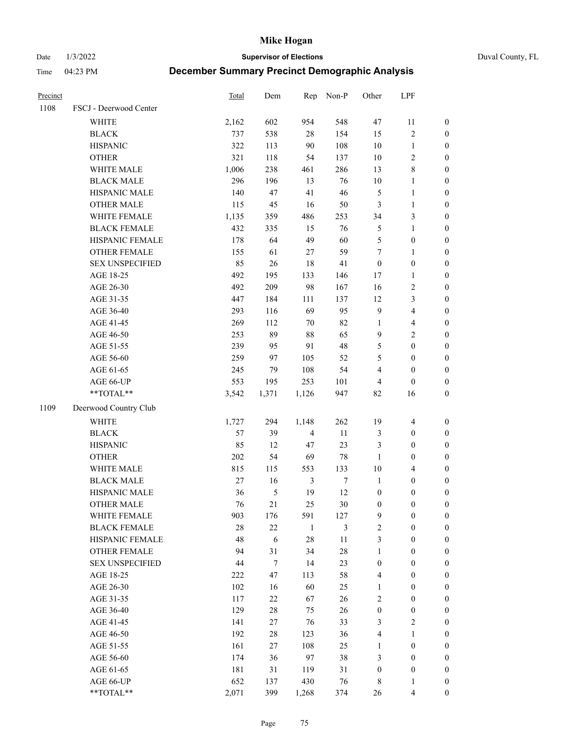# Mike Hogan

Date 1/3/2022 **Supervisor of Elections** Duval County, FL

Time 04:23 PM **December Summary Precinct Demographic Analysis**

| Precinct | | Total | Dem | Rep | Non-P | Other | LPF | |
|---|---|---|---|---|---|---|---|---|
| 1108 | FSCJ - Deerwood Center | | | | | | | |
| | WHITE | 2,162 | 602 | 954 | 548 | 47 | 11 | 0 |
| | BLACK | 737 | 538 | 28 | 154 | 15 | 2 | 0 |
| | HISPANIC | 322 | 113 | 90 | 108 | 10 | 1 | 0 |
| | OTHER | 321 | 118 | 54 | 137 | 10 | 2 | 0 |
| | WHITE MALE | 1,006 | 238 | 461 | 286 | 13 | 8 | 0 |
| | BLACK MALE | 296 | 196 | 13 | 76 | 10 | 1 | 0 |
| | HISPANIC MALE | 140 | 47 | 41 | 46 | 5 | 1 | 0 |
| | OTHER MALE | 115 | 45 | 16 | 50 | 3 | 1 | 0 |
| | WHITE FEMALE | 1,135 | 359 | 486 | 253 | 34 | 3 | 0 |
| | BLACK FEMALE | 432 | 335 | 15 | 76 | 5 | 1 | 0 |
| | HISPANIC FEMALE | 178 | 64 | 49 | 60 | 5 | 0 | 0 |
| | OTHER FEMALE | 155 | 61 | 27 | 59 | 7 | 1 | 0 |
| | SEX UNSPECIFIED | 85 | 26 | 18 | 41 | 0 | 0 | 0 |
| | AGE 18-25 | 492 | 195 | 133 | 146 | 17 | 1 | 0 |
| | AGE 26-30 | 492 | 209 | 98 | 167 | 16 | 2 | 0 |
| | AGE 31-35 | 447 | 184 | 111 | 137 | 12 | 3 | 0 |
| | AGE 36-40 | 293 | 116 | 69 | 95 | 9 | 4 | 0 |
| | AGE 41-45 | 269 | 112 | 70 | 82 | 1 | 4 | 0 |
| | AGE 46-50 | 253 | 89 | 88 | 65 | 9 | 2 | 0 |
| | AGE 51-55 | 239 | 95 | 91 | 48 | 5 | 0 | 0 |
| | AGE 56-60 | 259 | 97 | 105 | 52 | 5 | 0 | 0 |
| | AGE 61-65 | 245 | 79 | 108 | 54 | 4 | 0 | 0 |
| | AGE 66-UP | 553 | 195 | 253 | 101 | 4 | 0 | 0 |
| | **TOTAL** | 3,542 | 1,371 | 1,126 | 947 | 82 | 16 | 0 |
| 1109 | Deerwood Country Club | | | | | | | |
| | WHITE | 1,727 | 294 | 1,148 | 262 | 19 | 4 | 0 |
| | BLACK | 57 | 39 | 4 | 11 | 3 | 0 | 0 |
| | HISPANIC | 85 | 12 | 47 | 23 | 3 | 0 | 0 |
| | OTHER | 202 | 54 | 69 | 78 | 1 | 0 | 0 |
| | WHITE MALE | 815 | 115 | 553 | 133 | 10 | 4 | 0 |
| | BLACK MALE | 27 | 16 | 3 | 7 | 1 | 0 | 0 |
| | HISPANIC MALE | 36 | 5 | 19 | 12 | 0 | 0 | 0 |
| | OTHER MALE | 76 | 21 | 25 | 30 | 0 | 0 | 0 |
| | WHITE FEMALE | 903 | 176 | 591 | 127 | 9 | 0 | 0 |
| | BLACK FEMALE | 28 | 22 | 1 | 3 | 2 | 0 | 0 |
| | HISPANIC FEMALE | 48 | 6 | 28 | 11 | 3 | 0 | 0 |
| | OTHER FEMALE | 94 | 31 | 34 | 28 | 1 | 0 | 0 |
| | SEX UNSPECIFIED | 44 | 7 | 14 | 23 | 0 | 0 | 0 |
| | AGE 18-25 | 222 | 47 | 113 | 58 | 4 | 0 | 0 |
| | AGE 26-30 | 102 | 16 | 60 | 25 | 1 | 0 | 0 |
| | AGE 31-35 | 117 | 22 | 67 | 26 | 2 | 0 | 0 |
| | AGE 36-40 | 129 | 28 | 75 | 26 | 0 | 0 | 0 |
| | AGE 41-45 | 141 | 27 | 76 | 33 | 3 | 2 | 0 |
| | AGE 46-50 | 192 | 28 | 123 | 36 | 4 | 1 | 0 |
| | AGE 51-55 | 161 | 27 | 108 | 25 | 1 | 0 | 0 |
| | AGE 56-60 | 174 | 36 | 97 | 38 | 3 | 0 | 0 |
| | AGE 61-65 | 181 | 31 | 119 | 31 | 0 | 0 | 0 |
| | AGE 66-UP | 652 | 137 | 430 | 76 | 8 | 1 | 0 |
| | **TOTAL** | 2,071 | 399 | 1,268 | 374 | 26 | 4 | 0 |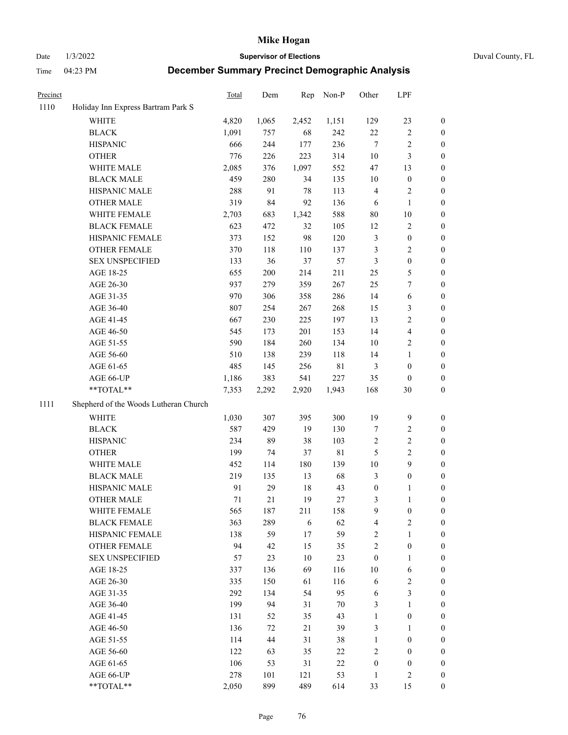| Precinct | | Total | Dem | Rep | Non-P | Other | LPF | |
|---|---|---|---|---|---|---|---|---|
| 1110 | Holiday Inn Express Bartram Park S | | | | | | | |
| | WHITE | 4,820 | 1,065 | 2,452 | 1,151 | 129 | 23 | 0 |
| | BLACK | 1,091 | 757 | 68 | 242 | 22 | 2 | 0 |
| | HISPANIC | 666 | 244 | 177 | 236 | 7 | 2 | 0 |
| | OTHER | 776 | 226 | 223 | 314 | 10 | 3 | 0 |
| | WHITE MALE | 2,085 | 376 | 1,097 | 552 | 47 | 13 | 0 |
| | BLACK MALE | 459 | 280 | 34 | 135 | 10 | 0 | 0 |
| | HISPANIC MALE | 288 | 91 | 78 | 113 | 4 | 2 | 0 |
| | OTHER MALE | 319 | 84 | 92 | 136 | 6 | 1 | 0 |
| | WHITE FEMALE | 2,703 | 683 | 1,342 | 588 | 80 | 10 | 0 |
| | BLACK FEMALE | 623 | 472 | 32 | 105 | 12 | 2 | 0 |
| | HISPANIC FEMALE | 373 | 152 | 98 | 120 | 3 | 0 | 0 |
| | OTHER FEMALE | 370 | 118 | 110 | 137 | 3 | 2 | 0 |
| | SEX UNSPECIFIED | 133 | 36 | 37 | 57 | 3 | 0 | 0 |
| | AGE 18-25 | 655 | 200 | 214 | 211 | 25 | 5 | 0 |
| | AGE 26-30 | 937 | 279 | 359 | 267 | 25 | 7 | 0 |
| | AGE 31-35 | 970 | 306 | 358 | 286 | 14 | 6 | 0 |
| | AGE 36-40 | 807 | 254 | 267 | 268 | 15 | 3 | 0 |
| | AGE 41-45 | 667 | 230 | 225 | 197 | 13 | 2 | 0 |
| | AGE 46-50 | 545 | 173 | 201 | 153 | 14 | 4 | 0 |
| | AGE 51-55 | 590 | 184 | 260 | 134 | 10 | 2 | 0 |
| | AGE 56-60 | 510 | 138 | 239 | 118 | 14 | 1 | 0 |
| | AGE 61-65 | 485 | 145 | 256 | 81 | 3 | 0 | 0 |
| | AGE 66-UP | 1,186 | 383 | 541 | 227 | 35 | 0 | 0 |
| | **TOTAL** | 7,353 | 2,292 | 2,920 | 1,943 | 168 | 30 | 0 |
| 1111 | Shepherd of the Woods Lutheran Church | | | | | | | |
| | WHITE | 1,030 | 307 | 395 | 300 | 19 | 9 | 0 |
| | BLACK | 587 | 429 | 19 | 130 | 7 | 2 | 0 |
| | HISPANIC | 234 | 89 | 38 | 103 | 2 | 2 | 0 |
| | OTHER | 199 | 74 | 37 | 81 | 5 | 2 | 0 |
| | WHITE MALE | 452 | 114 | 180 | 139 | 10 | 9 | 0 |
| | BLACK MALE | 219 | 135 | 13 | 68 | 3 | 0 | 0 |
| | HISPANIC MALE | 91 | 29 | 18 | 43 | 0 | 1 | 0 |
| | OTHER MALE | 71 | 21 | 19 | 27 | 3 | 1 | 0 |
| | WHITE FEMALE | 565 | 187 | 211 | 158 | 9 | 0 | 0 |
| | BLACK FEMALE | 363 | 289 | 6 | 62 | 4 | 2 | 0 |
| | HISPANIC FEMALE | 138 | 59 | 17 | 59 | 2 | 1 | 0 |
| | OTHER FEMALE | 94 | 42 | 15 | 35 | 2 | 0 | 0 |
| | SEX UNSPECIFIED | 57 | 23 | 10 | 23 | 0 | 1 | 0 |
| | AGE 18-25 | 337 | 136 | 69 | 116 | 10 | 6 | 0 |
| | AGE 26-30 | 335 | 150 | 61 | 116 | 6 | 2 | 0 |
| | AGE 31-35 | 292 | 134 | 54 | 95 | 6 | 3 | 0 |
| | AGE 36-40 | 199 | 94 | 31 | 70 | 3 | 1 | 0 |
| | AGE 41-45 | 131 | 52 | 35 | 43 | 1 | 0 | 0 |
| | AGE 46-50 | 136 | 72 | 21 | 39 | 3 | 1 | 0 |
| | AGE 51-55 | 114 | 44 | 31 | 38 | 1 | 0 | 0 |
| | AGE 56-60 | 122 | 63 | 35 | 22 | 2 | 0 | 0 |
| | AGE 61-65 | 106 | 53 | 31 | 22 | 0 | 0 | 0 |
| | AGE 66-UP | 278 | 101 | 121 | 53 | 1 | 2 | 0 |
| | **TOTAL** | 2,050 | 899 | 489 | 614 | 33 | 15 | 0 |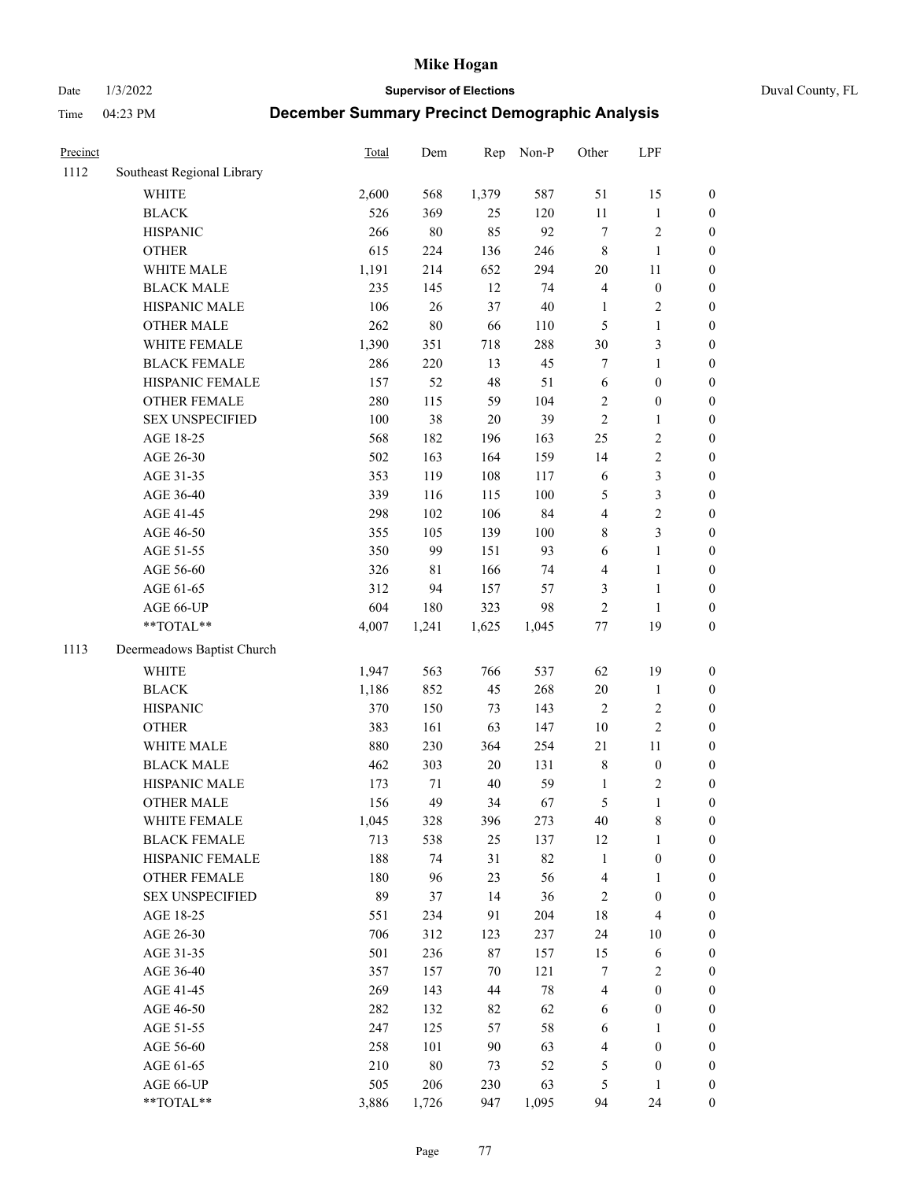# Mike Hogan

Date 1/3/2022 **Supervisor of Elections** Duval County, FL

Time 04:23 PM **December Summary Precinct Demographic Analysis**

| Precinct | | Total | Dem | Rep | Non-P | Other | LPF | |
|---|---|---|---|---|---|---|---|---|
| 1112 | Southeast Regional Library | | | | | | | |
| | WHITE | 2,600 | 568 | 1,379 | 587 | 51 | 15 | 0 |
| | BLACK | 526 | 369 | 25 | 120 | 11 | 1 | 0 |
| | HISPANIC | 266 | 80 | 85 | 92 | 7 | 2 | 0 |
| | OTHER | 615 | 224 | 136 | 246 | 8 | 1 | 0 |
| | WHITE MALE | 1,191 | 214 | 652 | 294 | 20 | 11 | 0 |
| | BLACK MALE | 235 | 145 | 12 | 74 | 4 | 0 | 0 |
| | HISPANIC MALE | 106 | 26 | 37 | 40 | 1 | 2 | 0 |
| | OTHER MALE | 262 | 80 | 66 | 110 | 5 | 1 | 0 |
| | WHITE FEMALE | 1,390 | 351 | 718 | 288 | 30 | 3 | 0 |
| | BLACK FEMALE | 286 | 220 | 13 | 45 | 7 | 1 | 0 |
| | HISPANIC FEMALE | 157 | 52 | 48 | 51 | 6 | 0 | 0 |
| | OTHER FEMALE | 280 | 115 | 59 | 104 | 2 | 0 | 0 |
| | SEX UNSPECIFIED | 100 | 38 | 20 | 39 | 2 | 1 | 0 |
| | AGE 18-25 | 568 | 182 | 196 | 163 | 25 | 2 | 0 |
| | AGE 26-30 | 502 | 163 | 164 | 159 | 14 | 2 | 0 |
| | AGE 31-35 | 353 | 119 | 108 | 117 | 6 | 3 | 0 |
| | AGE 36-40 | 339 | 116 | 115 | 100 | 5 | 3 | 0 |
| | AGE 41-45 | 298 | 102 | 106 | 84 | 4 | 2 | 0 |
| | AGE 46-50 | 355 | 105 | 139 | 100 | 8 | 3 | 0 |
| | AGE 51-55 | 350 | 99 | 151 | 93 | 6 | 1 | 0 |
| | AGE 56-60 | 326 | 81 | 166 | 74 | 4 | 1 | 0 |
| | AGE 61-65 | 312 | 94 | 157 | 57 | 3 | 1 | 0 |
| | AGE 66-UP | 604 | 180 | 323 | 98 | 2 | 1 | 0 |
| | **TOTAL** | 4,007 | 1,241 | 1,625 | 1,045 | 77 | 19 | 0 |
| 1113 | Deermeadows Baptist Church | | | | | | | |
| | WHITE | 1,947 | 563 | 766 | 537 | 62 | 19 | 0 |
| | BLACK | 1,186 | 852 | 45 | 268 | 20 | 1 | 0 |
| | HISPANIC | 370 | 150 | 73 | 143 | 2 | 2 | 0 |
| | OTHER | 383 | 161 | 63 | 147 | 10 | 2 | 0 |
| | WHITE MALE | 880 | 230 | 364 | 254 | 21 | 11 | 0 |
| | BLACK MALE | 462 | 303 | 20 | 131 | 8 | 0 | 0 |
| | HISPANIC MALE | 173 | 71 | 40 | 59 | 1 | 2 | 0 |
| | OTHER MALE | 156 | 49 | 34 | 67 | 5 | 1 | 0 |
| | WHITE FEMALE | 1,045 | 328 | 396 | 273 | 40 | 8 | 0 |
| | BLACK FEMALE | 713 | 538 | 25 | 137 | 12 | 1 | 0 |
| | HISPANIC FEMALE | 188 | 74 | 31 | 82 | 1 | 0 | 0 |
| | OTHER FEMALE | 180 | 96 | 23 | 56 | 4 | 1 | 0 |
| | SEX UNSPECIFIED | 89 | 37 | 14 | 36 | 2 | 0 | 0 |
| | AGE 18-25 | 551 | 234 | 91 | 204 | 18 | 4 | 0 |
| | AGE 26-30 | 706 | 312 | 123 | 237 | 24 | 10 | 0 |
| | AGE 31-35 | 501 | 236 | 87 | 157 | 15 | 6 | 0 |
| | AGE 36-40 | 357 | 157 | 70 | 121 | 7 | 2 | 0 |
| | AGE 41-45 | 269 | 143 | 44 | 78 | 4 | 0 | 0 |
| | AGE 46-50 | 282 | 132 | 82 | 62 | 6 | 0 | 0 |
| | AGE 51-55 | 247 | 125 | 57 | 58 | 6 | 1 | 0 |
| | AGE 56-60 | 258 | 101 | 90 | 63 | 4 | 0 | 0 |
| | AGE 61-65 | 210 | 80 | 73 | 52 | 5 | 0 | 0 |
| | AGE 66-UP | 505 | 206 | 230 | 63 | 5 | 1 | 0 |
| | **TOTAL** | 3,886 | 1,726 | 947 | 1,095 | 94 | 24 | 0 |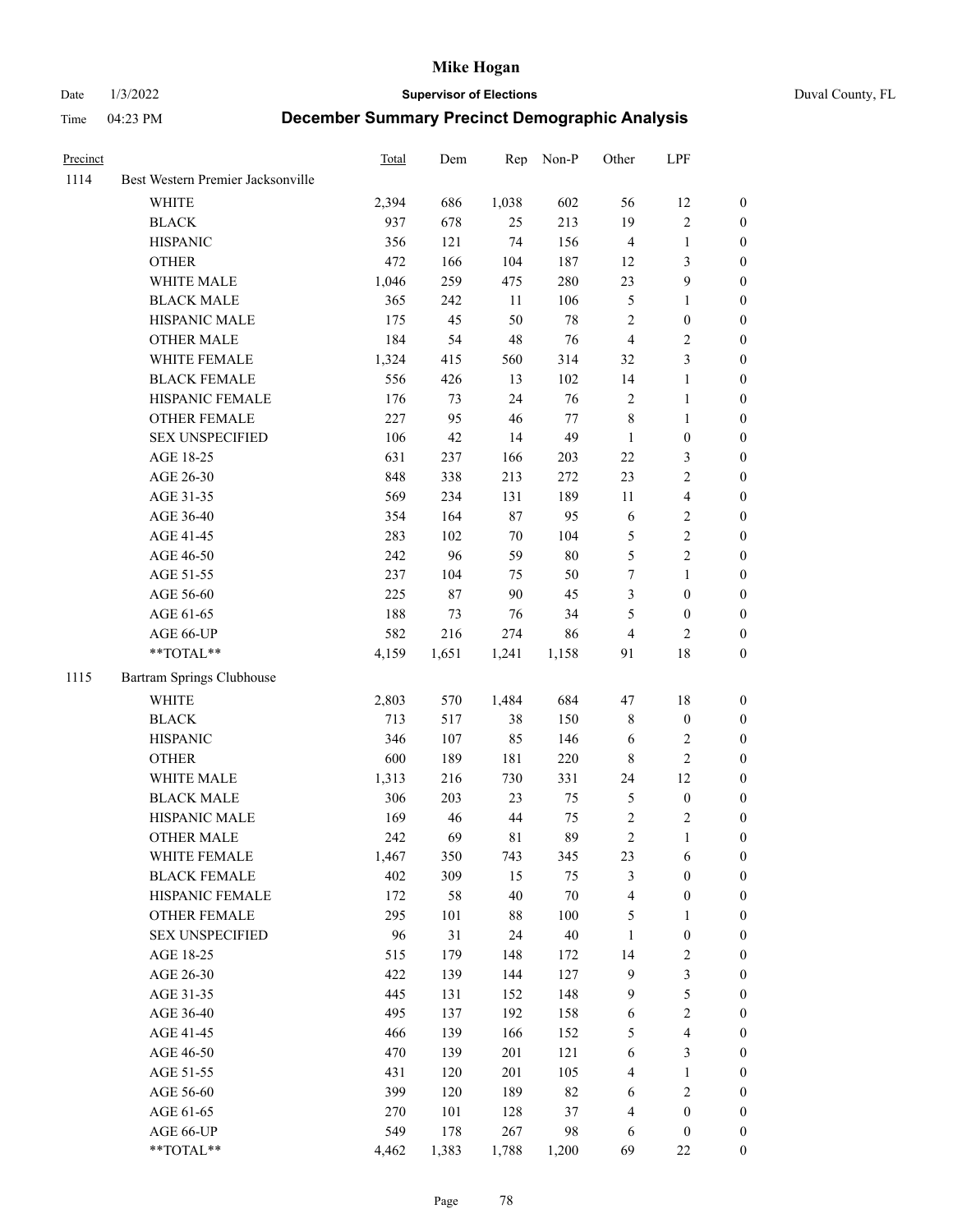# Mike Hogan

Date 1/3/2022 **Supervisor of Elections** Duval County, FL

Time 04:23 PM **December Summary Precinct Demographic Analysis**

| Precinct | | Total | Dem | Rep | Non-P | Other | LPF | |
|---|---|---|---|---|---|---|---|---|
| 1114 | Best Western Premier Jacksonville | | | | | | | |
| | WHITE | 2,394 | 686 | 1,038 | 602 | 56 | 12 | 0 |
| | BLACK | 937 | 678 | 25 | 213 | 19 | 2 | 0 |
| | HISPANIC | 356 | 121 | 74 | 156 | 4 | 1 | 0 |
| | OTHER | 472 | 166 | 104 | 187 | 12 | 3 | 0 |
| | WHITE MALE | 1,046 | 259 | 475 | 280 | 23 | 9 | 0 |
| | BLACK MALE | 365 | 242 | 11 | 106 | 5 | 1 | 0 |
| | HISPANIC MALE | 175 | 45 | 50 | 78 | 2 | 0 | 0 |
| | OTHER MALE | 184 | 54 | 48 | 76 | 4 | 2 | 0 |
| | WHITE FEMALE | 1,324 | 415 | 560 | 314 | 32 | 3 | 0 |
| | BLACK FEMALE | 556 | 426 | 13 | 102 | 14 | 1 | 0 |
| | HISPANIC FEMALE | 176 | 73 | 24 | 76 | 2 | 1 | 0 |
| | OTHER FEMALE | 227 | 95 | 46 | 77 | 8 | 1 | 0 |
| | SEX UNSPECIFIED | 106 | 42 | 14 | 49 | 1 | 0 | 0 |
| | AGE 18-25 | 631 | 237 | 166 | 203 | 22 | 3 | 0 |
| | AGE 26-30 | 848 | 338 | 213 | 272 | 23 | 2 | 0 |
| | AGE 31-35 | 569 | 234 | 131 | 189 | 11 | 4 | 0 |
| | AGE 36-40 | 354 | 164 | 87 | 95 | 6 | 2 | 0 |
| | AGE 41-45 | 283 | 102 | 70 | 104 | 5 | 2 | 0 |
| | AGE 46-50 | 242 | 96 | 59 | 80 | 5 | 2 | 0 |
| | AGE 51-55 | 237 | 104 | 75 | 50 | 7 | 1 | 0 |
| | AGE 56-60 | 225 | 87 | 90 | 45 | 3 | 0 | 0 |
| | AGE 61-65 | 188 | 73 | 76 | 34 | 5 | 0 | 0 |
| | AGE 66-UP | 582 | 216 | 274 | 86 | 4 | 2 | 0 |
| | **TOTAL** | 4,159 | 1,651 | 1,241 | 1,158 | 91 | 18 | 0 |
| 1115 | Bartram Springs Clubhouse | | | | | | | |
| | WHITE | 2,803 | 570 | 1,484 | 684 | 47 | 18 | 0 |
| | BLACK | 713 | 517 | 38 | 150 | 8 | 0 | 0 |
| | HISPANIC | 346 | 107 | 85 | 146 | 6 | 2 | 0 |
| | OTHER | 600 | 189 | 181 | 220 | 8 | 2 | 0 |
| | WHITE MALE | 1,313 | 216 | 730 | 331 | 24 | 12 | 0 |
| | BLACK MALE | 306 | 203 | 23 | 75 | 5 | 0 | 0 |
| | HISPANIC MALE | 169 | 46 | 44 | 75 | 2 | 2 | 0 |
| | OTHER MALE | 242 | 69 | 81 | 89 | 2 | 1 | 0 |
| | WHITE FEMALE | 1,467 | 350 | 743 | 345 | 23 | 6 | 0 |
| | BLACK FEMALE | 402 | 309 | 15 | 75 | 3 | 0 | 0 |
| | HISPANIC FEMALE | 172 | 58 | 40 | 70 | 4 | 0 | 0 |
| | OTHER FEMALE | 295 | 101 | 88 | 100 | 5 | 1 | 0 |
| | SEX UNSPECIFIED | 96 | 31 | 24 | 40 | 1 | 0 | 0 |
| | AGE 18-25 | 515 | 179 | 148 | 172 | 14 | 2 | 0 |
| | AGE 26-30 | 422 | 139 | 144 | 127 | 9 | 3 | 0 |
| | AGE 31-35 | 445 | 131 | 152 | 148 | 9 | 5 | 0 |
| | AGE 36-40 | 495 | 137 | 192 | 158 | 6 | 2 | 0 |
| | AGE 41-45 | 466 | 139 | 166 | 152 | 5 | 4 | 0 |
| | AGE 46-50 | 470 | 139 | 201 | 121 | 6 | 3 | 0 |
| | AGE 51-55 | 431 | 120 | 201 | 105 | 4 | 1 | 0 |
| | AGE 56-60 | 399 | 120 | 189 | 82 | 6 | 2 | 0 |
| | AGE 61-65 | 270 | 101 | 128 | 37 | 4 | 0 | 0 |
| | AGE 66-UP | 549 | 178 | 267 | 98 | 6 | 0 | 0 |
| | **TOTAL** | 4,462 | 1,383 | 1,788 | 1,200 | 69 | 22 | 0 |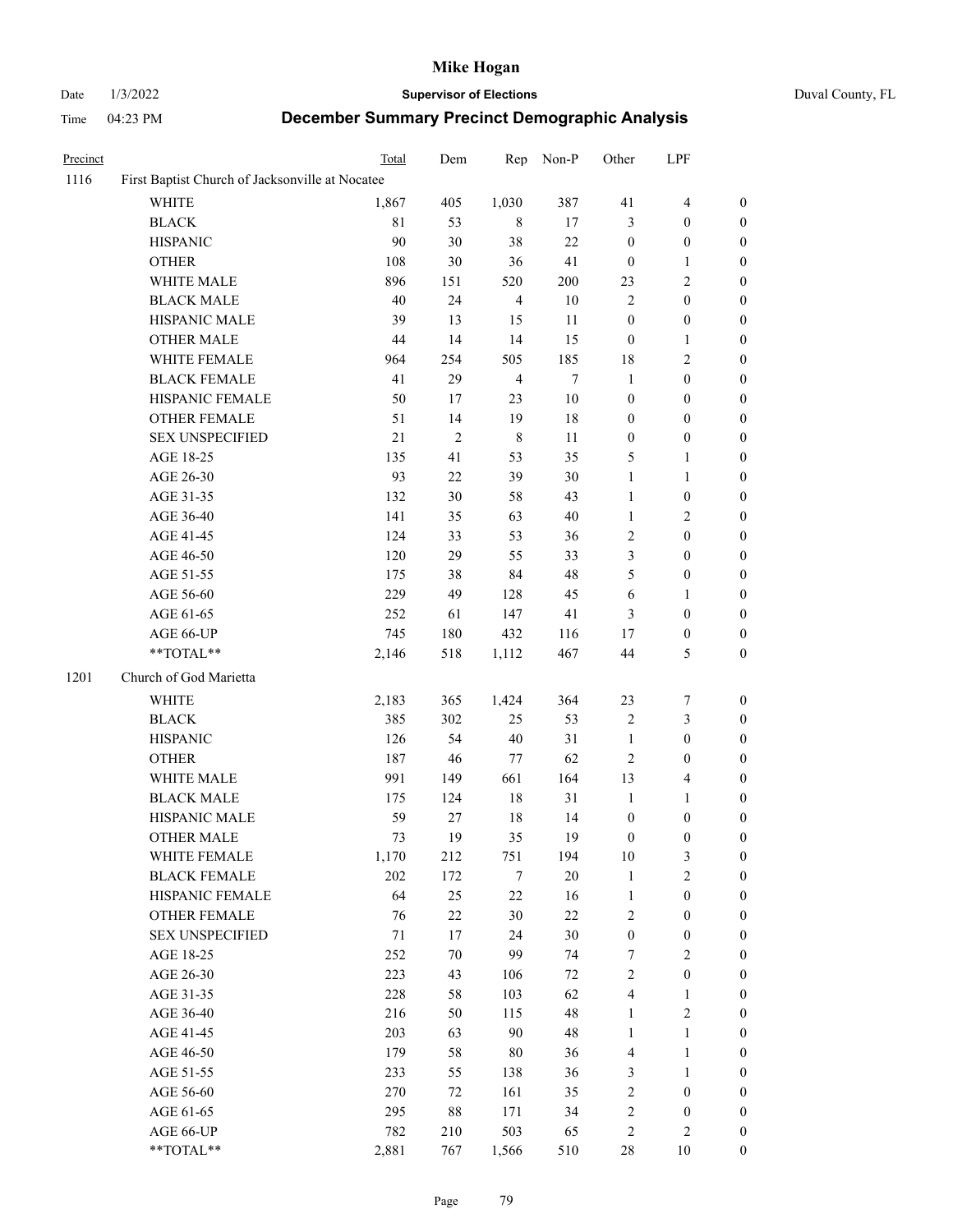# Mike Hogan

Date 1/3/2022 **Supervisor of Elections** Duval County, FL

Time 04:23 PM **December Summary Precinct Demographic Analysis**

| Precinct | | Total | Dem | Rep | Non-P | Other | LPF | |
|---|---|---|---|---|---|---|---|---|
| 1116 | First Baptist Church of Jacksonville at Nocatee | | | | | | | |
| | WHITE | 1,867 | 405 | 1,030 | 387 | 41 | 4 | 0 |
| | BLACK | 81 | 53 | 8 | 17 | 3 | 0 | 0 |
| | HISPANIC | 90 | 30 | 38 | 22 | 0 | 0 | 0 |
| | OTHER | 108 | 30 | 36 | 41 | 0 | 1 | 0 |
| | WHITE MALE | 896 | 151 | 520 | 200 | 23 | 2 | 0 |
| | BLACK MALE | 40 | 24 | 4 | 10 | 2 | 0 | 0 |
| | HISPANIC MALE | 39 | 13 | 15 | 11 | 0 | 0 | 0 |
| | OTHER MALE | 44 | 14 | 14 | 15 | 0 | 1 | 0 |
| | WHITE FEMALE | 964 | 254 | 505 | 185 | 18 | 2 | 0 |
| | BLACK FEMALE | 41 | 29 | 4 | 7 | 1 | 0 | 0 |
| | HISPANIC FEMALE | 50 | 17 | 23 | 10 | 0 | 0 | 0 |
| | OTHER FEMALE | 51 | 14 | 19 | 18 | 0 | 0 | 0 |
| | SEX UNSPECIFIED | 21 | 2 | 8 | 11 | 0 | 0 | 0 |
| | AGE 18-25 | 135 | 41 | 53 | 35 | 5 | 1 | 0 |
| | AGE 26-30 | 93 | 22 | 39 | 30 | 1 | 1 | 0 |
| | AGE 31-35 | 132 | 30 | 58 | 43 | 1 | 0 | 0 |
| | AGE 36-40 | 141 | 35 | 63 | 40 | 1 | 2 | 0 |
| | AGE 41-45 | 124 | 33 | 53 | 36 | 2 | 0 | 0 |
| | AGE 46-50 | 120 | 29 | 55 | 33 | 3 | 0 | 0 |
| | AGE 51-55 | 175 | 38 | 84 | 48 | 5 | 0 | 0 |
| | AGE 56-60 | 229 | 49 | 128 | 45 | 6 | 1 | 0 |
| | AGE 61-65 | 252 | 61 | 147 | 41 | 3 | 0 | 0 |
| | AGE 66-UP | 745 | 180 | 432 | 116 | 17 | 0 | 0 |
| | **TOTAL** | 2,146 | 518 | 1,112 | 467 | 44 | 5 | 0 |
| 1201 | Church of God Marietta | | | | | | | |
| | WHITE | 2,183 | 365 | 1,424 | 364 | 23 | 7 | 0 |
| | BLACK | 385 | 302 | 25 | 53 | 2 | 3 | 0 |
| | HISPANIC | 126 | 54 | 40 | 31 | 1 | 0 | 0 |
| | OTHER | 187 | 46 | 77 | 62 | 2 | 0 | 0 |
| | WHITE MALE | 991 | 149 | 661 | 164 | 13 | 4 | 0 |
| | BLACK MALE | 175 | 124 | 18 | 31 | 1 | 1 | 0 |
| | HISPANIC MALE | 59 | 27 | 18 | 14 | 0 | 0 | 0 |
| | OTHER MALE | 73 | 19 | 35 | 19 | 0 | 0 | 0 |
| | WHITE FEMALE | 1,170 | 212 | 751 | 194 | 10 | 3 | 0 |
| | BLACK FEMALE | 202 | 172 | 7 | 20 | 1 | 2 | 0 |
| | HISPANIC FEMALE | 64 | 25 | 22 | 16 | 1 | 0 | 0 |
| | OTHER FEMALE | 76 | 22 | 30 | 22 | 2 | 0 | 0 |
| | SEX UNSPECIFIED | 71 | 17 | 24 | 30 | 0 | 0 | 0 |
| | AGE 18-25 | 252 | 70 | 99 | 74 | 7 | 2 | 0 |
| | AGE 26-30 | 223 | 43 | 106 | 72 | 2 | 0 | 0 |
| | AGE 31-35 | 228 | 58 | 103 | 62 | 4 | 1 | 0 |
| | AGE 36-40 | 216 | 50 | 115 | 48 | 1 | 2 | 0 |
| | AGE 41-45 | 203 | 63 | 90 | 48 | 1 | 1 | 0 |
| | AGE 46-50 | 179 | 58 | 80 | 36 | 4 | 1 | 0 |
| | AGE 51-55 | 233 | 55 | 138 | 36 | 3 | 1 | 0 |
| | AGE 56-60 | 270 | 72 | 161 | 35 | 2 | 0 | 0 |
| | AGE 61-65 | 295 | 88 | 171 | 34 | 2 | 0 | 0 |
| | AGE 66-UP | 782 | 210 | 503 | 65 | 2 | 2 | 0 |
| | **TOTAL** | 2,881 | 767 | 1,566 | 510 | 28 | 10 | 0 |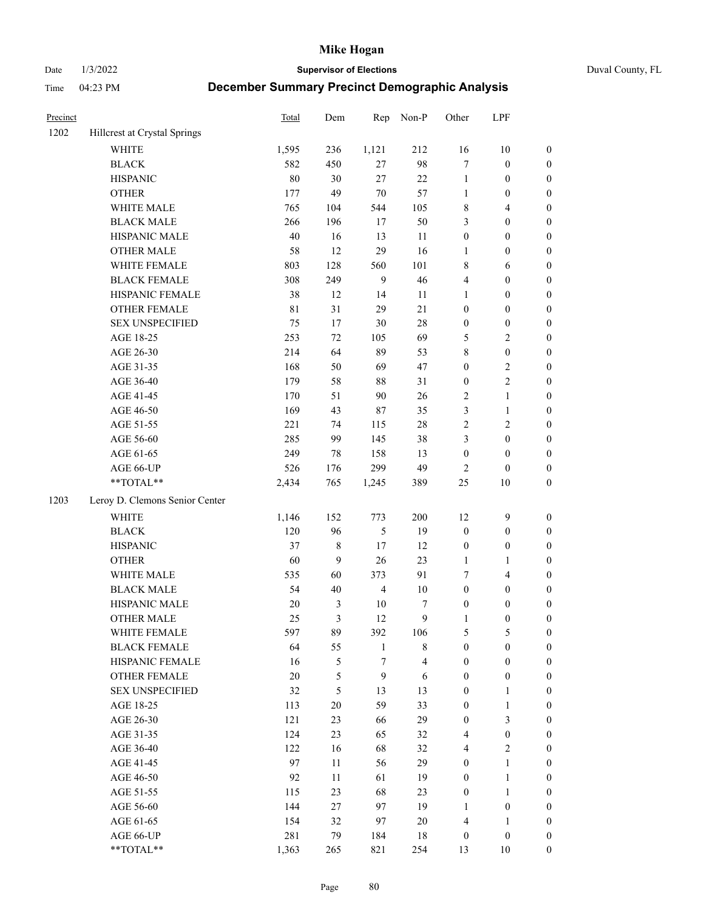| Precinct | | Total | Dem | Rep | Non-P | Other | LPF | |
|---|---|---|---|---|---|---|---|---|
| 1202 | Hillcrest at Crystal Springs | | | | | | | |
| | WHITE | 1,595 | 236 | 1,121 | 212 | 16 | 10 | 0 |
| | BLACK | 582 | 450 | 27 | 98 | 7 | 0 | 0 |
| | HISPANIC | 80 | 30 | 27 | 22 | 1 | 0 | 0 |
| | OTHER | 177 | 49 | 70 | 57 | 1 | 0 | 0 |
| | WHITE MALE | 765 | 104 | 544 | 105 | 8 | 4 | 0 |
| | BLACK MALE | 266 | 196 | 17 | 50 | 3 | 0 | 0 |
| | HISPANIC MALE | 40 | 16 | 13 | 11 | 0 | 0 | 0 |
| | OTHER MALE | 58 | 12 | 29 | 16 | 1 | 0 | 0 |
| | WHITE FEMALE | 803 | 128 | 560 | 101 | 8 | 6 | 0 |
| | BLACK FEMALE | 308 | 249 | 9 | 46 | 4 | 0 | 0 |
| | HISPANIC FEMALE | 38 | 12 | 14 | 11 | 1 | 0 | 0 |
| | OTHER FEMALE | 81 | 31 | 29 | 21 | 0 | 0 | 0 |
| | SEX UNSPECIFIED | 75 | 17 | 30 | 28 | 0 | 0 | 0 |
| | AGE 18-25 | 253 | 72 | 105 | 69 | 5 | 2 | 0 |
| | AGE 26-30 | 214 | 64 | 89 | 53 | 8 | 0 | 0 |
| | AGE 31-35 | 168 | 50 | 69 | 47 | 0 | 2 | 0 |
| | AGE 36-40 | 179 | 58 | 88 | 31 | 0 | 2 | 0 |
| | AGE 41-45 | 170 | 51 | 90 | 26 | 2 | 1 | 0 |
| | AGE 46-50 | 169 | 43 | 87 | 35 | 3 | 1 | 0 |
| | AGE 51-55 | 221 | 74 | 115 | 28 | 2 | 2 | 0 |
| | AGE 56-60 | 285 | 99 | 145 | 38 | 3 | 0 | 0 |
| | AGE 61-65 | 249 | 78 | 158 | 13 | 0 | 0 | 0 |
| | AGE 66-UP | 526 | 176 | 299 | 49 | 2 | 0 | 0 |
| | **TOTAL** | 2,434 | 765 | 1,245 | 389 | 25 | 10 | 0 |
| 1203 | Leroy D. Clemons Senior Center | | | | | | | |
| | WHITE | 1,146 | 152 | 773 | 200 | 12 | 9 | 0 |
| | BLACK | 120 | 96 | 5 | 19 | 0 | 0 | 0 |
| | HISPANIC | 37 | 8 | 17 | 12 | 0 | 0 | 0 |
| | OTHER | 60 | 9 | 26 | 23 | 1 | 1 | 0 |
| | WHITE MALE | 535 | 60 | 373 | 91 | 7 | 4 | 0 |
| | BLACK MALE | 54 | 40 | 4 | 10 | 0 | 0 | 0 |
| | HISPANIC MALE | 20 | 3 | 10 | 7 | 0 | 0 | 0 |
| | OTHER MALE | 25 | 3 | 12 | 9 | 1 | 0 | 0 |
| | WHITE FEMALE | 597 | 89 | 392 | 106 | 5 | 5 | 0 |
| | BLACK FEMALE | 64 | 55 | 1 | 8 | 0 | 0 | 0 |
| | HISPANIC FEMALE | 16 | 5 | 7 | 4 | 0 | 0 | 0 |
| | OTHER FEMALE | 20 | 5 | 9 | 6 | 0 | 0 | 0 |
| | SEX UNSPECIFIED | 32 | 5 | 13 | 13 | 0 | 1 | 0 |
| | AGE 18-25 | 113 | 20 | 59 | 33 | 0 | 1 | 0 |
| | AGE 26-30 | 121 | 23 | 66 | 29 | 0 | 3 | 0 |
| | AGE 31-35 | 124 | 23 | 65 | 32 | 4 | 0 | 0 |
| | AGE 36-40 | 122 | 16 | 68 | 32 | 4 | 2 | 0 |
| | AGE 41-45 | 97 | 11 | 56 | 29 | 0 | 1 | 0 |
| | AGE 46-50 | 92 | 11 | 61 | 19 | 0 | 1 | 0 |
| | AGE 51-55 | 115 | 23 | 68 | 23 | 0 | 1 | 0 |
| | AGE 56-60 | 144 | 27 | 97 | 19 | 1 | 0 | 0 |
| | AGE 61-65 | 154 | 32 | 97 | 20 | 4 | 1 | 0 |
| | AGE 66-UP | 281 | 79 | 184 | 18 | 0 | 0 | 0 |
| | **TOTAL** | 1,363 | 265 | 821 | 254 | 13 | 10 | 0 |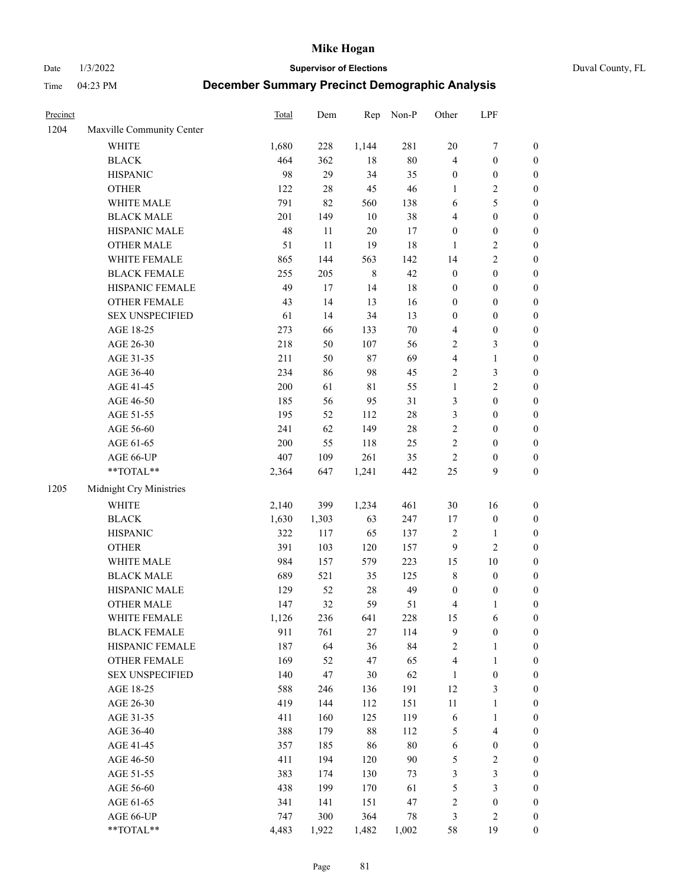# Mike Hogan

Date 1/3/2022 **Supervisor of Elections** Duval County, FL

Time 04:23 PM **December Summary Precinct Demographic Analysis**

| Precinct | | Total | Dem | Rep | Non-P | Other | LPF | |
|---|---|---|---|---|---|---|---|---|
| 1204 | Maxville Community Center | | | | | | | |
| | WHITE | 1,680 | 228 | 1,144 | 281 | 20 | 7 | 0 |
| | BLACK | 464 | 362 | 18 | 80 | 4 | 0 | 0 |
| | HISPANIC | 98 | 29 | 34 | 35 | 0 | 0 | 0 |
| | OTHER | 122 | 28 | 45 | 46 | 1 | 2 | 0 |
| | WHITE MALE | 791 | 82 | 560 | 138 | 6 | 5 | 0 |
| | BLACK MALE | 201 | 149 | 10 | 38 | 4 | 0 | 0 |
| | HISPANIC MALE | 48 | 11 | 20 | 17 | 0 | 0 | 0 |
| | OTHER MALE | 51 | 11 | 19 | 18 | 1 | 2 | 0 |
| | WHITE FEMALE | 865 | 144 | 563 | 142 | 14 | 2 | 0 |
| | BLACK FEMALE | 255 | 205 | 8 | 42 | 0 | 0 | 0 |
| | HISPANIC FEMALE | 49 | 17 | 14 | 18 | 0 | 0 | 0 |
| | OTHER FEMALE | 43 | 14 | 13 | 16 | 0 | 0 | 0 |
| | SEX UNSPECIFIED | 61 | 14 | 34 | 13 | 0 | 0 | 0 |
| | AGE 18-25 | 273 | 66 | 133 | 70 | 4 | 0 | 0 |
| | AGE 26-30 | 218 | 50 | 107 | 56 | 2 | 3 | 0 |
| | AGE 31-35 | 211 | 50 | 87 | 69 | 4 | 1 | 0 |
| | AGE 36-40 | 234 | 86 | 98 | 45 | 2 | 3 | 0 |
| | AGE 41-45 | 200 | 61 | 81 | 55 | 1 | 2 | 0 |
| | AGE 46-50 | 185 | 56 | 95 | 31 | 3 | 0 | 0 |
| | AGE 51-55 | 195 | 52 | 112 | 28 | 3 | 0 | 0 |
| | AGE 56-60 | 241 | 62 | 149 | 28 | 2 | 0 | 0 |
| | AGE 61-65 | 200 | 55 | 118 | 25 | 2 | 0 | 0 |
| | AGE 66-UP | 407 | 109 | 261 | 35 | 2 | 0 | 0 |
| | **TOTAL** | 2,364 | 647 | 1,241 | 442 | 25 | 9 | 0 |
| 1205 | Midnight Cry Ministries | | | | | | | |
| | WHITE | 2,140 | 399 | 1,234 | 461 | 30 | 16 | 0 |
| | BLACK | 1,630 | 1,303 | 63 | 247 | 17 | 0 | 0 |
| | HISPANIC | 322 | 117 | 65 | 137 | 2 | 1 | 0 |
| | OTHER | 391 | 103 | 120 | 157 | 9 | 2 | 0 |
| | WHITE MALE | 984 | 157 | 579 | 223 | 15 | 10 | 0 |
| | BLACK MALE | 689 | 521 | 35 | 125 | 8 | 0 | 0 |
| | HISPANIC MALE | 129 | 52 | 28 | 49 | 0 | 0 | 0 |
| | OTHER MALE | 147 | 32 | 59 | 51 | 4 | 1 | 0 |
| | WHITE FEMALE | 1,126 | 236 | 641 | 228 | 15 | 6 | 0 |
| | BLACK FEMALE | 911 | 761 | 27 | 114 | 9 | 0 | 0 |
| | HISPANIC FEMALE | 187 | 64 | 36 | 84 | 2 | 1 | 0 |
| | OTHER FEMALE | 169 | 52 | 47 | 65 | 4 | 1 | 0 |
| | SEX UNSPECIFIED | 140 | 47 | 30 | 62 | 1 | 0 | 0 |
| | AGE 18-25 | 588 | 246 | 136 | 191 | 12 | 3 | 0 |
| | AGE 26-30 | 419 | 144 | 112 | 151 | 11 | 1 | 0 |
| | AGE 31-35 | 411 | 160 | 125 | 119 | 6 | 1 | 0 |
| | AGE 36-40 | 388 | 179 | 88 | 112 | 5 | 4 | 0 |
| | AGE 41-45 | 357 | 185 | 86 | 80 | 6 | 0 | 0 |
| | AGE 46-50 | 411 | 194 | 120 | 90 | 5 | 2 | 0 |
| | AGE 51-55 | 383 | 174 | 130 | 73 | 3 | 3 | 0 |
| | AGE 56-60 | 438 | 199 | 170 | 61 | 5 | 3 | 0 |
| | AGE 61-65 | 341 | 141 | 151 | 47 | 2 | 0 | 0 |
| | AGE 66-UP | 747 | 300 | 364 | 78 | 3 | 2 | 0 |
| | **TOTAL** | 4,483 | 1,922 | 1,482 | 1,002 | 58 | 19 | 0 |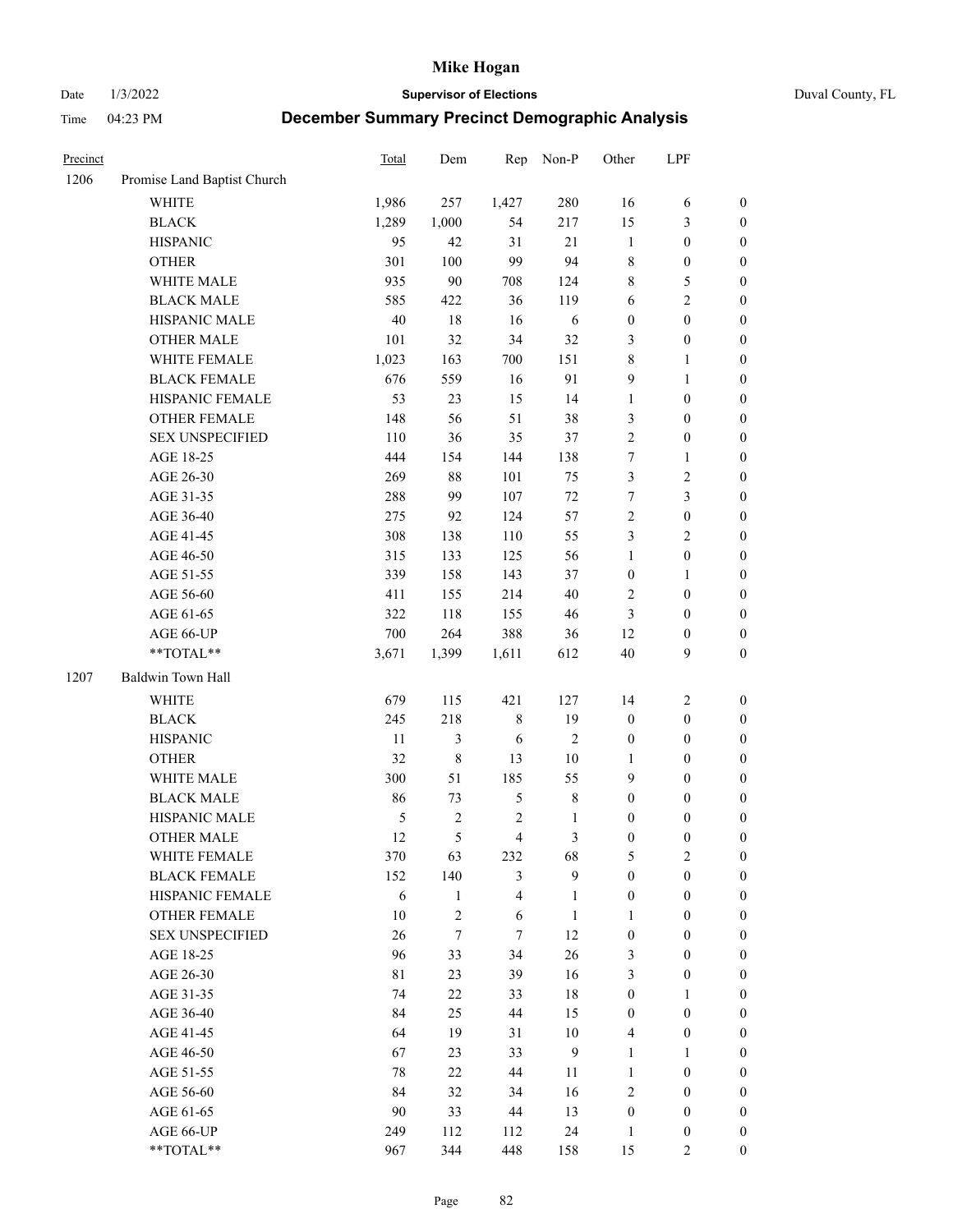# Mike Hogan

Date 1/3/2022 **Supervisor of Elections** Duval County, FL

Time 04:23 PM **December Summary Precinct Demographic Analysis**

| Precinct | | Total | Dem | Rep | Non-P | Other | LPF | |
|---|---|---|---|---|---|---|---|---|
| 1206 | Promise Land Baptist Church | | | | | | | |
| | WHITE | 1,986 | 257 | 1,427 | 280 | 16 | 6 | 0 |
| | BLACK | 1,289 | 1,000 | 54 | 217 | 15 | 3 | 0 |
| | HISPANIC | 95 | 42 | 31 | 21 | 1 | 0 | 0 |
| | OTHER | 301 | 100 | 99 | 94 | 8 | 0 | 0 |
| | WHITE MALE | 935 | 90 | 708 | 124 | 8 | 5 | 0 |
| | BLACK MALE | 585 | 422 | 36 | 119 | 6 | 2 | 0 |
| | HISPANIC MALE | 40 | 18 | 16 | 6 | 0 | 0 | 0 |
| | OTHER MALE | 101 | 32 | 34 | 32 | 3 | 0 | 0 |
| | WHITE FEMALE | 1,023 | 163 | 700 | 151 | 8 | 1 | 0 |
| | BLACK FEMALE | 676 | 559 | 16 | 91 | 9 | 1 | 0 |
| | HISPANIC FEMALE | 53 | 23 | 15 | 14 | 1 | 0 | 0 |
| | OTHER FEMALE | 148 | 56 | 51 | 38 | 3 | 0 | 0 |
| | SEX UNSPECIFIED | 110 | 36 | 35 | 37 | 2 | 0 | 0 |
| | AGE 18-25 | 444 | 154 | 144 | 138 | 7 | 1 | 0 |
| | AGE 26-30 | 269 | 88 | 101 | 75 | 3 | 2 | 0 |
| | AGE 31-35 | 288 | 99 | 107 | 72 | 7 | 3 | 0 |
| | AGE 36-40 | 275 | 92 | 124 | 57 | 2 | 0 | 0 |
| | AGE 41-45 | 308 | 138 | 110 | 55 | 3 | 2 | 0 |
| | AGE 46-50 | 315 | 133 | 125 | 56 | 1 | 0 | 0 |
| | AGE 51-55 | 339 | 158 | 143 | 37 | 0 | 1 | 0 |
| | AGE 56-60 | 411 | 155 | 214 | 40 | 2 | 0 | 0 |
| | AGE 61-65 | 322 | 118 | 155 | 46 | 3 | 0 | 0 |
| | AGE 66-UP | 700 | 264 | 388 | 36 | 12 | 0 | 0 |
| | **TOTAL** | 3,671 | 1,399 | 1,611 | 612 | 40 | 9 | 0 |
| 1207 | Baldwin Town Hall | | | | | | | |
| | WHITE | 679 | 115 | 421 | 127 | 14 | 2 | 0 |
| | BLACK | 245 | 218 | 8 | 19 | 0 | 0 | 0 |
| | HISPANIC | 11 | 3 | 6 | 2 | 0 | 0 | 0 |
| | OTHER | 32 | 8 | 13 | 10 | 1 | 0 | 0 |
| | WHITE MALE | 300 | 51 | 185 | 55 | 9 | 0 | 0 |
| | BLACK MALE | 86 | 73 | 5 | 8 | 0 | 0 | 0 |
| | HISPANIC MALE | 5 | 2 | 2 | 1 | 0 | 0 | 0 |
| | OTHER MALE | 12 | 5 | 4 | 3 | 0 | 0 | 0 |
| | WHITE FEMALE | 370 | 63 | 232 | 68 | 5 | 2 | 0 |
| | BLACK FEMALE | 152 | 140 | 3 | 9 | 0 | 0 | 0 |
| | HISPANIC FEMALE | 6 | 1 | 4 | 1 | 0 | 0 | 0 |
| | OTHER FEMALE | 10 | 2 | 6 | 1 | 1 | 0 | 0 |
| | SEX UNSPECIFIED | 26 | 7 | 7 | 12 | 0 | 0 | 0 |
| | AGE 18-25 | 96 | 33 | 34 | 26 | 3 | 0 | 0 |
| | AGE 26-30 | 81 | 23 | 39 | 16 | 3 | 0 | 0 |
| | AGE 31-35 | 74 | 22 | 33 | 18 | 0 | 1 | 0 |
| | AGE 36-40 | 84 | 25 | 44 | 15 | 0 | 0 | 0 |
| | AGE 41-45 | 64 | 19 | 31 | 10 | 4 | 0 | 0 |
| | AGE 46-50 | 67 | 23 | 33 | 9 | 1 | 1 | 0 |
| | AGE 51-55 | 78 | 22 | 44 | 11 | 1 | 0 | 0 |
| | AGE 56-60 | 84 | 32 | 34 | 16 | 2 | 0 | 0 |
| | AGE 61-65 | 90 | 33 | 44 | 13 | 0 | 0 | 0 |
| | AGE 66-UP | 249 | 112 | 112 | 24 | 1 | 0 | 0 |
| | **TOTAL** | 967 | 344 | 448 | 158 | 15 | 2 | 0 |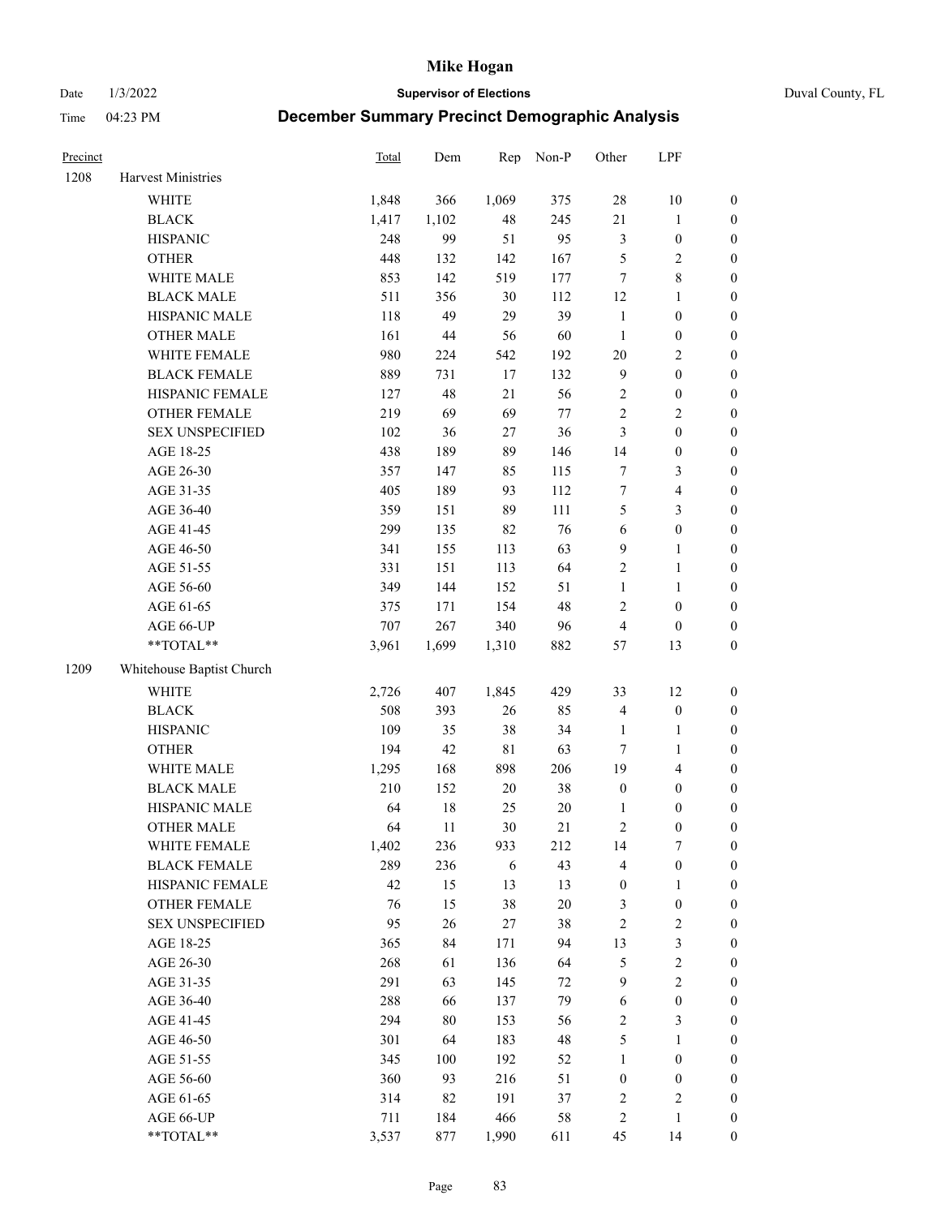# December Summary Precinct Demographic Analysis

| Precinct | | Total | Dem | Rep | Non-P | Other | LPF | |
|---|---|---|---|---|---|---|---|---|
| 1208 | Harvest Ministries | | | | | | | |
| | WHITE | 1,848 | 366 | 1,069 | 375 | 28 | 10 | 0 |
| | BLACK | 1,417 | 1,102 | 48 | 245 | 21 | 1 | 0 |
| | HISPANIC | 248 | 99 | 51 | 95 | 3 | 0 | 0 |
| | OTHER | 448 | 132 | 142 | 167 | 5 | 2 | 0 |
| | WHITE MALE | 853 | 142 | 519 | 177 | 7 | 8 | 0 |
| | BLACK MALE | 511 | 356 | 30 | 112 | 12 | 1 | 0 |
| | HISPANIC MALE | 118 | 49 | 29 | 39 | 1 | 0 | 0 |
| | OTHER MALE | 161 | 44 | 56 | 60 | 1 | 0 | 0 |
| | WHITE FEMALE | 980 | 224 | 542 | 192 | 20 | 2 | 0 |
| | BLACK FEMALE | 889 | 731 | 17 | 132 | 9 | 0 | 0 |
| | HISPANIC FEMALE | 127 | 48 | 21 | 56 | 2 | 0 | 0 |
| | OTHER FEMALE | 219 | 69 | 69 | 77 | 2 | 2 | 0 |
| | SEX UNSPECIFIED | 102 | 36 | 27 | 36 | 3 | 0 | 0 |
| | AGE 18-25 | 438 | 189 | 89 | 146 | 14 | 0 | 0 |
| | AGE 26-30 | 357 | 147 | 85 | 115 | 7 | 3 | 0 |
| | AGE 31-35 | 405 | 189 | 93 | 112 | 7 | 4 | 0 |
| | AGE 36-40 | 359 | 151 | 89 | 111 | 5 | 3 | 0 |
| | AGE 41-45 | 299 | 135 | 82 | 76 | 6 | 0 | 0 |
| | AGE 46-50 | 341 | 155 | 113 | 63 | 9 | 1 | 0 |
| | AGE 51-55 | 331 | 151 | 113 | 64 | 2 | 1 | 0 |
| | AGE 56-60 | 349 | 144 | 152 | 51 | 1 | 1 | 0 |
| | AGE 61-65 | 375 | 171 | 154 | 48 | 2 | 0 | 0 |
| | AGE 66-UP | 707 | 267 | 340 | 96 | 4 | 0 | 0 |
| | **TOTAL** | 3,961 | 1,699 | 1,310 | 882 | 57 | 13 | 0 |
| 1209 | Whitehouse Baptist Church | | | | | | | |
| | WHITE | 2,726 | 407 | 1,845 | 429 | 33 | 12 | 0 |
| | BLACK | 508 | 393 | 26 | 85 | 4 | 0 | 0 |
| | HISPANIC | 109 | 35 | 38 | 34 | 1 | 1 | 0 |
| | OTHER | 194 | 42 | 81 | 63 | 7 | 1 | 0 |
| | WHITE MALE | 1,295 | 168 | 898 | 206 | 19 | 4 | 0 |
| | BLACK MALE | 210 | 152 | 20 | 38 | 0 | 0 | 0 |
| | HISPANIC MALE | 64 | 18 | 25 | 20 | 1 | 0 | 0 |
| | OTHER MALE | 64 | 11 | 30 | 21 | 2 | 0 | 0 |
| | WHITE FEMALE | 1,402 | 236 | 933 | 212 | 14 | 7 | 0 |
| | BLACK FEMALE | 289 | 236 | 6 | 43 | 4 | 0 | 0 |
| | HISPANIC FEMALE | 42 | 15 | 13 | 13 | 0 | 1 | 0 |
| | OTHER FEMALE | 76 | 15 | 38 | 20 | 3 | 0 | 0 |
| | SEX UNSPECIFIED | 95 | 26 | 27 | 38 | 2 | 2 | 0 |
| | AGE 18-25 | 365 | 84 | 171 | 94 | 13 | 3 | 0 |
| | AGE 26-30 | 268 | 61 | 136 | 64 | 5 | 2 | 0 |
| | AGE 31-35 | 291 | 63 | 145 | 72 | 9 | 2 | 0 |
| | AGE 36-40 | 288 | 66 | 137 | 79 | 6 | 0 | 0 |
| | AGE 41-45 | 294 | 80 | 153 | 56 | 2 | 3 | 0 |
| | AGE 46-50 | 301 | 64 | 183 | 48 | 5 | 1 | 0 |
| | AGE 51-55 | 345 | 100 | 192 | 52 | 1 | 0 | 0 |
| | AGE 56-60 | 360 | 93 | 216 | 51 | 0 | 0 | 0 |
| | AGE 61-65 | 314 | 82 | 191 | 37 | 2 | 2 | 0 |
| | AGE 66-UP | 711 | 184 | 466 | 58 | 2 | 1 | 0 |
| | **TOTAL** | 3,537 | 877 | 1,990 | 611 | 45 | 14 | 0 |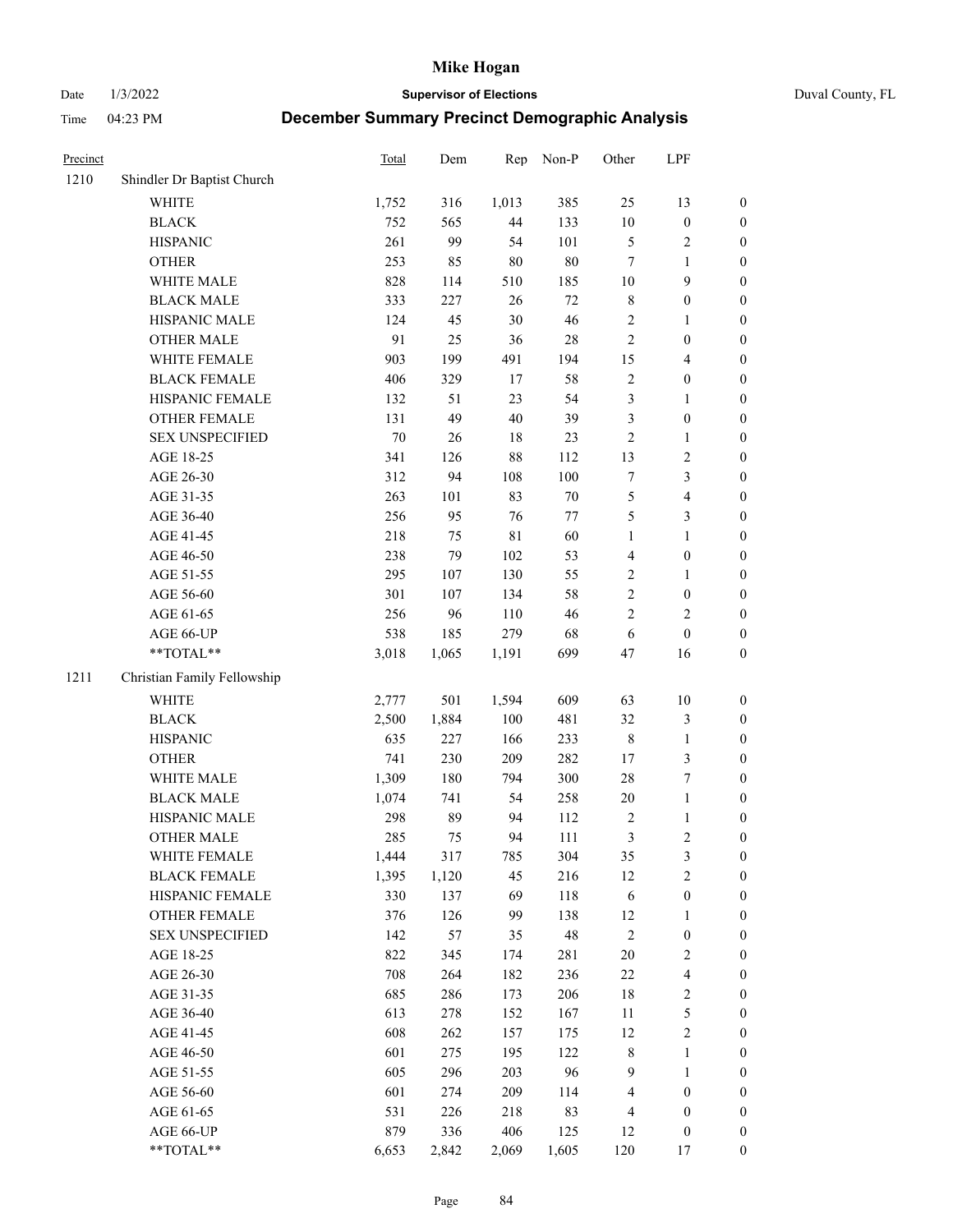| Precinct | | Total | Dem | Rep | Non-P | Other | LPF | |
|---|---|---|---|---|---|---|---|---|
| 1210 | Shindler Dr Baptist Church | | | | | | | |
| | WHITE | 1,752 | 316 | 1,013 | 385 | 25 | 13 | 0 |
| | BLACK | 752 | 565 | 44 | 133 | 10 | 0 | 0 |
| | HISPANIC | 261 | 99 | 54 | 101 | 5 | 2 | 0 |
| | OTHER | 253 | 85 | 80 | 80 | 7 | 1 | 0 |
| | WHITE MALE | 828 | 114 | 510 | 185 | 10 | 9 | 0 |
| | BLACK MALE | 333 | 227 | 26 | 72 | 8 | 0 | 0 |
| | HISPANIC MALE | 124 | 45 | 30 | 46 | 2 | 1 | 0 |
| | OTHER MALE | 91 | 25 | 36 | 28 | 2 | 0 | 0 |
| | WHITE FEMALE | 903 | 199 | 491 | 194 | 15 | 4 | 0 |
| | BLACK FEMALE | 406 | 329 | 17 | 58 | 2 | 0 | 0 |
| | HISPANIC FEMALE | 132 | 51 | 23 | 54 | 3 | 1 | 0 |
| | OTHER FEMALE | 131 | 49 | 40 | 39 | 3 | 0 | 0 |
| | SEX UNSPECIFIED | 70 | 26 | 18 | 23 | 2 | 1 | 0 |
| | AGE 18-25 | 341 | 126 | 88 | 112 | 13 | 2 | 0 |
| | AGE 26-30 | 312 | 94 | 108 | 100 | 7 | 3 | 0 |
| | AGE 31-35 | 263 | 101 | 83 | 70 | 5 | 4 | 0 |
| | AGE 36-40 | 256 | 95 | 76 | 77 | 5 | 3 | 0 |
| | AGE 41-45 | 218 | 75 | 81 | 60 | 1 | 1 | 0 |
| | AGE 46-50 | 238 | 79 | 102 | 53 | 4 | 0 | 0 |
| | AGE 51-55 | 295 | 107 | 130 | 55 | 2 | 1 | 0 |
| | AGE 56-60 | 301 | 107 | 134 | 58 | 2 | 0 | 0 |
| | AGE 61-65 | 256 | 96 | 110 | 46 | 2 | 2 | 0 |
| | AGE 66-UP | 538 | 185 | 279 | 68 | 6 | 0 | 0 |
| | **TOTAL** | 3,018 | 1,065 | 1,191 | 699 | 47 | 16 | 0 |
| 1211 | Christian Family Fellowship | | | | | | | |
| | WHITE | 2,777 | 501 | 1,594 | 609 | 63 | 10 | 0 |
| | BLACK | 2,500 | 1,884 | 100 | 481 | 32 | 3 | 0 |
| | HISPANIC | 635 | 227 | 166 | 233 | 8 | 1 | 0 |
| | OTHER | 741 | 230 | 209 | 282 | 17 | 3 | 0 |
| | WHITE MALE | 1,309 | 180 | 794 | 300 | 28 | 7 | 0 |
| | BLACK MALE | 1,074 | 741 | 54 | 258 | 20 | 1 | 0 |
| | HISPANIC MALE | 298 | 89 | 94 | 112 | 2 | 1 | 0 |
| | OTHER MALE | 285 | 75 | 94 | 111 | 3 | 2 | 0 |
| | WHITE FEMALE | 1,444 | 317 | 785 | 304 | 35 | 3 | 0 |
| | BLACK FEMALE | 1,395 | 1,120 | 45 | 216 | 12 | 2 | 0 |
| | HISPANIC FEMALE | 330 | 137 | 69 | 118 | 6 | 0 | 0 |
| | OTHER FEMALE | 376 | 126 | 99 | 138 | 12 | 1 | 0 |
| | SEX UNSPECIFIED | 142 | 57 | 35 | 48 | 2 | 0 | 0 |
| | AGE 18-25 | 822 | 345 | 174 | 281 | 20 | 2 | 0 |
| | AGE 26-30 | 708 | 264 | 182 | 236 | 22 | 4 | 0 |
| | AGE 31-35 | 685 | 286 | 173 | 206 | 18 | 2 | 0 |
| | AGE 36-40 | 613 | 278 | 152 | 167 | 11 | 5 | 0 |
| | AGE 41-45 | 608 | 262 | 157 | 175 | 12 | 2 | 0 |
| | AGE 46-50 | 601 | 275 | 195 | 122 | 8 | 1 | 0 |
| | AGE 51-55 | 605 | 296 | 203 | 96 | 9 | 1 | 0 |
| | AGE 56-60 | 601 | 274 | 209 | 114 | 4 | 0 | 0 |
| | AGE 61-65 | 531 | 226 | 218 | 83 | 4 | 0 | 0 |
| | AGE 66-UP | 879 | 336 | 406 | 125 | 12 | 0 | 0 |
| | **TOTAL** | 6,653 | 2,842 | 2,069 | 1,605 | 120 | 17 | 0 |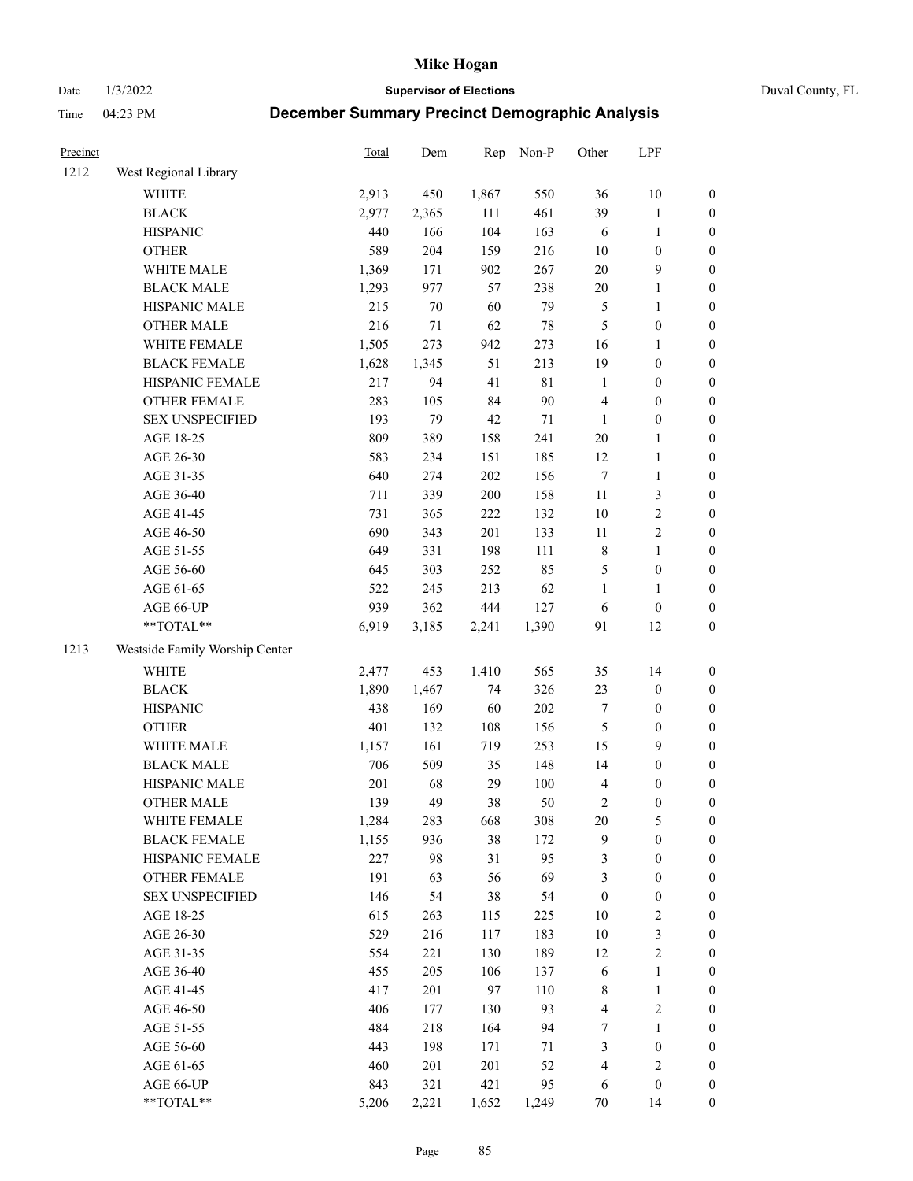| Precinct | | Total | Dem | Rep | Non-P | Other | LPF | |
|---|---|---|---|---|---|---|---|---|
| 1212 | West Regional Library | | | | | | | |
| | WHITE | 2,913 | 450 | 1,867 | 550 | 36 | 10 | 0 |
| | BLACK | 2,977 | 2,365 | 111 | 461 | 39 | 1 | 0 |
| | HISPANIC | 440 | 166 | 104 | 163 | 6 | 1 | 0 |
| | OTHER | 589 | 204 | 159 | 216 | 10 | 0 | 0 |
| | WHITE MALE | 1,369 | 171 | 902 | 267 | 20 | 9 | 0 |
| | BLACK MALE | 1,293 | 977 | 57 | 238 | 20 | 1 | 0 |
| | HISPANIC MALE | 215 | 70 | 60 | 79 | 5 | 1 | 0 |
| | OTHER MALE | 216 | 71 | 62 | 78 | 5 | 0 | 0 |
| | WHITE FEMALE | 1,505 | 273 | 942 | 273 | 16 | 1 | 0 |
| | BLACK FEMALE | 1,628 | 1,345 | 51 | 213 | 19 | 0 | 0 |
| | HISPANIC FEMALE | 217 | 94 | 41 | 81 | 1 | 0 | 0 |
| | OTHER FEMALE | 283 | 105 | 84 | 90 | 4 | 0 | 0 |
| | SEX UNSPECIFIED | 193 | 79 | 42 | 71 | 1 | 0 | 0 |
| | AGE 18-25 | 809 | 389 | 158 | 241 | 20 | 1 | 0 |
| | AGE 26-30 | 583 | 234 | 151 | 185 | 12 | 1 | 0 |
| | AGE 31-35 | 640 | 274 | 202 | 156 | 7 | 1 | 0 |
| | AGE 36-40 | 711 | 339 | 200 | 158 | 11 | 3 | 0 |
| | AGE 41-45 | 731 | 365 | 222 | 132 | 10 | 2 | 0 |
| | AGE 46-50 | 690 | 343 | 201 | 133 | 11 | 2 | 0 |
| | AGE 51-55 | 649 | 331 | 198 | 111 | 8 | 1 | 0 |
| | AGE 56-60 | 645 | 303 | 252 | 85 | 5 | 0 | 0 |
| | AGE 61-65 | 522 | 245 | 213 | 62 | 1 | 1 | 0 |
| | AGE 66-UP | 939 | 362 | 444 | 127 | 6 | 0 | 0 |
| | **TOTAL** | 6,919 | 3,185 | 2,241 | 1,390 | 91 | 12 | 0 |
| 1213 | Westside Family Worship Center | | | | | | | |
| | WHITE | 2,477 | 453 | 1,410 | 565 | 35 | 14 | 0 |
| | BLACK | 1,890 | 1,467 | 74 | 326 | 23 | 0 | 0 |
| | HISPANIC | 438 | 169 | 60 | 202 | 7 | 0 | 0 |
| | OTHER | 401 | 132 | 108 | 156 | 5 | 0 | 0 |
| | WHITE MALE | 1,157 | 161 | 719 | 253 | 15 | 9 | 0 |
| | BLACK MALE | 706 | 509 | 35 | 148 | 14 | 0 | 0 |
| | HISPANIC MALE | 201 | 68 | 29 | 100 | 4 | 0 | 0 |
| | OTHER MALE | 139 | 49 | 38 | 50 | 2 | 0 | 0 |
| | WHITE FEMALE | 1,284 | 283 | 668 | 308 | 20 | 5 | 0 |
| | BLACK FEMALE | 1,155 | 936 | 38 | 172 | 9 | 0 | 0 |
| | HISPANIC FEMALE | 227 | 98 | 31 | 95 | 3 | 0 | 0 |
| | OTHER FEMALE | 191 | 63 | 56 | 69 | 3 | 0 | 0 |
| | SEX UNSPECIFIED | 146 | 54 | 38 | 54 | 0 | 0 | 0 |
| | AGE 18-25 | 615 | 263 | 115 | 225 | 10 | 2 | 0 |
| | AGE 26-30 | 529 | 216 | 117 | 183 | 10 | 3 | 0 |
| | AGE 31-35 | 554 | 221 | 130 | 189 | 12 | 2 | 0 |
| | AGE 36-40 | 455 | 205 | 106 | 137 | 6 | 1 | 0 |
| | AGE 41-45 | 417 | 201 | 97 | 110 | 8 | 1 | 0 |
| | AGE 46-50 | 406 | 177 | 130 | 93 | 4 | 2 | 0 |
| | AGE 51-55 | 484 | 218 | 164 | 94 | 7 | 1 | 0 |
| | AGE 56-60 | 443 | 198 | 171 | 71 | 3 | 0 | 0 |
| | AGE 61-65 | 460 | 201 | 201 | 52 | 4 | 2 | 0 |
| | AGE 66-UP | 843 | 321 | 421 | 95 | 6 | 0 | 0 |
| | **TOTAL** | 5,206 | 2,221 | 1,652 | 1,249 | 70 | 14 | 0 |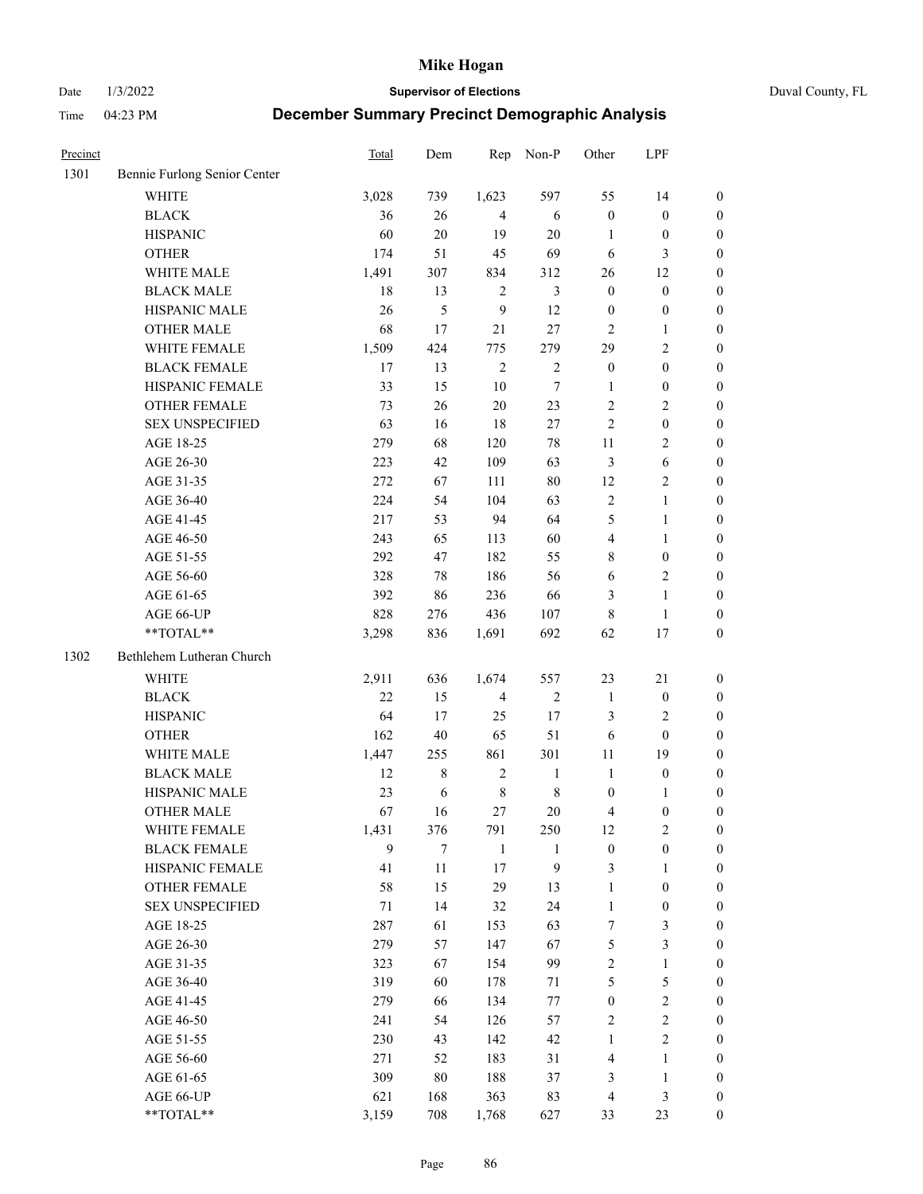# Mike Hogan

Date 1/3/2022 | **Supervisor of Elections** | Duval County, FL

Time 04:23 PM | **December Summary Precinct Demographic Analysis**

| Precinct | | Total | Dem | Rep | Non-P | Other | LPF | |
|---|---|---|---|---|---|---|---|---|
| 1301 | Bennie Furlong Senior Center | | | | | | | |
| | WHITE | 3,028 | 739 | 1,623 | 597 | 55 | 14 | 0 |
| | BLACK | 36 | 26 | 4 | 6 | 0 | 0 | 0 |
| | HISPANIC | 60 | 20 | 19 | 20 | 1 | 0 | 0 |
| | OTHER | 174 | 51 | 45 | 69 | 6 | 3 | 0 |
| | WHITE MALE | 1,491 | 307 | 834 | 312 | 26 | 12 | 0 |
| | BLACK MALE | 18 | 13 | 2 | 3 | 0 | 0 | 0 |
| | HISPANIC MALE | 26 | 5 | 9 | 12 | 0 | 0 | 0 |
| | OTHER MALE | 68 | 17 | 21 | 27 | 2 | 1 | 0 |
| | WHITE FEMALE | 1,509 | 424 | 775 | 279 | 29 | 2 | 0 |
| | BLACK FEMALE | 17 | 13 | 2 | 2 | 0 | 0 | 0 |
| | HISPANIC FEMALE | 33 | 15 | 10 | 7 | 1 | 0 | 0 |
| | OTHER FEMALE | 73 | 26 | 20 | 23 | 2 | 2 | 0 |
| | SEX UNSPECIFIED | 63 | 16 | 18 | 27 | 2 | 0 | 0 |
| | AGE 18-25 | 279 | 68 | 120 | 78 | 11 | 2 | 0 |
| | AGE 26-30 | 223 | 42 | 109 | 63 | 3 | 6 | 0 |
| | AGE 31-35 | 272 | 67 | 111 | 80 | 12 | 2 | 0 |
| | AGE 36-40 | 224 | 54 | 104 | 63 | 2 | 1 | 0 |
| | AGE 41-45 | 217 | 53 | 94 | 64 | 5 | 1 | 0 |
| | AGE 46-50 | 243 | 65 | 113 | 60 | 4 | 1 | 0 |
| | AGE 51-55 | 292 | 47 | 182 | 55 | 8 | 0 | 0 |
| | AGE 56-60 | 328 | 78 | 186 | 56 | 6 | 2 | 0 |
| | AGE 61-65 | 392 | 86 | 236 | 66 | 3 | 1 | 0 |
| | AGE 66-UP | 828 | 276 | 436 | 107 | 8 | 1 | 0 |
| | **TOTAL** | 3,298 | 836 | 1,691 | 692 | 62 | 17 | 0 |
| 1302 | Bethlehem Lutheran Church | | | | | | | |
| | WHITE | 2,911 | 636 | 1,674 | 557 | 23 | 21 | 0 |
| | BLACK | 22 | 15 | 4 | 2 | 1 | 0 | 0 |
| | HISPANIC | 64 | 17 | 25 | 17 | 3 | 2 | 0 |
| | OTHER | 162 | 40 | 65 | 51 | 6 | 0 | 0 |
| | WHITE MALE | 1,447 | 255 | 861 | 301 | 11 | 19 | 0 |
| | BLACK MALE | 12 | 8 | 2 | 1 | 1 | 0 | 0 |
| | HISPANIC MALE | 23 | 6 | 8 | 8 | 0 | 1 | 0 |
| | OTHER MALE | 67 | 16 | 27 | 20 | 4 | 0 | 0 |
| | WHITE FEMALE | 1,431 | 376 | 791 | 250 | 12 | 2 | 0 |
| | BLACK FEMALE | 9 | 7 | 1 | 1 | 0 | 0 | 0 |
| | HISPANIC FEMALE | 41 | 11 | 17 | 9 | 3 | 1 | 0 |
| | OTHER FEMALE | 58 | 15 | 29 | 13 | 1 | 0 | 0 |
| | SEX UNSPECIFIED | 71 | 14 | 32 | 24 | 1 | 0 | 0 |
| | AGE 18-25 | 287 | 61 | 153 | 63 | 7 | 3 | 0 |
| | AGE 26-30 | 279 | 57 | 147 | 67 | 5 | 3 | 0 |
| | AGE 31-35 | 323 | 67 | 154 | 99 | 2 | 1 | 0 |
| | AGE 36-40 | 319 | 60 | 178 | 71 | 5 | 5 | 0 |
| | AGE 41-45 | 279 | 66 | 134 | 77 | 0 | 2 | 0 |
| | AGE 46-50 | 241 | 54 | 126 | 57 | 2 | 2 | 0 |
| | AGE 51-55 | 230 | 43 | 142 | 42 | 1 | 2 | 0 |
| | AGE 56-60 | 271 | 52 | 183 | 31 | 4 | 1 | 0 |
| | AGE 61-65 | 309 | 80 | 188 | 37 | 3 | 1 | 0 |
| | AGE 66-UP | 621 | 168 | 363 | 83 | 4 | 3 | 0 |
| | **TOTAL** | 3,159 | 708 | 1,768 | 627 | 33 | 23 | 0 |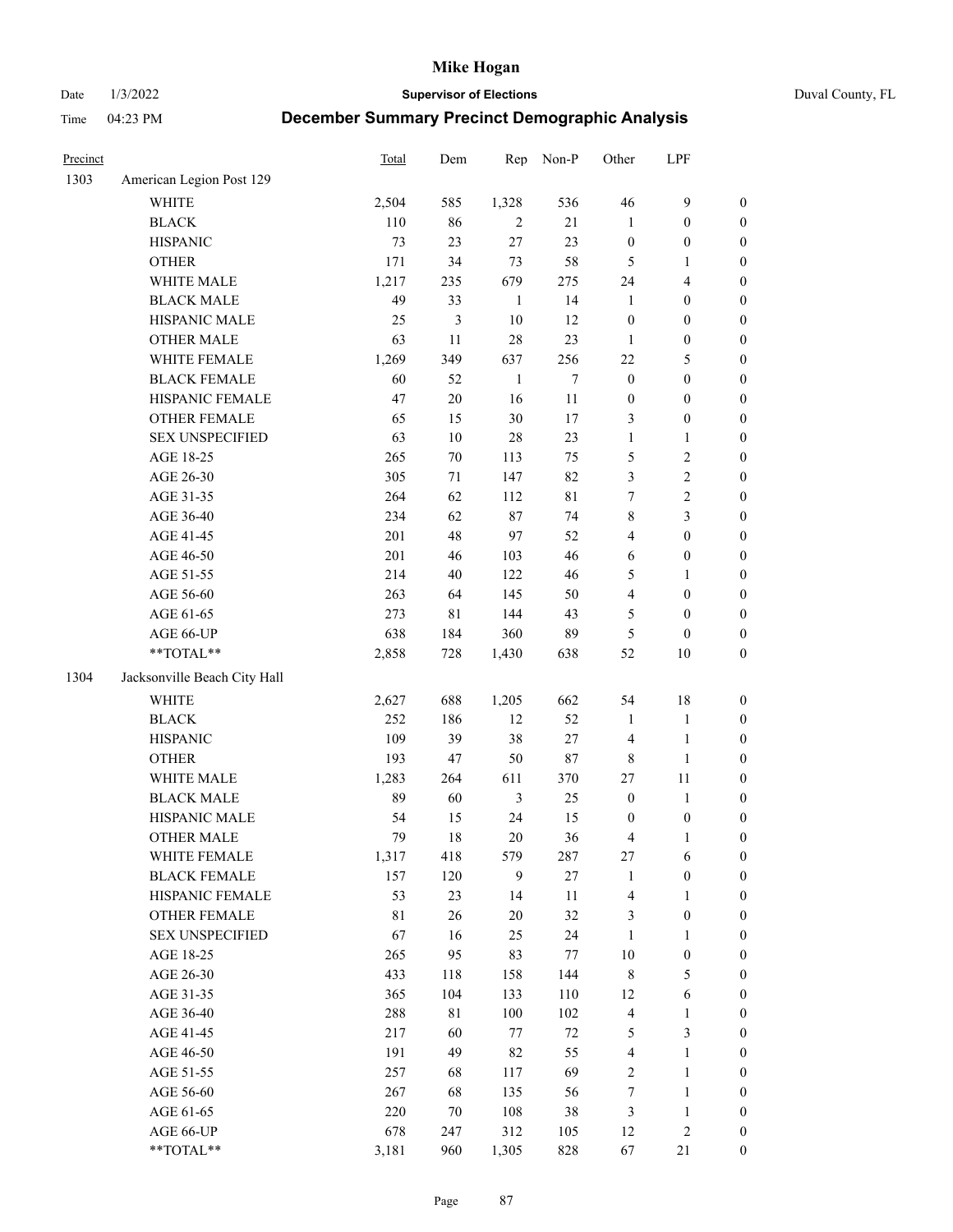# Mike Hogan

Date 1/3/2022 **Supervisor of Elections** Duval County, FL

Time 04:23 PM **December Summary Precinct Demographic Analysis**

| Precinct | | Total | Dem | Rep | Non-P | Other | LPF | |
|---|---|---|---|---|---|---|---|---|
| 1303 | American Legion Post 129 | | | | | | | |
| | WHITE | 2,504 | 585 | 1,328 | 536 | 46 | 9 | 0 |
| | BLACK | 110 | 86 | 2 | 21 | 1 | 0 | 0 |
| | HISPANIC | 73 | 23 | 27 | 23 | 0 | 0 | 0 |
| | OTHER | 171 | 34 | 73 | 58 | 5 | 1 | 0 |
| | WHITE MALE | 1,217 | 235 | 679 | 275 | 24 | 4 | 0 |
| | BLACK MALE | 49 | 33 | 1 | 14 | 1 | 0 | 0 |
| | HISPANIC MALE | 25 | 3 | 10 | 12 | 0 | 0 | 0 |
| | OTHER MALE | 63 | 11 | 28 | 23 | 1 | 0 | 0 |
| | WHITE FEMALE | 1,269 | 349 | 637 | 256 | 22 | 5 | 0 |
| | BLACK FEMALE | 60 | 52 | 1 | 7 | 0 | 0 | 0 |
| | HISPANIC FEMALE | 47 | 20 | 16 | 11 | 0 | 0 | 0 |
| | OTHER FEMALE | 65 | 15 | 30 | 17 | 3 | 0 | 0 |
| | SEX UNSPECIFIED | 63 | 10 | 28 | 23 | 1 | 1 | 0 |
| | AGE 18-25 | 265 | 70 | 113 | 75 | 5 | 2 | 0 |
| | AGE 26-30 | 305 | 71 | 147 | 82 | 3 | 2 | 0 |
| | AGE 31-35 | 264 | 62 | 112 | 81 | 7 | 2 | 0 |
| | AGE 36-40 | 234 | 62 | 87 | 74 | 8 | 3 | 0 |
| | AGE 41-45 | 201 | 48 | 97 | 52 | 4 | 0 | 0 |
| | AGE 46-50 | 201 | 46 | 103 | 46 | 6 | 0 | 0 |
| | AGE 51-55 | 214 | 40 | 122 | 46 | 5 | 1 | 0 |
| | AGE 56-60 | 263 | 64 | 145 | 50 | 4 | 0 | 0 |
| | AGE 61-65 | 273 | 81 | 144 | 43 | 5 | 0 | 0 |
| | AGE 66-UP | 638 | 184 | 360 | 89 | 5 | 0 | 0 |
| | **TOTAL** | 2,858 | 728 | 1,430 | 638 | 52 | 10 | 0 |
| 1304 | Jacksonville Beach City Hall | | | | | | | |
| | WHITE | 2,627 | 688 | 1,205 | 662 | 54 | 18 | 0 |
| | BLACK | 252 | 186 | 12 | 52 | 1 | 1 | 0 |
| | HISPANIC | 109 | 39 | 38 | 27 | 4 | 1 | 0 |
| | OTHER | 193 | 47 | 50 | 87 | 8 | 1 | 0 |
| | WHITE MALE | 1,283 | 264 | 611 | 370 | 27 | 11 | 0 |
| | BLACK MALE | 89 | 60 | 3 | 25 | 0 | 1 | 0 |
| | HISPANIC MALE | 54 | 15 | 24 | 15 | 0 | 0 | 0 |
| | OTHER MALE | 79 | 18 | 20 | 36 | 4 | 1 | 0 |
| | WHITE FEMALE | 1,317 | 418 | 579 | 287 | 27 | 6 | 0 |
| | BLACK FEMALE | 157 | 120 | 9 | 27 | 1 | 0 | 0 |
| | HISPANIC FEMALE | 53 | 23 | 14 | 11 | 4 | 1 | 0 |
| | OTHER FEMALE | 81 | 26 | 20 | 32 | 3 | 0 | 0 |
| | SEX UNSPECIFIED | 67 | 16 | 25 | 24 | 1 | 1 | 0 |
| | AGE 18-25 | 265 | 95 | 83 | 77 | 10 | 0 | 0 |
| | AGE 26-30 | 433 | 118 | 158 | 144 | 8 | 5 | 0 |
| | AGE 31-35 | 365 | 104 | 133 | 110 | 12 | 6 | 0 |
| | AGE 36-40 | 288 | 81 | 100 | 102 | 4 | 1 | 0 |
| | AGE 41-45 | 217 | 60 | 77 | 72 | 5 | 3 | 0 |
| | AGE 46-50 | 191 | 49 | 82 | 55 | 4 | 1 | 0 |
| | AGE 51-55 | 257 | 68 | 117 | 69 | 2 | 1 | 0 |
| | AGE 56-60 | 267 | 68 | 135 | 56 | 7 | 1 | 0 |
| | AGE 61-65 | 220 | 70 | 108 | 38 | 3 | 1 | 0 |
| | AGE 66-UP | 678 | 247 | 312 | 105 | 12 | 2 | 0 |
| | **TOTAL** | 3,181 | 960 | 1,305 | 828 | 67 | 21 | 0 |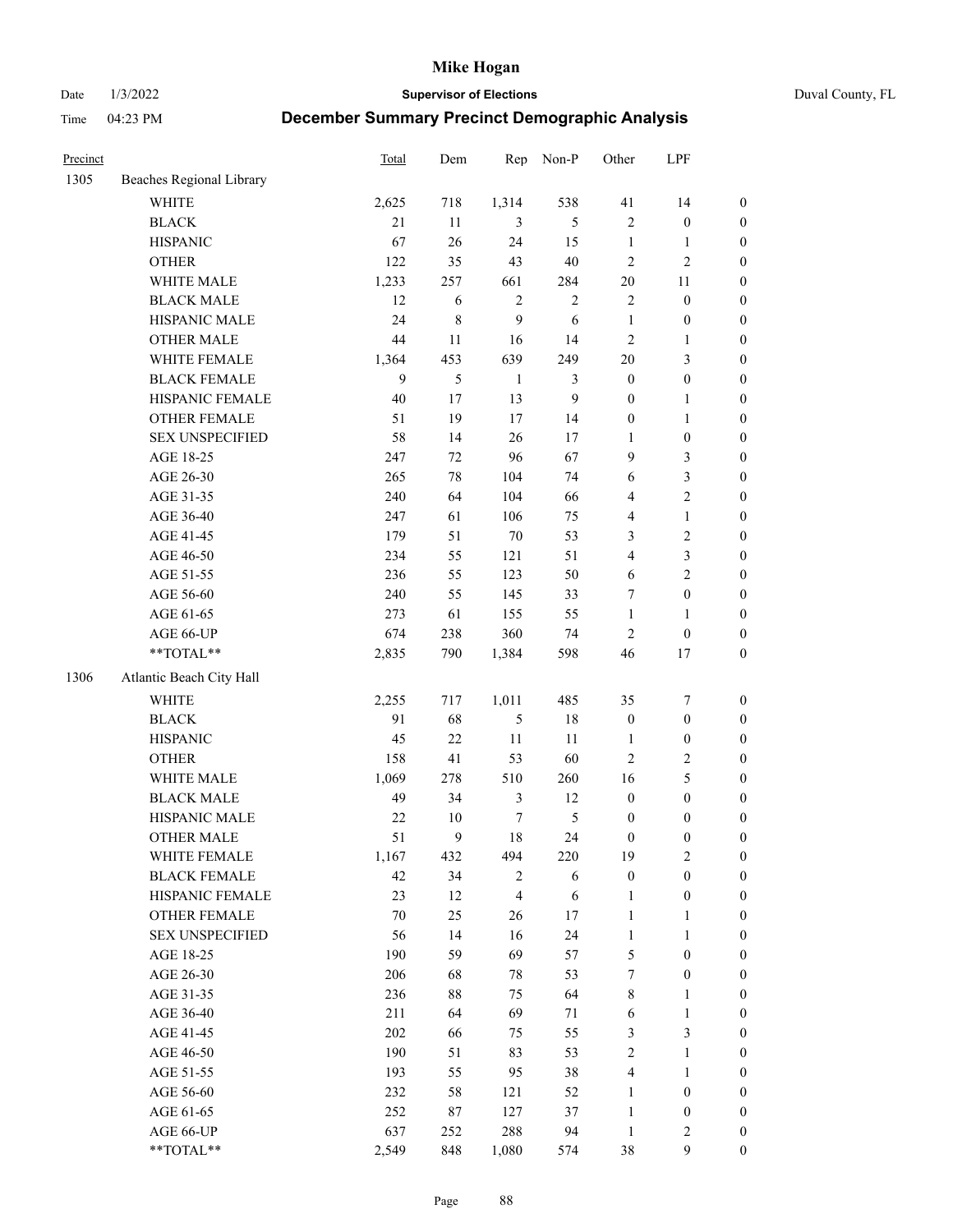# Mike Hogan

Date 1/3/2022 | **Supervisor of Elections** | Duval County, FL

Time 04:23 PM | **December Summary Precinct Demographic Analysis**

| Precinct | | Total | Dem | Rep | Non-P | Other | LPF | |
|---|---|---|---|---|---|---|---|---|
| 1305 | Beaches Regional Library | | | | | | | |
| | WHITE | 2,625 | 718 | 1,314 | 538 | 41 | 14 | 0 |
| | BLACK | 21 | 11 | 3 | 5 | 2 | 0 | 0 |
| | HISPANIC | 67 | 26 | 24 | 15 | 1 | 1 | 0 |
| | OTHER | 122 | 35 | 43 | 40 | 2 | 2 | 0 |
| | WHITE MALE | 1,233 | 257 | 661 | 284 | 20 | 11 | 0 |
| | BLACK MALE | 12 | 6 | 2 | 2 | 2 | 0 | 0 |
| | HISPANIC MALE | 24 | 8 | 9 | 6 | 1 | 0 | 0 |
| | OTHER MALE | 44 | 11 | 16 | 14 | 2 | 1 | 0 |
| | WHITE FEMALE | 1,364 | 453 | 639 | 249 | 20 | 3 | 0 |
| | BLACK FEMALE | 9 | 5 | 1 | 3 | 0 | 0 | 0 |
| | HISPANIC FEMALE | 40 | 17 | 13 | 9 | 0 | 1 | 0 |
| | OTHER FEMALE | 51 | 19 | 17 | 14 | 0 | 1 | 0 |
| | SEX UNSPECIFIED | 58 | 14 | 26 | 17 | 1 | 0 | 0 |
| | AGE 18-25 | 247 | 72 | 96 | 67 | 9 | 3 | 0 |
| | AGE 26-30 | 265 | 78 | 104 | 74 | 6 | 3 | 0 |
| | AGE 31-35 | 240 | 64 | 104 | 66 | 4 | 2 | 0 |
| | AGE 36-40 | 247 | 61 | 106 | 75 | 4 | 1 | 0 |
| | AGE 41-45 | 179 | 51 | 70 | 53 | 3 | 2 | 0 |
| | AGE 46-50 | 234 | 55 | 121 | 51 | 4 | 3 | 0 |
| | AGE 51-55 | 236 | 55 | 123 | 50 | 6 | 2 | 0 |
| | AGE 56-60 | 240 | 55 | 145 | 33 | 7 | 0 | 0 |
| | AGE 61-65 | 273 | 61 | 155 | 55 | 1 | 1 | 0 |
| | AGE 66-UP | 674 | 238 | 360 | 74 | 2 | 0 | 0 |
| | **TOTAL** | 2,835 | 790 | 1,384 | 598 | 46 | 17 | 0 |
| 1306 | Atlantic Beach City Hall | | | | | | | |
| | WHITE | 2,255 | 717 | 1,011 | 485 | 35 | 7 | 0 |
| | BLACK | 91 | 68 | 5 | 18 | 0 | 0 | 0 |
| | HISPANIC | 45 | 22 | 11 | 11 | 1 | 0 | 0 |
| | OTHER | 158 | 41 | 53 | 60 | 2 | 2 | 0 |
| | WHITE MALE | 1,069 | 278 | 510 | 260 | 16 | 5 | 0 |
| | BLACK MALE | 49 | 34 | 3 | 12 | 0 | 0 | 0 |
| | HISPANIC MALE | 22 | 10 | 7 | 5 | 0 | 0 | 0 |
| | OTHER MALE | 51 | 9 | 18 | 24 | 0 | 0 | 0 |
| | WHITE FEMALE | 1,167 | 432 | 494 | 220 | 19 | 2 | 0 |
| | BLACK FEMALE | 42 | 34 | 2 | 6 | 0 | 0 | 0 |
| | HISPANIC FEMALE | 23 | 12 | 4 | 6 | 1 | 0 | 0 |
| | OTHER FEMALE | 70 | 25 | 26 | 17 | 1 | 1 | 0 |
| | SEX UNSPECIFIED | 56 | 14 | 16 | 24 | 1 | 1 | 0 |
| | AGE 18-25 | 190 | 59 | 69 | 57 | 5 | 0 | 0 |
| | AGE 26-30 | 206 | 68 | 78 | 53 | 7 | 0 | 0 |
| | AGE 31-35 | 236 | 88 | 75 | 64 | 8 | 1 | 0 |
| | AGE 36-40 | 211 | 64 | 69 | 71 | 6 | 1 | 0 |
| | AGE 41-45 | 202 | 66 | 75 | 55 | 3 | 3 | 0 |
| | AGE 46-50 | 190 | 51 | 83 | 53 | 2 | 1 | 0 |
| | AGE 51-55 | 193 | 55 | 95 | 38 | 4 | 1 | 0 |
| | AGE 56-60 | 232 | 58 | 121 | 52 | 1 | 0 | 0 |
| | AGE 61-65 | 252 | 87 | 127 | 37 | 1 | 0 | 0 |
| | AGE 66-UP | 637 | 252 | 288 | 94 | 1 | 2 | 0 |
| | **TOTAL** | 2,549 | 848 | 1,080 | 574 | 38 | 9 | 0 |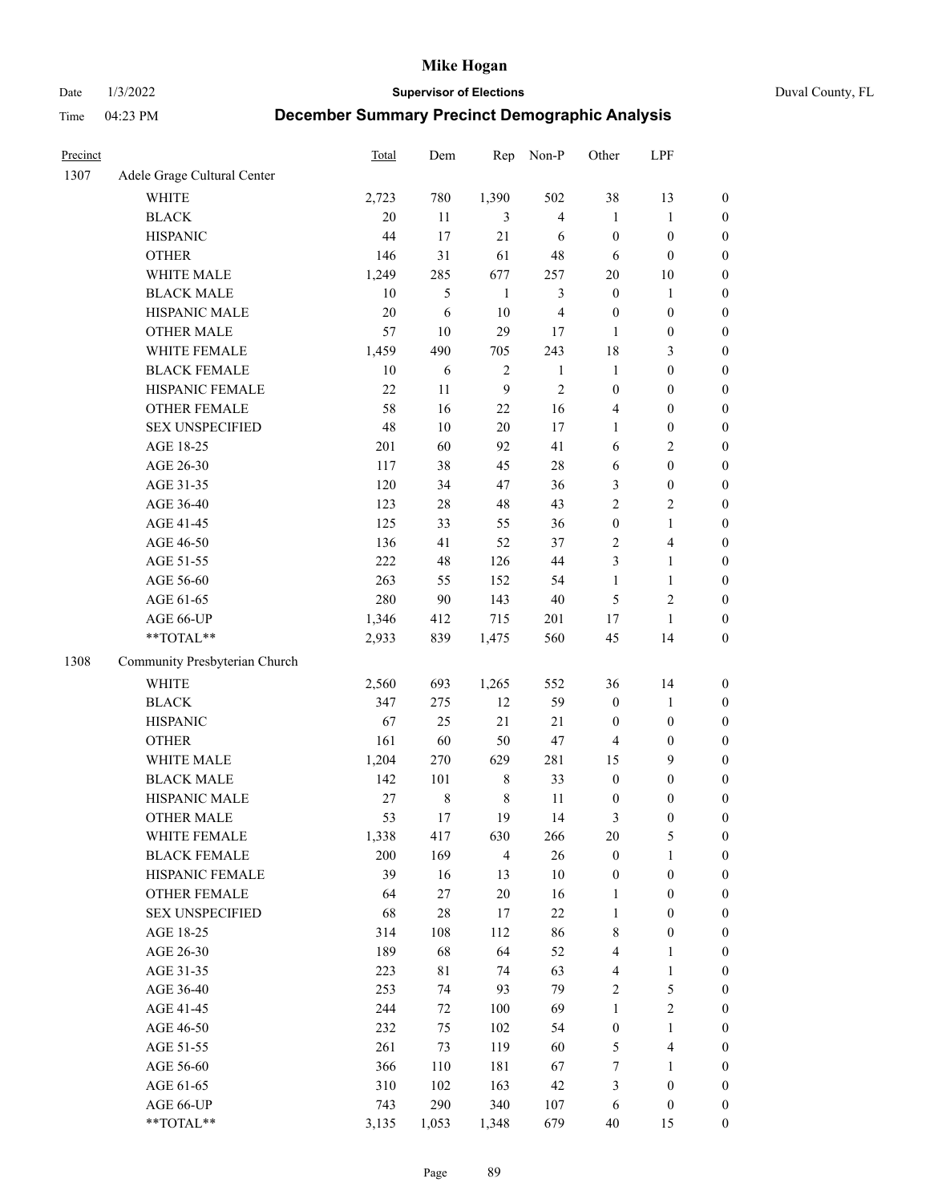| Precinct | | Total | Dem | Rep | Non-P | Other | LPF | |
|---|---|---|---|---|---|---|---|---|
| 1307 | Adele Grage Cultural Center | | | | | | | |
| | WHITE | 2,723 | 780 | 1,390 | 502 | 38 | 13 | 0 |
| | BLACK | 20 | 11 | 3 | 4 | 1 | 1 | 0 |
| | HISPANIC | 44 | 17 | 21 | 6 | 0 | 0 | 0 |
| | OTHER | 146 | 31 | 61 | 48 | 6 | 0 | 0 |
| | WHITE MALE | 1,249 | 285 | 677 | 257 | 20 | 10 | 0 |
| | BLACK MALE | 10 | 5 | 1 | 3 | 0 | 1 | 0 |
| | HISPANIC MALE | 20 | 6 | 10 | 4 | 0 | 0 | 0 |
| | OTHER MALE | 57 | 10 | 29 | 17 | 1 | 0 | 0 |
| | WHITE FEMALE | 1,459 | 490 | 705 | 243 | 18 | 3 | 0 |
| | BLACK FEMALE | 10 | 6 | 2 | 1 | 1 | 0 | 0 |
| | HISPANIC FEMALE | 22 | 11 | 9 | 2 | 0 | 0 | 0 |
| | OTHER FEMALE | 58 | 16 | 22 | 16 | 4 | 0 | 0 |
| | SEX UNSPECIFIED | 48 | 10 | 20 | 17 | 1 | 0 | 0 |
| | AGE 18-25 | 201 | 60 | 92 | 41 | 6 | 2 | 0 |
| | AGE 26-30 | 117 | 38 | 45 | 28 | 6 | 0 | 0 |
| | AGE 31-35 | 120 | 34 | 47 | 36 | 3 | 0 | 0 |
| | AGE 36-40 | 123 | 28 | 48 | 43 | 2 | 2 | 0 |
| | AGE 41-45 | 125 | 33 | 55 | 36 | 0 | 1 | 0 |
| | AGE 46-50 | 136 | 41 | 52 | 37 | 2 | 4 | 0 |
| | AGE 51-55 | 222 | 48 | 126 | 44 | 3 | 1 | 0 |
| | AGE 56-60 | 263 | 55 | 152 | 54 | 1 | 1 | 0 |
| | AGE 61-65 | 280 | 90 | 143 | 40 | 5 | 2 | 0 |
| | AGE 66-UP | 1,346 | 412 | 715 | 201 | 17 | 1 | 0 |
| | **TOTAL** | 2,933 | 839 | 1,475 | 560 | 45 | 14 | 0 |
| 1308 | Community Presbyterian Church | | | | | | | |
| | WHITE | 2,560 | 693 | 1,265 | 552 | 36 | 14 | 0 |
| | BLACK | 347 | 275 | 12 | 59 | 0 | 1 | 0 |
| | HISPANIC | 67 | 25 | 21 | 21 | 0 | 0 | 0 |
| | OTHER | 161 | 60 | 50 | 47 | 4 | 0 | 0 |
| | WHITE MALE | 1,204 | 270 | 629 | 281 | 15 | 9 | 0 |
| | BLACK MALE | 142 | 101 | 8 | 33 | 0 | 0 | 0 |
| | HISPANIC MALE | 27 | 8 | 8 | 11 | 0 | 0 | 0 |
| | OTHER MALE | 53 | 17 | 19 | 14 | 3 | 0 | 0 |
| | WHITE FEMALE | 1,338 | 417 | 630 | 266 | 20 | 5 | 0 |
| | BLACK FEMALE | 200 | 169 | 4 | 26 | 0 | 1 | 0 |
| | HISPANIC FEMALE | 39 | 16 | 13 | 10 | 0 | 0 | 0 |
| | OTHER FEMALE | 64 | 27 | 20 | 16 | 1 | 0 | 0 |
| | SEX UNSPECIFIED | 68 | 28 | 17 | 22 | 1 | 0 | 0 |
| | AGE 18-25 | 314 | 108 | 112 | 86 | 8 | 0 | 0 |
| | AGE 26-30 | 189 | 68 | 64 | 52 | 4 | 1 | 0 |
| | AGE 31-35 | 223 | 81 | 74 | 63 | 4 | 1 | 0 |
| | AGE 36-40 | 253 | 74 | 93 | 79 | 2 | 5 | 0 |
| | AGE 41-45 | 244 | 72 | 100 | 69 | 1 | 2 | 0 |
| | AGE 46-50 | 232 | 75 | 102 | 54 | 0 | 1 | 0 |
| | AGE 51-55 | 261 | 73 | 119 | 60 | 5 | 4 | 0 |
| | AGE 56-60 | 366 | 110 | 181 | 67 | 7 | 1 | 0 |
| | AGE 61-65 | 310 | 102 | 163 | 42 | 3 | 0 | 0 |
| | AGE 66-UP | 743 | 290 | 340 | 107 | 6 | 0 | 0 |
| | **TOTAL** | 3,135 | 1,053 | 1,348 | 679 | 40 | 15 | 0 |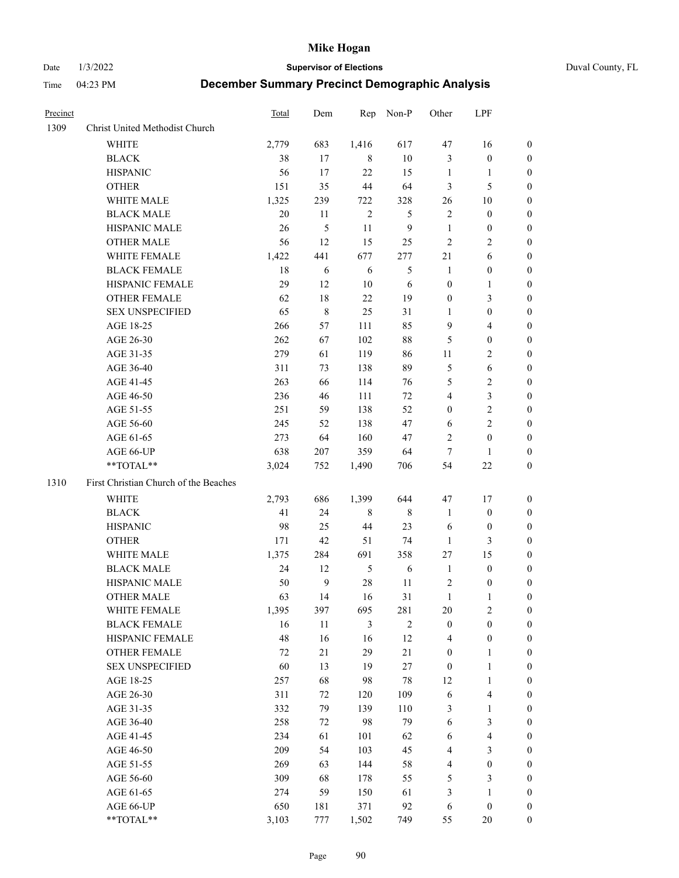# Mike Hogan

Date 1/3/2022 **Supervisor of Elections** Duval County, FL

Time 04:23 PM **December Summary Precinct Demographic Analysis**

| Precinct | | Total | Dem | Rep | Non-P | Other | LPF | |
|---|---|---|---|---|---|---|---|---|
| 1309 | Christ United Methodist Church | | | | | | | |
| | WHITE | 2,779 | 683 | 1,416 | 617 | 47 | 16 | 0 |
| | BLACK | 38 | 17 | 8 | 10 | 3 | 0 | 0 |
| | HISPANIC | 56 | 17 | 22 | 15 | 1 | 1 | 0 |
| | OTHER | 151 | 35 | 44 | 64 | 3 | 5 | 0 |
| | WHITE MALE | 1,325 | 239 | 722 | 328 | 26 | 10 | 0 |
| | BLACK MALE | 20 | 11 | 2 | 5 | 2 | 0 | 0 |
| | HISPANIC MALE | 26 | 5 | 11 | 9 | 1 | 0 | 0 |
| | OTHER MALE | 56 | 12 | 15 | 25 | 2 | 2 | 0 |
| | WHITE FEMALE | 1,422 | 441 | 677 | 277 | 21 | 6 | 0 |
| | BLACK FEMALE | 18 | 6 | 6 | 5 | 1 | 0 | 0 |
| | HISPANIC FEMALE | 29 | 12 | 10 | 6 | 0 | 1 | 0 |
| | OTHER FEMALE | 62 | 18 | 22 | 19 | 0 | 3 | 0 |
| | SEX UNSPECIFIED | 65 | 8 | 25 | 31 | 1 | 0 | 0 |
| | AGE 18-25 | 266 | 57 | 111 | 85 | 9 | 4 | 0 |
| | AGE 26-30 | 262 | 67 | 102 | 88 | 5 | 0 | 0 |
| | AGE 31-35 | 279 | 61 | 119 | 86 | 11 | 2 | 0 |
| | AGE 36-40 | 311 | 73 | 138 | 89 | 5 | 6 | 0 |
| | AGE 41-45 | 263 | 66 | 114 | 76 | 5 | 2 | 0 |
| | AGE 46-50 | 236 | 46 | 111 | 72 | 4 | 3 | 0 |
| | AGE 51-55 | 251 | 59 | 138 | 52 | 0 | 2 | 0 |
| | AGE 56-60 | 245 | 52 | 138 | 47 | 6 | 2 | 0 |
| | AGE 61-65 | 273 | 64 | 160 | 47 | 2 | 0 | 0 |
| | AGE 66-UP | 638 | 207 | 359 | 64 | 7 | 1 | 0 |
| | **TOTAL** | 3,024 | 752 | 1,490 | 706 | 54 | 22 | 0 |
| 1310 | First Christian Church of the Beaches | | | | | | | |
| | WHITE | 2,793 | 686 | 1,399 | 644 | 47 | 17 | 0 |
| | BLACK | 41 | 24 | 8 | 8 | 1 | 0 | 0 |
| | HISPANIC | 98 | 25 | 44 | 23 | 6 | 0 | 0 |
| | OTHER | 171 | 42 | 51 | 74 | 1 | 3 | 0 |
| | WHITE MALE | 1,375 | 284 | 691 | 358 | 27 | 15 | 0 |
| | BLACK MALE | 24 | 12 | 5 | 6 | 1 | 0 | 0 |
| | HISPANIC MALE | 50 | 9 | 28 | 11 | 2 | 0 | 0 |
| | OTHER MALE | 63 | 14 | 16 | 31 | 1 | 1 | 0 |
| | WHITE FEMALE | 1,395 | 397 | 695 | 281 | 20 | 2 | 0 |
| | BLACK FEMALE | 16 | 11 | 3 | 2 | 0 | 0 | 0 |
| | HISPANIC FEMALE | 48 | 16 | 16 | 12 | 4 | 0 | 0 |
| | OTHER FEMALE | 72 | 21 | 29 | 21 | 0 | 1 | 0 |
| | SEX UNSPECIFIED | 60 | 13 | 19 | 27 | 0 | 1 | 0 |
| | AGE 18-25 | 257 | 68 | 98 | 78 | 12 | 1 | 0 |
| | AGE 26-30 | 311 | 72 | 120 | 109 | 6 | 4 | 0 |
| | AGE 31-35 | 332 | 79 | 139 | 110 | 3 | 1 | 0 |
| | AGE 36-40 | 258 | 72 | 98 | 79 | 6 | 3 | 0 |
| | AGE 41-45 | 234 | 61 | 101 | 62 | 6 | 4 | 0 |
| | AGE 46-50 | 209 | 54 | 103 | 45 | 4 | 3 | 0 |
| | AGE 51-55 | 269 | 63 | 144 | 58 | 4 | 0 | 0 |
| | AGE 56-60 | 309 | 68 | 178 | 55 | 5 | 3 | 0 |
| | AGE 61-65 | 274 | 59 | 150 | 61 | 3 | 1 | 0 |
| | AGE 66-UP | 650 | 181 | 371 | 92 | 6 | 0 | 0 |
| | **TOTAL** | 3,103 | 777 | 1,502 | 749 | 55 | 20 | 0 |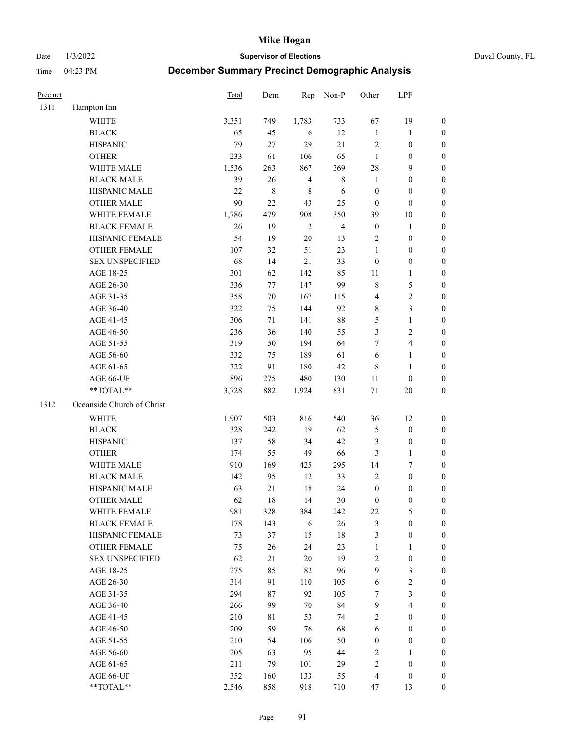# Mike Hogan

Date 1/3/2022 **Supervisor of Elections** Duval County, FL

Time 04:23 PM **December Summary Precinct Demographic Analysis**

| Precinct | | Total | Dem | Rep | Non-P | Other | LPF | |
|---|---|---|---|---|---|---|---|---|
| 1311 | Hampton Inn | | | | | | | |
| | WHITE | 3,351 | 749 | 1,783 | 733 | 67 | 19 | 0 |
| | BLACK | 65 | 45 | 6 | 12 | 1 | 1 | 0 |
| | HISPANIC | 79 | 27 | 29 | 21 | 2 | 0 | 0 |
| | OTHER | 233 | 61 | 106 | 65 | 1 | 0 | 0 |
| | WHITE MALE | 1,536 | 263 | 867 | 369 | 28 | 9 | 0 |
| | BLACK MALE | 39 | 26 | 4 | 8 | 1 | 0 | 0 |
| | HISPANIC MALE | 22 | 8 | 8 | 6 | 0 | 0 | 0 |
| | OTHER MALE | 90 | 22 | 43 | 25 | 0 | 0 | 0 |
| | WHITE FEMALE | 1,786 | 479 | 908 | 350 | 39 | 10 | 0 |
| | BLACK FEMALE | 26 | 19 | 2 | 4 | 0 | 1 | 0 |
| | HISPANIC FEMALE | 54 | 19 | 20 | 13 | 2 | 0 | 0 |
| | OTHER FEMALE | 107 | 32 | 51 | 23 | 1 | 0 | 0 |
| | SEX UNSPECIFIED | 68 | 14 | 21 | 33 | 0 | 0 | 0 |
| | AGE 18-25 | 301 | 62 | 142 | 85 | 11 | 1 | 0 |
| | AGE 26-30 | 336 | 77 | 147 | 99 | 8 | 5 | 0 |
| | AGE 31-35 | 358 | 70 | 167 | 115 | 4 | 2 | 0 |
| | AGE 36-40 | 322 | 75 | 144 | 92 | 8 | 3 | 0 |
| | AGE 41-45 | 306 | 71 | 141 | 88 | 5 | 1 | 0 |
| | AGE 46-50 | 236 | 36 | 140 | 55 | 3 | 2 | 0 |
| | AGE 51-55 | 319 | 50 | 194 | 64 | 7 | 4 | 0 |
| | AGE 56-60 | 332 | 75 | 189 | 61 | 6 | 1 | 0 |
| | AGE 61-65 | 322 | 91 | 180 | 42 | 8 | 1 | 0 |
| | AGE 66-UP | 896 | 275 | 480 | 130 | 11 | 0 | 0 |
| | **TOTAL** | 3,728 | 882 | 1,924 | 831 | 71 | 20 | 0 |
| 1312 | Oceanside Church of Christ | | | | | | | |
| | WHITE | 1,907 | 503 | 816 | 540 | 36 | 12 | 0 |
| | BLACK | 328 | 242 | 19 | 62 | 5 | 0 | 0 |
| | HISPANIC | 137 | 58 | 34 | 42 | 3 | 0 | 0 |
| | OTHER | 174 | 55 | 49 | 66 | 3 | 1 | 0 |
| | WHITE MALE | 910 | 169 | 425 | 295 | 14 | 7 | 0 |
| | BLACK MALE | 142 | 95 | 12 | 33 | 2 | 0 | 0 |
| | HISPANIC MALE | 63 | 21 | 18 | 24 | 0 | 0 | 0 |
| | OTHER MALE | 62 | 18 | 14 | 30 | 0 | 0 | 0 |
| | WHITE FEMALE | 981 | 328 | 384 | 242 | 22 | 5 | 0 |
| | BLACK FEMALE | 178 | 143 | 6 | 26 | 3 | 0 | 0 |
| | HISPANIC FEMALE | 73 | 37 | 15 | 18 | 3 | 0 | 0 |
| | OTHER FEMALE | 75 | 26 | 24 | 23 | 1 | 1 | 0 |
| | SEX UNSPECIFIED | 62 | 21 | 20 | 19 | 2 | 0 | 0 |
| | AGE 18-25 | 275 | 85 | 82 | 96 | 9 | 3 | 0 |
| | AGE 26-30 | 314 | 91 | 110 | 105 | 6 | 2 | 0 |
| | AGE 31-35 | 294 | 87 | 92 | 105 | 7 | 3 | 0 |
| | AGE 36-40 | 266 | 99 | 70 | 84 | 9 | 4 | 0 |
| | AGE 41-45 | 210 | 81 | 53 | 74 | 2 | 0 | 0 |
| | AGE 46-50 | 209 | 59 | 76 | 68 | 6 | 0 | 0 |
| | AGE 51-55 | 210 | 54 | 106 | 50 | 0 | 0 | 0 |
| | AGE 56-60 | 205 | 63 | 95 | 44 | 2 | 1 | 0 |
| | AGE 61-65 | 211 | 79 | 101 | 29 | 2 | 0 | 0 |
| | AGE 66-UP | 352 | 160 | 133 | 55 | 4 | 0 | 0 |
| | **TOTAL** | 2,546 | 858 | 918 | 710 | 47 | 13 | 0 |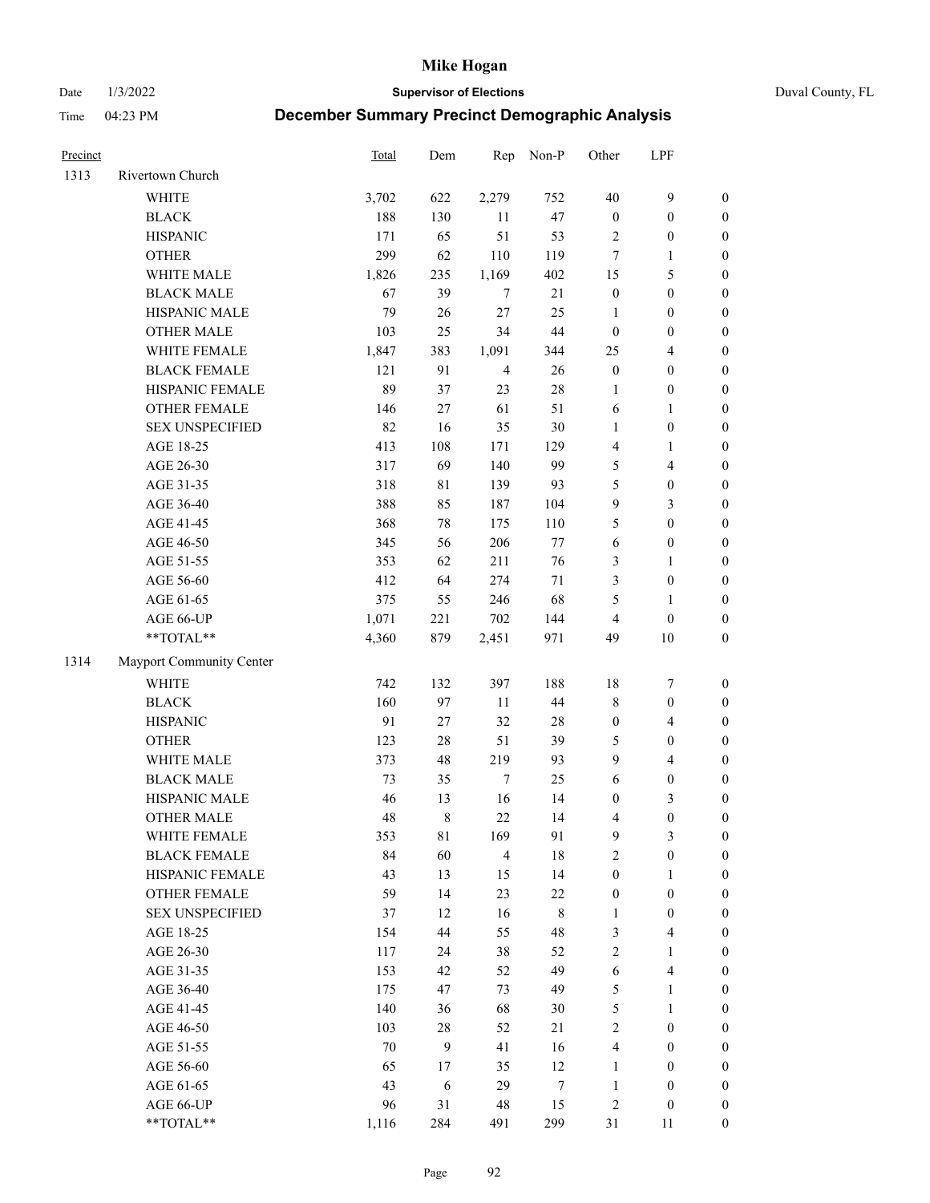| Precinct | | Total | Dem | Rep | Non-P | Other | LPF | |
|---|---|---|---|---|---|---|---|---|
| 1313 | Rivertown Church | | | | | | | |
| | WHITE | 3,702 | 622 | 2,279 | 752 | 40 | 9 | 0 |
| | BLACK | 188 | 130 | 11 | 47 | 0 | 0 | 0 |
| | HISPANIC | 171 | 65 | 51 | 53 | 2 | 0 | 0 |
| | OTHER | 299 | 62 | 110 | 119 | 7 | 1 | 0 |
| | WHITE MALE | 1,826 | 235 | 1,169 | 402 | 15 | 5 | 0 |
| | BLACK MALE | 67 | 39 | 7 | 21 | 0 | 0 | 0 |
| | HISPANIC MALE | 79 | 26 | 27 | 25 | 1 | 0 | 0 |
| | OTHER MALE | 103 | 25 | 34 | 44 | 0 | 0 | 0 |
| | WHITE FEMALE | 1,847 | 383 | 1,091 | 344 | 25 | 4 | 0 |
| | BLACK FEMALE | 121 | 91 | 4 | 26 | 0 | 0 | 0 |
| | HISPANIC FEMALE | 89 | 37 | 23 | 28 | 1 | 0 | 0 |
| | OTHER FEMALE | 146 | 27 | 61 | 51 | 6 | 1 | 0 |
| | SEX UNSPECIFIED | 82 | 16 | 35 | 30 | 1 | 0 | 0 |
| | AGE 18-25 | 413 | 108 | 171 | 129 | 4 | 1 | 0 |
| | AGE 26-30 | 317 | 69 | 140 | 99 | 5 | 4 | 0 |
| | AGE 31-35 | 318 | 81 | 139 | 93 | 5 | 0 | 0 |
| | AGE 36-40 | 388 | 85 | 187 | 104 | 9 | 3 | 0 |
| | AGE 41-45 | 368 | 78 | 175 | 110 | 5 | 0 | 0 |
| | AGE 46-50 | 345 | 56 | 206 | 77 | 6 | 0 | 0 |
| | AGE 51-55 | 353 | 62 | 211 | 76 | 3 | 1 | 0 |
| | AGE 56-60 | 412 | 64 | 274 | 71 | 3 | 0 | 0 |
| | AGE 61-65 | 375 | 55 | 246 | 68 | 5 | 1 | 0 |
| | AGE 66-UP | 1,071 | 221 | 702 | 144 | 4 | 0 | 0 |
| | **TOTAL** | 4,360 | 879 | 2,451 | 971 | 49 | 10 | 0 |
| 1314 | Mayport Community Center | | | | | | | |
| | WHITE | 742 | 132 | 397 | 188 | 18 | 7 | 0 |
| | BLACK | 160 | 97 | 11 | 44 | 8 | 0 | 0 |
| | HISPANIC | 91 | 27 | 32 | 28 | 0 | 4 | 0 |
| | OTHER | 123 | 28 | 51 | 39 | 5 | 0 | 0 |
| | WHITE MALE | 373 | 48 | 219 | 93 | 9 | 4 | 0 |
| | BLACK MALE | 73 | 35 | 7 | 25 | 6 | 0 | 0 |
| | HISPANIC MALE | 46 | 13 | 16 | 14 | 0 | 3 | 0 |
| | OTHER MALE | 48 | 8 | 22 | 14 | 4 | 0 | 0 |
| | WHITE FEMALE | 353 | 81 | 169 | 91 | 9 | 3 | 0 |
| | BLACK FEMALE | 84 | 60 | 4 | 18 | 2 | 0 | 0 |
| | HISPANIC FEMALE | 43 | 13 | 15 | 14 | 0 | 1 | 0 |
| | OTHER FEMALE | 59 | 14 | 23 | 22 | 0 | 0 | 0 |
| | SEX UNSPECIFIED | 37 | 12 | 16 | 8 | 1 | 0 | 0 |
| | AGE 18-25 | 154 | 44 | 55 | 48 | 3 | 4 | 0 |
| | AGE 26-30 | 117 | 24 | 38 | 52 | 2 | 1 | 0 |
| | AGE 31-35 | 153 | 42 | 52 | 49 | 6 | 4 | 0 |
| | AGE 36-40 | 175 | 47 | 73 | 49 | 5 | 1 | 0 |
| | AGE 41-45 | 140 | 36 | 68 | 30 | 5 | 1 | 0 |
| | AGE 46-50 | 103 | 28 | 52 | 21 | 2 | 0 | 0 |
| | AGE 51-55 | 70 | 9 | 41 | 16 | 4 | 0 | 0 |
| | AGE 56-60 | 65 | 17 | 35 | 12 | 1 | 0 | 0 |
| | AGE 61-65 | 43 | 6 | 29 | 7 | 1 | 0 | 0 |
| | AGE 66-UP | 96 | 31 | 48 | 15 | 2 | 0 | 0 |
| | **TOTAL** | 1,116 | 284 | 491 | 299 | 31 | 11 | 0 |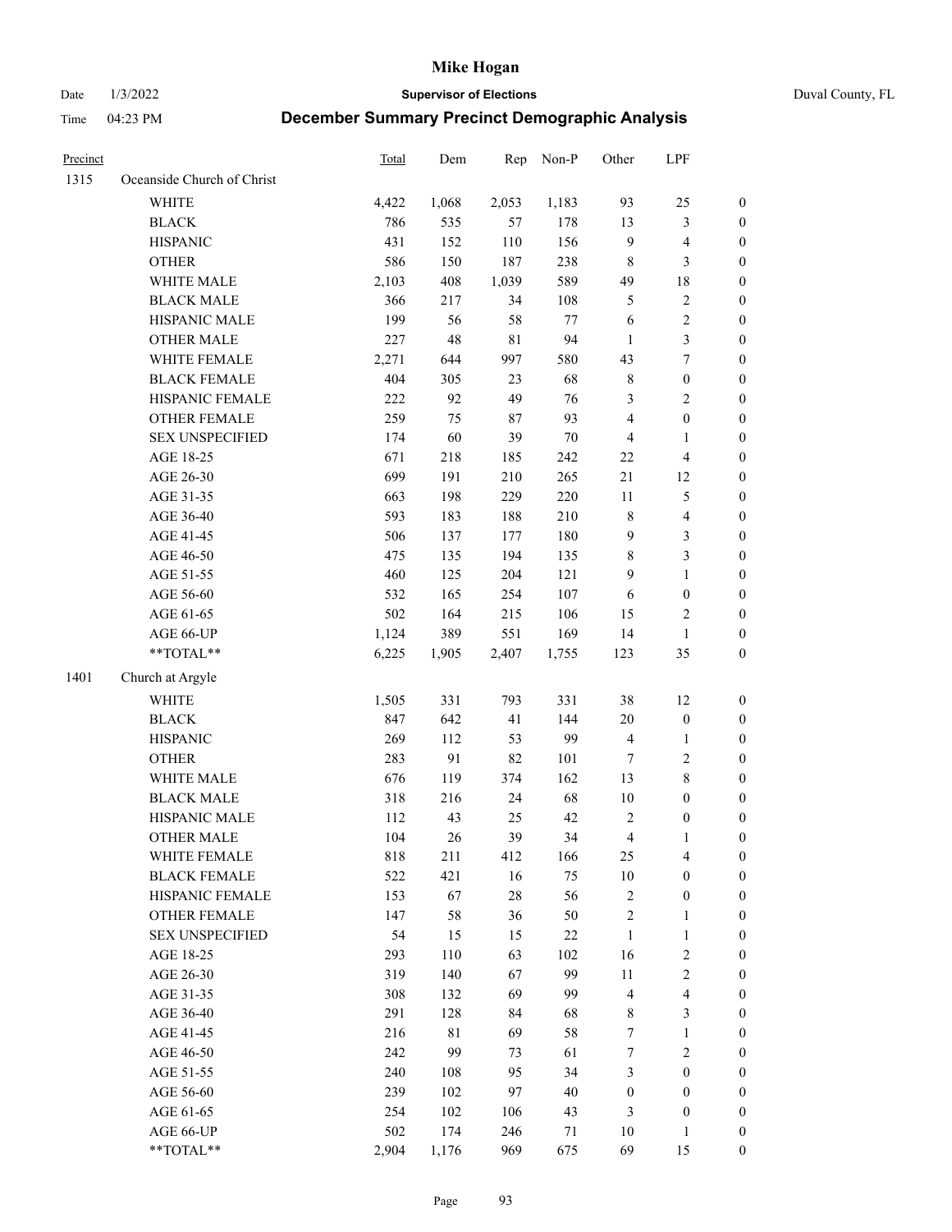# Mike Hogan

Date 1/3/2022 **Supervisor of Elections** Duval County, FL

Time 04:23 PM **December Summary Precinct Demographic Analysis**

| Precinct | | Total | Dem | Rep | Non-P | Other | LPF | |
|---|---|---|---|---|---|---|---|---|
| 1315 | Oceanside Church of Christ | | | | | | | |
| | WHITE | 4,422 | 1,068 | 2,053 | 1,183 | 93 | 25 | 0 |
| | BLACK | 786 | 535 | 57 | 178 | 13 | 3 | 0 |
| | HISPANIC | 431 | 152 | 110 | 156 | 9 | 4 | 0 |
| | OTHER | 586 | 150 | 187 | 238 | 8 | 3 | 0 |
| | WHITE MALE | 2,103 | 408 | 1,039 | 589 | 49 | 18 | 0 |
| | BLACK MALE | 366 | 217 | 34 | 108 | 5 | 2 | 0 |
| | HISPANIC MALE | 199 | 56 | 58 | 77 | 6 | 2 | 0 |
| | OTHER MALE | 227 | 48 | 81 | 94 | 1 | 3 | 0 |
| | WHITE FEMALE | 2,271 | 644 | 997 | 580 | 43 | 7 | 0 |
| | BLACK FEMALE | 404 | 305 | 23 | 68 | 8 | 0 | 0 |
| | HISPANIC FEMALE | 222 | 92 | 49 | 76 | 3 | 2 | 0 |
| | OTHER FEMALE | 259 | 75 | 87 | 93 | 4 | 0 | 0 |
| | SEX UNSPECIFIED | 174 | 60 | 39 | 70 | 4 | 1 | 0 |
| | AGE 18-25 | 671 | 218 | 185 | 242 | 22 | 4 | 0 |
| | AGE 26-30 | 699 | 191 | 210 | 265 | 21 | 12 | 0 |
| | AGE 31-35 | 663 | 198 | 229 | 220 | 11 | 5 | 0 |
| | AGE 36-40 | 593 | 183 | 188 | 210 | 8 | 4 | 0 |
| | AGE 41-45 | 506 | 137 | 177 | 180 | 9 | 3 | 0 |
| | AGE 46-50 | 475 | 135 | 194 | 135 | 8 | 3 | 0 |
| | AGE 51-55 | 460 | 125 | 204 | 121 | 9 | 1 | 0 |
| | AGE 56-60 | 532 | 165 | 254 | 107 | 6 | 0 | 0 |
| | AGE 61-65 | 502 | 164 | 215 | 106 | 15 | 2 | 0 |
| | AGE 66-UP | 1,124 | 389 | 551 | 169 | 14 | 1 | 0 |
| | **TOTAL** | 6,225 | 1,905 | 2,407 | 1,755 | 123 | 35 | 0 |
| 1401 | Church at Argyle | | | | | | | |
| | WHITE | 1,505 | 331 | 793 | 331 | 38 | 12 | 0 |
| | BLACK | 847 | 642 | 41 | 144 | 20 | 0 | 0 |
| | HISPANIC | 269 | 112 | 53 | 99 | 4 | 1 | 0 |
| | OTHER | 283 | 91 | 82 | 101 | 7 | 2 | 0 |
| | WHITE MALE | 676 | 119 | 374 | 162 | 13 | 8 | 0 |
| | BLACK MALE | 318 | 216 | 24 | 68 | 10 | 0 | 0 |
| | HISPANIC MALE | 112 | 43 | 25 | 42 | 2 | 0 | 0 |
| | OTHER MALE | 104 | 26 | 39 | 34 | 4 | 1 | 0 |
| | WHITE FEMALE | 818 | 211 | 412 | 166 | 25 | 4 | 0 |
| | BLACK FEMALE | 522 | 421 | 16 | 75 | 10 | 0 | 0 |
| | HISPANIC FEMALE | 153 | 67 | 28 | 56 | 2 | 0 | 0 |
| | OTHER FEMALE | 147 | 58 | 36 | 50 | 2 | 1 | 0 |
| | SEX UNSPECIFIED | 54 | 15 | 15 | 22 | 1 | 1 | 0 |
| | AGE 18-25 | 293 | 110 | 63 | 102 | 16 | 2 | 0 |
| | AGE 26-30 | 319 | 140 | 67 | 99 | 11 | 2 | 0 |
| | AGE 31-35 | 308 | 132 | 69 | 99 | 4 | 4 | 0 |
| | AGE 36-40 | 291 | 128 | 84 | 68 | 8 | 3 | 0 |
| | AGE 41-45 | 216 | 81 | 69 | 58 | 7 | 1 | 0 |
| | AGE 46-50 | 242 | 99 | 73 | 61 | 7 | 2 | 0 |
| | AGE 51-55 | 240 | 108 | 95 | 34 | 3 | 0 | 0 |
| | AGE 56-60 | 239 | 102 | 97 | 40 | 0 | 0 | 0 |
| | AGE 61-65 | 254 | 102 | 106 | 43 | 3 | 0 | 0 |
| | AGE 66-UP | 502 | 174 | 246 | 71 | 10 | 1 | 0 |
| | **TOTAL** | 2,904 | 1,176 | 969 | 675 | 69 | 15 | 0 |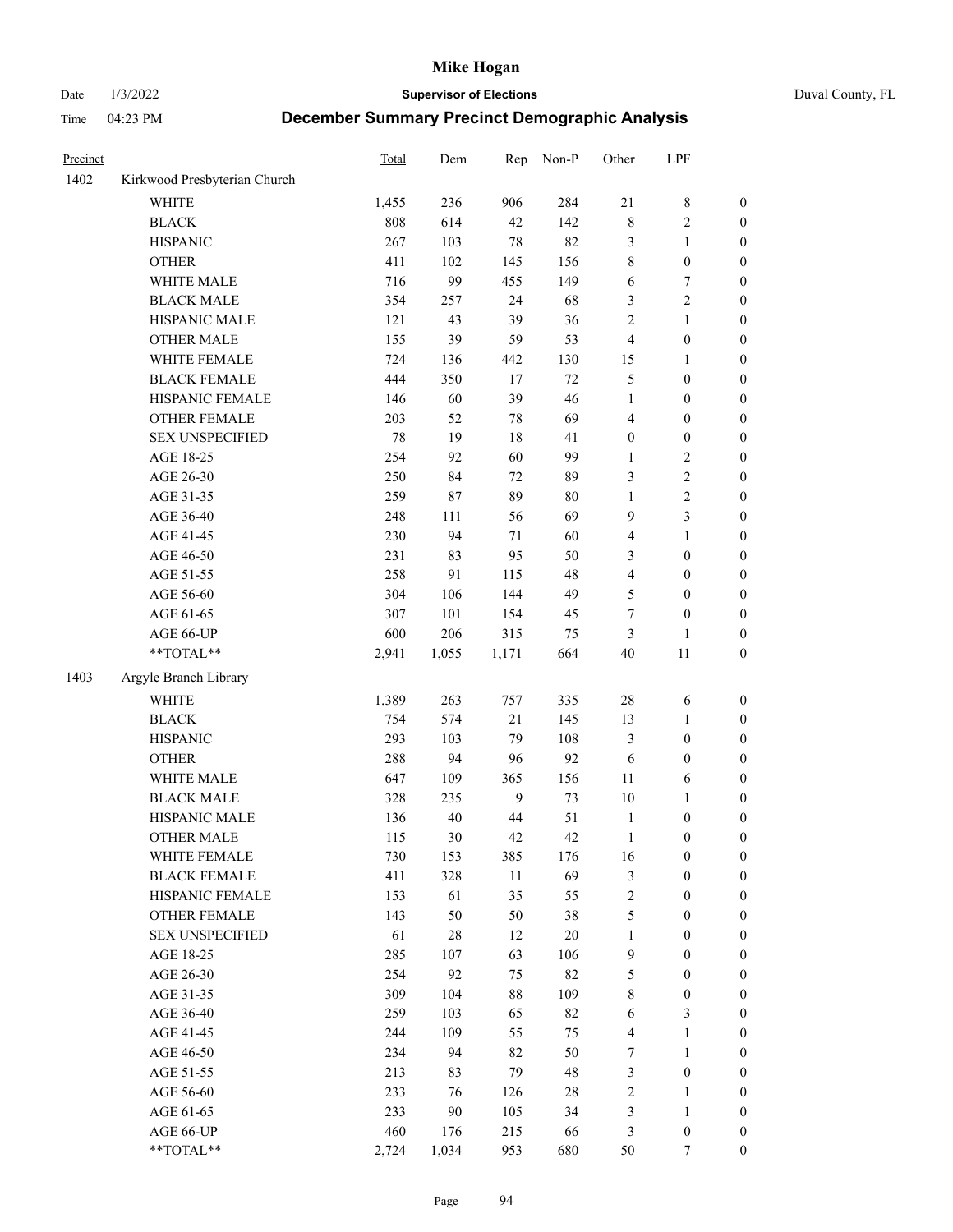| Precinct | | Total | Dem | Rep | Non-P | Other | LPF | |
|---|---|---|---|---|---|---|---|---|
| 1402 | Kirkwood Presbyterian Church | | | | | | | |
| | WHITE | 1,455 | 236 | 906 | 284 | 21 | 8 | 0 |
| | BLACK | 808 | 614 | 42 | 142 | 8 | 2 | 0 |
| | HISPANIC | 267 | 103 | 78 | 82 | 3 | 1 | 0 |
| | OTHER | 411 | 102 | 145 | 156 | 8 | 0 | 0 |
| | WHITE MALE | 716 | 99 | 455 | 149 | 6 | 7 | 0 |
| | BLACK MALE | 354 | 257 | 24 | 68 | 3 | 2 | 0 |
| | HISPANIC MALE | 121 | 43 | 39 | 36 | 2 | 1 | 0 |
| | OTHER MALE | 155 | 39 | 59 | 53 | 4 | 0 | 0 |
| | WHITE FEMALE | 724 | 136 | 442 | 130 | 15 | 1 | 0 |
| | BLACK FEMALE | 444 | 350 | 17 | 72 | 5 | 0 | 0 |
| | HISPANIC FEMALE | 146 | 60 | 39 | 46 | 1 | 0 | 0 |
| | OTHER FEMALE | 203 | 52 | 78 | 69 | 4 | 0 | 0 |
| | SEX UNSPECIFIED | 78 | 19 | 18 | 41 | 0 | 0 | 0 |
| | AGE 18-25 | 254 | 92 | 60 | 99 | 1 | 2 | 0 |
| | AGE 26-30 | 250 | 84 | 72 | 89 | 3 | 2 | 0 |
| | AGE 31-35 | 259 | 87 | 89 | 80 | 1 | 2 | 0 |
| | AGE 36-40 | 248 | 111 | 56 | 69 | 9 | 3 | 0 |
| | AGE 41-45 | 230 | 94 | 71 | 60 | 4 | 1 | 0 |
| | AGE 46-50 | 231 | 83 | 95 | 50 | 3 | 0 | 0 |
| | AGE 51-55 | 258 | 91 | 115 | 48 | 4 | 0 | 0 |
| | AGE 56-60 | 304 | 106 | 144 | 49 | 5 | 0 | 0 |
| | AGE 61-65 | 307 | 101 | 154 | 45 | 7 | 0 | 0 |
| | AGE 66-UP | 600 | 206 | 315 | 75 | 3 | 1 | 0 |
| | **TOTAL** | 2,941 | 1,055 | 1,171 | 664 | 40 | 11 | 0 |
| 1403 | Argyle Branch Library | | | | | | | |
| | WHITE | 1,389 | 263 | 757 | 335 | 28 | 6 | 0 |
| | BLACK | 754 | 574 | 21 | 145 | 13 | 1 | 0 |
| | HISPANIC | 293 | 103 | 79 | 108 | 3 | 0 | 0 |
| | OTHER | 288 | 94 | 96 | 92 | 6 | 0 | 0 |
| | WHITE MALE | 647 | 109 | 365 | 156 | 11 | 6 | 0 |
| | BLACK MALE | 328 | 235 | 9 | 73 | 10 | 1 | 0 |
| | HISPANIC MALE | 136 | 40 | 44 | 51 | 1 | 0 | 0 |
| | OTHER MALE | 115 | 30 | 42 | 42 | 1 | 0 | 0 |
| | WHITE FEMALE | 730 | 153 | 385 | 176 | 16 | 0 | 0 |
| | BLACK FEMALE | 411 | 328 | 11 | 69 | 3 | 0 | 0 |
| | HISPANIC FEMALE | 153 | 61 | 35 | 55 | 2 | 0 | 0 |
| | OTHER FEMALE | 143 | 50 | 50 | 38 | 5 | 0 | 0 |
| | SEX UNSPECIFIED | 61 | 28 | 12 | 20 | 1 | 0 | 0 |
| | AGE 18-25 | 285 | 107 | 63 | 106 | 9 | 0 | 0 |
| | AGE 26-30 | 254 | 92 | 75 | 82 | 5 | 0 | 0 |
| | AGE 31-35 | 309 | 104 | 88 | 109 | 8 | 0 | 0 |
| | AGE 36-40 | 259 | 103 | 65 | 82 | 6 | 3 | 0 |
| | AGE 41-45 | 244 | 109 | 55 | 75 | 4 | 1 | 0 |
| | AGE 46-50 | 234 | 94 | 82 | 50 | 7 | 1 | 0 |
| | AGE 51-55 | 213 | 83 | 79 | 48 | 3 | 0 | 0 |
| | AGE 56-60 | 233 | 76 | 126 | 28 | 2 | 1 | 0 |
| | AGE 61-65 | 233 | 90 | 105 | 34 | 3 | 1 | 0 |
| | AGE 66-UP | 460 | 176 | 215 | 66 | 3 | 0 | 0 |
| | **TOTAL** | 2,724 | 1,034 | 953 | 680 | 50 | 7 | 0 |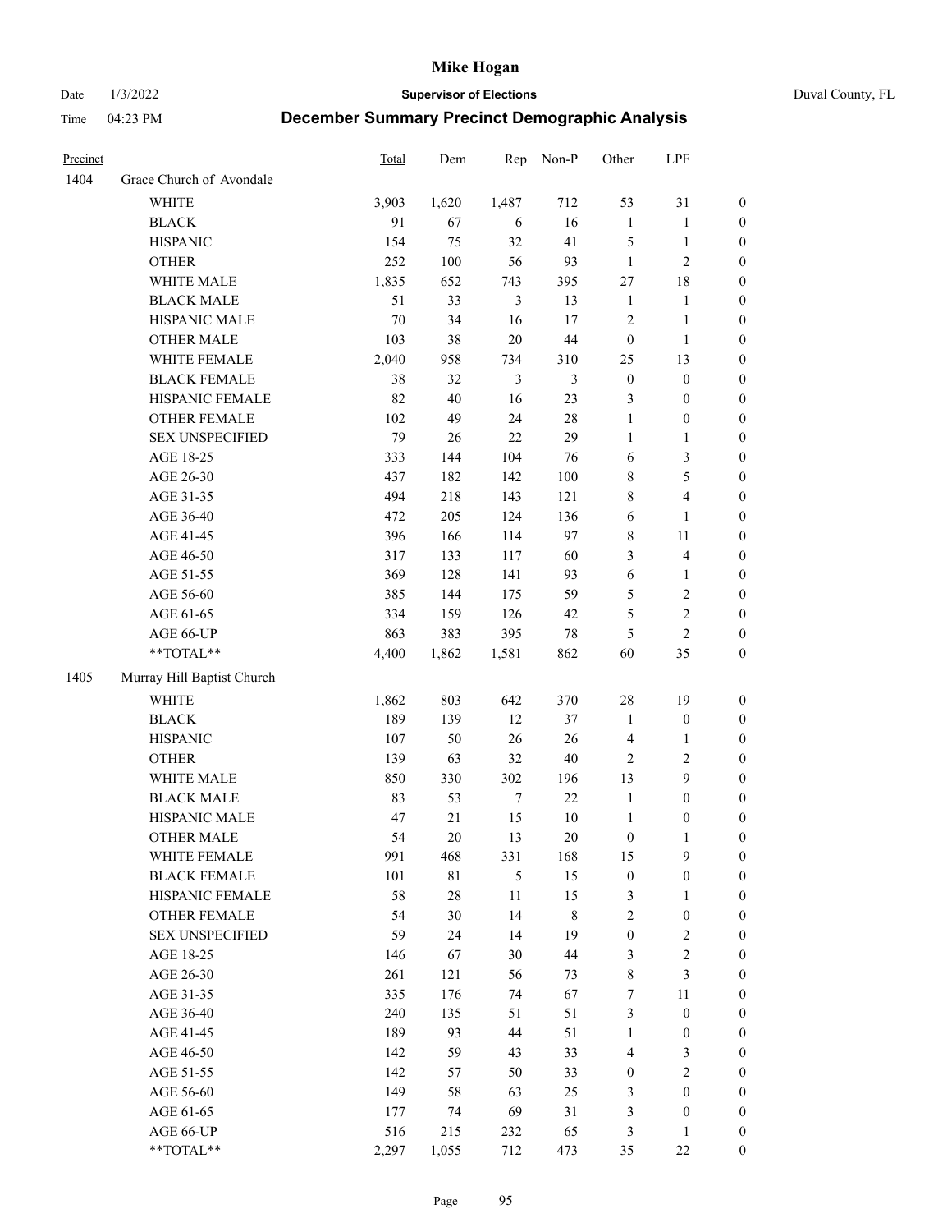| Precinct | | Total | Dem | Rep | Non-P | Other | LPF | |
|---|---|---|---|---|---|---|---|---|
| 1404 | Grace Church of Avondale | | | | | | | |
| | WHITE | 3,903 | 1,620 | 1,487 | 712 | 53 | 31 | 0 |
| | BLACK | 91 | 67 | 6 | 16 | 1 | 1 | 0 |
| | HISPANIC | 154 | 75 | 32 | 41 | 5 | 1 | 0 |
| | OTHER | 252 | 100 | 56 | 93 | 1 | 2 | 0 |
| | WHITE MALE | 1,835 | 652 | 743 | 395 | 27 | 18 | 0 |
| | BLACK MALE | 51 | 33 | 3 | 13 | 1 | 1 | 0 |
| | HISPANIC MALE | 70 | 34 | 16 | 17 | 2 | 1 | 0 |
| | OTHER MALE | 103 | 38 | 20 | 44 | 0 | 1 | 0 |
| | WHITE FEMALE | 2,040 | 958 | 734 | 310 | 25 | 13 | 0 |
| | BLACK FEMALE | 38 | 32 | 3 | 3 | 0 | 0 | 0 |
| | HISPANIC FEMALE | 82 | 40 | 16 | 23 | 3 | 0 | 0 |
| | OTHER FEMALE | 102 | 49 | 24 | 28 | 1 | 0 | 0 |
| | SEX UNSPECIFIED | 79 | 26 | 22 | 29 | 1 | 1 | 0 |
| | AGE 18-25 | 333 | 144 | 104 | 76 | 6 | 3 | 0 |
| | AGE 26-30 | 437 | 182 | 142 | 100 | 8 | 5 | 0 |
| | AGE 31-35 | 494 | 218 | 143 | 121 | 8 | 4 | 0 |
| | AGE 36-40 | 472 | 205 | 124 | 136 | 6 | 1 | 0 |
| | AGE 41-45 | 396 | 166 | 114 | 97 | 8 | 11 | 0 |
| | AGE 46-50 | 317 | 133 | 117 | 60 | 3 | 4 | 0 |
| | AGE 51-55 | 369 | 128 | 141 | 93 | 6 | 1 | 0 |
| | AGE 56-60 | 385 | 144 | 175 | 59 | 5 | 2 | 0 |
| | AGE 61-65 | 334 | 159 | 126 | 42 | 5 | 2 | 0 |
| | AGE 66-UP | 863 | 383 | 395 | 78 | 5 | 2 | 0 |
| | **TOTAL** | 4,400 | 1,862 | 1,581 | 862 | 60 | 35 | 0 |
| 1405 | Murray Hill Baptist Church | | | | | | | |
| | WHITE | 1,862 | 803 | 642 | 370 | 28 | 19 | 0 |
| | BLACK | 189 | 139 | 12 | 37 | 1 | 0 | 0 |
| | HISPANIC | 107 | 50 | 26 | 26 | 4 | 1 | 0 |
| | OTHER | 139 | 63 | 32 | 40 | 2 | 2 | 0 |
| | WHITE MALE | 850 | 330 | 302 | 196 | 13 | 9 | 0 |
| | BLACK MALE | 83 | 53 | 7 | 22 | 1 | 0 | 0 |
| | HISPANIC MALE | 47 | 21 | 15 | 10 | 1 | 0 | 0 |
| | OTHER MALE | 54 | 20 | 13 | 20 | 0 | 1 | 0 |
| | WHITE FEMALE | 991 | 468 | 331 | 168 | 15 | 9 | 0 |
| | BLACK FEMALE | 101 | 81 | 5 | 15 | 0 | 0 | 0 |
| | HISPANIC FEMALE | 58 | 28 | 11 | 15 | 3 | 1 | 0 |
| | OTHER FEMALE | 54 | 30 | 14 | 8 | 2 | 0 | 0 |
| | SEX UNSPECIFIED | 59 | 24 | 14 | 19 | 0 | 2 | 0 |
| | AGE 18-25 | 146 | 67 | 30 | 44 | 3 | 2 | 0 |
| | AGE 26-30 | 261 | 121 | 56 | 73 | 8 | 3 | 0 |
| | AGE 31-35 | 335 | 176 | 74 | 67 | 7 | 11 | 0 |
| | AGE 36-40 | 240 | 135 | 51 | 51 | 3 | 0 | 0 |
| | AGE 41-45 | 189 | 93 | 44 | 51 | 1 | 0 | 0 |
| | AGE 46-50 | 142 | 59 | 43 | 33 | 4 | 3 | 0 |
| | AGE 51-55 | 142 | 57 | 50 | 33 | 0 | 2 | 0 |
| | AGE 56-60 | 149 | 58 | 63 | 25 | 3 | 0 | 0 |
| | AGE 61-65 | 177 | 74 | 69 | 31 | 3 | 0 | 0 |
| | AGE 66-UP | 516 | 215 | 232 | 65 | 3 | 1 | 0 |
| | **TOTAL** | 2,297 | 1,055 | 712 | 473 | 35 | 22 | 0 |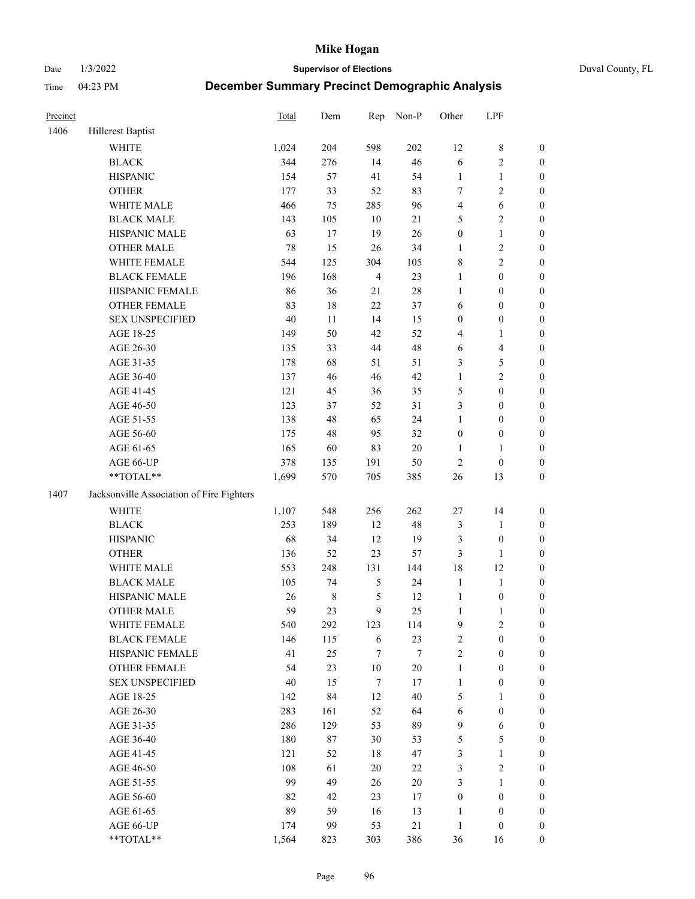# Mike Hogan

Date 1/3/2022 **Supervisor of Elections** Duval County, FL

Time 04:23 PM **December Summary Precinct Demographic Analysis**

| Precinct | | Total | Dem | Rep | Non-P | Other | LPF | |
|---|---|---|---|---|---|---|---|---|
| 1406 | Hillcrest Baptist | | | | | | | |
| | WHITE | 1,024 | 204 | 598 | 202 | 12 | 8 | 0 |
| | BLACK | 344 | 276 | 14 | 46 | 6 | 2 | 0 |
| | HISPANIC | 154 | 57 | 41 | 54 | 1 | 1 | 0 |
| | OTHER | 177 | 33 | 52 | 83 | 7 | 2 | 0 |
| | WHITE MALE | 466 | 75 | 285 | 96 | 4 | 6 | 0 |
| | BLACK MALE | 143 | 105 | 10 | 21 | 5 | 2 | 0 |
| | HISPANIC MALE | 63 | 17 | 19 | 26 | 0 | 1 | 0 |
| | OTHER MALE | 78 | 15 | 26 | 34 | 1 | 2 | 0 |
| | WHITE FEMALE | 544 | 125 | 304 | 105 | 8 | 2 | 0 |
| | BLACK FEMALE | 196 | 168 | 4 | 23 | 1 | 0 | 0 |
| | HISPANIC FEMALE | 86 | 36 | 21 | 28 | 1 | 0 | 0 |
| | OTHER FEMALE | 83 | 18 | 22 | 37 | 6 | 0 | 0 |
| | SEX UNSPECIFIED | 40 | 11 | 14 | 15 | 0 | 0 | 0 |
| | AGE 18-25 | 149 | 50 | 42 | 52 | 4 | 1 | 0 |
| | AGE 26-30 | 135 | 33 | 44 | 48 | 6 | 4 | 0 |
| | AGE 31-35 | 178 | 68 | 51 | 51 | 3 | 5 | 0 |
| | AGE 36-40 | 137 | 46 | 46 | 42 | 1 | 2 | 0 |
| | AGE 41-45 | 121 | 45 | 36 | 35 | 5 | 0 | 0 |
| | AGE 46-50 | 123 | 37 | 52 | 31 | 3 | 0 | 0 |
| | AGE 51-55 | 138 | 48 | 65 | 24 | 1 | 0 | 0 |
| | AGE 56-60 | 175 | 48 | 95 | 32 | 0 | 0 | 0 |
| | AGE 61-65 | 165 | 60 | 83 | 20 | 1 | 1 | 0 |
| | AGE 66-UP | 378 | 135 | 191 | 50 | 2 | 0 | 0 |
| | **TOTAL** | 1,699 | 570 | 705 | 385 | 26 | 13 | 0 |
| 1407 | Jacksonville Association of Fire Fighters | | | | | | | |
| | WHITE | 1,107 | 548 | 256 | 262 | 27 | 14 | 0 |
| | BLACK | 253 | 189 | 12 | 48 | 3 | 1 | 0 |
| | HISPANIC | 68 | 34 | 12 | 19 | 3 | 0 | 0 |
| | OTHER | 136 | 52 | 23 | 57 | 3 | 1 | 0 |
| | WHITE MALE | 553 | 248 | 131 | 144 | 18 | 12 | 0 |
| | BLACK MALE | 105 | 74 | 5 | 24 | 1 | 1 | 0 |
| | HISPANIC MALE | 26 | 8 | 5 | 12 | 1 | 0 | 0 |
| | OTHER MALE | 59 | 23 | 9 | 25 | 1 | 1 | 0 |
| | WHITE FEMALE | 540 | 292 | 123 | 114 | 9 | 2 | 0 |
| | BLACK FEMALE | 146 | 115 | 6 | 23 | 2 | 0 | 0 |
| | HISPANIC FEMALE | 41 | 25 | 7 | 7 | 2 | 0 | 0 |
| | OTHER FEMALE | 54 | 23 | 10 | 20 | 1 | 0 | 0 |
| | SEX UNSPECIFIED | 40 | 15 | 7 | 17 | 1 | 0 | 0 |
| | AGE 18-25 | 142 | 84 | 12 | 40 | 5 | 1 | 0 |
| | AGE 26-30 | 283 | 161 | 52 | 64 | 6 | 0 | 0 |
| | AGE 31-35 | 286 | 129 | 53 | 89 | 9 | 6 | 0 |
| | AGE 36-40 | 180 | 87 | 30 | 53 | 5 | 5 | 0 |
| | AGE 41-45 | 121 | 52 | 18 | 47 | 3 | 1 | 0 |
| | AGE 46-50 | 108 | 61 | 20 | 22 | 3 | 2 | 0 |
| | AGE 51-55 | 99 | 49 | 26 | 20 | 3 | 1 | 0 |
| | AGE 56-60 | 82 | 42 | 23 | 17 | 0 | 0 | 0 |
| | AGE 61-65 | 89 | 59 | 16 | 13 | 1 | 0 | 0 |
| | AGE 66-UP | 174 | 99 | 53 | 21 | 1 | 0 | 0 |
| | **TOTAL** | 1,564 | 823 | 303 | 386 | 36 | 16 | 0 |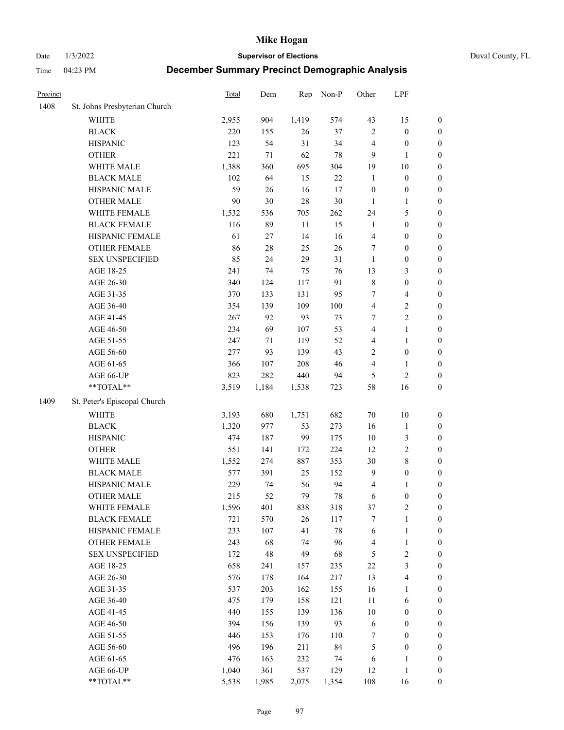# Mike Hogan

Date 1/3/2022 **Supervisor of Elections** Duval County, FL

Time 04:23 PM **December Summary Precinct Demographic Analysis**

| Precinct | | Total | Dem | Rep | Non-P | Other | LPF | |
|---|---|---|---|---|---|---|---|---|
| 1408 | St. Johns Presbyterian Church | | | | | | | |
| | WHITE | 2,955 | 904 | 1,419 | 574 | 43 | 15 | 0 |
| | BLACK | 220 | 155 | 26 | 37 | 2 | 0 | 0 |
| | HISPANIC | 123 | 54 | 31 | 34 | 4 | 0 | 0 |
| | OTHER | 221 | 71 | 62 | 78 | 9 | 1 | 0 |
| | WHITE MALE | 1,388 | 360 | 695 | 304 | 19 | 10 | 0 |
| | BLACK MALE | 102 | 64 | 15 | 22 | 1 | 0 | 0 |
| | HISPANIC MALE | 59 | 26 | 16 | 17 | 0 | 0 | 0 |
| | OTHER MALE | 90 | 30 | 28 | 30 | 1 | 1 | 0 |
| | WHITE FEMALE | 1,532 | 536 | 705 | 262 | 24 | 5 | 0 |
| | BLACK FEMALE | 116 | 89 | 11 | 15 | 1 | 0 | 0 |
| | HISPANIC FEMALE | 61 | 27 | 14 | 16 | 4 | 0 | 0 |
| | OTHER FEMALE | 86 | 28 | 25 | 26 | 7 | 0 | 0 |
| | SEX UNSPECIFIED | 85 | 24 | 29 | 31 | 1 | 0 | 0 |
| | AGE 18-25 | 241 | 74 | 75 | 76 | 13 | 3 | 0 |
| | AGE 26-30 | 340 | 124 | 117 | 91 | 8 | 0 | 0 |
| | AGE 31-35 | 370 | 133 | 131 | 95 | 7 | 4 | 0 |
| | AGE 36-40 | 354 | 139 | 109 | 100 | 4 | 2 | 0 |
| | AGE 41-45 | 267 | 92 | 93 | 73 | 7 | 2 | 0 |
| | AGE 46-50 | 234 | 69 | 107 | 53 | 4 | 1 | 0 |
| | AGE 51-55 | 247 | 71 | 119 | 52 | 4 | 1 | 0 |
| | AGE 56-60 | 277 | 93 | 139 | 43 | 2 | 0 | 0 |
| | AGE 61-65 | 366 | 107 | 208 | 46 | 4 | 1 | 0 |
| | AGE 66-UP | 823 | 282 | 440 | 94 | 5 | 2 | 0 |
| | **TOTAL** | 3,519 | 1,184 | 1,538 | 723 | 58 | 16 | 0 |
| 1409 | St. Peter's Episcopal Church | | | | | | | |
| | WHITE | 3,193 | 680 | 1,751 | 682 | 70 | 10 | 0 |
| | BLACK | 1,320 | 977 | 53 | 273 | 16 | 1 | 0 |
| | HISPANIC | 474 | 187 | 99 | 175 | 10 | 3 | 0 |
| | OTHER | 551 | 141 | 172 | 224 | 12 | 2 | 0 |
| | WHITE MALE | 1,552 | 274 | 887 | 353 | 30 | 8 | 0 |
| | BLACK MALE | 577 | 391 | 25 | 152 | 9 | 0 | 0 |
| | HISPANIC MALE | 229 | 74 | 56 | 94 | 4 | 1 | 0 |
| | OTHER MALE | 215 | 52 | 79 | 78 | 6 | 0 | 0 |
| | WHITE FEMALE | 1,596 | 401 | 838 | 318 | 37 | 2 | 0 |
| | BLACK FEMALE | 721 | 570 | 26 | 117 | 7 | 1 | 0 |
| | HISPANIC FEMALE | 233 | 107 | 41 | 78 | 6 | 1 | 0 |
| | OTHER FEMALE | 243 | 68 | 74 | 96 | 4 | 1 | 0 |
| | SEX UNSPECIFIED | 172 | 48 | 49 | 68 | 5 | 2 | 0 |
| | AGE 18-25 | 658 | 241 | 157 | 235 | 22 | 3 | 0 |
| | AGE 26-30 | 576 | 178 | 164 | 217 | 13 | 4 | 0 |
| | AGE 31-35 | 537 | 203 | 162 | 155 | 16 | 1 | 0 |
| | AGE 36-40 | 475 | 179 | 158 | 121 | 11 | 6 | 0 |
| | AGE 41-45 | 440 | 155 | 139 | 136 | 10 | 0 | 0 |
| | AGE 46-50 | 394 | 156 | 139 | 93 | 6 | 0 | 0 |
| | AGE 51-55 | 446 | 153 | 176 | 110 | 7 | 0 | 0 |
| | AGE 56-60 | 496 | 196 | 211 | 84 | 5 | 0 | 0 |
| | AGE 61-65 | 476 | 163 | 232 | 74 | 6 | 1 | 0 |
| | AGE 66-UP | 1,040 | 361 | 537 | 129 | 12 | 1 | 0 |
| | **TOTAL** | 5,538 | 1,985 | 2,075 | 1,354 | 108 | 16 | 0 |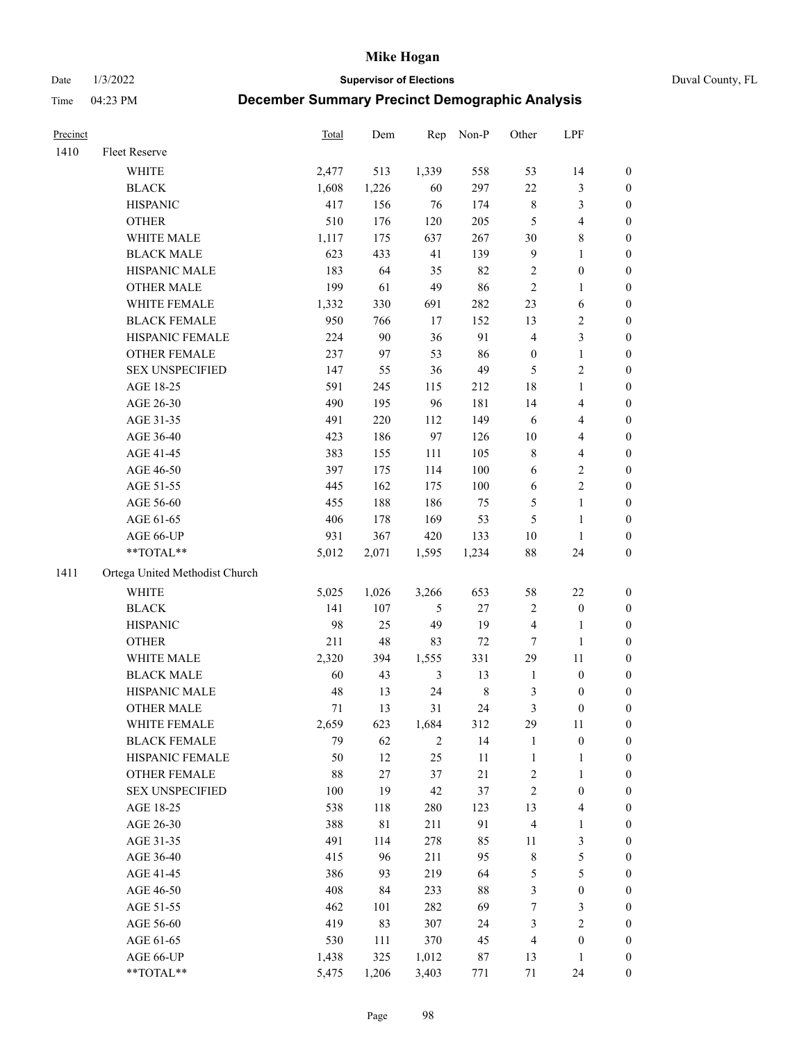# Mike Hogan

Date 1/3/2022 **Supervisor of Elections** Duval County, FL

Time 04:23 PM **December Summary Precinct Demographic Analysis**

| Precinct | | Total | Dem | Rep | Non-P | Other | LPF | |
|---|---|---|---|---|---|---|---|---|
| 1410 | Fleet Reserve | | | | | | | |
| | WHITE | 2,477 | 513 | 1,339 | 558 | 53 | 14 | 0 |
| | BLACK | 1,608 | 1,226 | 60 | 297 | 22 | 3 | 0 |
| | HISPANIC | 417 | 156 | 76 | 174 | 8 | 3 | 0 |
| | OTHER | 510 | 176 | 120 | 205 | 5 | 4 | 0 |
| | WHITE MALE | 1,117 | 175 | 637 | 267 | 30 | 8 | 0 |
| | BLACK MALE | 623 | 433 | 41 | 139 | 9 | 1 | 0 |
| | HISPANIC MALE | 183 | 64 | 35 | 82 | 2 | 0 | 0 |
| | OTHER MALE | 199 | 61 | 49 | 86 | 2 | 1 | 0 |
| | WHITE FEMALE | 1,332 | 330 | 691 | 282 | 23 | 6 | 0 |
| | BLACK FEMALE | 950 | 766 | 17 | 152 | 13 | 2 | 0 |
| | HISPANIC FEMALE | 224 | 90 | 36 | 91 | 4 | 3 | 0 |
| | OTHER FEMALE | 237 | 97 | 53 | 86 | 0 | 1 | 0 |
| | SEX UNSPECIFIED | 147 | 55 | 36 | 49 | 5 | 2 | 0 |
| | AGE 18-25 | 591 | 245 | 115 | 212 | 18 | 1 | 0 |
| | AGE 26-30 | 490 | 195 | 96 | 181 | 14 | 4 | 0 |
| | AGE 31-35 | 491 | 220 | 112 | 149 | 6 | 4 | 0 |
| | AGE 36-40 | 423 | 186 | 97 | 126 | 10 | 4 | 0 |
| | AGE 41-45 | 383 | 155 | 111 | 105 | 8 | 4 | 0 |
| | AGE 46-50 | 397 | 175 | 114 | 100 | 6 | 2 | 0 |
| | AGE 51-55 | 445 | 162 | 175 | 100 | 6 | 2 | 0 |
| | AGE 56-60 | 455 | 188 | 186 | 75 | 5 | 1 | 0 |
| | AGE 61-65 | 406 | 178 | 169 | 53 | 5 | 1 | 0 |
| | AGE 66-UP | 931 | 367 | 420 | 133 | 10 | 1 | 0 |
| | **TOTAL** | 5,012 | 2,071 | 1,595 | 1,234 | 88 | 24 | 0 |
| 1411 | Ortega United Methodist Church | | | | | | | |
| | WHITE | 5,025 | 1,026 | 3,266 | 653 | 58 | 22 | 0 |
| | BLACK | 141 | 107 | 5 | 27 | 2 | 0 | 0 |
| | HISPANIC | 98 | 25 | 49 | 19 | 4 | 1 | 0 |
| | OTHER | 211 | 48 | 83 | 72 | 7 | 1 | 0 |
| | WHITE MALE | 2,320 | 394 | 1,555 | 331 | 29 | 11 | 0 |
| | BLACK MALE | 60 | 43 | 3 | 13 | 1 | 0 | 0 |
| | HISPANIC MALE | 48 | 13 | 24 | 8 | 3 | 0 | 0 |
| | OTHER MALE | 71 | 13 | 31 | 24 | 3 | 0 | 0 |
| | WHITE FEMALE | 2,659 | 623 | 1,684 | 312 | 29 | 11 | 0 |
| | BLACK FEMALE | 79 | 62 | 2 | 14 | 1 | 0 | 0 |
| | HISPANIC FEMALE | 50 | 12 | 25 | 11 | 1 | 1 | 0 |
| | OTHER FEMALE | 88 | 27 | 37 | 21 | 2 | 1 | 0 |
| | SEX UNSPECIFIED | 100 | 19 | 42 | 37 | 2 | 0 | 0 |
| | AGE 18-25 | 538 | 118 | 280 | 123 | 13 | 4 | 0 |
| | AGE 26-30 | 388 | 81 | 211 | 91 | 4 | 1 | 0 |
| | AGE 31-35 | 491 | 114 | 278 | 85 | 11 | 3 | 0 |
| | AGE 36-40 | 415 | 96 | 211 | 95 | 8 | 5 | 0 |
| | AGE 41-45 | 386 | 93 | 219 | 64 | 5 | 5 | 0 |
| | AGE 46-50 | 408 | 84 | 233 | 88 | 3 | 0 | 0 |
| | AGE 51-55 | 462 | 101 | 282 | 69 | 7 | 3 | 0 |
| | AGE 56-60 | 419 | 83 | 307 | 24 | 3 | 2 | 0 |
| | AGE 61-65 | 530 | 111 | 370 | 45 | 4 | 0 | 0 |
| | AGE 66-UP | 1,438 | 325 | 1,012 | 87 | 13 | 1 | 0 |
| | **TOTAL** | 5,475 | 1,206 | 3,403 | 771 | 71 | 24 | 0 |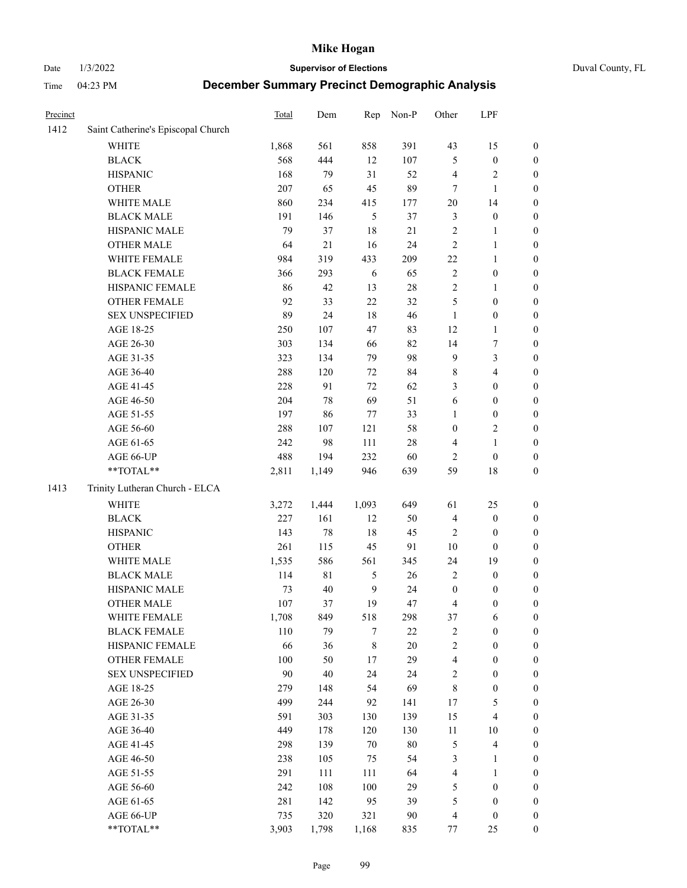# Mike Hogan

Date 1/3/2022 **Supervisor of Elections** Duval County, FL

Time 04:23 PM **December Summary Precinct Demographic Analysis**

| Precinct | | Total | Dem | Rep | Non-P | Other | LPF | |
|---|---|---|---|---|---|---|---|---|
| 1412 | Saint Catherine's Episcopal Church | | | | | | | |
| | WHITE | 1,868 | 561 | 858 | 391 | 43 | 15 | 0 |
| | BLACK | 568 | 444 | 12 | 107 | 5 | 0 | 0 |
| | HISPANIC | 168 | 79 | 31 | 52 | 4 | 2 | 0 |
| | OTHER | 207 | 65 | 45 | 89 | 7 | 1 | 0 |
| | WHITE MALE | 860 | 234 | 415 | 177 | 20 | 14 | 0 |
| | BLACK MALE | 191 | 146 | 5 | 37 | 3 | 0 | 0 |
| | HISPANIC MALE | 79 | 37 | 18 | 21 | 2 | 1 | 0 |
| | OTHER MALE | 64 | 21 | 16 | 24 | 2 | 1 | 0 |
| | WHITE FEMALE | 984 | 319 | 433 | 209 | 22 | 1 | 0 |
| | BLACK FEMALE | 366 | 293 | 6 | 65 | 2 | 0 | 0 |
| | HISPANIC FEMALE | 86 | 42 | 13 | 28 | 2 | 1 | 0 |
| | OTHER FEMALE | 92 | 33 | 22 | 32 | 5 | 0 | 0 |
| | SEX UNSPECIFIED | 89 | 24 | 18 | 46 | 1 | 0 | 0 |
| | AGE 18-25 | 250 | 107 | 47 | 83 | 12 | 1 | 0 |
| | AGE 26-30 | 303 | 134 | 66 | 82 | 14 | 7 | 0 |
| | AGE 31-35 | 323 | 134 | 79 | 98 | 9 | 3 | 0 |
| | AGE 36-40 | 288 | 120 | 72 | 84 | 8 | 4 | 0 |
| | AGE 41-45 | 228 | 91 | 72 | 62 | 3 | 0 | 0 |
| | AGE 46-50 | 204 | 78 | 69 | 51 | 6 | 0 | 0 |
| | AGE 51-55 | 197 | 86 | 77 | 33 | 1 | 0 | 0 |
| | AGE 56-60 | 288 | 107 | 121 | 58 | 0 | 2 | 0 |
| | AGE 61-65 | 242 | 98 | 111 | 28 | 4 | 1 | 0 |
| | AGE 66-UP | 488 | 194 | 232 | 60 | 2 | 0 | 0 |
| | **TOTAL** | 2,811 | 1,149 | 946 | 639 | 59 | 18 | 0 |
| 1413 | Trinity Lutheran Church - ELCA | | | | | | | |
| | WHITE | 3,272 | 1,444 | 1,093 | 649 | 61 | 25 | 0 |
| | BLACK | 227 | 161 | 12 | 50 | 4 | 0 | 0 |
| | HISPANIC | 143 | 78 | 18 | 45 | 2 | 0 | 0 |
| | OTHER | 261 | 115 | 45 | 91 | 10 | 0 | 0 |
| | WHITE MALE | 1,535 | 586 | 561 | 345 | 24 | 19 | 0 |
| | BLACK MALE | 114 | 81 | 5 | 26 | 2 | 0 | 0 |
| | HISPANIC MALE | 73 | 40 | 9 | 24 | 0 | 0 | 0 |
| | OTHER MALE | 107 | 37 | 19 | 47 | 4 | 0 | 0 |
| | WHITE FEMALE | 1,708 | 849 | 518 | 298 | 37 | 6 | 0 |
| | BLACK FEMALE | 110 | 79 | 7 | 22 | 2 | 0 | 0 |
| | HISPANIC FEMALE | 66 | 36 | 8 | 20 | 2 | 0 | 0 |
| | OTHER FEMALE | 100 | 50 | 17 | 29 | 4 | 0 | 0 |
| | SEX UNSPECIFIED | 90 | 40 | 24 | 24 | 2 | 0 | 0 |
| | AGE 18-25 | 279 | 148 | 54 | 69 | 8 | 0 | 0 |
| | AGE 26-30 | 499 | 244 | 92 | 141 | 17 | 5 | 0 |
| | AGE 31-35 | 591 | 303 | 130 | 139 | 15 | 4 | 0 |
| | AGE 36-40 | 449 | 178 | 120 | 130 | 11 | 10 | 0 |
| | AGE 41-45 | 298 | 139 | 70 | 80 | 5 | 4 | 0 |
| | AGE 46-50 | 238 | 105 | 75 | 54 | 3 | 1 | 0 |
| | AGE 51-55 | 291 | 111 | 111 | 64 | 4 | 1 | 0 |
| | AGE 56-60 | 242 | 108 | 100 | 29 | 5 | 0 | 0 |
| | AGE 61-65 | 281 | 142 | 95 | 39 | 5 | 0 | 0 |
| | AGE 66-UP | 735 | 320 | 321 | 90 | 4 | 0 | 0 |
| | **TOTAL** | 3,903 | 1,798 | 1,168 | 835 | 77 | 25 | 0 |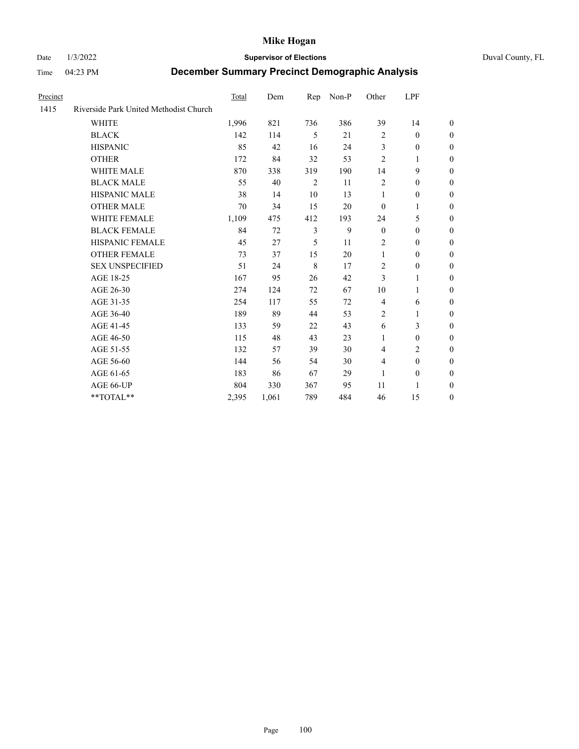# Mike Hogan

Date 1/3/2022 **Supervisor of Elections** Duval County, FL

Time 04:23 PM **December Summary Precinct Demographic Analysis**

| Precinct | | Total | Dem | Rep | Non-P | Other | LPF | |
|---|---|---|---|---|---|---|---|---|
| 1415 | Riverside Park United Methodist Church | | | | | | | |
| | WHITE | 1,996 | 821 | 736 | 386 | 39 | 14 | 0 |
| | BLACK | 142 | 114 | 5 | 21 | 2 | 0 | 0 |
| | HISPANIC | 85 | 42 | 16 | 24 | 3 | 0 | 0 |
| | OTHER | 172 | 84 | 32 | 53 | 2 | 1 | 0 |
| | WHITE MALE | 870 | 338 | 319 | 190 | 14 | 9 | 0 |
| | BLACK MALE | 55 | 40 | 2 | 11 | 2 | 0 | 0 |
| | HISPANIC MALE | 38 | 14 | 10 | 13 | 1 | 0 | 0 |
| | OTHER MALE | 70 | 34 | 15 | 20 | 0 | 1 | 0 |
| | WHITE FEMALE | 1,109 | 475 | 412 | 193 | 24 | 5 | 0 |
| | BLACK FEMALE | 84 | 72 | 3 | 9 | 0 | 0 | 0 |
| | HISPANIC FEMALE | 45 | 27 | 5 | 11 | 2 | 0 | 0 |
| | OTHER FEMALE | 73 | 37 | 15 | 20 | 1 | 0 | 0 |
| | SEX UNSPECIFIED | 51 | 24 | 8 | 17 | 2 | 0 | 0 |
| | AGE 18-25 | 167 | 95 | 26 | 42 | 3 | 1 | 0 |
| | AGE 26-30 | 274 | 124 | 72 | 67 | 10 | 1 | 0 |
| | AGE 31-35 | 254 | 117 | 55 | 72 | 4 | 6 | 0 |
| | AGE 36-40 | 189 | 89 | 44 | 53 | 2 | 1 | 0 |
| | AGE 41-45 | 133 | 59 | 22 | 43 | 6 | 3 | 0 |
| | AGE 46-50 | 115 | 48 | 43 | 23 | 1 | 0 | 0 |
| | AGE 51-55 | 132 | 57 | 39 | 30 | 4 | 2 | 0 |
| | AGE 56-60 | 144 | 56 | 54 | 30 | 4 | 0 | 0 |
| | AGE 61-65 | 183 | 86 | 67 | 29 | 1 | 0 | 0 |
| | AGE 66-UP | 804 | 330 | 367 | 95 | 11 | 1 | 0 |
| | **TOTAL** | 2,395 | 1,061 | 789 | 484 | 46 | 15 | 0 |